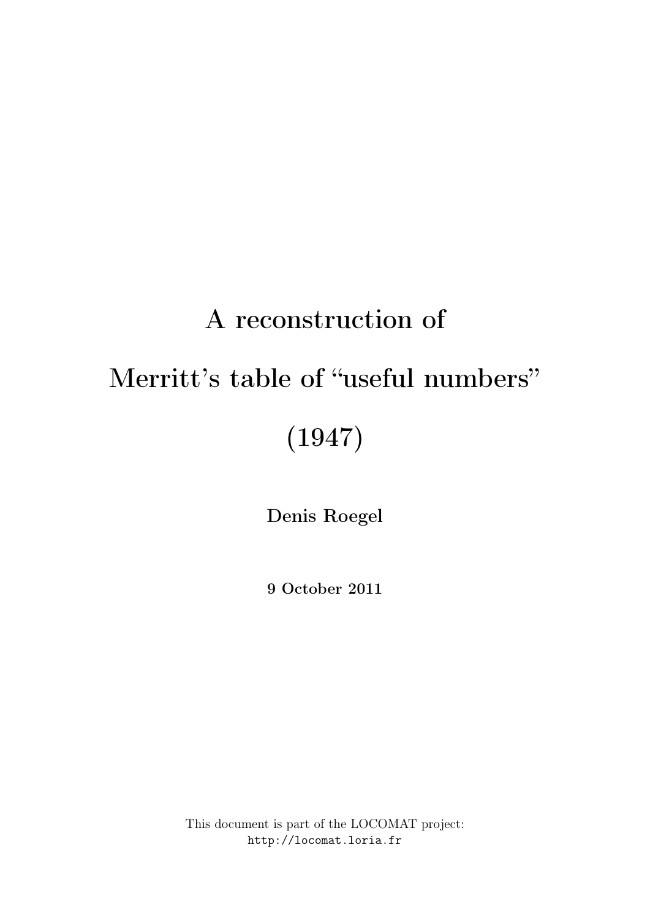# A reconstruction of Merritt's table of "useful numbers" (1947)

**Denis Roegel**

**9 October 2011**

This document is part of the LOCOMAT project:
http://locomat.loria.fr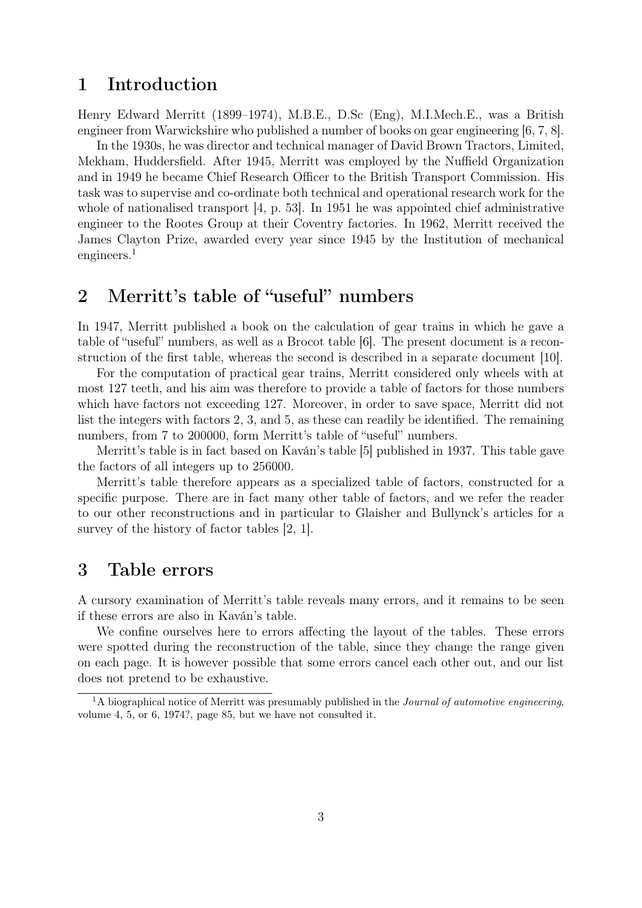# 1 Introduction

Henry Edward Merritt (1899–1974), M.B.E., D.Sc (Eng), M.I.Mech.E., was a British engineer from Warwickshire who published a number of books on gear engineering [6, 7, 8].

In the 1930s, he was director and technical manager of David Brown Tractors, Limited, Mekham, Huddersfield. After 1945, Merritt was employed by the Nuffield Organization and in 1949 he became Chief Research Officer to the British Transport Commission. His task was to supervise and co-ordinate both technical and operational research work for the whole of nationalised transport [4, p. 53]. In 1951 he was appointed chief administrative engineer to the Rootes Group at their Coventry factories. In 1962, Merritt received the James Clayton Prize, awarded every year since 1945 by the Institution of mechanical engineers.[1]

# 2 Merritt's table of "useful" numbers

In 1947, Merritt published a book on the calculation of gear trains in which he gave a table of "useful" numbers, as well as a Brocot table [6]. The present document is a reconstruction of the first table, whereas the second is described in a separate document [10].

For the computation of practical gear trains, Merritt considered only wheels with at most 127 teeth, and his aim was therefore to provide a table of factors for those numbers which have factors not exceeding 127. Moreover, in order to save space, Merritt did not list the integers with factors 2, 3, and 5, as these can readily be identified. The remaining numbers, from 7 to 200000, form Merritt's table of "useful" numbers.

Merritt's table is in fact based on Kaván's table [5] published in 1937. This table gave the factors of all integers up to 256000.

Merritt's table therefore appears as a specialized table of factors, constructed for a specific purpose. There are in fact many other table of factors, and we refer the reader to our other reconstructions and in particular to Glaisher and Bullynck's articles for a survey of the history of factor tables [2, 1].

# 3 Table errors

A cursory examination of Merritt's table reveals many errors, and it remains to be seen if these errors are also in Kaván's table.

We confine ourselves here to errors affecting the layout of the tables. These errors were spotted during the reconstruction of the table, since they change the range given on each page. It is however possible that some errors cancel each other out, and our list does not pretend to be exhaustive.

[1] A biographical notice of Merritt was presumably published in the *Journal of automotive engineering*, volume 4, 5, or 6, 1974?, page 85, but we have not consulted it.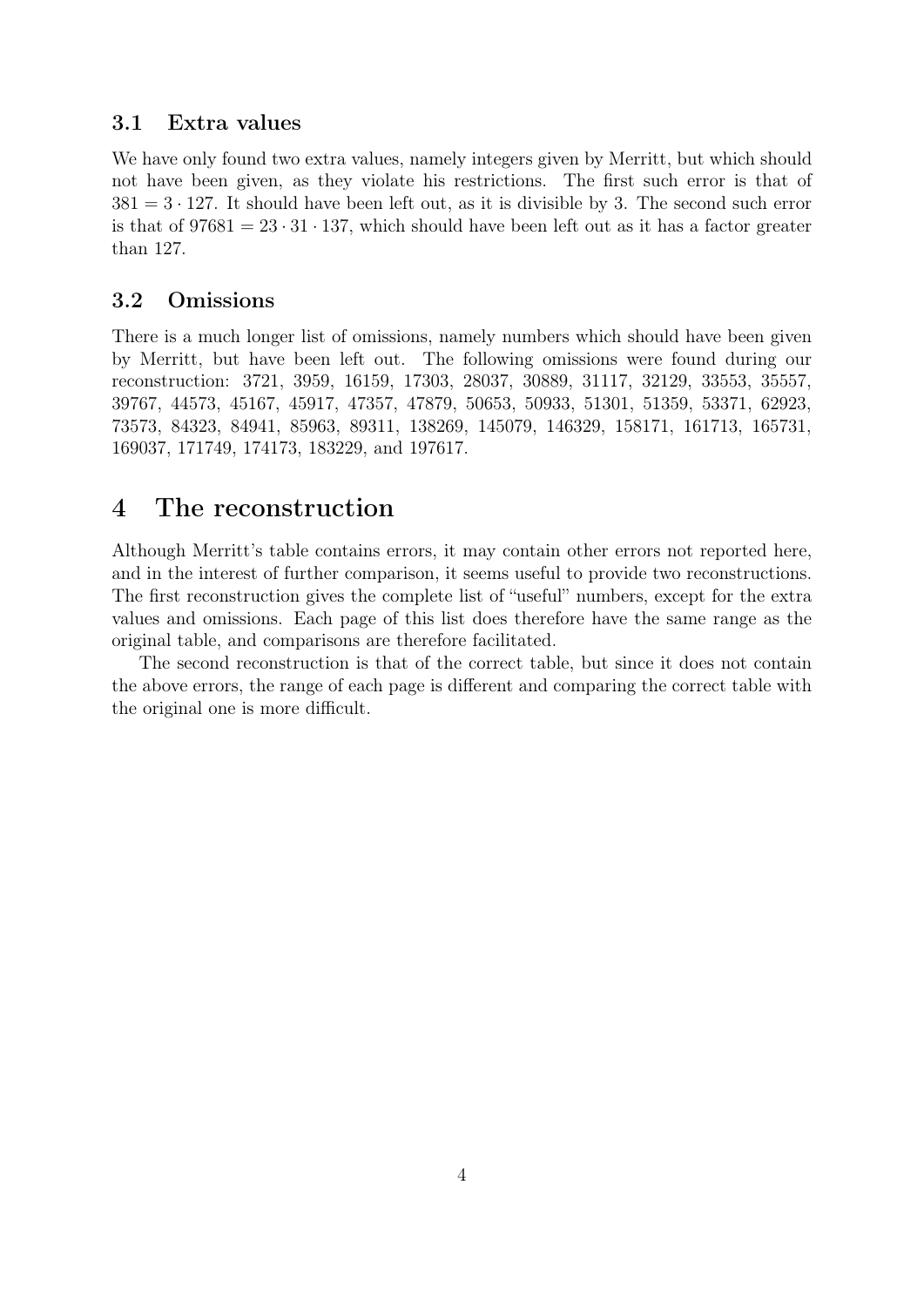### 3.1 Extra values

We have only found two extra values, namely integers given by Merritt, but which should not have been given, as they violate his restrictions. The first such error is that of $381 = 3 \cdot 127$. It should have been left out, as it is divisible by 3. The second such error is that of $97681 = 23 \cdot 31 \cdot 137$, which should have been left out as it has a factor greater than 127.

### 3.2 Omissions

There is a much longer list of omissions, namely numbers which should have been given by Merritt, but have been left out. The following omissions were found during our reconstruction: 3721, 3959, 16159, 17303, 28037, 30889, 31117, 32129, 33553, 35557, 39767, 44573, 45167, 45917, 47357, 47879, 50653, 50933, 51301, 51359, 53371, 62923, 73573, 84323, 84941, 85963, 89311, 138269, 145079, 146329, 158171, 161713, 165731, 169037, 171749, 174173, 183229, and 197617.

## 4 The reconstruction

Although Merritt's table contains errors, it may contain other errors not reported here, and in the interest of further comparison, it seems useful to provide two reconstructions. The first reconstruction gives the complete list of "useful" numbers, except for the extra values and omissions. Each page of this list does therefore have the same range as the original table, and comparisons are therefore facilitated.

The second reconstruction is that of the correct table, but since it does not contain the above errors, the range of each page is different and comparing the correct table with the original one is more difficult.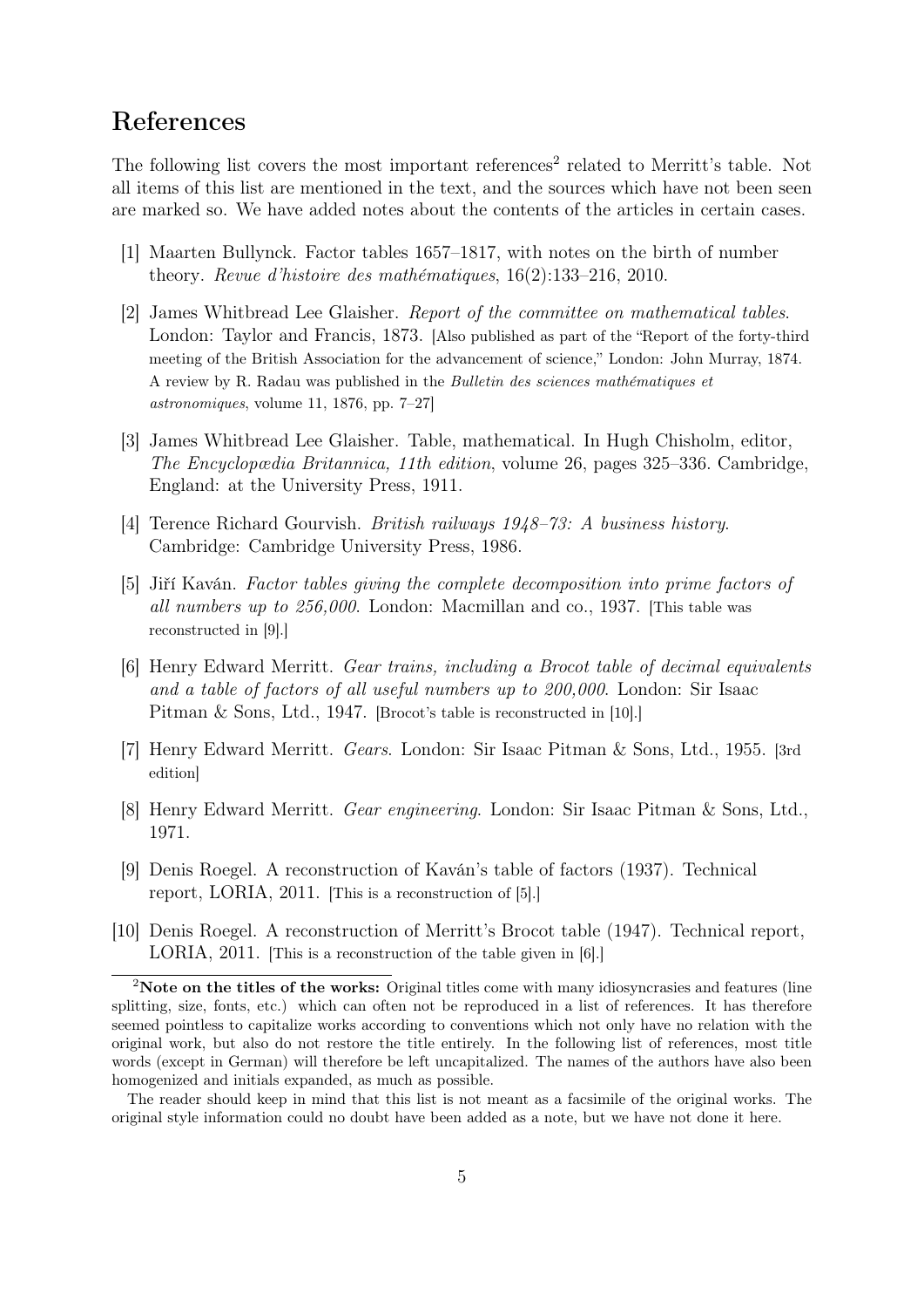## References

The following list covers the most important references[2] related to Merritt's table. Not all items of this list are mentioned in the text, and the sources which have not been seen are marked so. We have added notes about the contents of the articles in certain cases.

[1] Maarten Bullynck. Factor tables 1657–1817, with notes on the birth of number theory. *Revue d'histoire des mathématiques*, 16(2):133–216, 2010.

[2] James Whitbread Lee Glaisher. *Report of the committee on mathematical tables*. London: Taylor and Francis, 1873. [Also published as part of the "Report of the forty-third meeting of the British Association for the advancement of science," London: John Murray, 1874. A review by R. Radau was published in the *Bulletin des sciences mathématiques et astronomiques*, volume 11, 1876, pp. 7–27]

[3] James Whitbread Lee Glaisher. Table, mathematical. In Hugh Chisholm, editor, *The Encyclopædia Britannica, 11th edition*, volume 26, pages 325–336. Cambridge, England: at the University Press, 1911.

[4] Terence Richard Gourvish. *British railways 1948–73: A business history*. Cambridge: Cambridge University Press, 1986.

[5] Jiří Kaván. *Factor tables giving the complete decomposition into prime factors of all numbers up to 256,000*. London: Macmillan and co., 1937. [This table was reconstructed in [9].]

[6] Henry Edward Merritt. *Gear trains, including a Brocot table of decimal equivalents and a table of factors of all useful numbers up to 200,000*. London: Sir Isaac Pitman & Sons, Ltd., 1947. [Brocot's table is reconstructed in [10].]

[7] Henry Edward Merritt. *Gears*. London: Sir Isaac Pitman & Sons, Ltd., 1955. [3rd edition]

[8] Henry Edward Merritt. *Gear engineering*. London: Sir Isaac Pitman & Sons, Ltd., 1971.

[9] Denis Roegel. A reconstruction of Kaván's table of factors (1937). Technical report, LORIA, 2011. [This is a reconstruction of [5].]

[10] Denis Roegel. A reconstruction of Merritt's Brocot table (1947). Technical report, LORIA, 2011. [This is a reconstruction of the table given in [6].]

---

[2] **Note on the titles of the works:** Original titles come with many idiosyncrasies and features (line splitting, size, fonts, etc.) which can often not be reproduced in a list of references. It has therefore seemed pointless to capitalize works according to conventions which not only have no relation with the original work, but also do not restore the title entirely. In the following list of references, most title words (except in German) will therefore be left uncapitalized. The names of the authors have also been homogenized and initials expanded, as much as possible.

The reader should keep in mind that this list is not meant as a facsimile of the original works. The original style information could no doubt have been added as a note, but we have not done it here.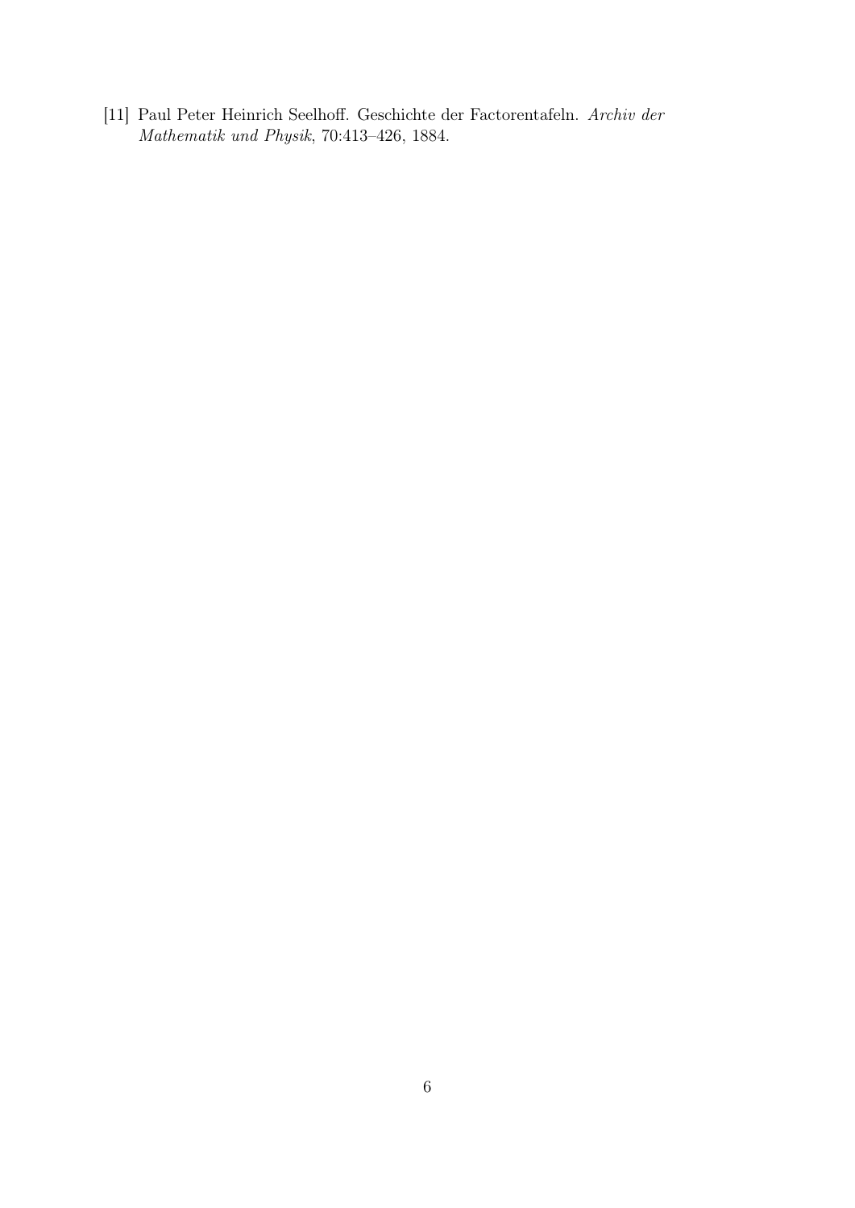[11] Paul Peter Heinrich Seelhoff. Geschichte der Factorentafeln. *Archiv der Mathematik und Physik*, 70:413–426, 1884.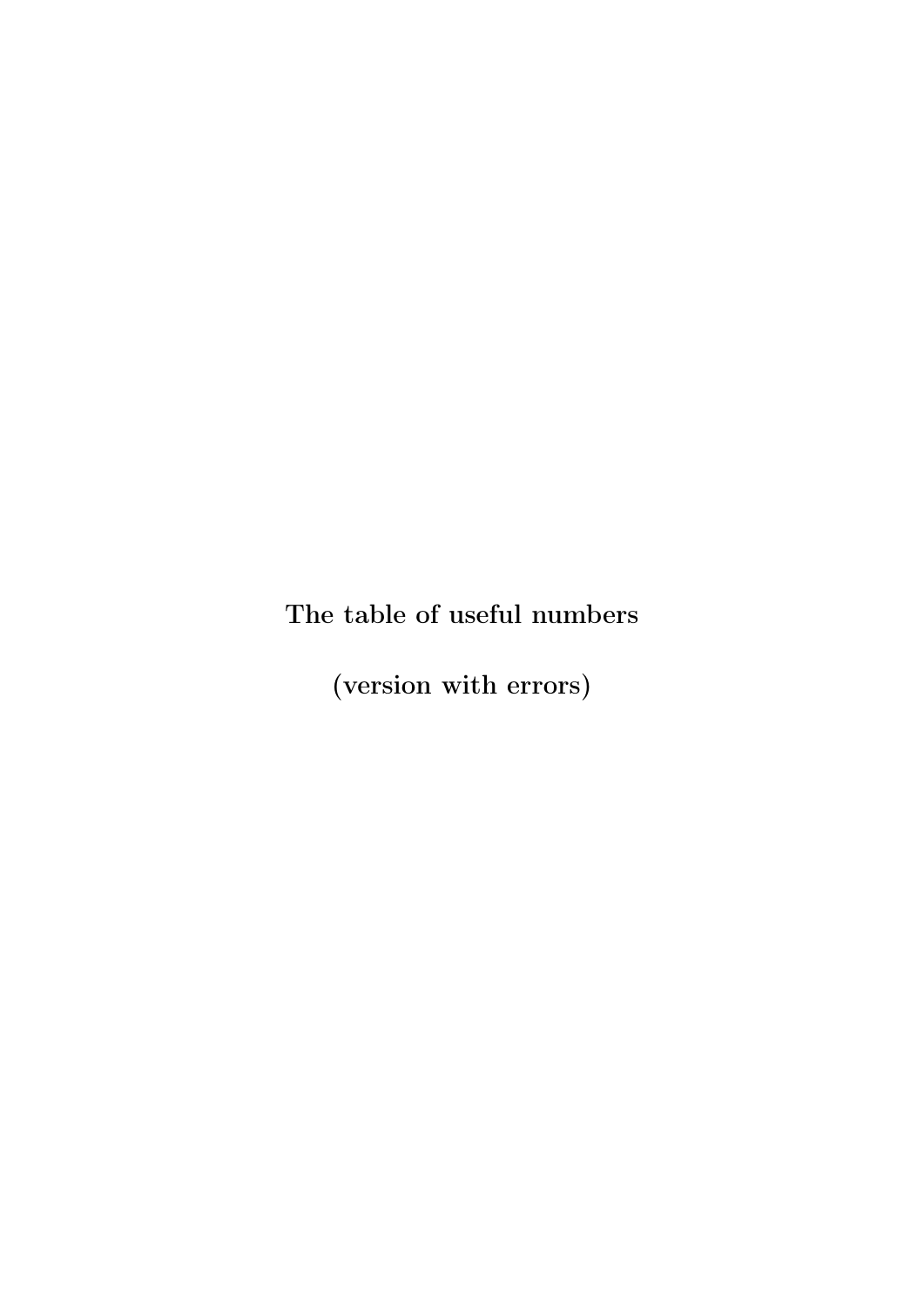**The table of useful numbers**

**(version with errors)**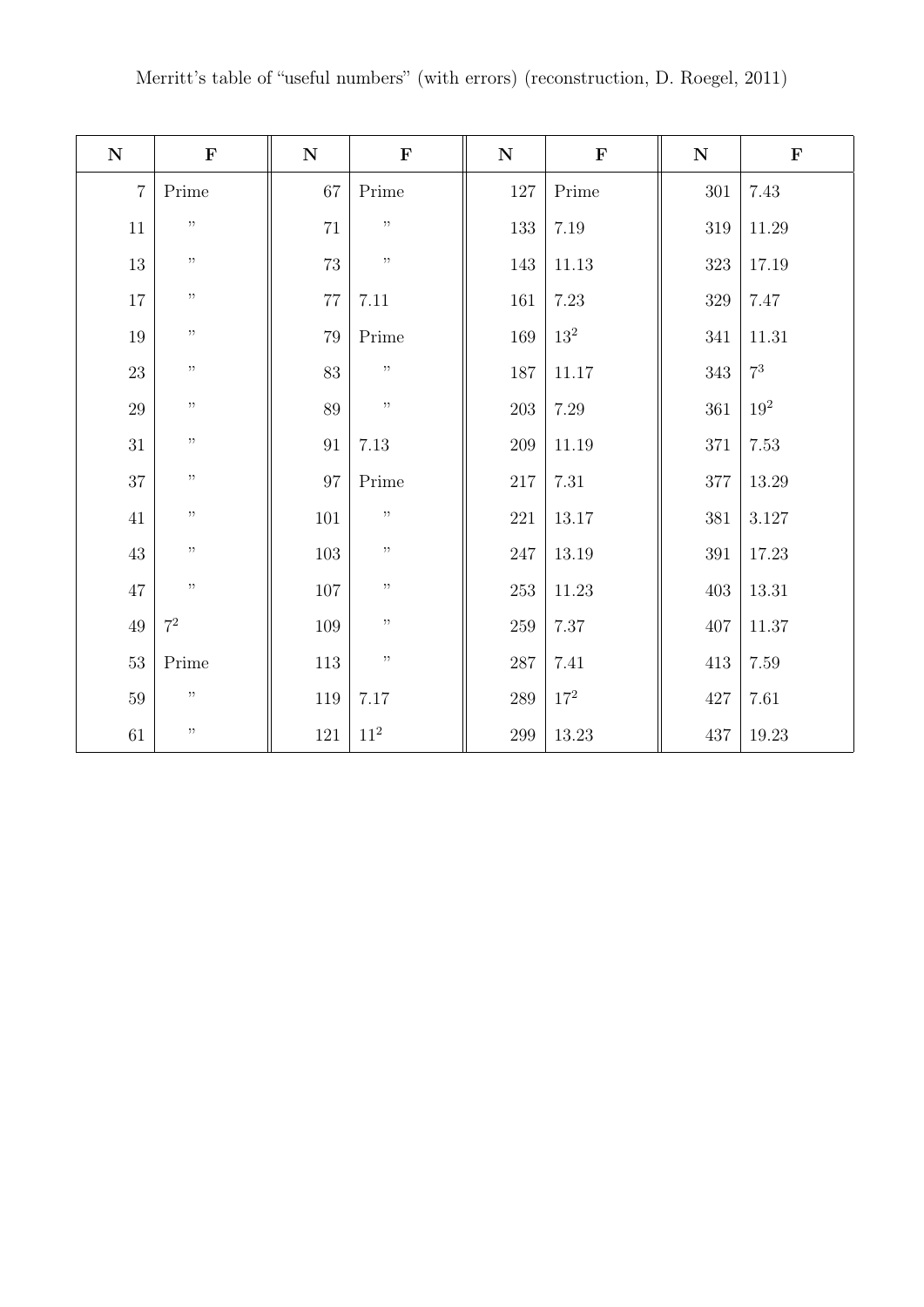Merritt's table of "useful numbers" (with errors) (reconstruction, D. Roegel, 2011)

| N | F | N | F | N | F | N | F |
|---|---|---|---|---|---|---|---|
| 7 | Prime | 67 | Prime | 127 | Prime | 301 | 7.43 |
| 11 | " | 71 | " | 133 | 7.19 | 319 | 11.29 |
| 13 | " | 73 | " | 143 | 11.13 | 323 | 17.19 |
| 17 | " | 77 | 7.11 | 161 | 7.23 | 329 | 7.47 |
| 19 | " | 79 | Prime | 169 | $13^2$ | 341 | 11.31 |
| 23 | " | 83 | " | 187 | 11.17 | 343 | $7^3$ |
| 29 | " | 89 | " | 203 | 7.29 | 361 | $19^2$ |
| 31 | " | 91 | 7.13 | 209 | 11.19 | 371 | 7.53 |
| 37 | " | 97 | Prime | 217 | 7.31 | 377 | 13.29 |
| 41 | " | 101 | " | 221 | 13.17 | 381 | 3.127 |
| 43 | " | 103 | " | 247 | 13.19 | 391 | 17.23 |
| 47 | " | 107 | " | 253 | 11.23 | 403 | 13.31 |
| 49 | $7^2$ | 109 | " | 259 | 7.37 | 407 | 11.37 |
| 53 | Prime | 113 | " | 287 | 7.41 | 413 | 7.59 |
| 59 | " | 119 | 7.17 | 289 | $17^2$ | 427 | 7.61 |
| 61 | " | 121 | $11^2$ | 299 | 13.23 | 437 | 19.23 |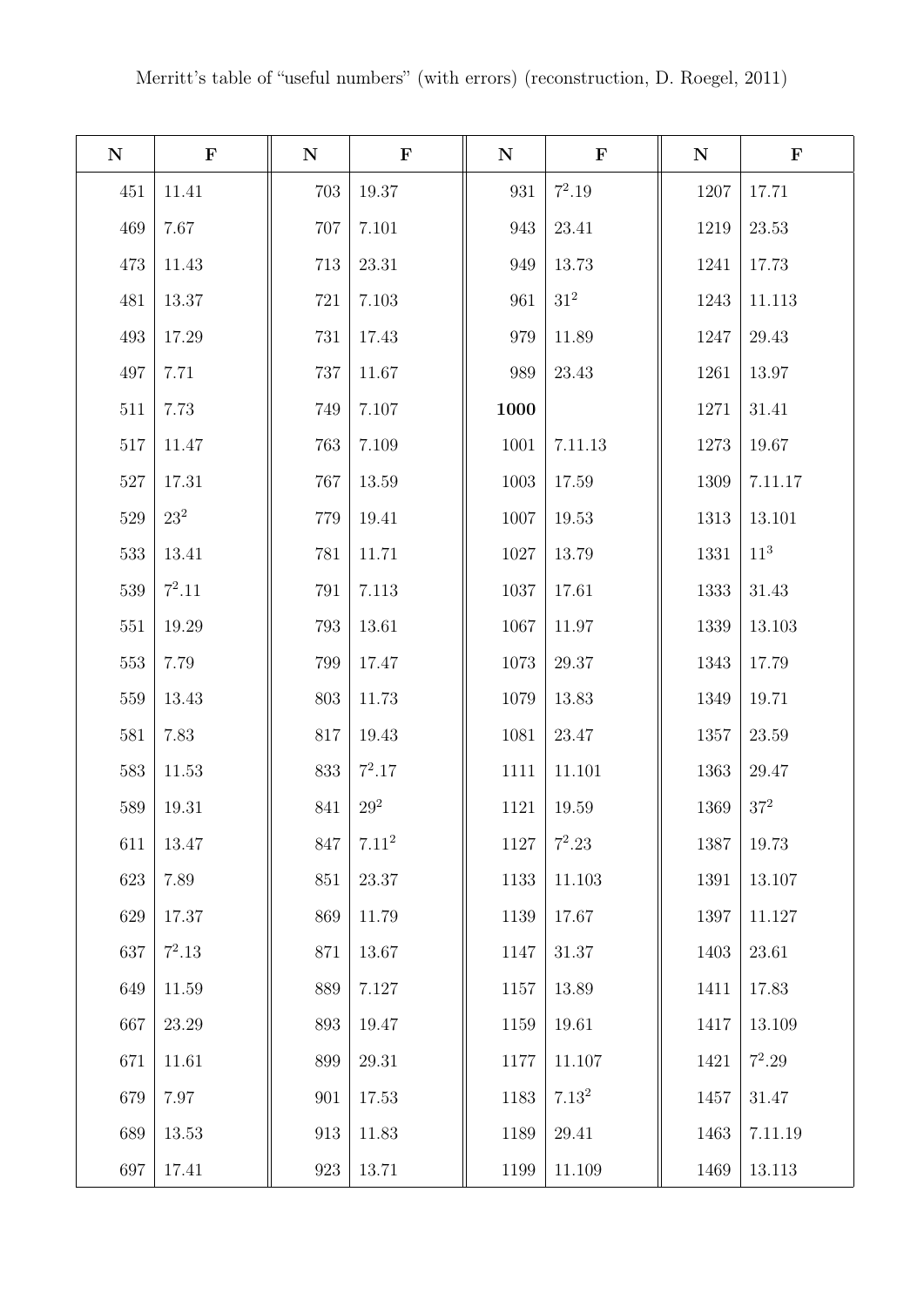Merritt's table of "useful numbers" (with errors) (reconstruction, D. Roegel, 2011)

| **N** | **F** | **N** | **F** | **N** | **F** | **N** | **F** |
|---|---|---|---|---|---|---|---|
| 451 | 11.41 | 703 | 19.37 | 931 | $7^2$.19 | 1207 | 17.71 |
| 469 | 7.67 | 707 | 7.101 | 943 | 23.41 | 1219 | 23.53 |
| 473 | 11.43 | 713 | 23.31 | 949 | 13.73 | 1241 | 17.73 |
| 481 | 13.37 | 721 | 7.103 | 961 | $31^2$ | 1243 | 11.113 |
| 493 | 17.29 | 731 | 17.43 | 979 | 11.89 | 1247 | 29.43 |
| 497 | 7.71 | 737 | 11.67 | 989 | 23.43 | 1261 | 13.97 |
| 511 | 7.73 | 749 | 7.107 | **1000** | | 1271 | 31.41 |
| 517 | 11.47 | 763 | 7.109 | 1001 | 7.11.13 | 1273 | 19.67 |
| 527 | 17.31 | 767 | 13.59 | 1003 | 17.59 | 1309 | 7.11.17 |
| 529 | $23^2$ | 779 | 19.41 | 1007 | 19.53 | 1313 | 13.101 |
| 533 | 13.41 | 781 | 11.71 | 1027 | 13.79 | 1331 | $11^3$ |
| 539 | $7^2$.11 | 791 | 7.113 | 1037 | 17.61 | 1333 | 31.43 |
| 551 | 19.29 | 793 | 13.61 | 1067 | 11.97 | 1339 | 13.103 |
| 553 | 7.79 | 799 | 17.47 | 1073 | 29.37 | 1343 | 17.79 |
| 559 | 13.43 | 803 | 11.73 | 1079 | 13.83 | 1349 | 19.71 |
| 581 | 7.83 | 817 | 19.43 | 1081 | 23.47 | 1357 | 23.59 |
| 583 | 11.53 | 833 | $7^2$.17 | 1111 | 11.101 | 1363 | 29.47 |
| 589 | 19.31 | 841 | $29^2$ | 1121 | 19.59 | 1369 | $37^2$ |
| 611 | 13.47 | 847 | 7.$11^2$ | 1127 | $7^2$.23 | 1387 | 19.73 |
| 623 | 7.89 | 851 | 23.37 | 1133 | 11.103 | 1391 | 13.107 |
| 629 | 17.37 | 869 | 11.79 | 1139 | 17.67 | 1397 | 11.127 |
| 637 | $7^2$.13 | 871 | 13.67 | 1147 | 31.37 | 1403 | 23.61 |
| 649 | 11.59 | 889 | 7.127 | 1157 | 13.89 | 1411 | 17.83 |
| 667 | 23.29 | 893 | 19.47 | 1159 | 19.61 | 1417 | 13.109 |
| 671 | 11.61 | 899 | 29.31 | 1177 | 11.107 | 1421 | $7^2$.29 |
| 679 | 7.97 | 901 | 17.53 | 1183 | 7.$13^2$ | 1457 | 31.47 |
| 689 | 13.53 | 913 | 11.83 | 1189 | 29.41 | 1463 | 7.11.19 |
| 697 | 17.41 | 923 | 13.71 | 1199 | 11.109 | 1469 | 13.113 |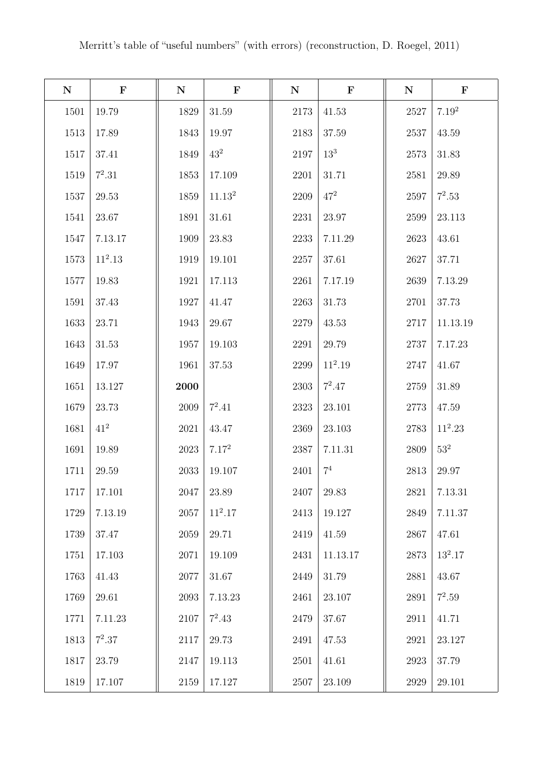Merritt's table of "useful numbers" (with errors) (reconstruction, D. Roegel, 2011)

| N | F | N | F | N | F | N | F |
|---|---|---|---|---|---|---|---|
| 1501 | 19.79 | 1829 | 31.59 | 2173 | 41.53 | 2527 | $7.19^2$ |
| 1513 | 17.89 | 1843 | 19.97 | 2183 | 37.59 | 2537 | 43.59 |
| 1517 | 37.41 | 1849 | $43^2$ | 2197 | $13^3$ | 2573 | 31.83 |
| 1519 | $7^2.31$ | 1853 | 17.109 | 2201 | 31.71 | 2581 | 29.89 |
| 1537 | 29.53 | 1859 | $11.13^2$ | 2209 | $47^2$ | 2597 | $7^2.53$ |
| 1541 | 23.67 | 1891 | 31.61 | 2231 | 23.97 | 2599 | 23.113 |
| 1547 | 7.13.17 | 1909 | 23.83 | 2233 | 7.11.29 | 2623 | 43.61 |
| 1573 | $11^2.13$ | 1919 | 19.101 | 2257 | 37.61 | 2627 | 37.71 |
| 1577 | 19.83 | 1921 | 17.113 | 2261 | 7.17.19 | 2639 | 7.13.29 |
| 1591 | 37.43 | 1927 | 41.47 | 2263 | 31.73 | 2701 | 37.73 |
| 1633 | 23.71 | 1943 | 29.67 | 2279 | 43.53 | 2717 | 11.13.19 |
| 1643 | 31.53 | 1957 | 19.103 | 2291 | 29.79 | 2737 | 7.17.23 |
| 1649 | 17.97 | 1961 | 37.53 | 2299 | $11^2.19$ | 2747 | 41.67 |
| 1651 | 13.127 | **2000** | | 2303 | $7^2.47$ | 2759 | 31.89 |
| 1679 | 23.73 | 2009 | $7^2.41$ | 2323 | 23.101 | 2773 | 47.59 |
| 1681 | $41^2$ | 2021 | 43.47 | 2369 | 23.103 | 2783 | $11^2.23$ |
| 1691 | 19.89 | 2023 | $7.17^2$ | 2387 | 7.11.31 | 2809 | $53^2$ |
| 1711 | 29.59 | 2033 | 19.107 | 2401 | $7^4$ | 2813 | 29.97 |
| 1717 | 17.101 | 2047 | 23.89 | 2407 | 29.83 | 2821 | 7.13.31 |
| 1729 | 7.13.19 | 2057 | $11^2.17$ | 2413 | 19.127 | 2849 | 7.11.37 |
| 1739 | 37.47 | 2059 | 29.71 | 2419 | 41.59 | 2867 | 47.61 |
| 1751 | 17.103 | 2071 | 19.109 | 2431 | 11.13.17 | 2873 | $13^2.17$ |
| 1763 | 41.43 | 2077 | 31.67 | 2449 | 31.79 | 2881 | 43.67 |
| 1769 | 29.61 | 2093 | 7.13.23 | 2461 | 23.107 | 2891 | $7^2.59$ |
| 1771 | 7.11.23 | 2107 | $7^2.43$ | 2479 | 37.67 | 2911 | 41.71 |
| 1813 | $7^2.37$ | 2117 | 29.73 | 2491 | 47.53 | 2921 | 23.127 |
| 1817 | 23.79 | 2147 | 19.113 | 2501 | 41.61 | 2923 | 37.79 |
| 1819 | 17.107 | 2159 | 17.127 | 2507 | 23.109 | 2929 | 29.101 |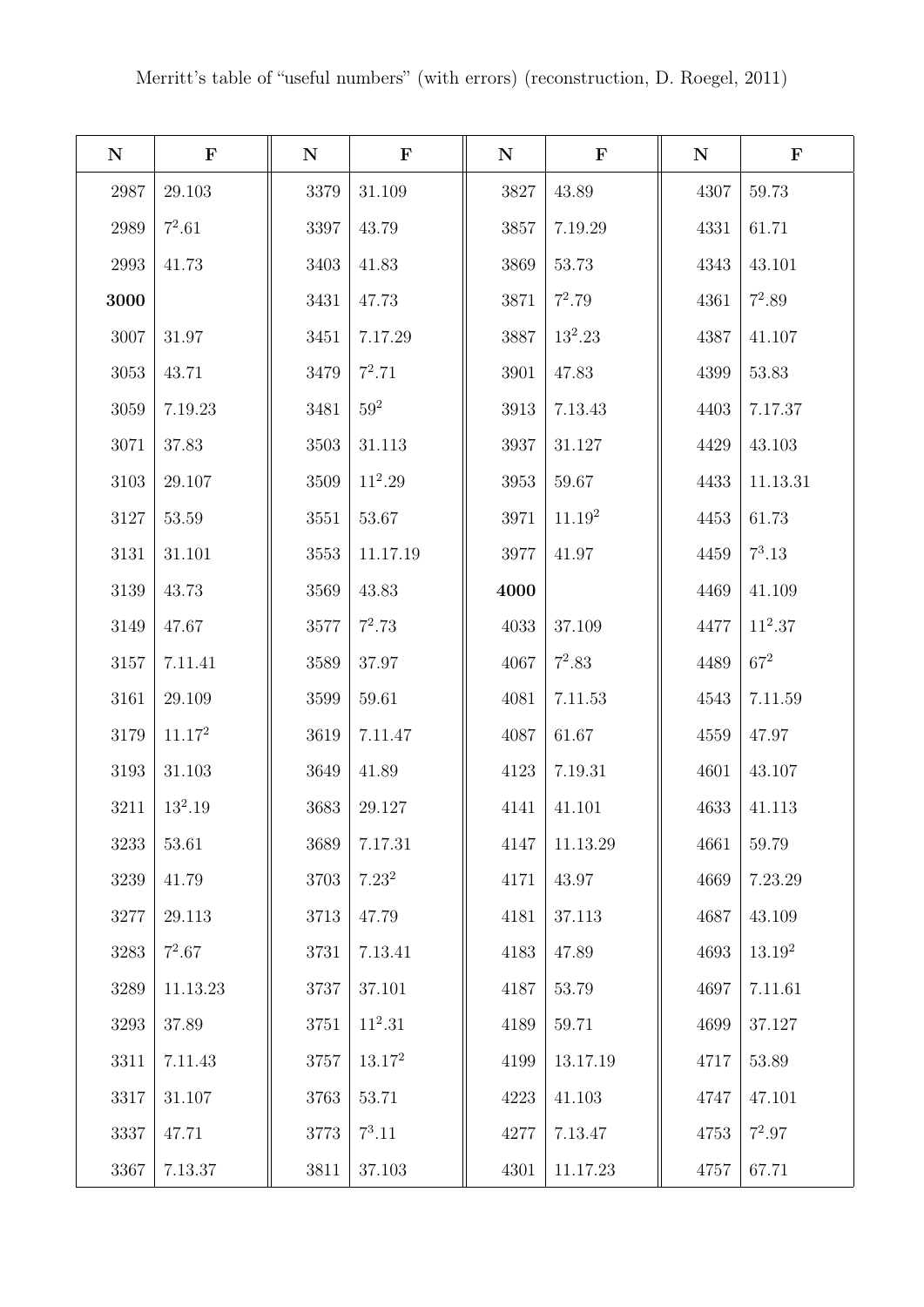Merritt's table of "useful numbers" (with errors) (reconstruction, D. Roegel, 2011)

| N | F | N | F | N | F | N | F |
|---|---|---|---|---|---|---|---|
| 2987 | 29.103 | 3379 | 31.109 | 3827 | 43.89 | 4307 | 59.73 |
| 2989 | $7^2$.61 | 3397 | 43.79 | 3857 | 7.19.29 | 4331 | 61.71 |
| 2993 | 41.73 | 3403 | 41.83 | 3869 | 53.73 | 4343 | 43.101 |
| **3000** | | 3431 | 47.73 | 3871 | $7^2$.79 | 4361 | $7^2$.89 |
| 3007 | 31.97 | 3451 | 7.17.29 | 3887 | $13^2$.23 | 4387 | 41.107 |
| 3053 | 43.71 | 3479 | $7^2$.71 | 3901 | 47.83 | 4399 | 53.83 |
| 3059 | 7.19.23 | 3481 | $59^2$ | 3913 | 7.13.43 | 4403 | 7.17.37 |
| 3071 | 37.83 | 3503 | 31.113 | 3937 | 31.127 | 4429 | 43.103 |
| 3103 | 29.107 | 3509 | $11^2$.29 | 3953 | 59.67 | 4433 | 11.13.31 |
| 3127 | 53.59 | 3551 | 53.67 | 3971 | 11.$19^2$ | 4453 | 61.73 |
| 3131 | 31.101 | 3553 | 11.17.19 | 3977 | 41.97 | 4459 | $7^3$.13 |
| 3139 | 43.73 | 3569 | 43.83 | **4000** | | 4469 | 41.109 |
| 3149 | 47.67 | 3577 | $7^2$.73 | 4033 | 37.109 | 4477 | $11^2$.37 |
| 3157 | 7.11.41 | 3589 | 37.97 | 4067 | $7^2$.83 | 4489 | $67^2$ |
| 3161 | 29.109 | 3599 | 59.61 | 4081 | 7.11.53 | 4543 | 7.11.59 |
| 3179 | 11.$17^2$ | 3619 | 7.11.47 | 4087 | 61.67 | 4559 | 47.97 |
| 3193 | 31.103 | 3649 | 41.89 | 4123 | 7.19.31 | 4601 | 43.107 |
| 3211 | $13^2$.19 | 3683 | 29.127 | 4141 | 41.101 | 4633 | 41.113 |
| 3233 | 53.61 | 3689 | 7.17.31 | 4147 | 11.13.29 | 4661 | 59.79 |
| 3239 | 41.79 | 3703 | 7.$23^2$ | 4171 | 43.97 | 4669 | 7.23.29 |
| 3277 | 29.113 | 3713 | 47.79 | 4181 | 37.113 | 4687 | 43.109 |
| 3283 | $7^2$.67 | 3731 | 7.13.41 | 4183 | 47.89 | 4693 | 13.$19^2$ |
| 3289 | 11.13.23 | 3737 | 37.101 | 4187 | 53.79 | 4697 | 7.11.61 |
| 3293 | 37.89 | 3751 | $11^2$.31 | 4189 | 59.71 | 4699 | 37.127 |
| 3311 | 7.11.43 | 3757 | 13.$17^2$ | 4199 | 13.17.19 | 4717 | 53.89 |
| 3317 | 31.107 | 3763 | 53.71 | 4223 | 41.103 | 4747 | 47.101 |
| 3337 | 47.71 | 3773 | $7^3$.11 | 4277 | 7.13.47 | 4753 | $7^2$.97 |
| 3367 | 7.13.37 | 3811 | 37.103 | 4301 | 11.17.23 | 4757 | 67.71 |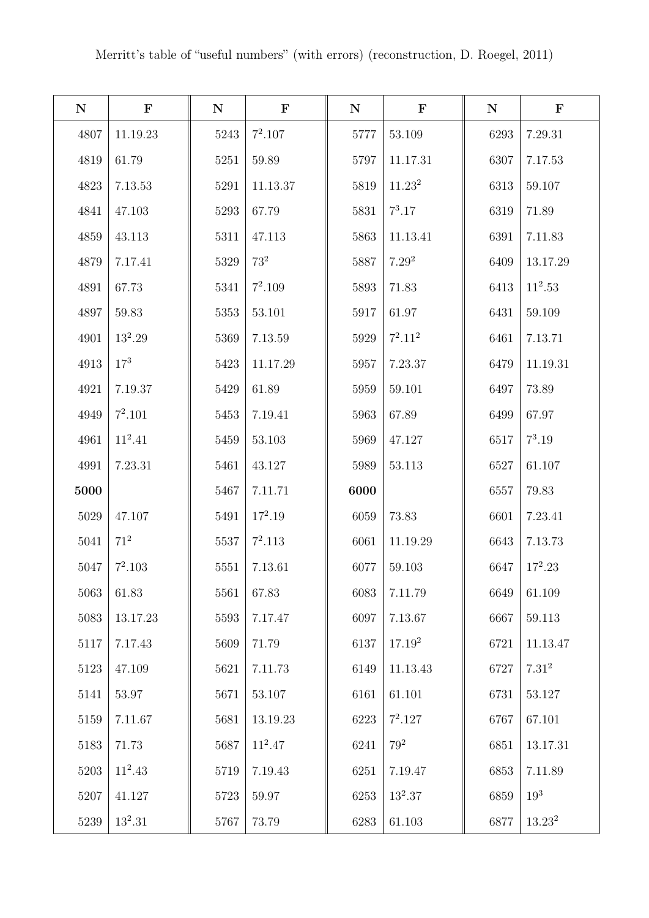Merritt's table of "useful numbers" (with errors) (reconstruction, D. Roegel, 2011)

| N | F | N | F | N | F | N | F |
|---|---|---|---|---|---|---|---|
| 4807 | 11.19.23 | 5243 | $7^2$.107 | 5777 | 53.109 | 6293 | 7.29.31 |
| 4819 | 61.79 | 5251 | 59.89 | 5797 | 11.17.31 | 6307 | 7.17.53 |
| 4823 | 7.13.53 | 5291 | 11.13.37 | 5819 | 11.$23^2$ | 6313 | 59.107 |
| 4841 | 47.103 | 5293 | 67.79 | 5831 | $7^3$.17 | 6319 | 71.89 |
| 4859 | 43.113 | 5311 | 47.113 | 5863 | 11.13.41 | 6391 | 7.11.83 |
| 4879 | 7.17.41 | 5329 | $73^2$ | 5887 | 7.$29^2$ | 6409 | 13.17.29 |
| 4891 | 67.73 | 5341 | $7^2$.109 | 5893 | 71.83 | 6413 | $11^2$.53 |
| 4897 | 59.83 | 5353 | 53.101 | 5917 | 61.97 | 6431 | 59.109 |
| 4901 | $13^2$.29 | 5369 | 7.13.59 | 5929 | $7^2$.$11^2$ | 6461 | 7.13.71 |
| 4913 | $17^3$ | 5423 | 11.17.29 | 5957 | 7.23.37 | 6479 | 11.19.31 |
| 4921 | 7.19.37 | 5429 | 61.89 | 5959 | 59.101 | 6497 | 73.89 |
| 4949 | $7^2$.101 | 5453 | 7.19.41 | 5963 | 67.89 | 6499 | 67.97 |
| 4961 | $11^2$.41 | 5459 | 53.103 | 5969 | 47.127 | 6517 | $7^3$.19 |
| 4991 | 7.23.31 | 5461 | 43.127 | 5989 | 53.113 | 6527 | 61.107 |
| **5000** | | 5467 | 7.11.71 | **6000** | | 6557 | 79.83 |
| 5029 | 47.107 | 5491 | $17^2$.19 | 6059 | 73.83 | 6601 | 7.23.41 |
| 5041 | $71^2$ | 5537 | $7^2$.113 | 6061 | 11.19.29 | 6643 | 7.13.73 |
| 5047 | $7^2$.103 | 5551 | 7.13.61 | 6077 | 59.103 | 6647 | $17^2$.23 |
| 5063 | 61.83 | 5561 | 67.83 | 6083 | 7.11.79 | 6649 | 61.109 |
| 5083 | 13.17.23 | 5593 | 7.17.47 | 6097 | 7.13.67 | 6667 | 59.113 |
| 5117 | 7.17.43 | 5609 | 71.79 | 6137 | 17.$19^2$ | 6721 | 11.13.47 |
| 5123 | 47.109 | 5621 | 7.11.73 | 6149 | 11.13.43 | 6727 | 7.$31^2$ |
| 5141 | 53.97 | 5671 | 53.107 | 6161 | 61.101 | 6731 | 53.127 |
| 5159 | 7.11.67 | 5681 | 13.19.23 | 6223 | $7^2$.127 | 6767 | 67.101 |
| 5183 | 71.73 | 5687 | $11^2$.47 | 6241 | $79^2$ | 6851 | 13.17.31 |
| 5203 | $11^2$.43 | 5719 | 7.19.43 | 6251 | 7.19.47 | 6853 | 7.11.89 |
| 5207 | 41.127 | 5723 | 59.97 | 6253 | $13^2$.37 | 6859 | $19^3$ |
| 5239 | $13^2$.31 | 5767 | 73.79 | 6283 | 61.103 | 6877 | 13.$23^2$ |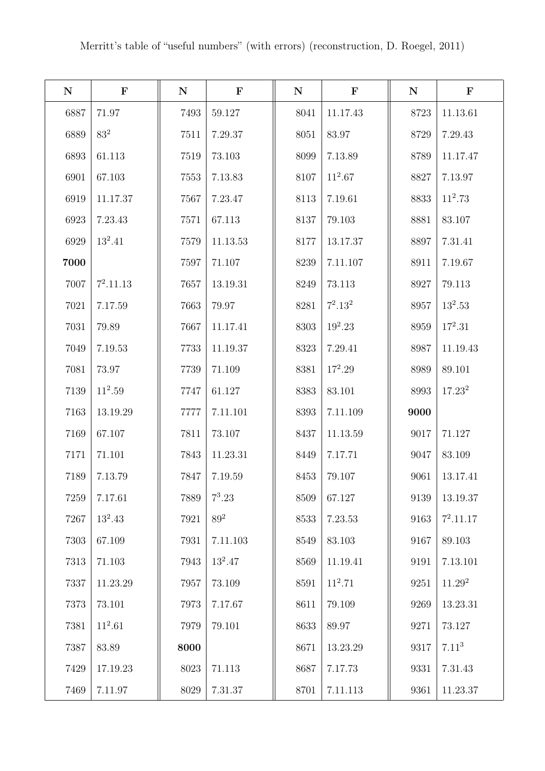Merritt's table of "useful numbers" (with errors) (reconstruction, D. Roegel, 2011)

| N | F | N | F | N | F | N | F |
|---|---|---|---|---|---|---|---|
| 6887 | 71.97 | 7493 | 59.127 | 8041 | 11.17.43 | 8723 | 11.13.61 |
| 6889 | $83^2$ | 7511 | 7.29.37 | 8051 | 83.97 | 8729 | 7.29.43 |
| 6893 | 61.113 | 7519 | 73.103 | 8099 | 7.13.89 | 8789 | 11.17.47 |
| 6901 | 67.103 | 7553 | 7.13.83 | 8107 | $11^2$.67 | 8827 | 7.13.97 |
| 6919 | 11.17.37 | 7567 | 7.23.47 | 8113 | 7.19.61 | 8833 | $11^2$.73 |
| 6923 | 7.23.43 | 7571 | 67.113 | 8137 | 79.103 | 8881 | 83.107 |
| 6929 | $13^2$.41 | 7579 | 11.13.53 | 8177 | 13.17.37 | 8897 | 7.31.41 |
| **7000** | | 7597 | 71.107 | 8239 | 7.11.107 | 8911 | 7.19.67 |
| 7007 | $7^2$.11.13 | 7657 | 13.19.31 | 8249 | 73.113 | 8927 | 79.113 |
| 7021 | 7.17.59 | 7663 | 79.97 | 8281 | $7^2.13^2$ | 8957 | $13^2$.53 |
| 7031 | 79.89 | 7667 | 11.17.41 | 8303 | $19^2$.23 | 8959 | $17^2$.31 |
| 7049 | 7.19.53 | 7733 | 11.19.37 | 8323 | 7.29.41 | 8987 | 11.19.43 |
| 7081 | 73.97 | 7739 | 71.109 | 8381 | $17^2$.29 | 8989 | 89.101 |
| 7139 | $11^2$.59 | 7747 | 61.127 | 8383 | 83.101 | 8993 | $17.23^2$ |
| 7163 | 13.19.29 | 7777 | 7.11.101 | 8393 | 7.11.109 | **9000** | |
| 7169 | 67.107 | 7811 | 73.107 | 8437 | 11.13.59 | 9017 | 71.127 |
| 7171 | 71.101 | 7843 | 11.23.31 | 8449 | 7.17.71 | 9047 | 83.109 |
| 7189 | 7.13.79 | 7847 | 7.19.59 | 8453 | 79.107 | 9061 | 13.17.41 |
| 7259 | 7.17.61 | 7889 | $7^3$.23 | 8509 | 67.127 | 9139 | 13.19.37 |
| 7267 | $13^2$.43 | 7921 | $89^2$ | 8533 | 7.23.53 | 9163 | $7^2$.11.17 |
| 7303 | 67.109 | 7931 | 7.11.103 | 8549 | 83.103 | 9167 | 89.103 |
| 7313 | 71.103 | 7943 | $13^2$.47 | 8569 | 11.19.41 | 9191 | 7.13.101 |
| 7337 | 11.23.29 | 7957 | 73.109 | 8591 | $11^2$.71 | 9251 | $11.29^2$ |
| 7373 | 73.101 | 7973 | 7.17.67 | 8611 | 79.109 | 9269 | 13.23.31 |
| 7381 | $11^2$.61 | 7979 | 79.101 | 8633 | 89.97 | 9271 | 73.127 |
| 7387 | 83.89 | **8000** | | 8671 | 13.23.29 | 9317 | $7.11^3$ |
| 7429 | 17.19.23 | 8023 | 71.113 | 8687 | 7.17.73 | 9331 | 7.31.43 |
| 7469 | 7.11.97 | 8029 | 7.31.37 | 8701 | 7.11.113 | 9361 | 11.23.37 |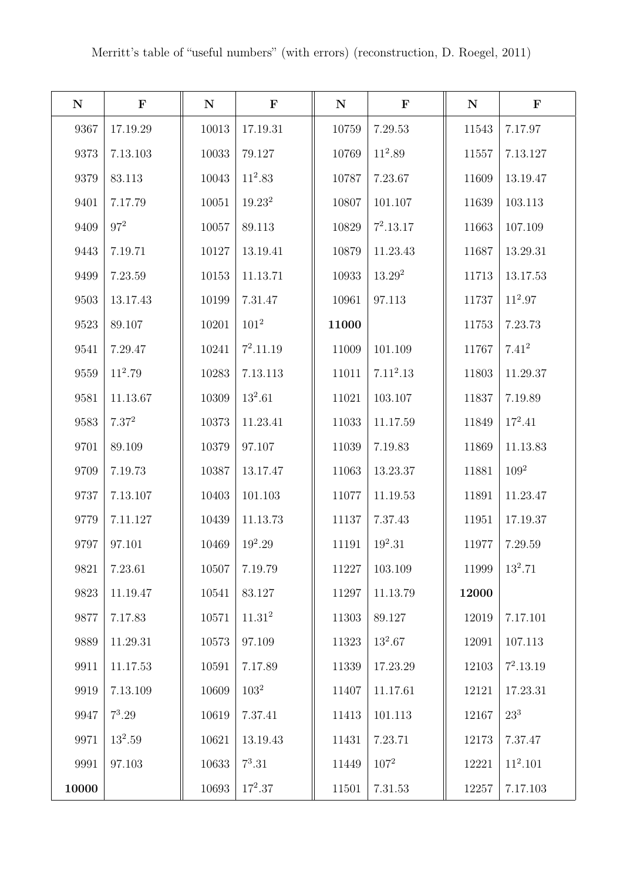Merritt's table of "useful numbers" (with errors) (reconstruction, D. Roegel, 2011)

| N | F | N | F | N | F | N | F |
|---|---|---|---|---|---|---|---|
| 9367 | 17.19.29 | 10013 | 17.19.31 | 10759 | 7.29.53 | 11543 | 7.17.97 |
| 9373 | 7.13.103 | 10033 | 79.127 | 10769 | $11^2$.89 | 11557 | 7.13.127 |
| 9379 | 83.113 | 10043 | $11^2$.83 | 10787 | 7.23.67 | 11609 | 13.19.47 |
| 9401 | 7.17.79 | 10051 | 19.$23^2$ | 10807 | 101.107 | 11639 | 103.113 |
| 9409 | $97^2$ | 10057 | 89.113 | 10829 | $7^2$.13.17 | 11663 | 107.109 |
| 9443 | 7.19.71 | 10127 | 13.19.41 | 10879 | 11.23.43 | 11687 | 13.29.31 |
| 9499 | 7.23.59 | 10153 | 11.13.71 | 10933 | 13.$29^2$ | 11713 | 13.17.53 |
| 9503 | 13.17.43 | 10199 | 7.31.47 | 10961 | 97.113 | 11737 | $11^2$.97 |
| 9523 | 89.107 | 10201 | $101^2$ | **11000** | | 11753 | 7.23.73 |
| 9541 | 7.29.47 | 10241 | $7^2$.11.19 | 11009 | 101.109 | 11767 | 7.$41^2$ |
| 9559 | $11^2$.79 | 10283 | 7.13.113 | 11011 | 7.$11^2$.13 | 11803 | 11.29.37 |
| 9581 | 11.13.67 | 10309 | $13^2$.61 | 11021 | 103.107 | 11837 | 7.19.89 |
| 9583 | 7.$37^2$ | 10373 | 11.23.41 | 11033 | 11.17.59 | 11849 | $17^2$.41 |
| 9701 | 89.109 | 10379 | 97.107 | 11039 | 7.19.83 | 11869 | 11.13.83 |
| 9709 | 7.19.73 | 10387 | 13.17.47 | 11063 | 13.23.37 | 11881 | $109^2$ |
| 9737 | 7.13.107 | 10403 | 101.103 | 11077 | 11.19.53 | 11891 | 11.23.47 |
| 9779 | 7.11.127 | 10439 | 11.13.73 | 11137 | 7.37.43 | 11951 | 17.19.37 |
| 9797 | 97.101 | 10469 | $19^2$.29 | 11191 | $19^2$.31 | 11977 | 7.29.59 |
| 9821 | 7.23.61 | 10507 | 7.19.79 | 11227 | 103.109 | 11999 | $13^2$.71 |
| 9823 | 11.19.47 | 10541 | 83.127 | 11297 | 11.13.79 | **12000** | |
| 9877 | 7.17.83 | 10571 | 11.$31^2$ | 11303 | 89.127 | 12019 | 7.17.101 |
| 9889 | 11.29.31 | 10573 | 97.109 | 11323 | $13^2$.67 | 12091 | 107.113 |
| 9911 | 11.17.53 | 10591 | 7.17.89 | 11339 | 17.23.29 | 12103 | $7^2$.13.19 |
| 9919 | 7.13.109 | 10609 | $103^2$ | 11407 | 11.17.61 | 12121 | 17.23.31 |
| 9947 | $7^3$.29 | 10619 | 7.37.41 | 11413 | 101.113 | 12167 | $23^3$ |
| 9971 | $13^2$.59 | 10621 | 13.19.43 | 11431 | 7.23.71 | 12173 | 7.37.47 |
| 9991 | 97.103 | 10633 | $7^3$.31 | 11449 | $107^2$ | 12221 | $11^2$.101 |
| **10000** | | 10693 | $17^2$.37 | 11501 | 7.31.53 | 12257 | 7.17.103 |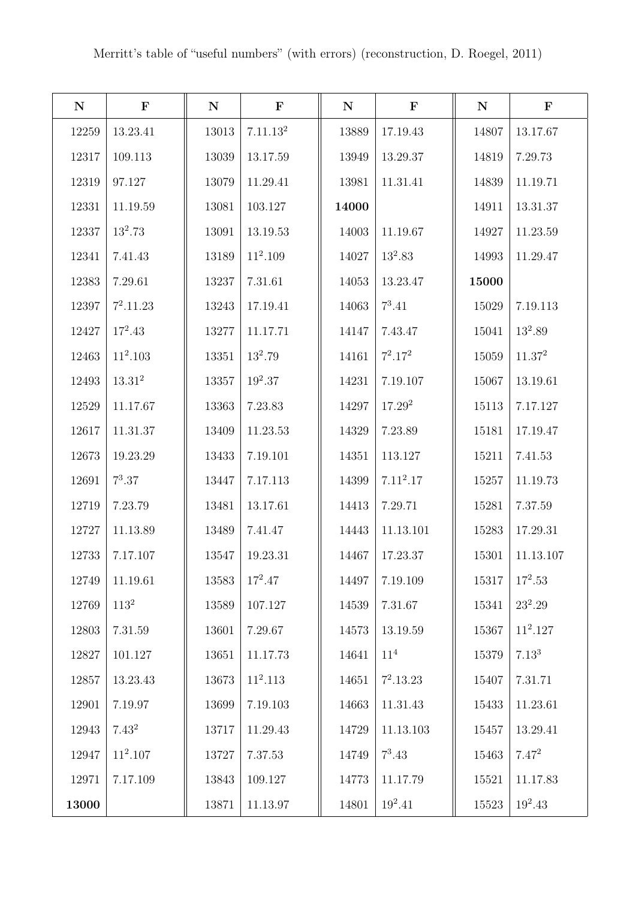Merritt's table of "useful numbers" (with errors) (reconstruction, D. Roegel, 2011)

| N | F | N | F | N | F | N | F |
|---|---|---|---|---|---|---|---|
| 12259 | 13.23.41 | 13013 | $7.11.13^2$ | 13889 | 17.19.43 | 14807 | 13.17.67 |
| 12317 | 109.113 | 13039 | 13.17.59 | 13949 | 13.29.37 | 14819 | 7.29.73 |
| 12319 | 97.127 | 13079 | 11.29.41 | 13981 | 11.31.41 | 14839 | 11.19.71 |
| 12331 | 11.19.59 | 13081 | 103.127 | **14000** | | 14911 | 13.31.37 |
| 12337 | $13^2.73$ | 13091 | 13.19.53 | 14003 | 11.19.67 | 14927 | 11.23.59 |
| 12341 | 7.41.43 | 13189 | $11^2.109$ | 14027 | $13^2.83$ | 14993 | 11.29.47 |
| 12383 | 7.29.61 | 13237 | 7.31.61 | 14053 | 13.23.47 | **15000** | |
| 12397 | $7^2.11.23$ | 13243 | 17.19.41 | 14063 | $7^3.41$ | 15029 | 7.19.113 |
| 12427 | $17^2.43$ | 13277 | 11.17.71 | 14147 | 7.43.47 | 15041 | $13^2.89$ |
| 12463 | $11^2.103$ | 13351 | $13^2.79$ | 14161 | $7^2.17^2$ | 15059 | $11.37^2$ |
| 12493 | $13.31^2$ | 13357 | $19^2.37$ | 14231 | 7.19.107 | 15067 | 13.19.61 |
| 12529 | 11.17.67 | 13363 | 7.23.83 | 14297 | $17.29^2$ | 15113 | 7.17.127 |
| 12617 | 11.31.37 | 13409 | 11.23.53 | 14329 | 7.23.89 | 15181 | 17.19.47 |
| 12673 | 19.23.29 | 13433 | 7.19.101 | 14351 | 113.127 | 15211 | 7.41.53 |
| 12691 | $7^3.37$ | 13447 | 7.17.113 | 14399 | $7.11^2.17$ | 15257 | 11.19.73 |
| 12719 | 7.23.79 | 13481 | 13.17.61 | 14413 | 7.29.71 | 15281 | 7.37.59 |
| 12727 | 11.13.89 | 13489 | 7.41.47 | 14443 | 11.13.101 | 15283 | 17.29.31 |
| 12733 | 7.17.107 | 13547 | 19.23.31 | 14467 | 17.23.37 | 15301 | 11.13.107 |
| 12749 | 11.19.61 | 13583 | $17^2.47$ | 14497 | 7.19.109 | 15317 | $17^2.53$ |
| 12769 | $113^2$ | 13589 | 107.127 | 14539 | 7.31.67 | 15341 | $23^2.29$ |
| 12803 | 7.31.59 | 13601 | 7.29.67 | 14573 | 13.19.59 | 15367 | $11^2.127$ |
| 12827 | 101.127 | 13651 | 11.17.73 | 14641 | $11^4$ | 15379 | $7.13^3$ |
| 12857 | 13.23.43 | 13673 | $11^2.113$ | 14651 | $7^2.13.23$ | 15407 | 7.31.71 |
| 12901 | 7.19.97 | 13699 | 7.19.103 | 14663 | 11.31.43 | 15433 | 11.23.61 |
| 12943 | $7.43^2$ | 13717 | 11.29.43 | 14729 | 11.13.103 | 15457 | 13.29.41 |
| 12947 | $11^2.107$ | 13727 | 7.37.53 | 14749 | $7^3.43$ | 15463 | $7.47^2$ |
| 12971 | 7.17.109 | 13843 | 109.127 | 14773 | 11.17.79 | 15521 | 11.17.83 |
| **13000** | | 13871 | 11.13.97 | 14801 | $19^2.41$ | 15523 | $19^2.43$ |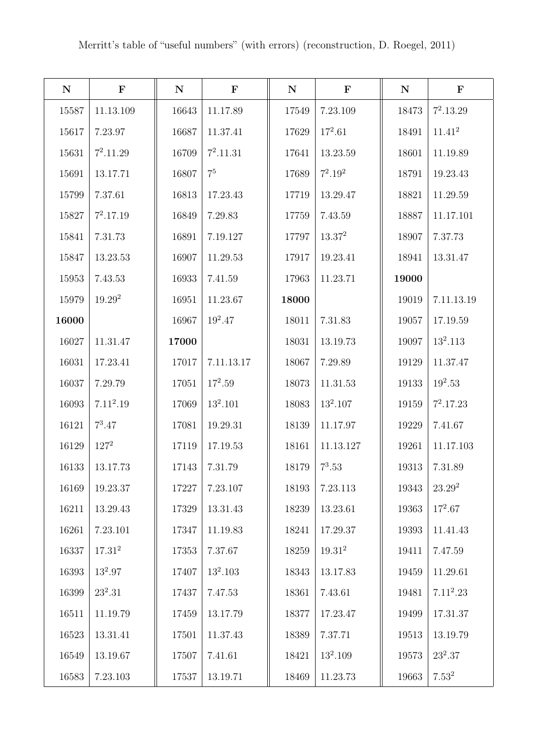Merritt's table of "useful numbers" (with errors) (reconstruction, D. Roegel, 2011)

| N | F | N | F | N | F | N | F |
|---|---|---|---|---|---|---|---|
| 15587 | 11.13.109 | 16643 | 11.17.89 | 17549 | 7.23.109 | 18473 | $7^2$.13.29 |
| 15617 | 7.23.97 | 16687 | 11.37.41 | 17629 | $17^2$.61 | 18491 | 11.$41^2$ |
| 15631 | $7^2$.11.29 | 16709 | $7^2$.11.31 | 17641 | 13.23.59 | 18601 | 11.19.89 |
| 15691 | 13.17.71 | 16807 | $7^5$ | 17689 | $7^2$.$19^2$ | 18791 | 19.23.43 |
| 15799 | 7.37.61 | 16813 | 17.23.43 | 17719 | 13.29.47 | 18821 | 11.29.59 |
| 15827 | $7^2$.17.19 | 16849 | 7.29.83 | 17759 | 7.43.59 | 18887 | 11.17.101 |
| 15841 | 7.31.73 | 16891 | 7.19.127 | 17797 | 13.$37^2$ | 18907 | 7.37.73 |
| 15847 | 13.23.53 | 16907 | 11.29.53 | 17917 | 19.23.41 | 18941 | 13.31.47 |
| 15953 | 7.43.53 | 16933 | 7.41.59 | 17963 | 11.23.71 | **19000** | |
| 15979 | 19.$29^2$ | 16951 | 11.23.67 | **18000** | | 19019 | 7.11.13.19 |
| **16000** | | 16967 | $19^2$.47 | 18011 | 7.31.83 | 19057 | 17.19.59 |
| 16027 | 11.31.47 | **17000** | | 18031 | 13.19.73 | 19097 | $13^2$.113 |
| 16031 | 17.23.41 | 17017 | 7.11.13.17 | 18067 | 7.29.89 | 19129 | 11.37.47 |
| 16037 | 7.29.79 | 17051 | $17^2$.59 | 18073 | 11.31.53 | 19133 | $19^2$.53 |
| 16093 | 7.$11^2$.19 | 17069 | $13^2$.101 | 18083 | $13^2$.107 | 19159 | $7^2$.17.23 |
| 16121 | $7^3$.47 | 17081 | 19.29.31 | 18139 | 11.17.97 | 19229 | 7.41.67 |
| 16129 | $127^2$ | 17119 | 17.19.53 | 18161 | 11.13.127 | 19261 | 11.17.103 |
| 16133 | 13.17.73 | 17143 | 7.31.79 | 18179 | $7^3$.53 | 19313 | 7.31.89 |
| 16169 | 19.23.37 | 17227 | 7.23.107 | 18193 | 7.23.113 | 19343 | 23.$29^2$ |
| 16211 | 13.29.43 | 17329 | 13.31.43 | 18239 | 13.23.61 | 19363 | $17^2$.67 |
| 16261 | 7.23.101 | 17347 | 11.19.83 | 18241 | 17.29.37 | 19393 | 11.41.43 |
| 16337 | 17.$31^2$ | 17353 | 7.37.67 | 18259 | 19.$31^2$ | 19411 | 7.47.59 |
| 16393 | $13^2$.97 | 17407 | $13^2$.103 | 18343 | 13.17.83 | 19459 | 11.29.61 |
| 16399 | $23^2$.31 | 17437 | 7.47.53 | 18361 | 7.43.61 | 19481 | 7.$11^2$.23 |
| 16511 | 11.19.79 | 17459 | 13.17.79 | 18377 | 17.23.47 | 19499 | 17.31.37 |
| 16523 | 13.31.41 | 17501 | 11.37.43 | 18389 | 7.37.71 | 19513 | 13.19.79 |
| 16549 | 13.19.67 | 17507 | 7.41.61 | 18421 | $13^2$.109 | 19573 | $23^2$.37 |
| 16583 | 7.23.103 | 17537 | 13.19.71 | 18469 | 11.23.73 | 19663 | 7.$53^2$ |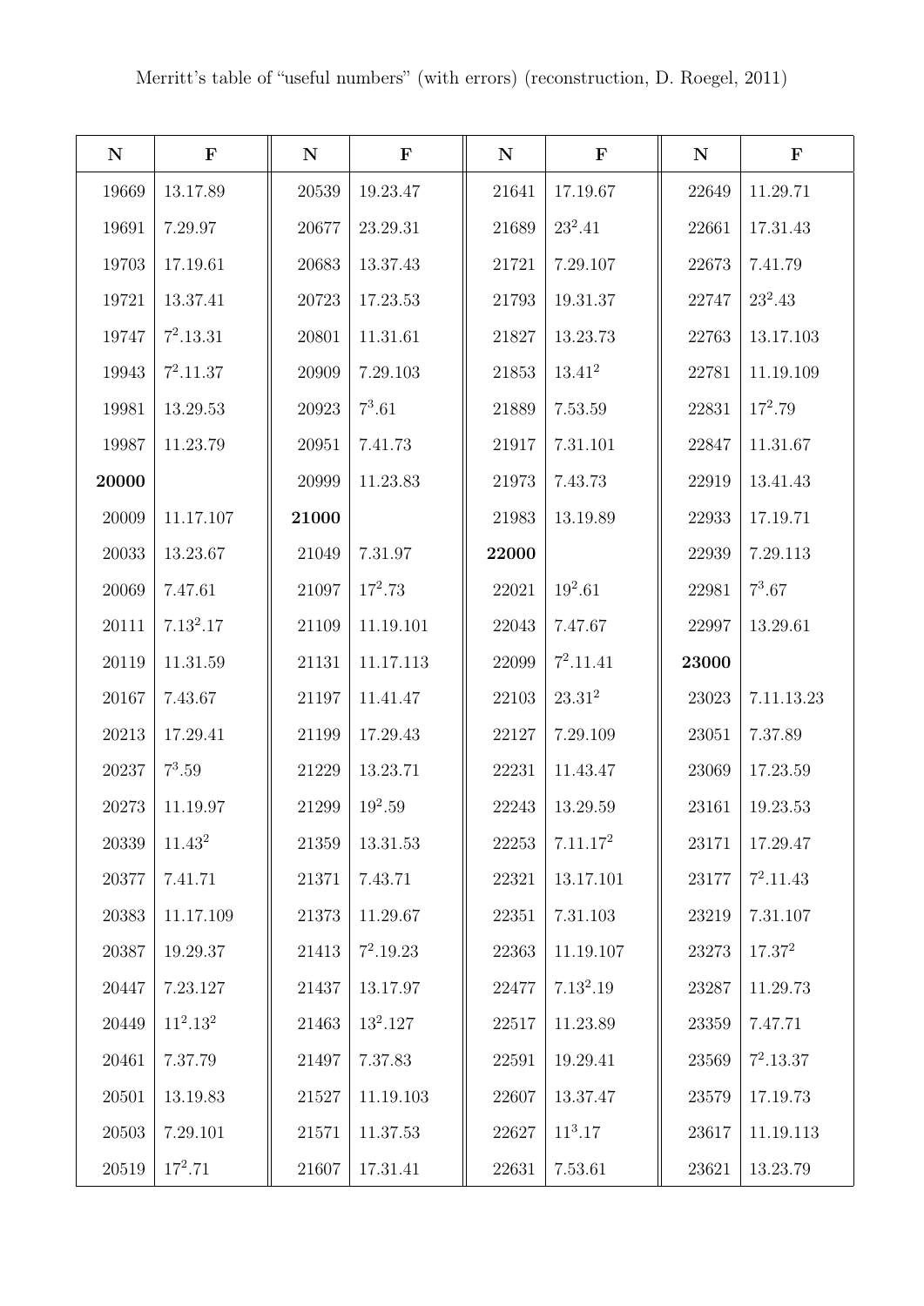Merritt's table of "useful numbers" (with errors) (reconstruction, D. Roegel, 2011)

| N | F | N | F | N | F | N | F |
|---|---|---|---|---|---|---|---|
| 19669 | 13.17.89 | 20539 | 19.23.47 | 21641 | 17.19.67 | 22649 | 11.29.71 |
| 19691 | 7.29.97 | 20677 | 23.29.31 | 21689 | $23^2$.41 | 22661 | 17.31.43 |
| 19703 | 17.19.61 | 20683 | 13.37.43 | 21721 | 7.29.107 | 22673 | 7.41.79 |
| 19721 | 13.37.41 | 20723 | 17.23.53 | 21793 | 19.31.37 | 22747 | $23^2$.43 |
| 19747 | $7^2$.13.31 | 20801 | 11.31.61 | 21827 | 13.23.73 | 22763 | 13.17.103 |
| 19943 | $7^2$.11.37 | 20909 | 7.29.103 | 21853 | 13.$41^2$ | 22781 | 11.19.109 |
| 19981 | 13.29.53 | 20923 | $7^3$.61 | 21889 | 7.53.59 | 22831 | $17^2$.79 |
| 19987 | 11.23.79 | 20951 | 7.41.73 | 21917 | 7.31.101 | 22847 | 11.31.67 |
| **20000** | | 20999 | 11.23.83 | 21973 | 7.43.73 | 22919 | 13.41.43 |
| 20009 | 11.17.107 | **21000** | | 21983 | 13.19.89 | 22933 | 17.19.71 |
| 20033 | 13.23.67 | 21049 | 7.31.97 | **22000** | | 22939 | 7.29.113 |
| 20069 | 7.47.61 | 21097 | $17^2$.73 | 22021 | $19^2$.61 | 22981 | $7^3$.67 |
| 20111 | 7.$13^2$.17 | 21109 | 11.19.101 | 22043 | 7.47.67 | 22997 | 13.29.61 |
| 20119 | 11.31.59 | 21131 | 11.17.113 | 22099 | $7^2$.11.41 | **23000** | |
| 20167 | 7.43.67 | 21197 | 11.41.47 | 22103 | 23.$31^2$ | 23023 | 7.11.13.23 |
| 20213 | 17.29.41 | 21199 | 17.29.43 | 22127 | 7.29.109 | 23051 | 7.37.89 |
| 20237 | $7^3$.59 | 21229 | 13.23.71 | 22231 | 11.43.47 | 23069 | 17.23.59 |
| 20273 | 11.19.97 | 21299 | $19^2$.59 | 22243 | 13.29.59 | 23161 | 19.23.53 |
| 20339 | 11.$43^2$ | 21359 | 13.31.53 | 22253 | 7.11.$17^2$ | 23171 | 17.29.47 |
| 20377 | 7.41.71 | 21371 | 7.43.71 | 22321 | 13.17.101 | 23177 | $7^2$.11.43 |
| 20383 | 11.17.109 | 21373 | 11.29.67 | 22351 | 7.31.103 | 23219 | 7.31.107 |
| 20387 | 19.29.37 | 21413 | $7^2$.19.23 | 22363 | 11.19.107 | 23273 | 17.$37^2$ |
| 20447 | 7.23.127 | 21437 | 13.17.97 | 22477 | 7.$13^2$.19 | 23287 | 11.29.73 |
| 20449 | $11^2$.$13^2$ | 21463 | $13^2$.127 | 22517 | 11.23.89 | 23359 | 7.47.71 |
| 20461 | 7.37.79 | 21497 | 7.37.83 | 22591 | 19.29.41 | 23569 | $7^2$.13.37 |
| 20501 | 13.19.83 | 21527 | 11.19.103 | 22607 | 13.37.47 | 23579 | 17.19.73 |
| 20503 | 7.29.101 | 21571 | 11.37.53 | 22627 | $11^3$.17 | 23617 | 11.19.113 |
| 20519 | $17^2$.71 | 21607 | 17.31.41 | 22631 | 7.53.61 | 23621 | 13.23.79 |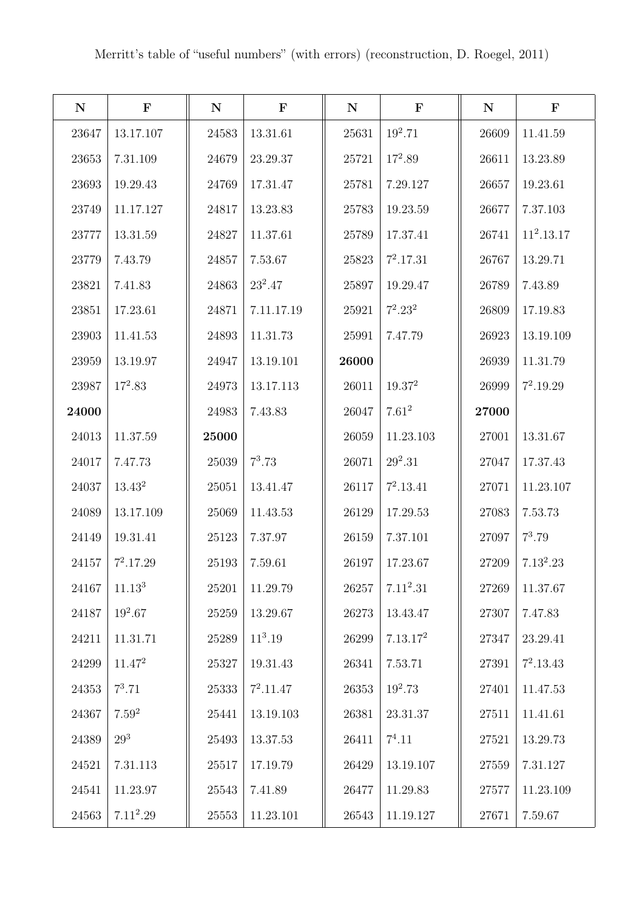Merritt's table of "useful numbers" (with errors) (reconstruction, D. Roegel, 2011)

| N | F | N | F | N | F | N | F |
|---|---|---|---|---|---|---|---|
| 23647 | 13.17.107 | 24583 | 13.31.61 | 25631 | $19^2.71$ | 26609 | 11.41.59 |
| 23653 | 7.31.109 | 24679 | 23.29.37 | 25721 | $17^2.89$ | 26611 | 13.23.89 |
| 23693 | 19.29.43 | 24769 | 17.31.47 | 25781 | 7.29.127 | 26657 | 19.23.61 |
| 23749 | 11.17.127 | 24817 | 13.23.83 | 25783 | 19.23.59 | 26677 | 7.37.103 |
| 23777 | 13.31.59 | 24827 | 11.37.61 | 25789 | 17.37.41 | 26741 | $11^2.13.17$ |
| 23779 | 7.43.79 | 24857 | 7.53.67 | 25823 | $7^2.17.31$ | 26767 | 13.29.71 |
| 23821 | 7.41.83 | 24863 | $23^2.47$ | 25897 | 19.29.47 | 26789 | 7.43.89 |
| 23851 | 17.23.61 | 24871 | 7.11.17.19 | 25921 | $7^2.23^2$ | 26809 | 17.19.83 |
| 23903 | 11.41.53 | 24893 | 11.31.73 | 25991 | 7.47.79 | 26923 | 13.19.109 |
| 23959 | 13.19.97 | 24947 | 13.19.101 | **26000** | | 26939 | 11.31.79 |
| 23987 | $17^2.83$ | 24973 | 13.17.113 | 26011 | $19.37^2$ | 26999 | $7^2.19.29$ |
| **24000** | | 24983 | 7.43.83 | 26047 | $7.61^2$ | **27000** | |
| 24013 | 11.37.59 | **25000** | | 26059 | 11.23.103 | 27001 | 13.31.67 |
| 24017 | 7.47.73 | 25039 | $7^3.73$ | 26071 | $29^2.31$ | 27047 | 17.37.43 |
| 24037 | $13.43^2$ | 25051 | 13.41.47 | 26117 | $7^2.13.41$ | 27071 | 11.23.107 |
| 24089 | 13.17.109 | 25069 | 11.43.53 | 26129 | 17.29.53 | 27083 | 7.53.73 |
| 24149 | 19.31.41 | 25123 | 7.37.97 | 26159 | 7.37.101 | 27097 | $7^3.79$ |
| 24157 | $7^2.17.29$ | 25193 | 7.59.61 | 26197 | 17.23.67 | 27209 | $7.13^2.23$ |
| 24167 | $11.13^3$ | 25201 | 11.29.79 | 26257 | $7.11^2.31$ | 27269 | 11.37.67 |
| 24187 | $19^2.67$ | 25259 | 13.29.67 | 26273 | 13.43.47 | 27307 | 7.47.83 |
| 24211 | 11.31.71 | 25289 | $11^3.19$ | 26299 | $7.13.17^2$ | 27347 | 23.29.41 |
| 24299 | $11.47^2$ | 25327 | 19.31.43 | 26341 | 7.53.71 | 27391 | $7^2.13.43$ |
| 24353 | $7^3.71$ | 25333 | $7^2.11.47$ | 26353 | $19^2.73$ | 27401 | 11.47.53 |
| 24367 | $7.59^2$ | 25441 | 13.19.103 | 26381 | 23.31.37 | 27511 | 11.41.61 |
| 24389 | $29^3$ | 25493 | 13.37.53 | 26411 | $7^4.11$ | 27521 | 13.29.73 |
| 24521 | 7.31.113 | 25517 | 17.19.79 | 26429 | 13.19.107 | 27559 | 7.31.127 |
| 24541 | 11.23.97 | 25543 | 7.41.89 | 26477 | 11.29.83 | 27577 | 11.23.109 |
| 24563 | $7.11^2.29$ | 25553 | 11.23.101 | 26543 | 11.19.127 | 27671 | 7.59.67 |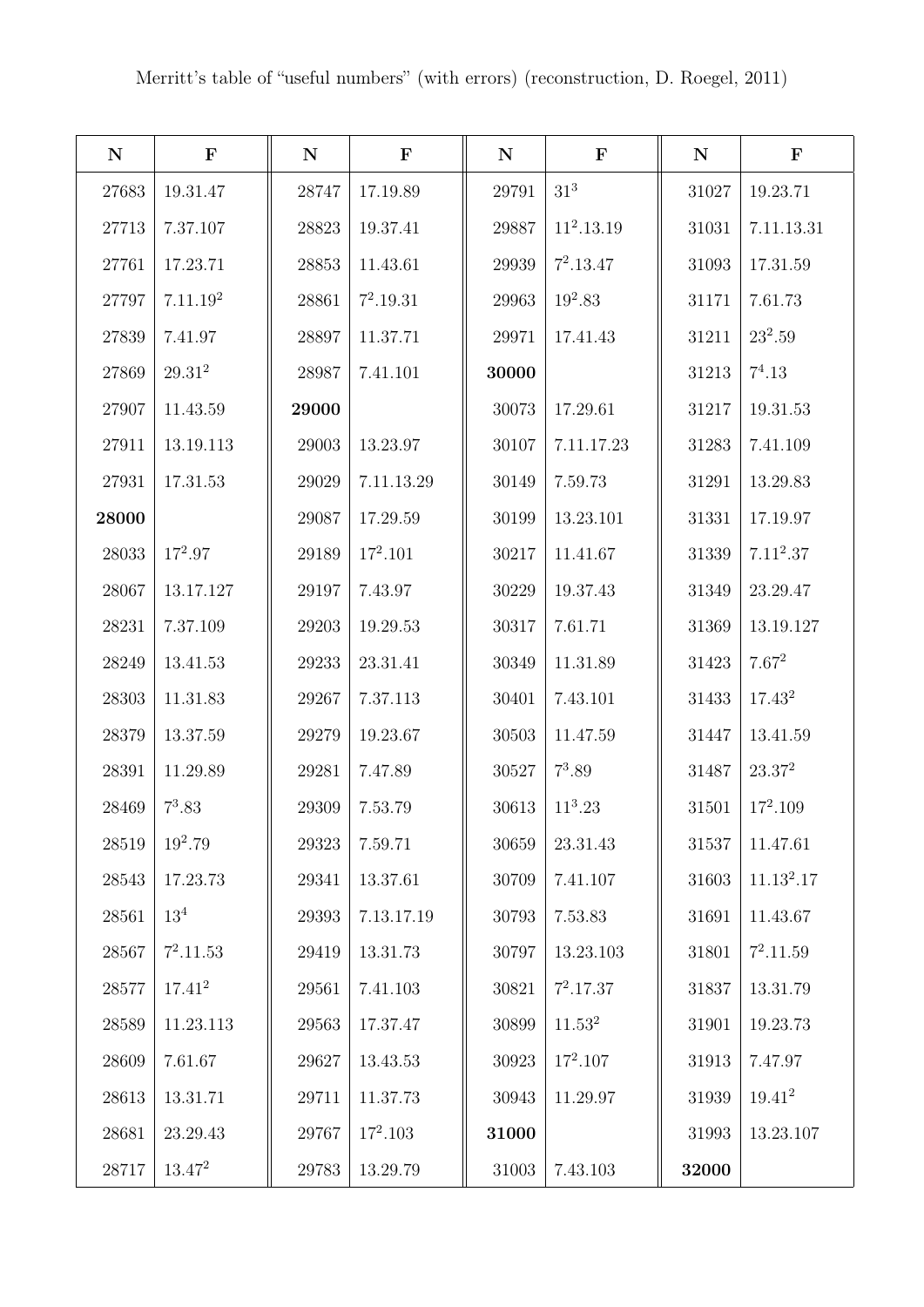Merritt's table of "useful numbers" (with errors) (reconstruction, D. Roegel, 2011)

| N | F | N | F | N | F | N | F |
|---|---|---|---|---|---|---|---|
| 27683 | 19.31.47 | 28747 | 17.19.89 | 29791 | $31^3$ | 31027 | 19.23.71 |
| 27713 | 7.37.107 | 28823 | 19.37.41 | 29887 | $11^2$.13.19 | 31031 | 7.11.13.31 |
| 27761 | 17.23.71 | 28853 | 11.43.61 | 29939 | $7^2$.13.47 | 31093 | 17.31.59 |
| 27797 | 7.11.$19^2$ | 28861 | $7^2$.19.31 | 29963 | $19^2$.83 | 31171 | 7.61.73 |
| 27839 | 7.41.97 | 28897 | 11.37.71 | 29971 | 17.41.43 | 31211 | $23^2$.59 |
| 27869 | 29.$31^2$ | 28987 | 7.41.101 | **30000** | | 31213 | $7^4$.13 |
| 27907 | 11.43.59 | **29000** | | 30073 | 17.29.61 | 31217 | 19.31.53 |
| 27911 | 13.19.113 | 29003 | 13.23.97 | 30107 | 7.11.17.23 | 31283 | 7.41.109 |
| 27931 | 17.31.53 | 29029 | 7.11.13.29 | 30149 | 7.59.73 | 31291 | 13.29.83 |
| **28000** | | 29087 | 17.29.59 | 30199 | 13.23.101 | 31331 | 17.19.97 |
| 28033 | $17^2$.97 | 29189 | $17^2$.101 | 30217 | 11.41.67 | 31339 | 7.$11^2$.37 |
| 28067 | 13.17.127 | 29197 | 7.43.97 | 30229 | 19.37.43 | 31349 | 23.29.47 |
| 28231 | 7.37.109 | 29203 | 19.29.53 | 30317 | 7.61.71 | 31369 | 13.19.127 |
| 28249 | 13.41.53 | 29233 | 23.31.41 | 30349 | 11.31.89 | 31423 | 7.$67^2$ |
| 28303 | 11.31.83 | 29267 | 7.37.113 | 30401 | 7.43.101 | 31433 | 17.$43^2$ |
| 28379 | 13.37.59 | 29279 | 19.23.67 | 30503 | 11.47.59 | 31447 | 13.41.59 |
| 28391 | 11.29.89 | 29281 | 7.47.89 | 30527 | $7^3$.89 | 31487 | 23.$37^2$ |
| 28469 | $7^3$.83 | 29309 | 7.53.79 | 30613 | $11^3$.23 | 31501 | $17^2$.109 |
| 28519 | $19^2$.79 | 29323 | 7.59.71 | 30659 | 23.31.43 | 31537 | 11.47.61 |
| 28543 | 17.23.73 | 29341 | 13.37.61 | 30709 | 7.41.107 | 31603 | 11.$13^2$.17 |
| 28561 | $13^4$ | 29393 | 7.13.17.19 | 30793 | 7.53.83 | 31691 | 11.43.67 |
| 28567 | $7^2$.11.53 | 29419 | 13.31.73 | 30797 | 13.23.103 | 31801 | $7^2$.11.59 |
| 28577 | 17.$41^2$ | 29561 | 7.41.103 | 30821 | $7^2$.17.37 | 31837 | 13.31.79 |
| 28589 | 11.23.113 | 29563 | 17.37.47 | 30899 | 11.$53^2$ | 31901 | 19.23.73 |
| 28609 | 7.61.67 | 29627 | 13.43.53 | 30923 | $17^2$.107 | 31913 | 7.47.97 |
| 28613 | 13.31.71 | 29711 | 11.37.73 | 30943 | 11.29.97 | 31939 | 19.$41^2$ |
| 28681 | 23.29.43 | 29767 | $17^2$.103 | **31000** | | 31993 | 13.23.107 |
| 28717 | 13.$47^2$ | 29783 | 13.29.79 | 31003 | 7.43.103 | **32000** | |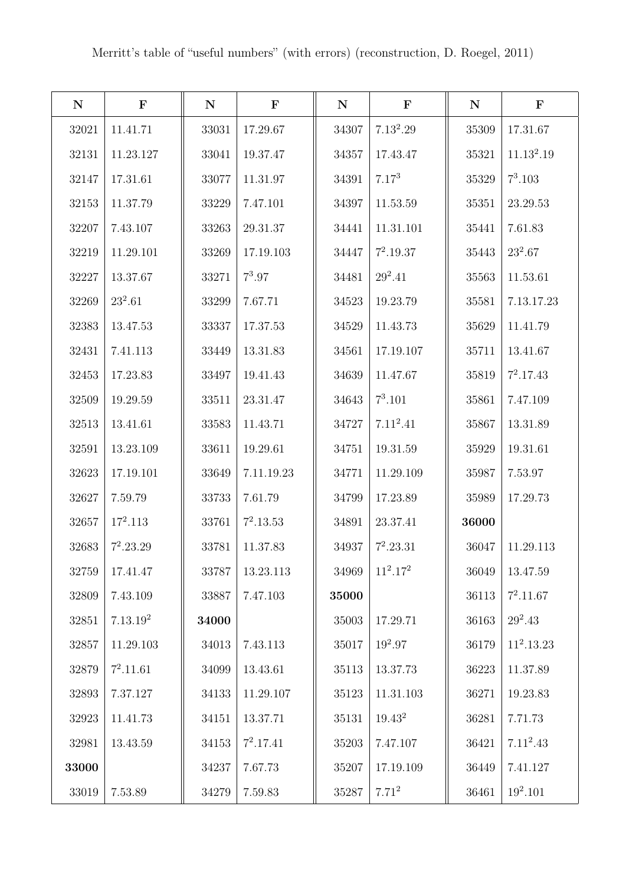Merritt's table of "useful numbers" (with errors) (reconstruction, D. Roegel, 2011)

| **N** | **F** | **N** | **F** | **N** | **F** | **N** | **F** |
|---|---|---|---|---|---|---|---|
| 32021 | 11.41.71 | 33031 | 17.29.67 | 34307 | $7.13^2.29$ | 35309 | 17.31.67 |
| 32131 | 11.23.127 | 33041 | 19.37.47 | 34357 | 17.43.47 | 35321 | $11.13^2.19$ |
| 32147 | 17.31.61 | 33077 | 11.31.97 | 34391 | $7.17^3$ | 35329 | $7^3.103$ |
| 32153 | 11.37.79 | 33229 | 7.47.101 | 34397 | 11.53.59 | 35351 | 23.29.53 |
| 32207 | 7.43.107 | 33263 | 29.31.37 | 34441 | 11.31.101 | 35441 | 7.61.83 |
| 32219 | 11.29.101 | 33269 | 17.19.103 | 34447 | $7^2.19.37$ | 35443 | $23^2.67$ |
| 32227 | 13.37.67 | 33271 | $7^3.97$ | 34481 | $29^2.41$ | 35563 | 11.53.61 |
| 32269 | $23^2.61$ | 33299 | 7.67.71 | 34523 | 19.23.79 | 35581 | 7.13.17.23 |
| 32383 | 13.47.53 | 33337 | 17.37.53 | 34529 | 11.43.73 | 35629 | 11.41.79 |
| 32431 | 7.41.113 | 33449 | 13.31.83 | 34561 | 17.19.107 | 35711 | 13.41.67 |
| 32453 | 17.23.83 | 33497 | 19.41.43 | 34639 | 11.47.67 | 35819 | $7^2.17.43$ |
| 32509 | 19.29.59 | 33511 | 23.31.47 | 34643 | $7^3.101$ | 35861 | 7.47.109 |
| 32513 | 13.41.61 | 33583 | 11.43.71 | 34727 | $7.11^2.41$ | 35867 | 13.31.89 |
| 32591 | 13.23.109 | 33611 | 19.29.61 | 34751 | 19.31.59 | 35929 | 19.31.61 |
| 32623 | 17.19.101 | 33649 | 7.11.19.23 | 34771 | 11.29.109 | 35987 | 7.53.97 |
| 32627 | 7.59.79 | 33733 | 7.61.79 | 34799 | 17.23.89 | 35989 | 17.29.73 |
| 32657 | $17^2.113$ | 33761 | $7^2.13.53$ | 34891 | 23.37.41 | **36000** | |
| 32683 | $7^2.23.29$ | 33781 | 11.37.83 | 34937 | $7^2.23.31$ | 36047 | 11.29.113 |
| 32759 | 17.41.47 | 33787 | 13.23.113 | 34969 | $11^2.17^2$ | 36049 | 13.47.59 |
| 32809 | 7.43.109 | 33887 | 7.47.103 | **35000** | | 36113 | $7^2.11.67$ |
| 32851 | $7.13.19^2$ | **34000** | | 35003 | 17.29.71 | 36163 | $29^2.43$ |
| 32857 | 11.29.103 | 34013 | 7.43.113 | 35017 | $19^2.97$ | 36179 | $11^2.13.23$ |
| 32879 | $7^2.11.61$ | 34099 | 13.43.61 | 35113 | 13.37.73 | 36223 | 11.37.89 |
| 32893 | 7.37.127 | 34133 | 11.29.107 | 35123 | 11.31.103 | 36271 | 19.23.83 |
| 32923 | 11.41.73 | 34151 | 13.37.71 | 35131 | $19.43^2$ | 36281 | 7.71.73 |
| 32981 | 13.43.59 | 34153 | $7^2.17.41$ | 35203 | 7.47.107 | 36421 | $7.11^2.43$ |
| **33000** | | 34237 | 7.67.73 | 35207 | 17.19.109 | 36449 | 7.41.127 |
| 33019 | 7.53.89 | 34279 | 7.59.83 | 35287 | $7.71^2$ | 36461 | $19^2.101$ |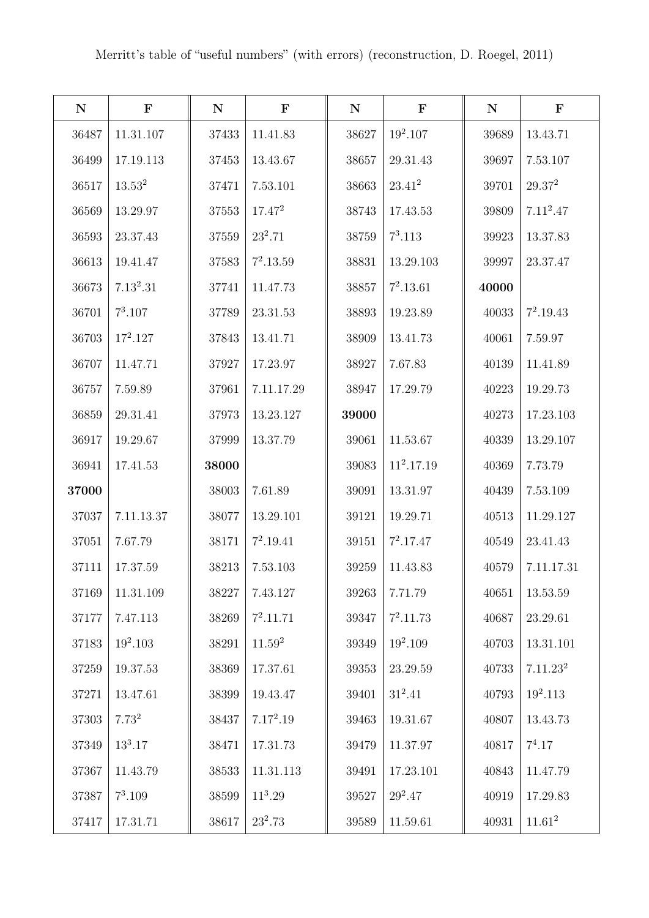Merritt's table of "useful numbers" (with errors) (reconstruction, D. Roegel, 2011)

| N | F | N | F | N | F | N | F |
|---|---|---|---|---|---|---|---|
| 36487 | 11.31.107 | 37433 | 11.41.83 | 38627 | $19^2$.107 | 39689 | 13.43.71 |
| 36499 | 17.19.113 | 37453 | 13.43.67 | 38657 | 29.31.43 | 39697 | 7.53.107 |
| 36517 | $13.53^2$ | 37471 | 7.53.101 | 38663 | $23.41^2$ | 39701 | $29.37^2$ |
| 36569 | 13.29.97 | 37553 | $17.47^2$ | 38743 | 17.43.53 | 39809 | $7.11^2$.47 |
| 36593 | 23.37.43 | 37559 | $23^2$.71 | 38759 | $7^3$.113 | 39923 | 13.37.83 |
| 36613 | 19.41.47 | 37583 | $7^2$.13.59 | 38831 | 13.29.103 | 39997 | 23.37.47 |
| 36673 | $7.13^2$.31 | 37741 | 11.47.73 | 38857 | $7^2$.13.61 | **40000** | |
| 36701 | $7^3$.107 | 37789 | 23.31.53 | 38893 | 19.23.89 | 40033 | $7^2$.19.43 |
| 36703 | $17^2$.127 | 37843 | 13.41.71 | 38909 | 13.41.73 | 40061 | 7.59.97 |
| 36707 | 11.47.71 | 37927 | 17.23.97 | 38927 | 7.67.83 | 40139 | 11.41.89 |
| 36757 | 7.59.89 | 37961 | 7.11.17.29 | 38947 | 17.29.79 | 40223 | 19.29.73 |
| 36859 | 29.31.41 | 37973 | 13.23.127 | **39000** | | 40273 | 17.23.103 |
| 36917 | 19.29.67 | 37999 | 13.37.79 | 39061 | 11.53.67 | 40339 | 13.29.107 |
| 36941 | 17.41.53 | **38000** | | 39083 | $11^2$.17.19 | 40369 | 7.73.79 |
| **37000** | | 38003 | 7.61.89 | 39091 | 13.31.97 | 40439 | 7.53.109 |
| 37037 | 7.11.13.37 | 38077 | 13.29.101 | 39121 | 19.29.71 | 40513 | 11.29.127 |
| 37051 | 7.67.79 | 38171 | $7^2$.19.41 | 39151 | $7^2$.17.47 | 40549 | 23.41.43 |
| 37111 | 17.37.59 | 38213 | 7.53.103 | 39259 | 11.43.83 | 40579 | 7.11.17.31 |
| 37169 | 11.31.109 | 38227 | 7.43.127 | 39263 | 7.71.79 | 40651 | 13.53.59 |
| 37177 | 7.47.113 | 38269 | $7^2$.11.71 | 39347 | $7^2$.11.73 | 40687 | 23.29.61 |
| 37183 | $19^2$.103 | 38291 | $11.59^2$ | 39349 | $19^2$.109 | 40703 | 13.31.101 |
| 37259 | 19.37.53 | 38369 | 17.37.61 | 39353 | 23.29.59 | 40733 | $7.11.23^2$ |
| 37271 | 13.47.61 | 38399 | 19.43.47 | 39401 | $31^2$.41 | 40793 | $19^2$.113 |
| 37303 | $7.73^2$ | 38437 | $7.17^2$.19 | 39463 | 19.31.67 | 40807 | 13.43.73 |
| 37349 | $13^3$.17 | 38471 | 17.31.73 | 39479 | 11.37.97 | 40817 | $7^4$.17 |
| 37367 | 11.43.79 | 38533 | 11.31.113 | 39491 | 17.23.101 | 40843 | 11.47.79 |
| 37387 | $7^3$.109 | 38599 | $11^3$.29 | 39527 | $29^2$.47 | 40919 | 17.29.83 |
| 37417 | 17.31.71 | 38617 | $23^2$.73 | 39589 | 11.59.61 | 40931 | $11.61^2$ |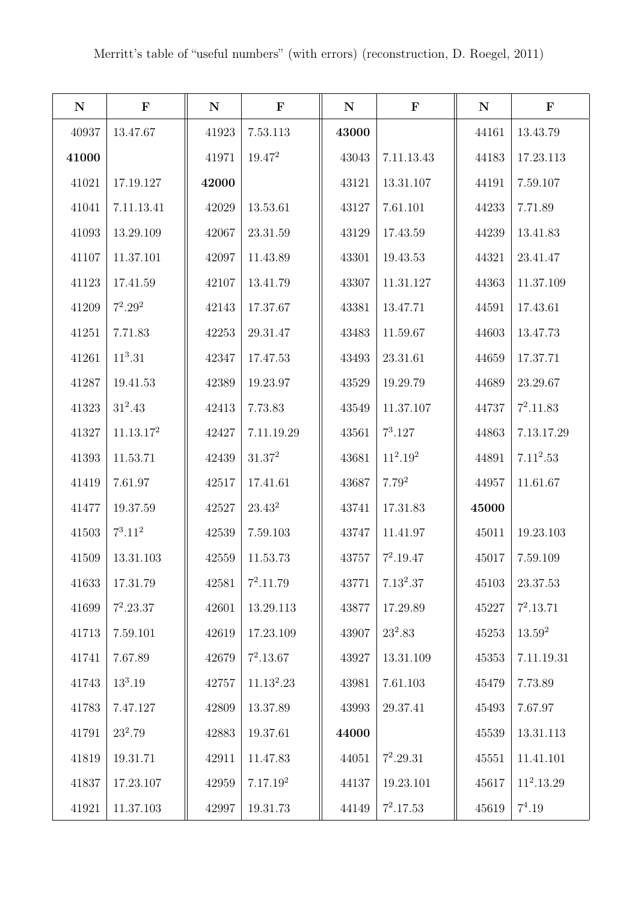Merritt's table of "useful numbers" (with errors) (reconstruction, D. Roegel, 2011)

| N | F | N | F | N | F | N | F |
|---|---|---|---|---|---|---|---|
| 40937 | 13.47.67 | 41923 | 7.53.113 | **43000** | | 44161 | 13.43.79 |
| **41000** | | 41971 | $19.47^2$ | 43043 | 7.11.13.43 | 44183 | 17.23.113 |
| 41021 | 17.19.127 | **42000** | | 43121 | 13.31.107 | 44191 | 7.59.107 |
| 41041 | 7.11.13.41 | 42029 | 13.53.61 | 43127 | 7.61.101 | 44233 | 7.71.89 |
| 41093 | 13.29.109 | 42067 | 23.31.59 | 43129 | 17.43.59 | 44239 | 13.41.83 |
| 41107 | 11.37.101 | 42097 | 11.43.89 | 43301 | 19.43.53 | 44321 | 23.41.47 |
| 41123 | 17.41.59 | 42107 | 13.41.79 | 43307 | 11.31.127 | 44363 | 11.37.109 |
| 41209 | $7^2.29^2$ | 42143 | 17.37.67 | 43381 | 13.47.71 | 44591 | 17.43.61 |
| 41251 | 7.71.83 | 42253 | 29.31.47 | 43483 | 11.59.67 | 44603 | 13.47.73 |
| 41261 | $11^3.31$ | 42347 | 17.47.53 | 43493 | 23.31.61 | 44659 | 17.37.71 |
| 41287 | 19.41.53 | 42389 | 19.23.97 | 43529 | 19.29.79 | 44689 | 23.29.67 |
| 41323 | $31^2.43$ | 42413 | 7.73.83 | 43549 | 11.37.107 | 44737 | $7^2.11.83$ |
| 41327 | $11.13.17^2$ | 42427 | 7.11.19.29 | 43561 | $7^3.127$ | 44863 | 7.13.17.29 |
| 41393 | 11.53.71 | 42439 | $31.37^2$ | 43681 | $11^2.19^2$ | 44891 | $7.11^2.53$ |
| 41419 | 7.61.97 | 42517 | 17.41.61 | 43687 | $7.79^2$ | 44957 | 11.61.67 |
| 41477 | 19.37.59 | 42527 | $23.43^2$ | 43741 | 17.31.83 | **45000** | |
| 41503 | $7^3.11^2$ | 42539 | 7.59.103 | 43747 | 11.41.97 | 45011 | 19.23.103 |
| 41509 | 13.31.103 | 42559 | 11.53.73 | 43757 | $7^2.19.47$ | 45017 | 7.59.109 |
| 41633 | 17.31.79 | 42581 | $7^2.11.79$ | 43771 | $7.13^2.37$ | 45103 | 23.37.53 |
| 41699 | $7^2.23.37$ | 42601 | 13.29.113 | 43877 | 17.29.89 | 45227 | $7^2.13.71$ |
| 41713 | 7.59.101 | 42619 | 17.23.109 | 43907 | $23^2.83$ | 45253 | $13.59^2$ |
| 41741 | 7.67.89 | 42679 | $7^2.13.67$ | 43927 | 13.31.109 | 45353 | 7.11.19.31 |
| 41743 | $13^3.19$ | 42757 | $11.13^2.23$ | 43981 | 7.61.103 | 45479 | 7.73.89 |
| 41783 | 7.47.127 | 42809 | 13.37.89 | 43993 | 29.37.41 | 45493 | 7.67.97 |
| 41791 | $23^2.79$ | 42883 | 19.37.61 | **44000** | | 45539 | 13.31.113 |
| 41819 | 19.31.71 | 42911 | 11.47.83 | 44051 | $7^2.29.31$ | 45551 | 11.41.101 |
| 41837 | 17.23.107 | 42959 | $7.17.19^2$ | 44137 | 19.23.101 | 45617 | $11^2.13.29$ |
| 41921 | 11.37.103 | 42997 | 19.31.73 | 44149 | $7^2.17.53$ | 45619 | $7^4.19$ |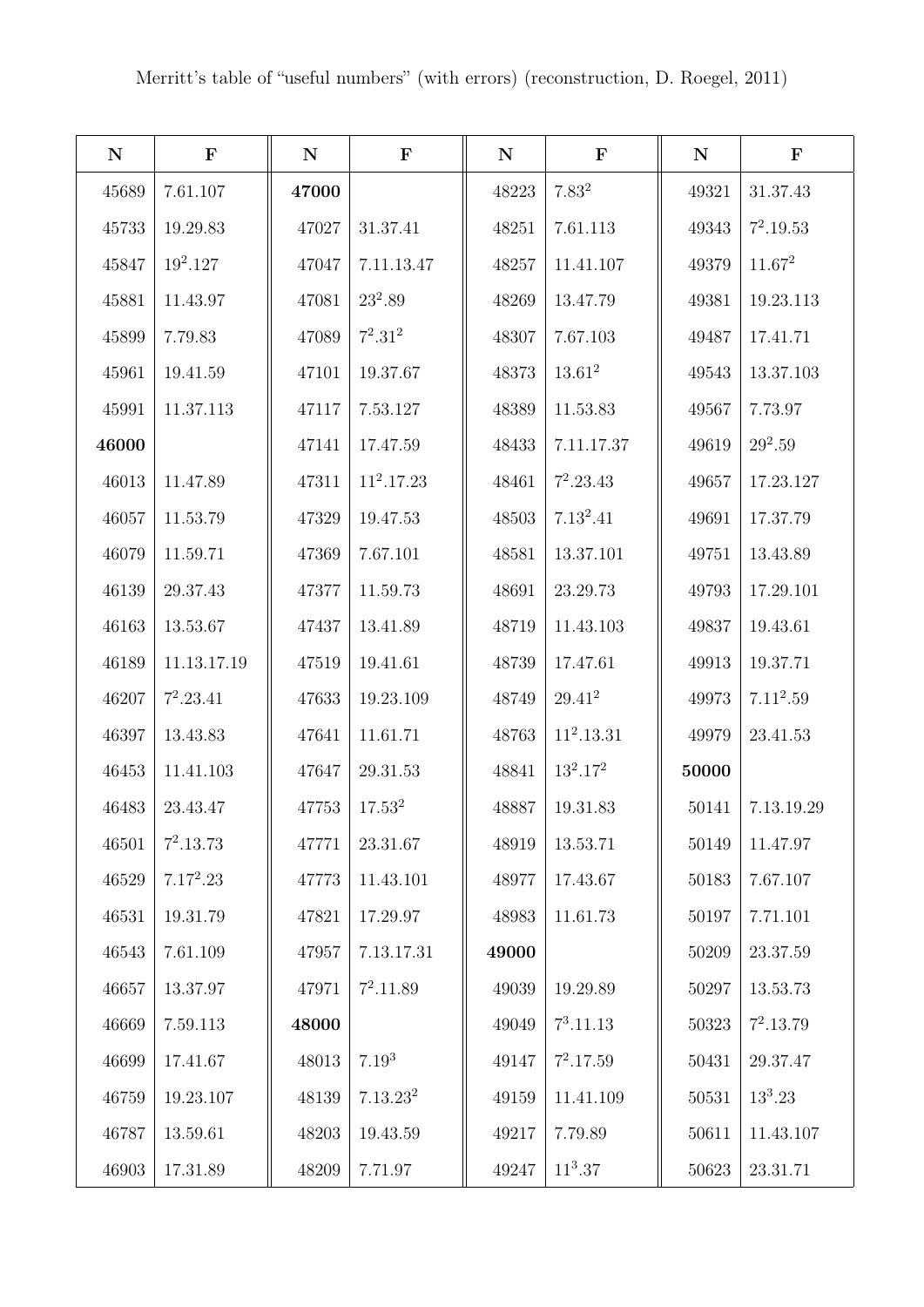Merritt's table of "useful numbers" (with errors) (reconstruction, D. Roegel, 2011)

| N | F | N | F | N | F | N | F |
|---|---|---|---|---|---|---|---|
| 45689 | 7.61.107 | **47000** | | 48223 | $7.83^2$ | 49321 | 31.37.43 |
| 45733 | 19.29.83 | 47027 | 31.37.41 | 48251 | 7.61.113 | 49343 | $7^2.19.53$ |
| 45847 | $19^2.127$ | 47047 | 7.11.13.47 | 48257 | 11.41.107 | 49379 | $11.67^2$ |
| 45881 | 11.43.97 | 47081 | $23^2.89$ | 48269 | 13.47.79 | 49381 | 19.23.113 |
| 45899 | 7.79.83 | 47089 | $7^2.31^2$ | 48307 | 7.67.103 | 49487 | 17.41.71 |
| 45961 | 19.41.59 | 47101 | 19.37.67 | 48373 | $13.61^2$ | 49543 | 13.37.103 |
| 45991 | 11.37.113 | 47117 | 7.53.127 | 48389 | 11.53.83 | 49567 | 7.73.97 |
| **46000** | | 47141 | 17.47.59 | 48433 | 7.11.17.37 | 49619 | $29^2.59$ |
| 46013 | 11.47.89 | 47311 | $11^2.17.23$ | 48461 | $7^2.23.43$ | 49657 | 17.23.127 |
| 46057 | 11.53.79 | 47329 | 19.47.53 | 48503 | $7.13^2.41$ | 49691 | 17.37.79 |
| 46079 | 11.59.71 | 47369 | 7.67.101 | 48581 | 13.37.101 | 49751 | 13.43.89 |
| 46139 | 29.37.43 | 47377 | 11.59.73 | 48691 | 23.29.73 | 49793 | 17.29.101 |
| 46163 | 13.53.67 | 47437 | 13.41.89 | 48719 | 11.43.103 | 49837 | 19.43.61 |
| 46189 | 11.13.17.19 | 47519 | 19.41.61 | 48739 | 17.47.61 | 49913 | 19.37.71 |
| 46207 | $7^2.23.41$ | 47633 | 19.23.109 | 48749 | $29.41^2$ | 49973 | $7.11^2.59$ |
| 46397 | 13.43.83 | 47641 | 11.61.71 | 48763 | $11^2.13.31$ | 49979 | 23.41.53 |
| 46453 | 11.41.103 | 47647 | 29.31.53 | 48841 | $13^2.17^2$ | **50000** | |
| 46483 | 23.43.47 | 47753 | $17.53^2$ | 48887 | 19.31.83 | 50141 | 7.13.19.29 |
| 46501 | $7^2.13.73$ | 47771 | 23.31.67 | 48919 | 13.53.71 | 50149 | 11.47.97 |
| 46529 | $7.17^2.23$ | 47773 | 11.43.101 | 48977 | 17.43.67 | 50183 | 7.67.107 |
| 46531 | 19.31.79 | 47821 | 17.29.97 | 48983 | 11.61.73 | 50197 | 7.71.101 |
| 46543 | 7.61.109 | 47957 | 7.13.17.31 | **49000** | | 50209 | 23.37.59 |
| 46657 | 13.37.97 | 47971 | $7^2.11.89$ | 49039 | 19.29.89 | 50297 | 13.53.73 |
| 46669 | 7.59.113 | **48000** | | 49049 | $7^3.11.13$ | 50323 | $7^2.13.79$ |
| 46699 | 17.41.67 | 48013 | $7.19^3$ | 49147 | $7^2.17.59$ | 50431 | 29.37.47 |
| 46759 | 19.23.107 | 48139 | $7.13.23^2$ | 49159 | 11.41.109 | 50531 | $13^3.23$ |
| 46787 | 13.59.61 | 48203 | 19.43.59 | 49217 | 7.79.89 | 50611 | 11.43.107 |
| 46903 | 17.31.89 | 48209 | 7.71.97 | 49247 | $11^3.37$ | 50623 | 23.31.71 |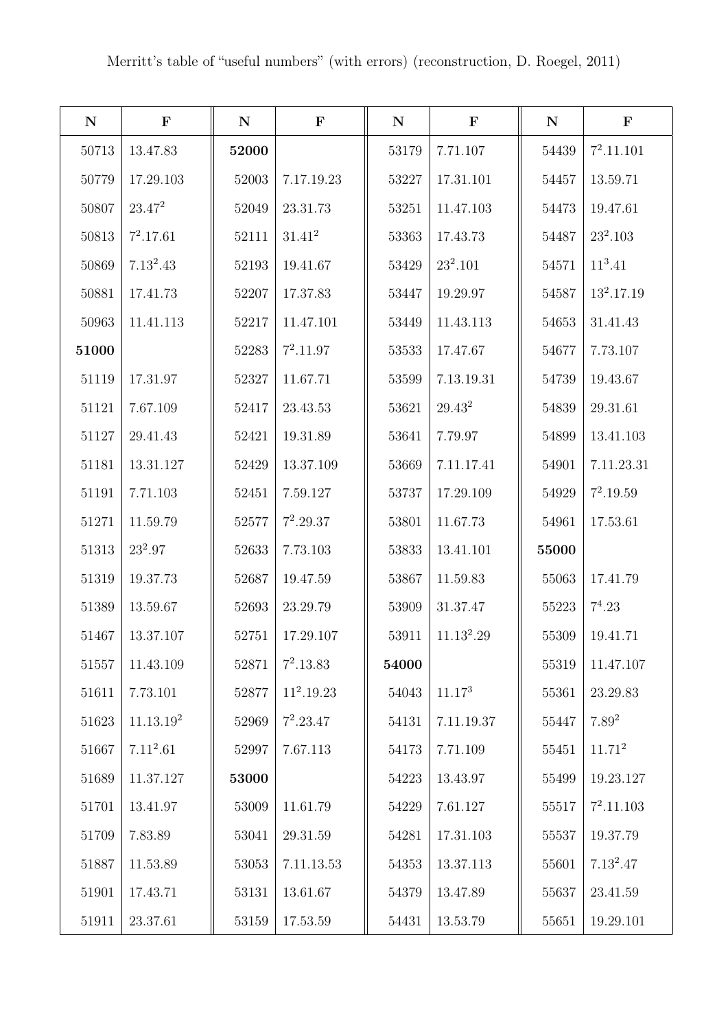Merritt's table of "useful numbers" (with errors) (reconstruction, D. Roegel, 2011)

| N | F | N | F | N | F | N | F |
|---|---|---|---|---|---|---|---|
| 50713 | 13.47.83 | **52000** | | 53179 | 7.71.107 | 54439 | $7^2$.11.101 |
| 50779 | 17.29.103 | 52003 | 7.17.19.23 | 53227 | 17.31.101 | 54457 | 13.59.71 |
| 50807 | 23.$47^2$ | 52049 | 23.31.73 | 53251 | 11.47.103 | 54473 | 19.47.61 |
| 50813 | $7^2$.17.61 | 52111 | 31.$41^2$ | 53363 | 17.43.73 | 54487 | $23^2$.103 |
| 50869 | 7.$13^2$.43 | 52193 | 19.41.67 | 53429 | $23^2$.101 | 54571 | $11^3$.41 |
| 50881 | 17.41.73 | 52207 | 17.37.83 | 53447 | 19.29.97 | 54587 | $13^2$.17.19 |
| 50963 | 11.41.113 | 52217 | 11.47.101 | 53449 | 11.43.113 | 54653 | 31.41.43 |
| **51000** | | 52283 | $7^2$.11.97 | 53533 | 17.47.67 | 54677 | 7.73.107 |
| 51119 | 17.31.97 | 52327 | 11.67.71 | 53599 | 7.13.19.31 | 54739 | 19.43.67 |
| 51121 | 7.67.109 | 52417 | 23.43.53 | 53621 | 29.$43^2$ | 54839 | 29.31.61 |
| 51127 | 29.41.43 | 52421 | 19.31.89 | 53641 | 7.79.97 | 54899 | 13.41.103 |
| 51181 | 13.31.127 | 52429 | 13.37.109 | 53669 | 7.11.17.41 | 54901 | 7.11.23.31 |
| 51191 | 7.71.103 | 52451 | 7.59.127 | 53737 | 17.29.109 | 54929 | $7^2$.19.59 |
| 51271 | 11.59.79 | 52577 | $7^2$.29.37 | 53801 | 11.67.73 | 54961 | 17.53.61 |
| 51313 | $23^2$.97 | 52633 | 7.73.103 | 53833 | 13.41.101 | **55000** | |
| 51319 | 19.37.73 | 52687 | 19.47.59 | 53867 | 11.59.83 | 55063 | 17.41.79 |
| 51389 | 13.59.67 | 52693 | 23.29.79 | 53909 | 31.37.47 | 55223 | $7^4$.23 |
| 51467 | 13.37.107 | 52751 | 17.29.107 | 53911 | 11.$13^2$.29 | 55309 | 19.41.71 |
| 51557 | 11.43.109 | 52871 | $7^2$.13.83 | **54000** | | 55319 | 11.47.107 |
| 51611 | 7.73.101 | 52877 | $11^2$.19.23 | 54043 | 11.$17^3$ | 55361 | 23.29.83 |
| 51623 | 11.13.$19^2$ | 52969 | $7^2$.23.47 | 54131 | 7.11.19.37 | 55447 | 7.$89^2$ |
| 51667 | 7.$11^2$.61 | 52997 | 7.67.113 | 54173 | 7.71.109 | 55451 | 11.$71^2$ |
| 51689 | 11.37.127 | **53000** | | 54223 | 13.43.97 | 55499 | 19.23.127 |
| 51701 | 13.41.97 | 53009 | 11.61.79 | 54229 | 7.61.127 | 55517 | $7^2$.11.103 |
| 51709 | 7.83.89 | 53041 | 29.31.59 | 54281 | 17.31.103 | 55537 | 19.37.79 |
| 51887 | 11.53.89 | 53053 | 7.11.13.53 | 54353 | 13.37.113 | 55601 | 7.$13^2$.47 |
| 51901 | 17.43.71 | 53131 | 13.61.67 | 54379 | 13.47.89 | 55637 | 23.41.59 |
| 51911 | 23.37.61 | 53159 | 17.53.59 | 54431 | 13.53.79 | 55651 | 19.29.101 |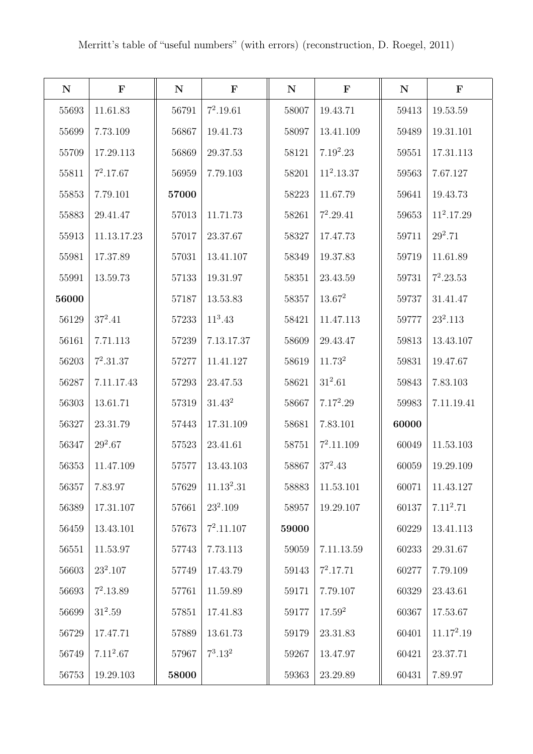Merritt's table of "useful numbers" (with errors) (reconstruction, D. Roegel, 2011)

| N | F | N | F | N | F | N | F |
|---|---|---|---|---|---|---|---|
| 55693 | 11.61.83 | 56791 | $7^2$.19.61 | 58007 | 19.43.71 | 59413 | 19.53.59 |
| 55699 | 7.73.109 | 56867 | 19.41.73 | 58097 | 13.41.109 | 59489 | 19.31.101 |
| 55709 | 17.29.113 | 56869 | 29.37.53 | 58121 | 7.$19^2$.23 | 59551 | 17.31.113 |
| 55811 | $7^2$.17.67 | 56959 | 7.79.103 | 58201 | $11^2$.13.37 | 59563 | 7.67.127 |
| 55853 | 7.79.101 | **57000** | | 58223 | 11.67.79 | 59641 | 19.43.73 |
| 55883 | 29.41.47 | 57013 | 11.71.73 | 58261 | $7^2$.29.41 | 59653 | $11^2$.17.29 |
| 55913 | 11.13.17.23 | 57017 | 23.37.67 | 58327 | 17.47.73 | 59711 | $29^2$.71 |
| 55981 | 17.37.89 | 57031 | 13.41.107 | 58349 | 19.37.83 | 59719 | 11.61.89 |
| 55991 | 13.59.73 | 57133 | 19.31.97 | 58351 | 23.43.59 | 59731 | $7^2$.23.53 |
| **56000** | | 57187 | 13.53.83 | 58357 | 13.$67^2$ | 59737 | 31.41.47 |
| 56129 | $37^2$.41 | 57233 | $11^3$.43 | 58421 | 11.47.113 | 59777 | $23^2$.113 |
| 56161 | 7.71.113 | 57239 | 7.13.17.37 | 58609 | 29.43.47 | 59813 | 13.43.107 |
| 56203 | $7^2$.31.37 | 57277 | 11.41.127 | 58619 | 11.$73^2$ | 59831 | 19.47.67 |
| 56287 | 7.11.17.43 | 57293 | 23.47.53 | 58621 | $31^2$.61 | 59843 | 7.83.103 |
| 56303 | 13.61.71 | 57319 | 31.$43^2$ | 58667 | 7.$17^2$.29 | 59983 | 7.11.19.41 |
| 56327 | 23.31.79 | 57443 | 17.31.109 | 58681 | 7.83.101 | **60000** | |
| 56347 | $29^2$.67 | 57523 | 23.41.61 | 58751 | $7^2$.11.109 | 60049 | 11.53.103 |
| 56353 | 11.47.109 | 57577 | 13.43.103 | 58867 | $37^2$.43 | 60059 | 19.29.109 |
| 56357 | 7.83.97 | 57629 | 11.$13^2$.31 | 58883 | 11.53.101 | 60071 | 11.43.127 |
| 56389 | 17.31.107 | 57661 | $23^2$.109 | 58957 | 19.29.107 | 60137 | 7.$11^2$.71 |
| 56459 | 13.43.101 | 57673 | $7^2$.11.107 | **59000** | | 60229 | 13.41.113 |
| 56551 | 11.53.97 | 57743 | 7.73.113 | 59059 | 7.11.13.59 | 60233 | 29.31.67 |
| 56603 | $23^2$.107 | 57749 | 17.43.79 | 59143 | $7^2$.17.71 | 60277 | 7.79.109 |
| 56693 | $7^2$.13.89 | 57761 | 11.59.89 | 59171 | 7.79.107 | 60329 | 23.43.61 |
| 56699 | $31^2$.59 | 57851 | 17.41.83 | 59177 | 17.$59^2$ | 60367 | 17.53.67 |
| 56729 | 17.47.71 | 57889 | 13.61.73 | 59179 | 23.31.83 | 60401 | 11.$17^2$.19 |
| 56749 | 7.$11^2$.67 | 57967 | $7^3$.$13^2$ | 59267 | 13.47.97 | 60421 | 23.37.71 |
| 56753 | 19.29.103 | **58000** | | 59363 | 23.29.89 | 60431 | 7.89.97 |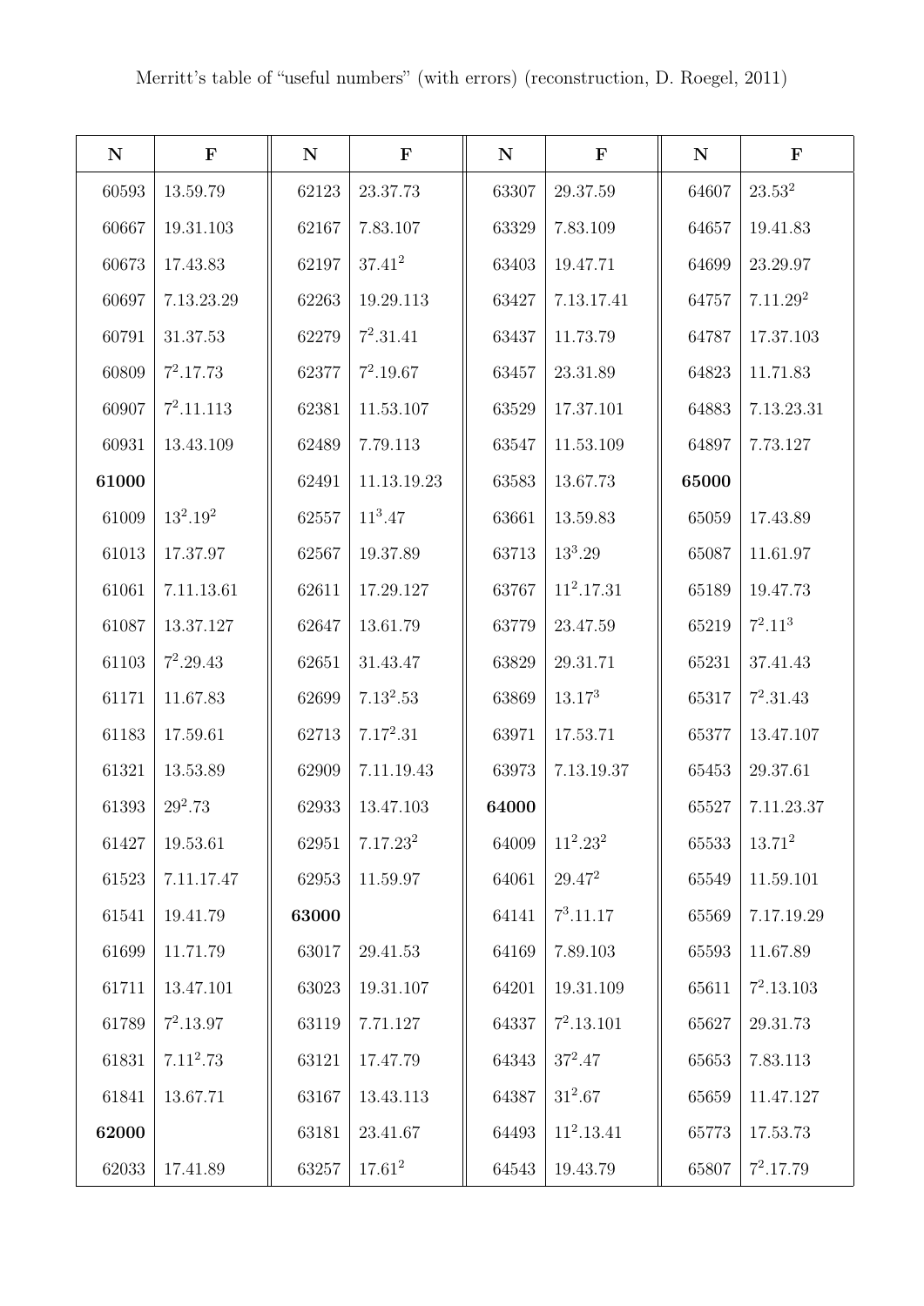Merritt's table of "useful numbers" (with errors) (reconstruction, D. Roegel, 2011)

| N | F | N | F | N | F | N | F |
|---|---|---|---|---|---|---|---|
| 60593 | 13.59.79 | 62123 | 23.37.73 | 63307 | 29.37.59 | 64607 | $23.53^2$ |
| 60667 | 19.31.103 | 62167 | 7.83.107 | 63329 | 7.83.109 | 64657 | 19.41.83 |
| 60673 | 17.43.83 | 62197 | $37.41^2$ | 63403 | 19.47.71 | 64699 | 23.29.97 |
| 60697 | 7.13.23.29 | 62263 | 19.29.113 | 63427 | 7.13.17.41 | 64757 | $7.11.29^2$ |
| 60791 | 31.37.53 | 62279 | $7^2.31.41$ | 63437 | 11.73.79 | 64787 | 17.37.103 |
| 60809 | $7^2.17.73$ | 62377 | $7^2.19.67$ | 63457 | 23.31.89 | 64823 | 11.71.83 |
| 60907 | $7^2.11.113$ | 62381 | 11.53.107 | 63529 | 17.37.101 | 64883 | 7.13.23.31 |
| 60931 | 13.43.109 | 62489 | 7.79.113 | 63547 | 11.53.109 | 64897 | 7.73.127 |
| **61000** | | 62491 | 11.13.19.23 | 63583 | 13.67.73 | **65000** | |
| 61009 | $13^2.19^2$ | 62557 | $11^3.47$ | 63661 | 13.59.83 | 65059 | 17.43.89 |
| 61013 | 17.37.97 | 62567 | 19.37.89 | 63713 | $13^3.29$ | 65087 | 11.61.97 |
| 61061 | 7.11.13.61 | 62611 | 17.29.127 | 63767 | $11^2.17.31$ | 65189 | 19.47.73 |
| 61087 | 13.37.127 | 62647 | 13.61.79 | 63779 | 23.47.59 | 65219 | $7^2.11^3$ |
| 61103 | $7^2.29.43$ | 62651 | 31.43.47 | 63829 | 29.31.71 | 65231 | 37.41.43 |
| 61171 | 11.67.83 | 62699 | $7.13^2.53$ | 63869 | $13.17^3$ | 65317 | $7^2.31.43$ |
| 61183 | 17.59.61 | 62713 | $7.17^2.31$ | 63971 | 17.53.71 | 65377 | 13.47.107 |
| 61321 | 13.53.89 | 62909 | 7.11.19.43 | 63973 | 7.13.19.37 | 65453 | 29.37.61 |
| 61393 | $29^2.73$ | 62933 | 13.47.103 | **64000** | | 65527 | 7.11.23.37 |
| 61427 | 19.53.61 | 62951 | $7.17.23^2$ | 64009 | $11^2.23^2$ | 65533 | $13.71^2$ |
| 61523 | 7.11.17.47 | 62953 | 11.59.97 | 64061 | $29.47^2$ | 65549 | 11.59.101 |
| 61541 | 19.41.79 | **63000** | | 64141 | $7^3.11.17$ | 65569 | 7.17.19.29 |
| 61699 | 11.71.79 | 63017 | 29.41.53 | 64169 | 7.89.103 | 65593 | 11.67.89 |
| 61711 | 13.47.101 | 63023 | 19.31.107 | 64201 | 19.31.109 | 65611 | $7^2.13.103$ |
| 61789 | $7^2.13.97$ | 63119 | 7.71.127 | 64337 | $7^2.13.101$ | 65627 | 29.31.73 |
| 61831 | $7.11^2.73$ | 63121 | 17.47.79 | 64343 | $37^2.47$ | 65653 | 7.83.113 |
| 61841 | 13.67.71 | 63167 | 13.43.113 | 64387 | $31^2.67$ | 65659 | 11.47.127 |
| **62000** | | 63181 | 23.41.67 | 64493 | $11^2.13.41$ | 65773 | 17.53.73 |
| 62033 | 17.41.89 | 63257 | $17.61^2$ | 64543 | 19.43.79 | 65807 | $7^2.17.79$ |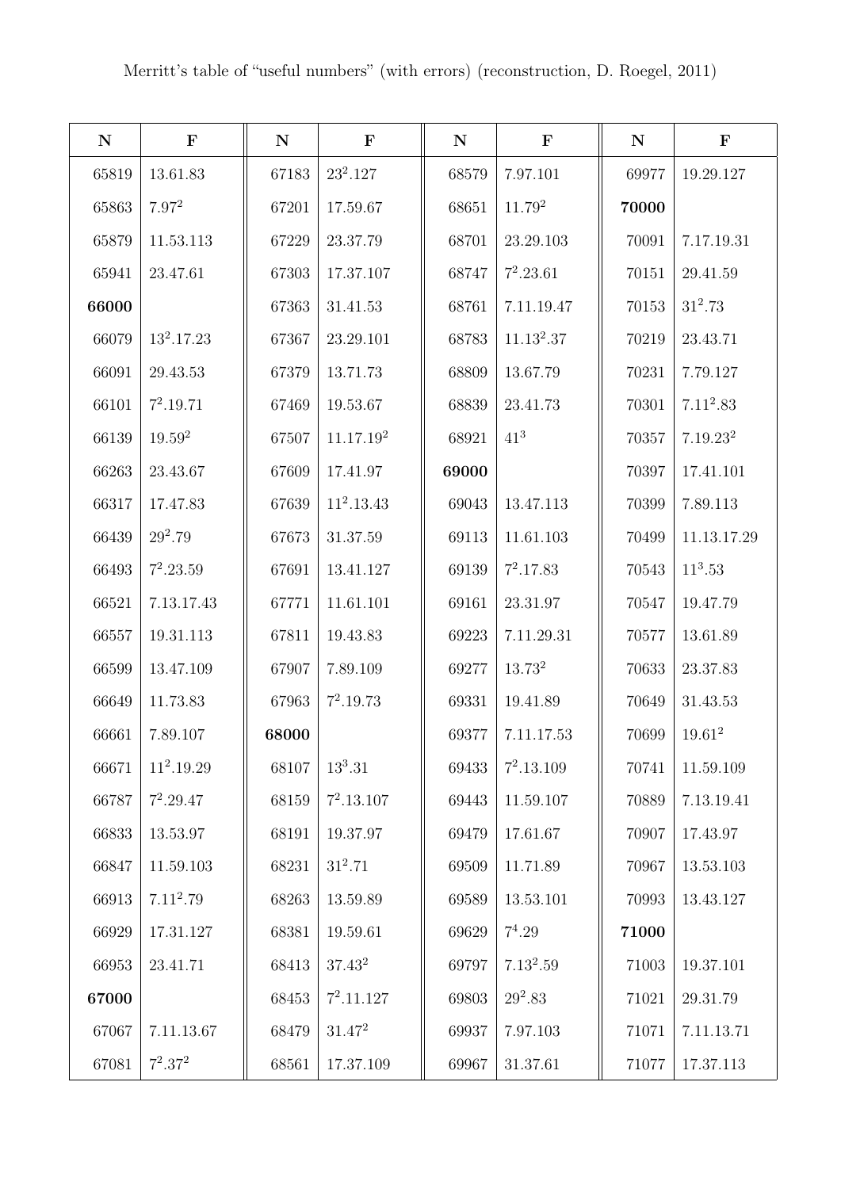Merritt's table of "useful numbers" (with errors) (reconstruction, D. Roegel, 2011)

| N | F | N | F | N | F | N | F |
|---|---|---|---|---|---|---|---|
| 65819 | 13.61.83 | 67183 | $23^2$.127 | 68579 | 7.97.101 | 69977 | 19.29.127 |
| 65863 | $7.97^2$ | 67201 | 17.59.67 | 68651 | $11.79^2$ | **70000** | |
| 65879 | 11.53.113 | 67229 | 23.37.79 | 68701 | 23.29.103 | 70091 | 7.17.19.31 |
| 65941 | 23.47.61 | 67303 | 17.37.107 | 68747 | $7^2$.23.61 | 70151 | 29.41.59 |
| **66000** | | 67363 | 31.41.53 | 68761 | 7.11.19.47 | 70153 | $31^2$.73 |
| 66079 | $13^2$.17.23 | 67367 | 23.29.101 | 68783 | $11.13^2$.37 | 70219 | 23.43.71 |
| 66091 | 29.43.53 | 67379 | 13.71.73 | 68809 | 13.67.79 | 70231 | 7.79.127 |
| 66101 | $7^2$.19.71 | 67469 | 19.53.67 | 68839 | 23.41.73 | 70301 | $7.11^2$.83 |
| 66139 | $19.59^2$ | 67507 | $11.17.19^2$ | 68921 | $41^3$ | 70357 | $7.19.23^2$ |
| 66263 | 23.43.67 | 67609 | 17.41.97 | **69000** | | 70397 | 17.41.101 |
| 66317 | 17.47.83 | 67639 | $11^2$.13.43 | 69043 | 13.47.113 | 70399 | 7.89.113 |
| 66439 | $29^2$.79 | 67673 | 31.37.59 | 69113 | 11.61.103 | 70499 | 11.13.17.29 |
| 66493 | $7^2$.23.59 | 67691 | 13.41.127 | 69139 | $7^2$.17.83 | 70543 | $11^3$.53 |
| 66521 | 7.13.17.43 | 67771 | 11.61.101 | 69161 | 23.31.97 | 70547 | 19.47.79 |
| 66557 | 19.31.113 | 67811 | 19.43.83 | 69223 | 7.11.29.31 | 70577 | 13.61.89 |
| 66599 | 13.47.109 | 67907 | 7.89.109 | 69277 | $13.73^2$ | 70633 | 23.37.83 |
| 66649 | 11.73.83 | 67963 | $7^2$.19.73 | 69331 | 19.41.89 | 70649 | 31.43.53 |
| 66661 | 7.89.107 | **68000** | | 69377 | 7.11.17.53 | 70699 | $19.61^2$ |
| 66671 | $11^2$.19.29 | 68107 | $13^3$.31 | 69433 | $7^2$.13.109 | 70741 | 11.59.109 |
| 66787 | $7^2$.29.47 | 68159 | $7^2$.13.107 | 69443 | 11.59.107 | 70889 | 7.13.19.41 |
| 66833 | 13.53.97 | 68191 | 19.37.97 | 69479 | 17.61.67 | 70907 | 17.43.97 |
| 66847 | 11.59.103 | 68231 | $31^2$.71 | 69509 | 11.71.89 | 70967 | 13.53.103 |
| 66913 | $7.11^2$.79 | 68263 | 13.59.89 | 69589 | 13.53.101 | 70993 | 13.43.127 |
| 66929 | 17.31.127 | 68381 | 19.59.61 | 69629 | $7^4$.29 | **71000** | |
| 66953 | 23.41.71 | 68413 | $37.43^2$ | 69797 | $7.13^2$.59 | 71003 | 19.37.101 |
| **67000** | | 68453 | $7^2$.11.127 | 69803 | $29^2$.83 | 71021 | 29.31.79 |
| 67067 | 7.11.13.67 | 68479 | $31.47^2$ | 69937 | 7.97.103 | 71071 | 7.11.13.71 |
| 67081 | $7^2.37^2$ | 68561 | 17.37.109 | 69967 | 31.37.61 | 71077 | 17.37.113 |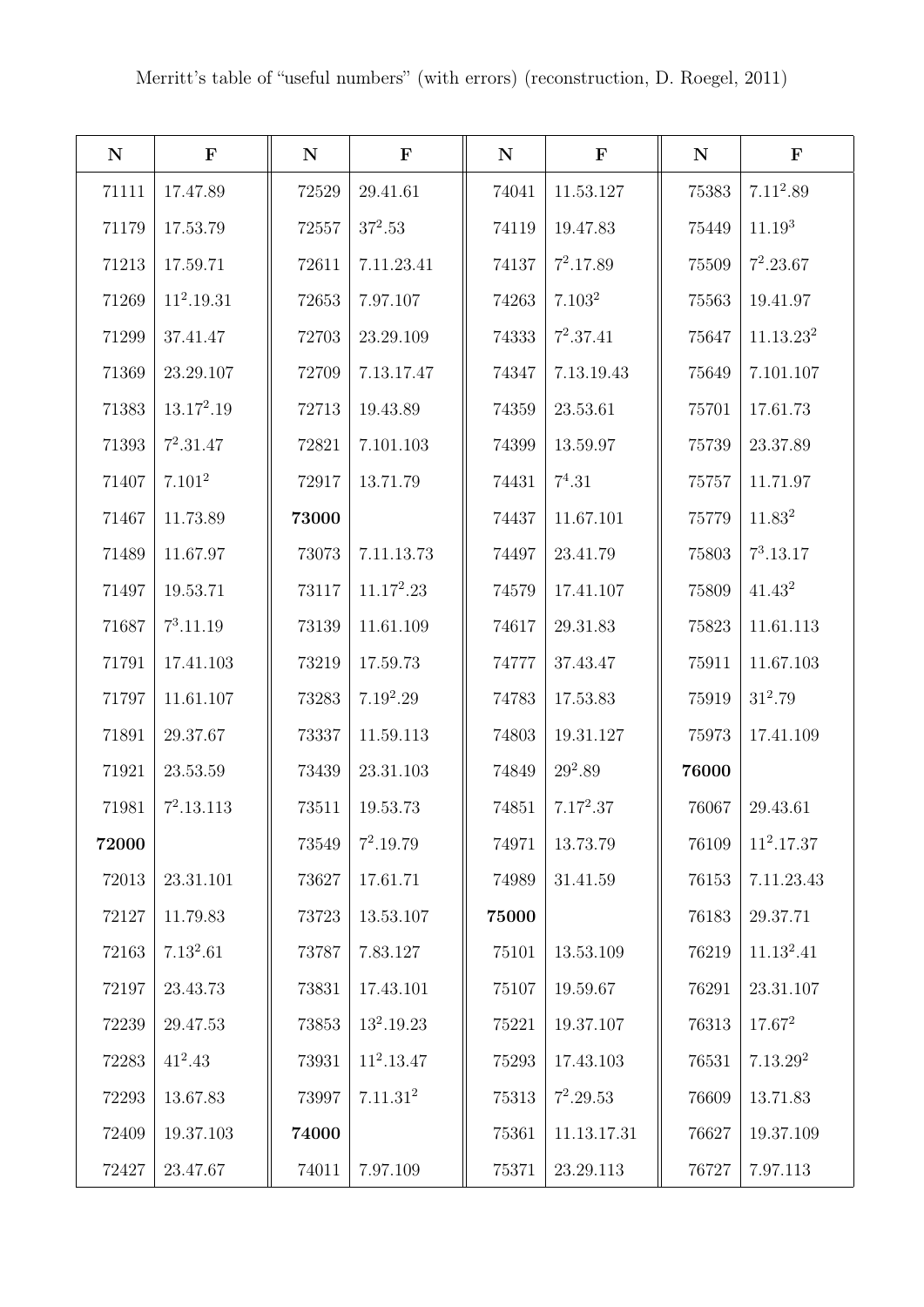Merritt's table of "useful numbers" (with errors) (reconstruction, D. Roegel, 2011)

| N | F | N | F | N | F | N | F |
|---|---|---|---|---|---|---|---|
| 71111 | 17.47.89 | 72529 | 29.41.61 | 74041 | 11.53.127 | 75383 | $7.11^2.89$ |
| 71179 | 17.53.79 | 72557 | $37^2.53$ | 74119 | 19.47.83 | 75449 | $11.19^3$ |
| 71213 | 17.59.71 | 72611 | 7.11.23.41 | 74137 | $7^2.17.89$ | 75509 | $7^2.23.67$ |
| 71269 | $11^2.19.31$ | 72653 | 7.97.107 | 74263 | $7.103^2$ | 75563 | 19.41.97 |
| 71299 | 37.41.47 | 72703 | 23.29.109 | 74333 | $7^2.37.41$ | 75647 | $11.13.23^2$ |
| 71369 | 23.29.107 | 72709 | 7.13.17.47 | 74347 | 7.13.19.43 | 75649 | 7.101.107 |
| 71383 | $13.17^2.19$ | 72713 | 19.43.89 | 74359 | 23.53.61 | 75701 | 17.61.73 |
| 71393 | $7^2.31.47$ | 72821 | 7.101.103 | 74399 | 13.59.97 | 75739 | 23.37.89 |
| 71407 | $7.101^2$ | 72917 | 13.71.79 | 74431 | $7^4.31$ | 75757 | 11.71.97 |
| 71467 | 11.73.89 | **73000** | | 74437 | 11.67.101 | 75779 | $11.83^2$ |
| 71489 | 11.67.97 | 73073 | 7.11.13.73 | 74497 | 23.41.79 | 75803 | $7^3.13.17$ |
| 71497 | 19.53.71 | 73117 | $11.17^2.23$ | 74579 | 17.41.107 | 75809 | $41.43^2$ |
| 71687 | $7^3.11.19$ | 73139 | 11.61.109 | 74617 | 29.31.83 | 75823 | 11.61.113 |
| 71791 | 17.41.103 | 73219 | 17.59.73 | 74777 | 37.43.47 | 75911 | 11.67.103 |
| 71797 | 11.61.107 | 73283 | $7.19^2.29$ | 74783 | 17.53.83 | 75919 | $31^2.79$ |
| 71891 | 29.37.67 | 73337 | 11.59.113 | 74803 | 19.31.127 | 75973 | 17.41.109 |
| 71921 | 23.53.59 | 73439 | 23.31.103 | 74849 | $29^2.89$ | **76000** | |
| 71981 | $7^2.13.113$ | 73511 | 19.53.73 | 74851 | $7.17^2.37$ | 76067 | 29.43.61 |
| **72000** | | 73549 | $7^2.19.79$ | 74971 | 13.73.79 | 76109 | $11^2.17.37$ |
| 72013 | 23.31.101 | 73627 | 17.61.71 | 74989 | 31.41.59 | 76153 | 7.11.23.43 |
| 72127 | 11.79.83 | 73723 | 13.53.107 | **75000** | | 76183 | 29.37.71 |
| 72163 | $7.13^2.61$ | 73787 | 7.83.127 | 75101 | 13.53.109 | 76219 | $11.13^2.41$ |
| 72197 | 23.43.73 | 73831 | 17.43.101 | 75107 | 19.59.67 | 76291 | 23.31.107 |
| 72239 | 29.47.53 | 73853 | $13^2.19.23$ | 75221 | 19.37.107 | 76313 | $17.67^2$ |
| 72283 | $41^2.43$ | 73931 | $11^2.13.47$ | 75293 | 17.43.103 | 76531 | $7.13.29^2$ |
| 72293 | 13.67.83 | 73997 | $7.11.31^2$ | 75313 | $7^2.29.53$ | 76609 | 13.71.83 |
| 72409 | 19.37.103 | **74000** | | 75361 | 11.13.17.31 | 76627 | 19.37.109 |
| 72427 | 23.47.67 | 74011 | 7.97.109 | 75371 | 23.29.113 | 76727 | 7.97.113 |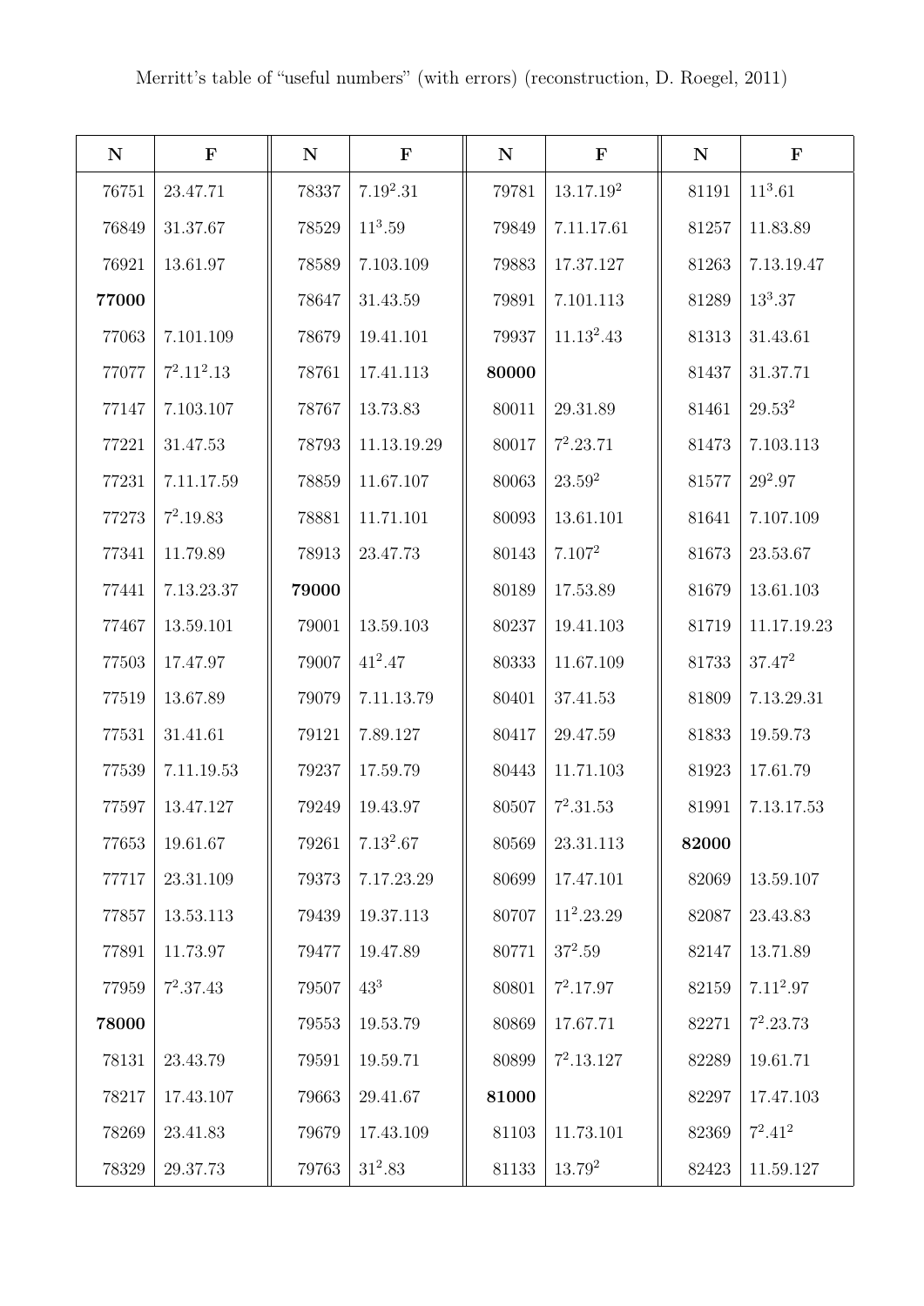Merritt's table of "useful numbers" (with errors) (reconstruction, D. Roegel, 2011)

| **N** | **F** | **N** | **F** | **N** | **F** | **N** | **F** |
|---|---|---|---|---|---|---|---|
| 76751 | 23.47.71 | 78337 | $7.19^2.31$ | 79781 | $13.17.19^2$ | 81191 | $11^3.61$ |
| 76849 | 31.37.67 | 78529 | $11^3.59$ | 79849 | 7.11.17.61 | 81257 | 11.83.89 |
| 76921 | 13.61.97 | 78589 | 7.103.109 | 79883 | 17.37.127 | 81263 | 7.13.19.47 |
| **77000** | | 78647 | 31.43.59 | 79891 | 7.101.113 | 81289 | $13^3.37$ |
| 77063 | 7.101.109 | 78679 | 19.41.101 | 79937 | $11.13^2.43$ | 81313 | 31.43.61 |
| 77077 | $7^2.11^2.13$ | 78761 | 17.41.113 | **80000** | | 81437 | 31.37.71 |
| 77147 | 7.103.107 | 78767 | 13.73.83 | 80011 | 29.31.89 | 81461 | $29.53^2$ |
| 77221 | 31.47.53 | 78793 | 11.13.19.29 | 80017 | $7^2.23.71$ | 81473 | 7.103.113 |
| 77231 | 7.11.17.59 | 78859 | 11.67.107 | 80063 | $23.59^2$ | 81577 | $29^2.97$ |
| 77273 | $7^2.19.83$ | 78881 | 11.71.101 | 80093 | 13.61.101 | 81641 | 7.107.109 |
| 77341 | 11.79.89 | 78913 | 23.47.73 | 80143 | $7.107^2$ | 81673 | 23.53.67 |
| 77441 | 7.13.23.37 | **79000** | | 80189 | 17.53.89 | 81679 | 13.61.103 |
| 77467 | 13.59.101 | 79001 | 13.59.103 | 80237 | 19.41.103 | 81719 | 11.17.19.23 |
| 77503 | 17.47.97 | 79007 | $41^2.47$ | 80333 | 11.67.109 | 81733 | $37.47^2$ |
| 77519 | 13.67.89 | 79079 | 7.11.13.79 | 80401 | 37.41.53 | 81809 | 7.13.29.31 |
| 77531 | 31.41.61 | 79121 | 7.89.127 | 80417 | 29.47.59 | 81833 | 19.59.73 |
| 77539 | 7.11.19.53 | 79237 | 17.59.79 | 80443 | 11.71.103 | 81923 | 17.61.79 |
| 77597 | 13.47.127 | 79249 | 19.43.97 | 80507 | $7^2.31.53$ | 81991 | 7.13.17.53 |
| 77653 | 19.61.67 | 79261 | $7.13^2.67$ | 80569 | 23.31.113 | **82000** | |
| 77717 | 23.31.109 | 79373 | 7.17.23.29 | 80699 | 17.47.101 | 82069 | 13.59.107 |
| 77857 | 13.53.113 | 79439 | 19.37.113 | 80707 | $11^2.23.29$ | 82087 | 23.43.83 |
| 77891 | 11.73.97 | 79477 | 19.47.89 | 80771 | $37^2.59$ | 82147 | 13.71.89 |
| 77959 | $7^2.37.43$ | 79507 | $43^3$ | 80801 | $7^2.17.97$ | 82159 | $7.11^2.97$ |
| **78000** | | 79553 | 19.53.79 | 80869 | 17.67.71 | 82271 | $7^2.23.73$ |
| 78131 | 23.43.79 | 79591 | 19.59.71 | 80899 | $7^2.13.127$ | 82289 | 19.61.71 |
| 78217 | 17.43.107 | 79663 | 29.41.67 | **81000** | | 82297 | 17.47.103 |
| 78269 | 23.41.83 | 79679 | 17.43.109 | 81103 | 11.73.101 | 82369 | $7^2.41^2$ |
| 78329 | 29.37.73 | 79763 | $31^2.83$ | 81133 | $13.79^2$ | 82423 | 11.59.127 |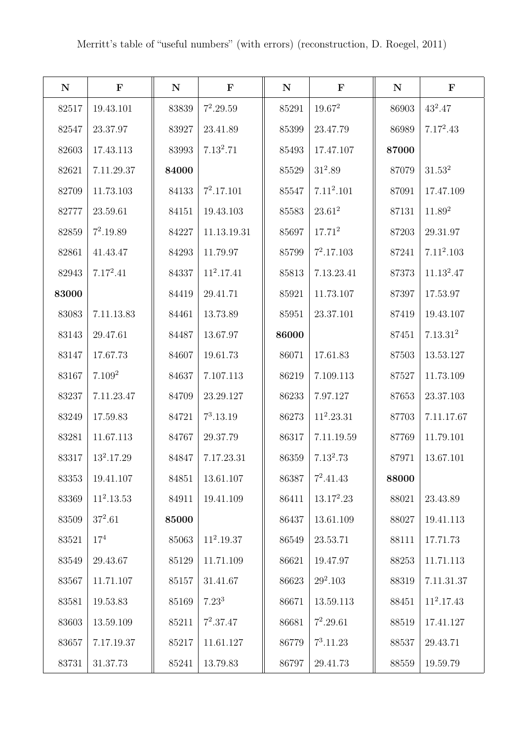Merritt's table of "useful numbers" (with errors) (reconstruction, D. Roegel, 2011)

| N | F | N | F | N | F | N | F |
|---|---|---|---|---|---|---|---|
| 82517 | 19.43.101 | 83839 | $7^2$.29.59 | 85291 | 19.$67^2$ | 86903 | $43^2$.47 |
| 82547 | 23.37.97 | 83927 | 23.41.89 | 85399 | 23.47.79 | 86989 | 7.$17^2$.43 |
| 82603 | 17.43.113 | 83993 | 7.$13^2$.71 | 85493 | 17.47.107 | **87000** | |
| 82621 | 7.11.29.37 | **84000** | | 85529 | $31^2$.89 | 87079 | 31.$53^2$ |
| 82709 | 11.73.103 | 84133 | $7^2$.17.101 | 85547 | 7.$11^2$.101 | 87091 | 17.47.109 |
| 82777 | 23.59.61 | 84151 | 19.43.103 | 85583 | 23.$61^2$ | 87131 | 11.$89^2$ |
| 82859 | $7^2$.19.89 | 84227 | 11.13.19.31 | 85697 | 17.$71^2$ | 87203 | 29.31.97 |
| 82861 | 41.43.47 | 84293 | 11.79.97 | 85799 | $7^2$.17.103 | 87241 | 7.$11^2$.103 |
| 82943 | 7.$17^2$.41 | 84337 | $11^2$.17.41 | 85813 | 7.13.23.41 | 87373 | 11.$13^2$.47 |
| **83000** | | 84419 | 29.41.71 | 85921 | 11.73.107 | 87397 | 17.53.97 |
| 83083 | 7.11.13.83 | 84461 | 13.73.89 | 85951 | 23.37.101 | 87419 | 19.43.107 |
| 83143 | 29.47.61 | 84487 | 13.67.97 | **86000** | | 87451 | 7.13.$31^2$ |
| 83147 | 17.67.73 | 84607 | 19.61.73 | 86071 | 17.61.83 | 87503 | 13.53.127 |
| 83167 | 7.$109^2$ | 84637 | 7.107.113 | 86219 | 7.109.113 | 87527 | 11.73.109 |
| 83237 | 7.11.23.47 | 84709 | 23.29.127 | 86233 | 7.97.127 | 87653 | 23.37.103 |
| 83249 | 17.59.83 | 84721 | $7^3$.13.19 | 86273 | $11^2$.23.31 | 87703 | 7.11.17.67 |
| 83281 | 11.67.113 | 84767 | 29.37.79 | 86317 | 7.11.19.59 | 87769 | 11.79.101 |
| 83317 | $13^2$.17.29 | 84847 | 7.17.23.31 | 86359 | 7.$13^2$.73 | 87971 | 13.67.101 |
| 83353 | 19.41.107 | 84851 | 13.61.107 | 86387 | $7^2$.41.43 | **88000** | |
| 83369 | $11^2$.13.53 | 84911 | 19.41.109 | 86411 | 13.$17^2$.23 | 88021 | 23.43.89 |
| 83509 | $37^2$.61 | **85000** | | 86437 | 13.61.109 | 88027 | 19.41.113 |
| 83521 | $17^4$ | 85063 | $11^2$.19.37 | 86549 | 23.53.71 | 88111 | 17.71.73 |
| 83549 | 29.43.67 | 85129 | 11.71.109 | 86621 | 19.47.97 | 88253 | 11.71.113 |
| 83567 | 11.71.107 | 85157 | 31.41.67 | 86623 | $29^2$.103 | 88319 | 7.11.31.37 |
| 83581 | 19.53.83 | 85169 | 7.$23^3$ | 86671 | 13.59.113 | 88451 | $11^2$.17.43 |
| 83603 | 13.59.109 | 85211 | $7^2$.37.47 | 86681 | $7^2$.29.61 | 88519 | 17.41.127 |
| 83657 | 7.17.19.37 | 85217 | 11.61.127 | 86779 | $7^3$.11.23 | 88537 | 29.43.71 |
| 83731 | 31.37.73 | 85241 | 13.79.83 | 86797 | 29.41.73 | 88559 | 19.59.79 |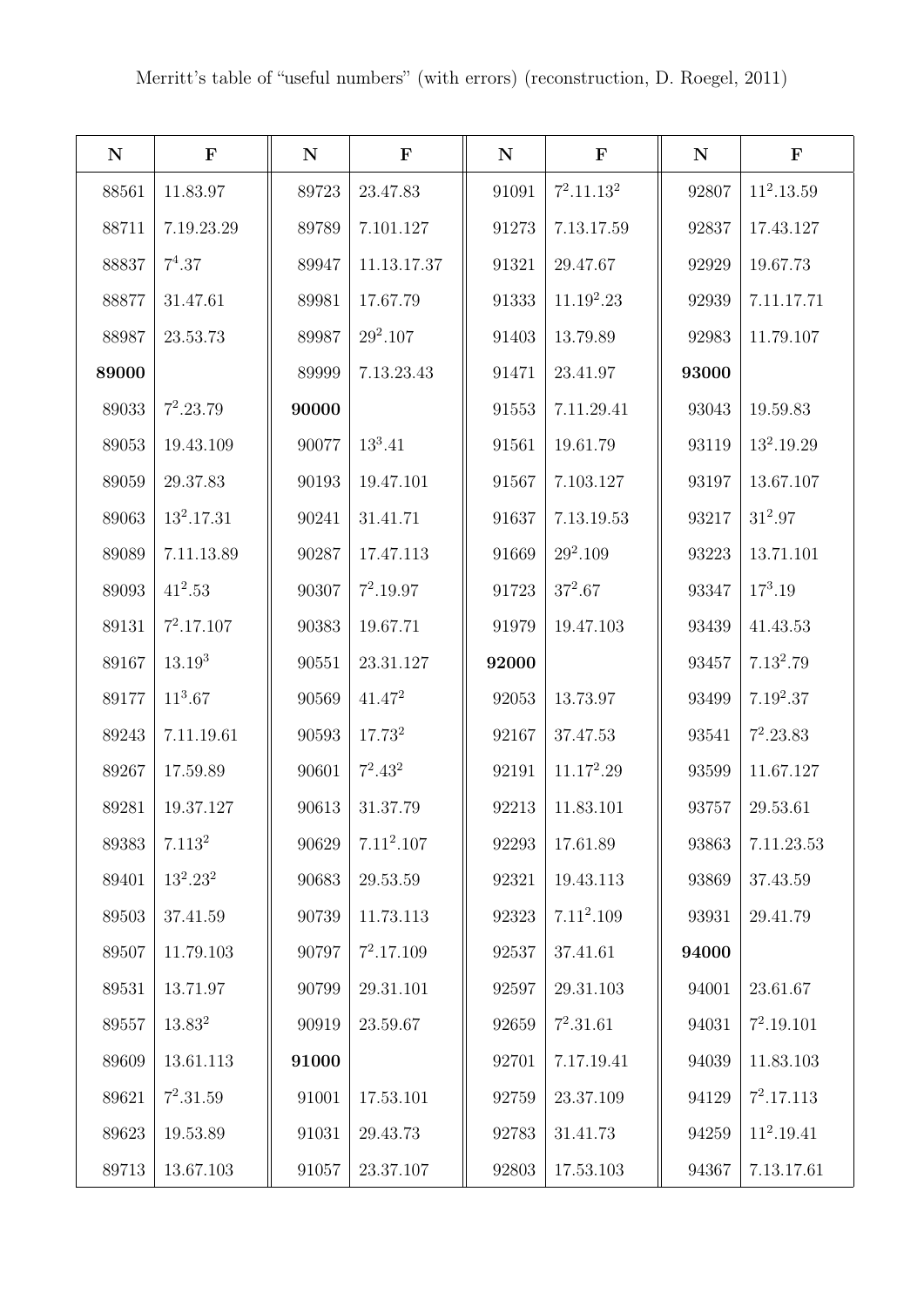Merritt's table of "useful numbers" (with errors) (reconstruction, D. Roegel, 2011)

| N | F | N | F | N | F | N | F |
|---|---|---|---|---|---|---|---|
| 88561 | 11.83.97 | 89723 | 23.47.83 | 91091 | $7^2.11.13^2$ | 92807 | $11^2.13.59$ |
| 88711 | 7.19.23.29 | 89789 | 7.101.127 | 91273 | 7.13.17.59 | 92837 | 17.43.127 |
| 88837 | $7^4.37$ | 89947 | 11.13.17.37 | 91321 | 29.47.67 | 92929 | 19.67.73 |
| 88877 | 31.47.61 | 89981 | 17.67.79 | 91333 | $11.19^2.23$ | 92939 | 7.11.17.71 |
| 88987 | 23.53.73 | 89987 | $29^2.107$ | 91403 | 13.79.89 | 92983 | 11.79.107 |
| **89000** | | 89999 | 7.13.23.43 | 91471 | 23.41.97 | **93000** | |
| 89033 | $7^2.23.79$ | **90000** | | 91553 | 7.11.29.41 | 93043 | 19.59.83 |
| 89053 | 19.43.109 | 90077 | $13^3.41$ | 91561 | 19.61.79 | 93119 | $13^2.19.29$ |
| 89059 | 29.37.83 | 90193 | 19.47.101 | 91567 | 7.103.127 | 93197 | 13.67.107 |
| 89063 | $13^2.17.31$ | 90241 | 31.41.71 | 91637 | 7.13.19.53 | 93217 | $31^2.97$ |
| 89089 | 7.11.13.89 | 90287 | 17.47.113 | 91669 | $29^2.109$ | 93223 | 13.71.101 |
| 89093 | $41^2.53$ | 90307 | $7^2.19.97$ | 91723 | $37^2.67$ | 93347 | $17^3.19$ |
| 89131 | $7^2.17.107$ | 90383 | 19.67.71 | 91979 | 19.47.103 | 93439 | 41.43.53 |
| 89167 | $13.19^3$ | 90551 | 23.31.127 | **92000** | | 93457 | $7.13^2.79$ |
| 89177 | $11^3.67$ | 90569 | $41.47^2$ | 92053 | 13.73.97 | 93499 | $7.19^2.37$ |
| 89243 | 7.11.19.61 | 90593 | $17.73^2$ | 92167 | 37.47.53 | 93541 | $7^2.23.83$ |
| 89267 | 17.59.89 | 90601 | $7^2.43^2$ | 92191 | $11.17^2.29$ | 93599 | 11.67.127 |
| 89281 | 19.37.127 | 90613 | 31.37.79 | 92213 | 11.83.101 | 93757 | 29.53.61 |
| 89383 | $7.113^2$ | 90629 | $7.11^2.107$ | 92293 | 17.61.89 | 93863 | 7.11.23.53 |
| 89401 | $13^2.23^2$ | 90683 | 29.53.59 | 92321 | 19.43.113 | 93869 | 37.43.59 |
| 89503 | 37.41.59 | 90739 | 11.73.113 | 92323 | $7.11^2.109$ | 93931 | 29.41.79 |
| 89507 | 11.79.103 | 90797 | $7^2.17.109$ | 92537 | 37.41.61 | **94000** | |
| 89531 | 13.71.97 | 90799 | 29.31.101 | 92597 | 29.31.103 | 94001 | 23.61.67 |
| 89557 | $13.83^2$ | 90919 | 23.59.67 | 92659 | $7^2.31.61$ | 94031 | $7^2.19.101$ |
| 89609 | 13.61.113 | **91000** | | 92701 | 7.17.19.41 | 94039 | 11.83.103 |
| 89621 | $7^2.31.59$ | 91001 | 17.53.101 | 92759 | 23.37.109 | 94129 | $7^2.17.113$ |
| 89623 | 19.53.89 | 91031 | 29.43.73 | 92783 | 31.41.73 | 94259 | $11^2.19.41$ |
| 89713 | 13.67.103 | 91057 | 23.37.107 | 92803 | 17.53.103 | 94367 | 7.13.17.61 |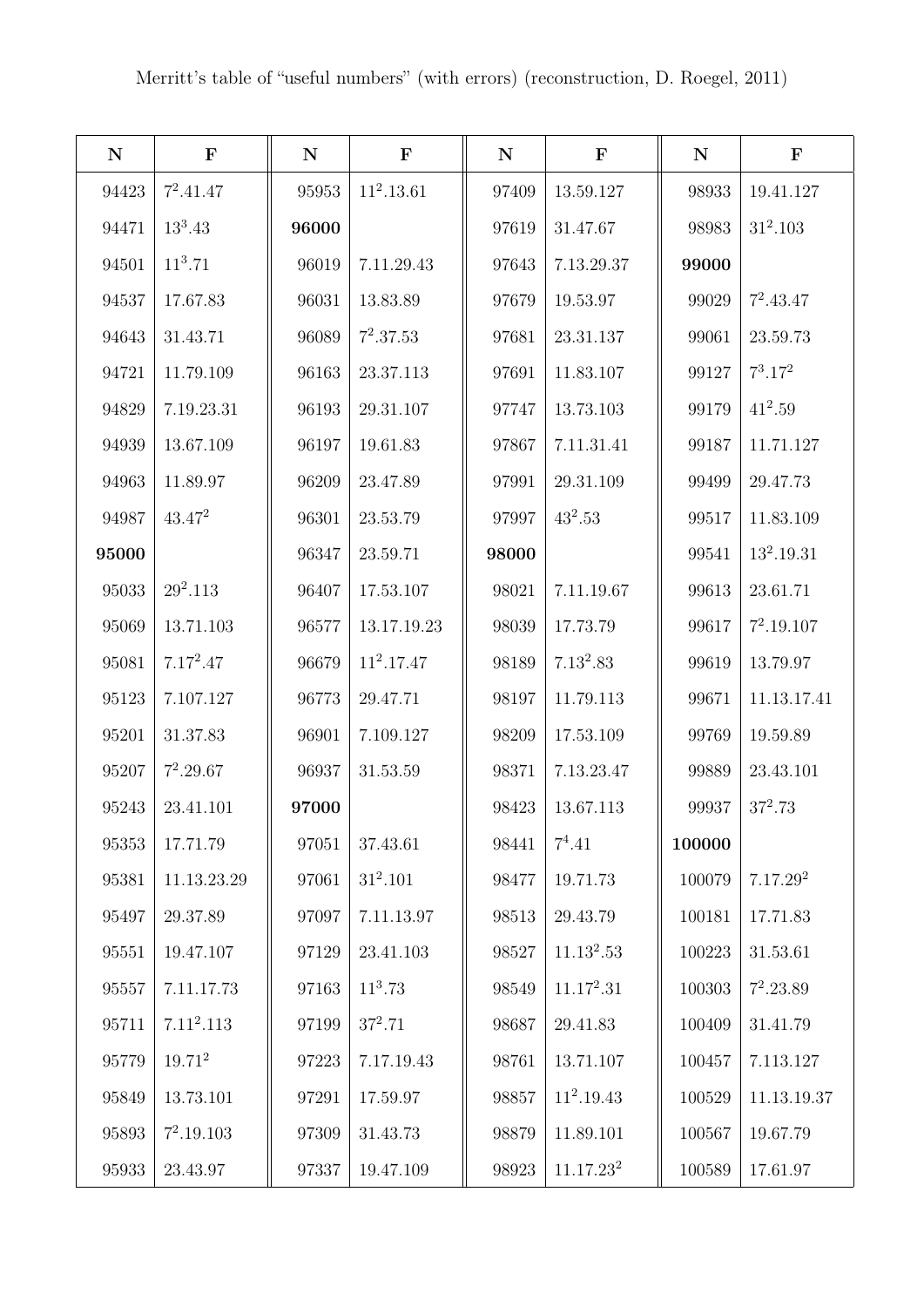Merritt's table of "useful numbers" (with errors) (reconstruction, D. Roegel, 2011)

| N | F | N | F | N | F | N | F |
|---|---|---|---|---|---|---|---|
| 94423 | $7^2.41.47$ | 95953 | $11^2.13.61$ | 97409 | 13.59.127 | 98933 | 19.41.127 |
| 94471 | $13^3.43$ | **96000** | | 97619 | 31.47.67 | 98983 | $31^2.103$ |
| 94501 | $11^3.71$ | 96019 | 7.11.29.43 | 97643 | 7.13.29.37 | **99000** | |
| 94537 | 17.67.83 | 96031 | 13.83.89 | 97679 | 19.53.97 | 99029 | $7^2.43.47$ |
| 94643 | 31.43.71 | 96089 | $7^2.37.53$ | 97681 | 23.31.137 | 99061 | 23.59.73 |
| 94721 | 11.79.109 | 96163 | 23.37.113 | 97691 | 11.83.107 | 99127 | $7^3.17^2$ |
| 94829 | 7.19.23.31 | 96193 | 29.31.107 | 97747 | 13.73.103 | 99179 | $41^2.59$ |
| 94939 | 13.67.109 | 96197 | 19.61.83 | 97867 | 7.11.31.41 | 99187 | 11.71.127 |
| 94963 | 11.89.97 | 96209 | 23.47.89 | 97991 | 29.31.109 | 99499 | 29.47.73 |
| 94987 | $43.47^2$ | 96301 | 23.53.79 | 97997 | $43^2.53$ | 99517 | 11.83.109 |
| **95000** | | 96347 | 23.59.71 | **98000** | | 99541 | $13^2.19.31$ |
| 95033 | $29^2.113$ | 96407 | 17.53.107 | 98021 | 7.11.19.67 | 99613 | 23.61.71 |
| 95069 | 13.71.103 | 96577 | 13.17.19.23 | 98039 | 17.73.79 | 99617 | $7^2.19.107$ |
| 95081 | $7.17^2.47$ | 96679 | $11^2.17.47$ | 98189 | $7.13^2.83$ | 99619 | 13.79.97 |
| 95123 | 7.107.127 | 96773 | 29.47.71 | 98197 | 11.79.113 | 99671 | 11.13.17.41 |
| 95201 | 31.37.83 | 96901 | 7.109.127 | 98209 | 17.53.109 | 99769 | 19.59.89 |
| 95207 | $7^2.29.67$ | 96937 | 31.53.59 | 98371 | 7.13.23.47 | 99889 | 23.43.101 |
| 95243 | 23.41.101 | **97000** | | 98423 | 13.67.113 | 99937 | $37^2.73$ |
| 95353 | 17.71.79 | 97051 | 37.43.61 | 98441 | $7^4.41$ | **100000** | |
| 95381 | 11.13.23.29 | 97061 | $31^2.101$ | 98477 | 19.71.73 | 100079 | $7.17.29^2$ |
| 95497 | 29.37.89 | 97097 | 7.11.13.97 | 98513 | 29.43.79 | 100181 | 17.71.83 |
| 95551 | 19.47.107 | 97129 | 23.41.103 | 98527 | $11.13^2.53$ | 100223 | 31.53.61 |
| 95557 | 7.11.17.73 | 97163 | $11^3.73$ | 98549 | $11.17^2.31$ | 100303 | $7^2.23.89$ |
| 95711 | $7.11^2.113$ | 97199 | $37^2.71$ | 98687 | 29.41.83 | 100409 | 31.41.79 |
| 95779 | $19.71^2$ | 97223 | 7.17.19.43 | 98761 | 13.71.107 | 100457 | 7.113.127 |
| 95849 | 13.73.101 | 97291 | 17.59.97 | 98857 | $11^2.19.43$ | 100529 | 11.13.19.37 |
| 95893 | $7^2.19.103$ | 97309 | 31.43.73 | 98879 | 11.89.101 | 100567 | 19.67.79 |
| 95933 | 23.43.97 | 97337 | 19.47.109 | 98923 | $11.17.23^2$ | 100589 | 17.61.97 |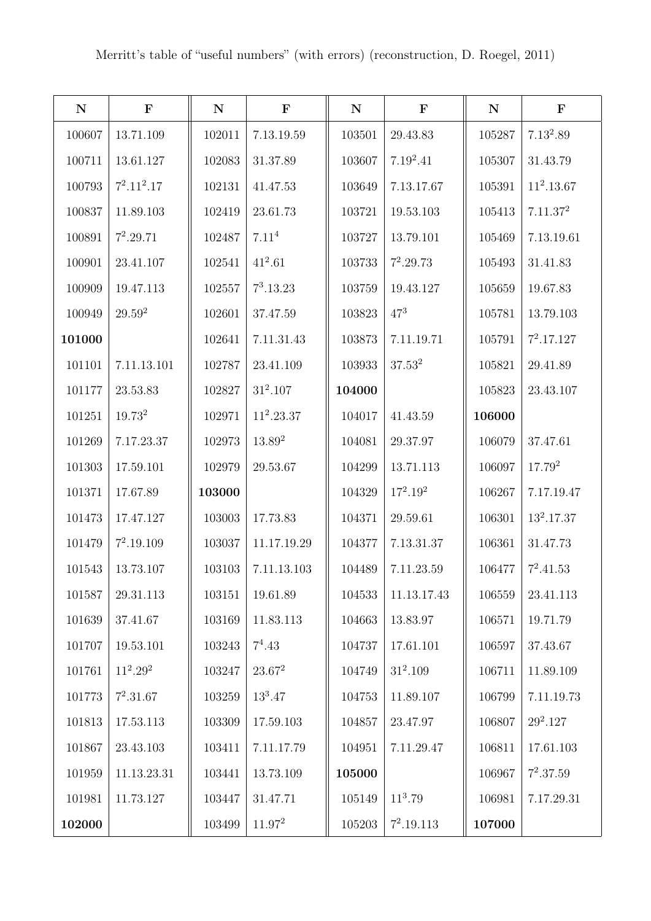Merritt's table of "useful numbers" (with errors) (reconstruction, D. Roegel, 2011)

| N | F | N | F | N | F | N | F |
|---|---|---|---|---|---|---|---|
| 100607 | 13.71.109 | 102011 | 7.13.19.59 | 103501 | 29.43.83 | 105287 | $7.13^2.89$ |
| 100711 | 13.61.127 | 102083 | 31.37.89 | 103607 | $7.19^2.41$ | 105307 | 31.43.79 |
| 100793 | $7^2.11^2.17$ | 102131 | 41.47.53 | 103649 | 7.13.17.67 | 105391 | $11^2.13.67$ |
| 100837 | 11.89.103 | 102419 | 23.61.73 | 103721 | 19.53.103 | 105413 | $7.11.37^2$ |
| 100891 | $7^2.29.71$ | 102487 | $7.11^4$ | 103727 | 13.79.101 | 105469 | 7.13.19.61 |
| 100901 | 23.41.107 | 102541 | $41^2.61$ | 103733 | $7^2.29.73$ | 105493 | 31.41.83 |
| 100909 | 19.47.113 | 102557 | $7^3.13.23$ | 103759 | 19.43.127 | 105659 | 19.67.83 |
| 100949 | $29.59^2$ | 102601 | 37.47.59 | 103823 | $47^3$ | 105781 | 13.79.103 |
| **101000** | | 102641 | 7.11.31.43 | 103873 | 7.11.19.71 | 105791 | $7^2.17.127$ |
| 101101 | 7.11.13.101 | 102787 | 23.41.109 | 103933 | $37.53^2$ | 105821 | 29.41.89 |
| 101177 | 23.53.83 | 102827 | $31^2.107$ | **104000** | | 105823 | 23.43.107 |
| 101251 | $19.73^2$ | 102971 | $11^2.23.37$ | 104017 | 41.43.59 | **106000** | |
| 101269 | 7.17.23.37 | 102973 | $13.89^2$ | 104081 | 29.37.97 | 106079 | 37.47.61 |
| 101303 | 17.59.101 | 102979 | 29.53.67 | 104299 | 13.71.113 | 106097 | $17.79^2$ |
| 101371 | 17.67.89 | **103000** | | 104329 | $17^2.19^2$ | 106267 | 7.17.19.47 |
| 101473 | 17.47.127 | 103003 | 17.73.83 | 104371 | 29.59.61 | 106301 | $13^2.17.37$ |
| 101479 | $7^2.19.109$ | 103037 | 11.17.19.29 | 104377 | 7.13.31.37 | 106361 | 31.47.73 |
| 101543 | 13.73.107 | 103103 | 7.11.13.103 | 104489 | 7.11.23.59 | 106477 | $7^2.41.53$ |
| 101587 | 29.31.113 | 103151 | 19.61.89 | 104533 | 11.13.17.43 | 106559 | 23.41.113 |
| 101639 | 37.41.67 | 103169 | 11.83.113 | 104663 | 13.83.97 | 106571 | 19.71.79 |
| 101707 | 19.53.101 | 103243 | $7^4.43$ | 104737 | 17.61.101 | 106597 | 37.43.67 |
| 101761 | $11^2.29^2$ | 103247 | $23.67^2$ | 104749 | $31^2.109$ | 106711 | 11.89.109 |
| 101773 | $7^2.31.67$ | 103259 | $13^3.47$ | 104753 | 11.89.107 | 106799 | 7.11.19.73 |
| 101813 | 17.53.113 | 103309 | 17.59.103 | 104857 | 23.47.97 | 106807 | $29^2.127$ |
| 101867 | 23.43.103 | 103411 | 7.11.17.79 | 104951 | 7.11.29.47 | 106811 | 17.61.103 |
| 101959 | 11.13.23.31 | 103441 | 13.73.109 | **105000** | | 106967 | $7^2.37.59$ |
| 101981 | 11.73.127 | 103447 | 31.47.71 | 105149 | $11^3.79$ | 106981 | 7.17.29.31 |
| **102000** | | 103499 | $11.97^2$ | 105203 | $7^2.19.113$ | **107000** | |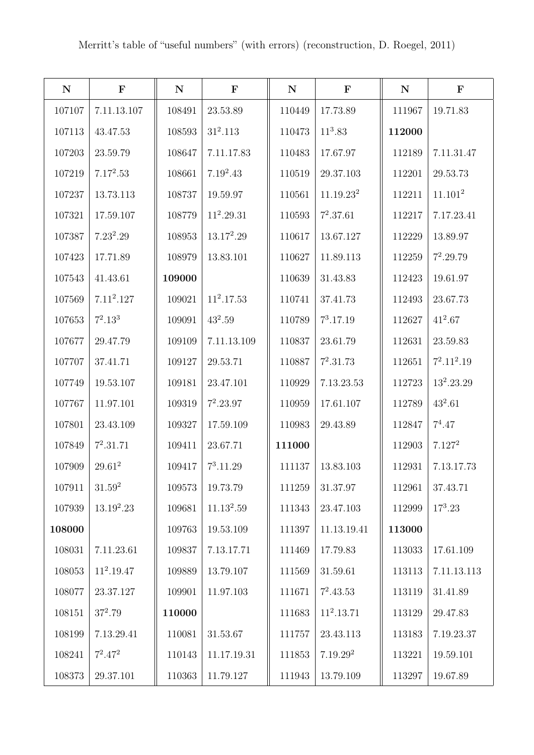Merritt's table of "useful numbers" (with errors) (reconstruction, D. Roegel, 2011)

| N | F | N | F | N | F | N | F |
|---|---|---|---|---|---|---|---|
| 107107 | 7.11.13.107 | 108491 | 23.53.89 | 110449 | 17.73.89 | 111967 | 19.71.83 |
| 107113 | 43.47.53 | 108593 | $31^2$.113 | 110473 | $11^3$.83 | **112000** | |
| 107203 | 23.59.79 | 108647 | 7.11.17.83 | 110483 | 17.67.97 | 112189 | 7.11.31.47 |
| 107219 | 7.$17^2$.53 | 108661 | 7.$19^2$.43 | 110519 | 29.37.103 | 112201 | 29.53.73 |
| 107237 | 13.73.113 | 108737 | 19.59.97 | 110561 | 11.19.$23^2$ | 112211 | 11.$101^2$ |
| 107321 | 17.59.107 | 108779 | $11^2$.29.31 | 110593 | $7^2$.37.61 | 112217 | 7.17.23.41 |
| 107387 | 7.$23^2$.29 | 108953 | 13.$17^2$.29 | 110617 | 13.67.127 | 112229 | 13.89.97 |
| 107423 | 17.71.89 | 108979 | 13.83.101 | 110627 | 11.89.113 | 112259 | $7^2$.29.79 |
| 107543 | 41.43.61 | **109000** | | 110639 | 31.43.83 | 112423 | 19.61.97 |
| 107569 | 7.$11^2$.127 | 109021 | $11^2$.17.53 | 110741 | 37.41.73 | 112493 | 23.67.73 |
| 107653 | $7^2$.$13^3$ | 109091 | $43^2$.59 | 110789 | $7^3$.17.19 | 112627 | $41^2$.67 |
| 107677 | 29.47.79 | 109109 | 7.11.13.109 | 110837 | 23.61.79 | 112631 | 23.59.83 |
| 107707 | 37.41.71 | 109127 | 29.53.71 | 110887 | $7^2$.31.73 | 112651 | $7^2$.$11^2$.19 |
| 107749 | 19.53.107 | 109181 | 23.47.101 | 110929 | 7.13.23.53 | 112723 | $13^2$.23.29 |
| 107767 | 11.97.101 | 109319 | $7^2$.23.97 | 110959 | 17.61.107 | 112789 | $43^2$.61 |
| 107801 | 23.43.109 | 109327 | 17.59.109 | 110983 | 29.43.89 | 112847 | $7^4$.47 |
| 107849 | $7^2$.31.71 | 109411 | 23.67.71 | **111000** | | 112903 | 7.$127^2$ |
| 107909 | 29.$61^2$ | 109417 | $7^3$.11.29 | 111137 | 13.83.103 | 112931 | 7.13.17.73 |
| 107911 | 31.$59^2$ | 109573 | 19.73.79 | 111259 | 31.37.97 | 112961 | 37.43.71 |
| 107939 | 13.$19^2$.23 | 109681 | 11.$13^2$.59 | 111343 | 23.47.103 | 112999 | $17^3$.23 |
| **108000** | | 109763 | 19.53.109 | 111397 | 11.13.19.41 | **113000** | |
| 108031 | 7.11.23.61 | 109837 | 7.13.17.71 | 111469 | 17.79.83 | 113033 | 17.61.109 |
| 108053 | $11^2$.19.47 | 109889 | 13.79.107 | 111569 | 31.59.61 | 113113 | 7.11.13.113 |
| 108077 | 23.37.127 | 109901 | 11.97.103 | 111671 | $7^2$.43.53 | 113119 | 31.41.89 |
| 108151 | $37^2$.79 | **110000** | | 111683 | $11^2$.13.71 | 113129 | 29.47.83 |
| 108199 | 7.13.29.41 | 110081 | 31.53.67 | 111757 | 23.43.113 | 113183 | 7.19.23.37 |
| 108241 | $7^2$.$47^2$ | 110143 | 11.17.19.31 | 111853 | 7.19.$29^2$ | 113221 | 19.59.101 |
| 108373 | 29.37.101 | 110363 | 11.79.127 | 111943 | 13.79.109 | 113297 | 19.67.89 |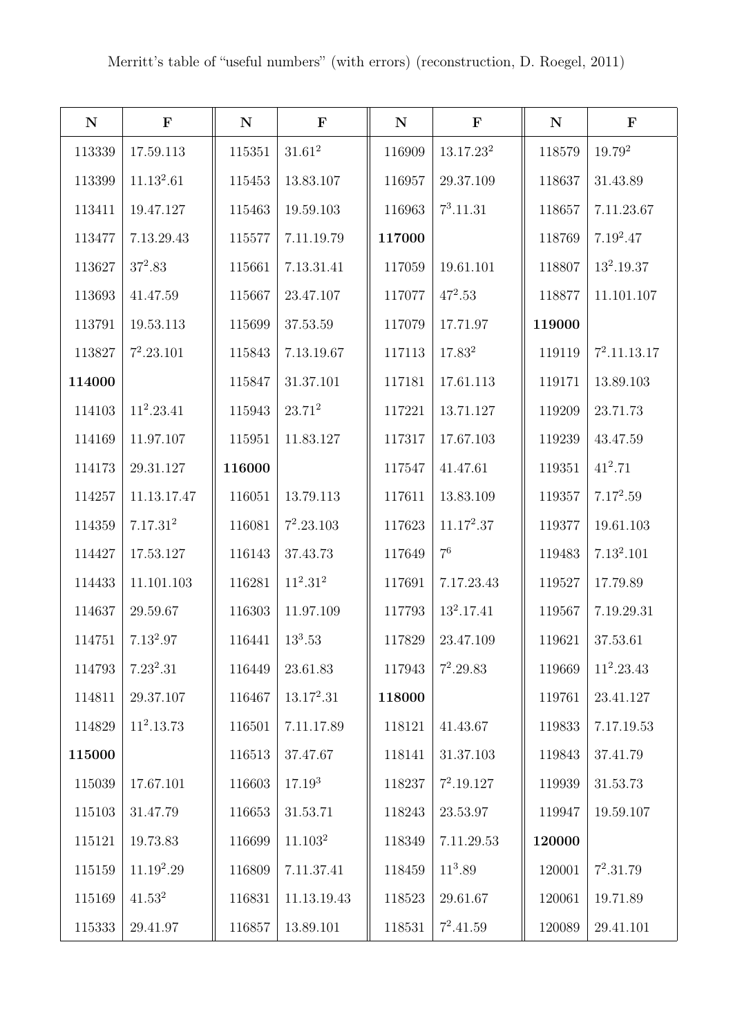Merritt's table of "useful numbers" (with errors) (reconstruction, D. Roegel, 2011)

| N | F | N | F | N | F | N | F |
|---|---|---|---|---|---|---|---|
| 113339 | 17.59.113 | 115351 | $31.61^2$ | 116909 | $13.17.23^2$ | 118579 | $19.79^2$ |
| 113399 | $11.13^2.61$ | 115453 | 13.83.107 | 116957 | 29.37.109 | 118637 | 31.43.89 |
| 113411 | 19.47.127 | 115463 | 19.59.103 | 116963 | $7^3.11.31$ | 118657 | 7.11.23.67 |
| 113477 | 7.13.29.43 | 115577 | 7.11.19.79 | **117000** | | 118769 | $7.19^2.47$ |
| 113627 | $37^2.83$ | 115661 | 7.13.31.41 | 117059 | 19.61.101 | 118807 | $13^2.19.37$ |
| 113693 | 41.47.59 | 115667 | 23.47.107 | 117077 | $47^2.53$ | 118877 | 11.101.107 |
| 113791 | 19.53.113 | 115699 | 37.53.59 | 117079 | 17.71.97 | **119000** | |
| 113827 | $7^2.23.101$ | 115843 | 7.13.19.67 | 117113 | $17.83^2$ | 119119 | $7^2.11.13.17$ |
| **114000** | | 115847 | 31.37.101 | 117181 | 17.61.113 | 119171 | 13.89.103 |
| 114103 | $11^2.23.41$ | 115943 | $23.71^2$ | 117221 | 13.71.127 | 119209 | 23.71.73 |
| 114169 | 11.97.107 | 115951 | 11.83.127 | 117317 | 17.67.103 | 119239 | 43.47.59 |
| 114173 | 29.31.127 | **116000** | | 117547 | 41.47.61 | 119351 | $41^2.71$ |
| 114257 | 11.13.17.47 | 116051 | 13.79.113 | 117611 | 13.83.109 | 119357 | $7.17^2.59$ |
| 114359 | $7.17.31^2$ | 116081 | $7^2.23.103$ | 117623 | $11.17^2.37$ | 119377 | 19.61.103 |
| 114427 | 17.53.127 | 116143 | 37.43.73 | 117649 | $7^6$ | 119483 | $7.13^2.101$ |
| 114433 | 11.101.103 | 116281 | $11^2.31^2$ | 117691 | 7.17.23.43 | 119527 | 17.79.89 |
| 114637 | 29.59.67 | 116303 | 11.97.109 | 117793 | $13^2.17.41$ | 119567 | 7.19.29.31 |
| 114751 | $7.13^2.97$ | 116441 | $13^3.53$ | 117829 | 23.47.109 | 119621 | 37.53.61 |
| 114793 | $7.23^2.31$ | 116449 | 23.61.83 | 117943 | $7^2.29.83$ | 119669 | $11^2.23.43$ |
| 114811 | 29.37.107 | 116467 | $13.17^2.31$ | **118000** | | 119761 | 23.41.127 |
| 114829 | $11^2.13.73$ | 116501 | 7.11.17.89 | 118121 | 41.43.67 | 119833 | 7.17.19.53 |
| **115000** | | 116513 | 37.47.67 | 118141 | 31.37.103 | 119843 | 37.41.79 |
| 115039 | 17.67.101 | 116603 | $17.19^3$ | 118237 | $7^2.19.127$ | 119939 | 31.53.73 |
| 115103 | 31.47.79 | 116653 | 31.53.71 | 118243 | 23.53.97 | 119947 | 19.59.107 |
| 115121 | 19.73.83 | 116699 | $11.103^2$ | 118349 | 7.11.29.53 | **120000** | |
| 115159 | $11.19^2.29$ | 116809 | 7.11.37.41 | 118459 | $11^3.89$ | 120001 | $7^2.31.79$ |
| 115169 | $41.53^2$ | 116831 | 11.13.19.43 | 118523 | 29.61.67 | 120061 | 19.71.89 |
| 115333 | 29.41.97 | 116857 | 13.89.101 | 118531 | $7^2.41.59$ | 120089 | 29.41.101 |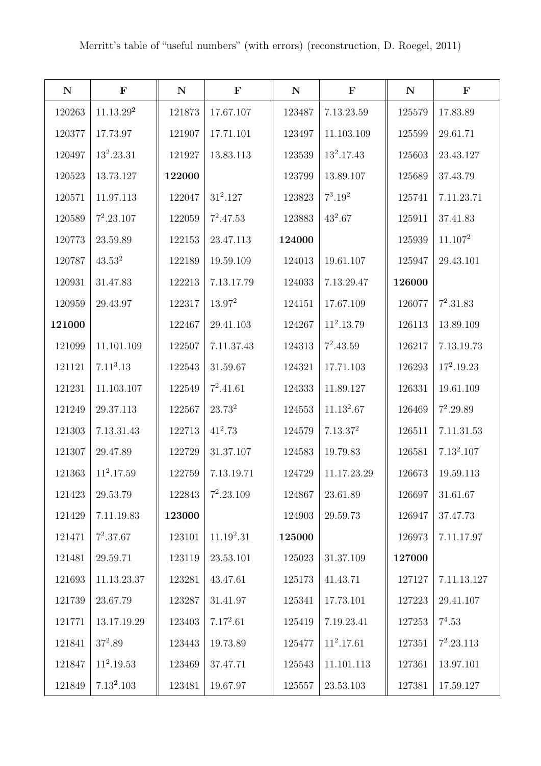Merritt's table of "useful numbers" (with errors) (reconstruction, D. Roegel, 2011)

| N | F | N | F | N | F | N | F |
|---|---|---|---|---|---|---|---|
| 120263 | $11.13.29^2$ | 121873 | 17.67.107 | 123487 | 7.13.23.59 | 125579 | 17.83.89 |
| 120377 | 17.73.97 | 121907 | 17.71.101 | 123497 | 11.103.109 | 125599 | 29.61.71 |
| 120497 | $13^2.23.31$ | 121927 | 13.83.113 | 123539 | $13^2.17.43$ | 125603 | 23.43.127 |
| 120523 | 13.73.127 | **122000** | | 123799 | 13.89.107 | 125689 | 37.43.79 |
| 120571 | 11.97.113 | 122047 | $31^2.127$ | 123823 | $7^3.19^2$ | 125741 | 7.11.23.71 |
| 120589 | $7^2.23.107$ | 122059 | $7^2.47.53$ | 123883 | $43^2.67$ | 125911 | 37.41.83 |
| 120773 | 23.59.89 | 122153 | 23.47.113 | **124000** | | 125939 | $11.107^2$ |
| 120787 | $43.53^2$ | 122189 | 19.59.109 | 124013 | 19.61.107 | 125947 | 29.43.101 |
| 120931 | 31.47.83 | 122213 | 7.13.17.79 | 124033 | 7.13.29.47 | **126000** | |
| 120959 | 29.43.97 | 122317 | $13.97^2$ | 124151 | 17.67.109 | 126077 | $7^2.31.83$ |
| **121000** | | 122467 | 29.41.103 | 124267 | $11^2.13.79$ | 126113 | 13.89.109 |
| 121099 | 11.101.109 | 122507 | 7.11.37.43 | 124313 | $7^2.43.59$ | 126217 | 7.13.19.73 |
| 121121 | $7.11^3.13$ | 122543 | 31.59.67 | 124321 | 17.71.103 | 126293 | $17^2.19.23$ |
| 121231 | 11.103.107 | 122549 | $7^2.41.61$ | 124333 | 11.89.127 | 126331 | 19.61.109 |
| 121249 | 29.37.113 | 122567 | $23.73^2$ | 124553 | $11.13^2.67$ | 126469 | $7^2.29.89$ |
| 121303 | 7.13.31.43 | 122713 | $41^2.73$ | 124579 | $7.13.37^2$ | 126511 | 7.11.31.53 |
| 121307 | 29.47.89 | 122729 | 31.37.107 | 124583 | 19.79.83 | 126581 | $7.13^2.107$ |
| 121363 | $11^2.17.59$ | 122759 | 7.13.19.71 | 124729 | 11.17.23.29 | 126673 | 19.59.113 |
| 121423 | 29.53.79 | 122843 | $7^2.23.109$ | 124867 | 23.61.89 | 126697 | 31.61.67 |
| 121429 | 7.11.19.83 | **123000** | | 124903 | 29.59.73 | 126947 | 37.47.73 |
| 121471 | $7^2.37.67$ | 123101 | $11.19^2.31$ | **125000** | | 126973 | 7.11.17.97 |
| 121481 | 29.59.71 | 123119 | 23.53.101 | 125023 | 31.37.109 | **127000** | |
| 121693 | 11.13.23.37 | 123281 | 43.47.61 | 125173 | 41.43.71 | 127127 | 7.11.13.127 |
| 121739 | 23.67.79 | 123287 | 31.41.97 | 125341 | 17.73.101 | 127223 | 29.41.107 |
| 121771 | 13.17.19.29 | 123403 | $7.17^2.61$ | 125419 | 7.19.23.41 | 127253 | $7^4.53$ |
| 121841 | $37^2.89$ | 123443 | 19.73.89 | 125477 | $11^2.17.61$ | 127351 | $7^2.23.113$ |
| 121847 | $11^2.19.53$ | 123469 | 37.47.71 | 125543 | 11.101.113 | 127361 | 13.97.101 |
| 121849 | $7.13^2.103$ | 123481 | 19.67.97 | 125557 | 23.53.103 | 127381 | 17.59.127 |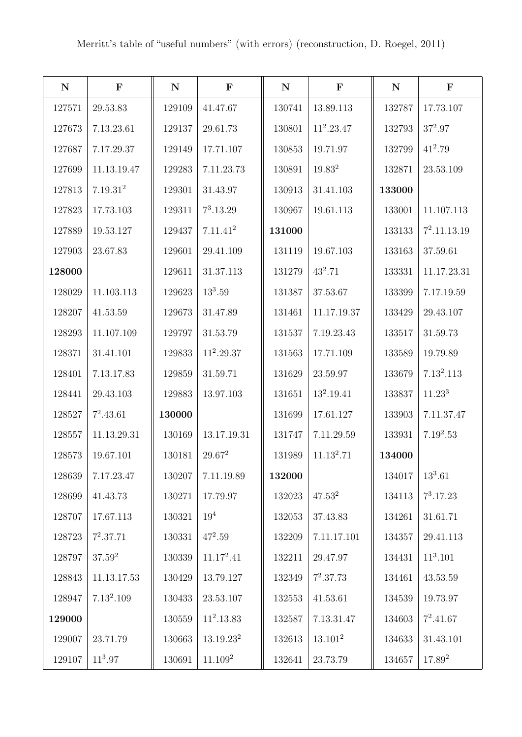Merritt's table of "useful numbers" (with errors) (reconstruction, D. Roegel, 2011)

| N | F | N | F | N | F | N | F |
|---|---|---|---|---|---|---|---|
| 127571 | 29.53.83 | 129109 | 41.47.67 | 130741 | 13.89.113 | 132787 | 17.73.107 |
| 127673 | 7.13.23.61 | 129137 | 29.61.73 | 130801 | $11^2$.23.47 | 132793 | $37^2$.97 |
| 127687 | 7.17.29.37 | 129149 | 17.71.107 | 130853 | 19.71.97 | 132799 | $41^2$.79 |
| 127699 | 11.13.19.47 | 129283 | 7.11.23.73 | 130891 | 19.$83^2$ | 132871 | 23.53.109 |
| 127813 | 7.19.$31^2$ | 129301 | 31.43.97 | 130913 | 31.41.103 | **133000** | |
| 127823 | 17.73.103 | 129311 | $7^3$.13.29 | 130967 | 19.61.113 | 133001 | 11.107.113 |
| 127889 | 19.53.127 | 129437 | 7.11.$41^2$ | **131000** | | 133133 | $7^2$.11.13.19 |
| 127903 | 23.67.83 | 129601 | 29.41.109 | 131119 | 19.67.103 | 133163 | 37.59.61 |
| **128000** | | 129611 | 31.37.113 | 131279 | $43^2$.71 | 133331 | 11.17.23.31 |
| 128029 | 11.103.113 | 129623 | $13^3$.59 | 131387 | 37.53.67 | 133399 | 7.17.19.59 |
| 128207 | 41.53.59 | 129673 | 31.47.89 | 131461 | 11.17.19.37 | 133429 | 29.43.107 |
| 128293 | 11.107.109 | 129797 | 31.53.79 | 131537 | 7.19.23.43 | 133517 | 31.59.73 |
| 128371 | 31.41.101 | 129833 | $11^2$.29.37 | 131563 | 17.71.109 | 133589 | 19.79.89 |
| 128401 | 7.13.17.83 | 129859 | 31.59.71 | 131629 | 23.59.97 | 133679 | 7.$13^2$.113 |
| 128441 | 29.43.103 | 129883 | 13.97.103 | 131651 | $13^2$.19.41 | 133837 | 11.$23^3$ |
| 128527 | $7^2$.43.61 | **130000** | | 131699 | 17.61.127 | 133903 | 7.11.37.47 |
| 128557 | 11.13.29.31 | 130169 | 13.17.19.31 | 131747 | 7.11.29.59 | 133931 | 7.$19^2$.53 |
| 128573 | 19.67.101 | 130181 | 29.$67^2$ | 131989 | 11.$13^2$.71 | **134000** | |
| 128639 | 7.17.23.47 | 130207 | 7.11.19.89 | **132000** | | 134017 | $13^3$.61 |
| 128699 | 41.43.73 | 130271 | 17.79.97 | 132023 | 47.$53^2$ | 134113 | $7^3$.17.23 |
| 128707 | 17.67.113 | 130321 | $19^4$ | 132053 | 37.43.83 | 134261 | 31.61.71 |
| 128723 | $7^2$.37.71 | 130331 | $47^2$.59 | 132209 | 7.11.17.101 | 134357 | 29.41.113 |
| 128797 | 37.$59^2$ | 130339 | 11.$17^2$.41 | 132211 | 29.47.97 | 134431 | $11^3$.101 |
| 128843 | 11.13.17.53 | 130429 | 13.79.127 | 132349 | $7^2$.37.73 | 134461 | 43.53.59 |
| 128947 | 7.$13^2$.109 | 130433 | 23.53.107 | 132553 | 41.53.61 | 134539 | 19.73.97 |
| **129000** | | 130559 | $11^2$.13.83 | 132587 | 7.13.31.47 | 134603 | $7^2$.41.67 |
| 129007 | 23.71.79 | 130663 | 13.19.$23^2$ | 132613 | 13.$101^2$ | 134633 | 31.43.101 |
| 129107 | $11^3$.97 | 130691 | 11.$109^2$ | 132641 | 23.73.79 | 134657 | 17.$89^2$ |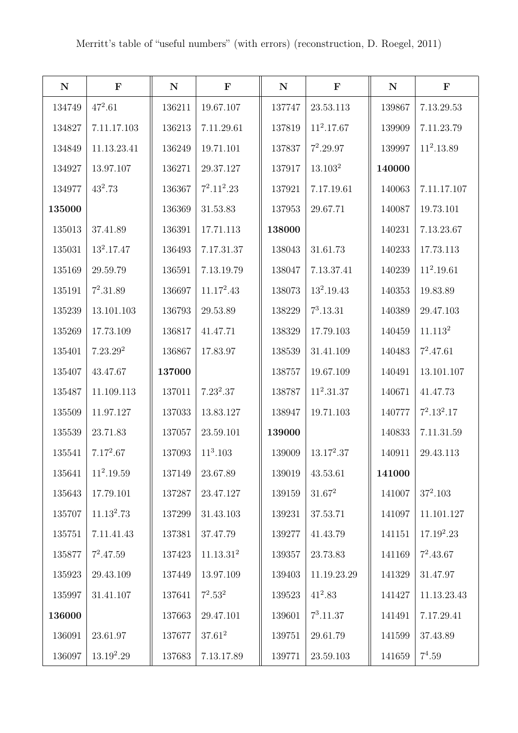Merritt's table of "useful numbers" (with errors) (reconstruction, D. Roegel, 2011)

| N | F | N | F | N | F | N | F |
|---|---|---|---|---|---|---|---|
| 134749 | $47^2.61$ | 136211 | 19.67.107 | 137747 | 23.53.113 | 139867 | 7.13.29.53 |
| 134827 | 7.11.17.103 | 136213 | 7.11.29.61 | 137819 | $11^2.17.67$ | 139909 | 7.11.23.79 |
| 134849 | 11.13.23.41 | 136249 | 19.71.101 | 137837 | $7^2.29.97$ | 139997 | $11^2.13.89$ |
| 134927 | 13.97.107 | 136271 | 29.37.127 | 137917 | $13.103^2$ | **140000** | |
| 134977 | $43^2.73$ | 136367 | $7^2.11^2.23$ | 137921 | 7.17.19.61 | 140063 | 7.11.17.107 |
| **135000** | | 136369 | 31.53.83 | 137953 | 29.67.71 | 140087 | 19.73.101 |
| 135013 | 37.41.89 | 136391 | 17.71.113 | **138000** | | 140231 | 7.13.23.67 |
| 135031 | $13^2.17.47$ | 136493 | 7.17.31.37 | 138043 | 31.61.73 | 140233 | 17.73.113 |
| 135169 | 29.59.79 | 136591 | 7.13.19.79 | 138047 | 7.13.37.41 | 140239 | $11^2.19.61$ |
| 135191 | $7^2.31.89$ | 136697 | $11.17^2.43$ | 138073 | $13^2.19.43$ | 140353 | 19.83.89 |
| 135239 | 13.101.103 | 136793 | 29.53.89 | 138229 | $7^3.13.31$ | 140389 | 29.47.103 |
| 135269 | 17.73.109 | 136817 | 41.47.71 | 138329 | 17.79.103 | 140459 | $11.113^2$ |
| 135401 | $7.23.29^2$ | 136867 | 17.83.97 | 138539 | 31.41.109 | 140483 | $7^2.47.61$ |
| 135407 | 43.47.67 | **137000** | | 138757 | 19.67.109 | 140491 | 13.101.107 |
| 135487 | 11.109.113 | 137011 | $7.23^2.37$ | 138787 | $11^2.31.37$ | 140671 | 41.47.73 |
| 135509 | 11.97.127 | 137033 | 13.83.127 | 138947 | 19.71.103 | 140777 | $7^2.13^2.17$ |
| 135539 | 23.71.83 | 137057 | 23.59.101 | **139000** | | 140833 | 7.11.31.59 |
| 135541 | $7.17^2.67$ | 137093 | $11^3.103$ | 139009 | $13.17^2.37$ | 140911 | 29.43.113 |
| 135641 | $11^2.19.59$ | 137149 | 23.67.89 | 139019 | 43.53.61 | **141000** | |
| 135643 | 17.79.101 | 137287 | 23.47.127 | 139159 | $31.67^2$ | 141007 | $37^2.103$ |
| 135707 | $11.13^2.73$ | 137299 | 31.43.103 | 139231 | 37.53.71 | 141097 | 11.101.127 |
| 135751 | 7.11.41.43 | 137381 | 37.47.79 | 139277 | 41.43.79 | 141151 | $17.19^2.23$ |
| 135877 | $7^2.47.59$ | 137423 | $11.13.31^2$ | 139357 | 23.73.83 | 141169 | $7^2.43.67$ |
| 135923 | 29.43.109 | 137449 | 13.97.109 | 139403 | 11.19.23.29 | 141329 | 31.47.97 |
| 135997 | 31.41.107 | 137641 | $7^2.53^2$ | 139523 | $41^2.83$ | 141427 | 11.13.23.43 |
| **136000** | | 137663 | 29.47.101 | 139601 | $7^3.11.37$ | 141491 | 7.17.29.41 |
| 136091 | 23.61.97 | 137677 | $37.61^2$ | 139751 | 29.61.79 | 141599 | 37.43.89 |
| 136097 | $13.19^2.29$ | 137683 | 7.13.17.89 | 139771 | 23.59.103 | 141659 | $7^4.59$ |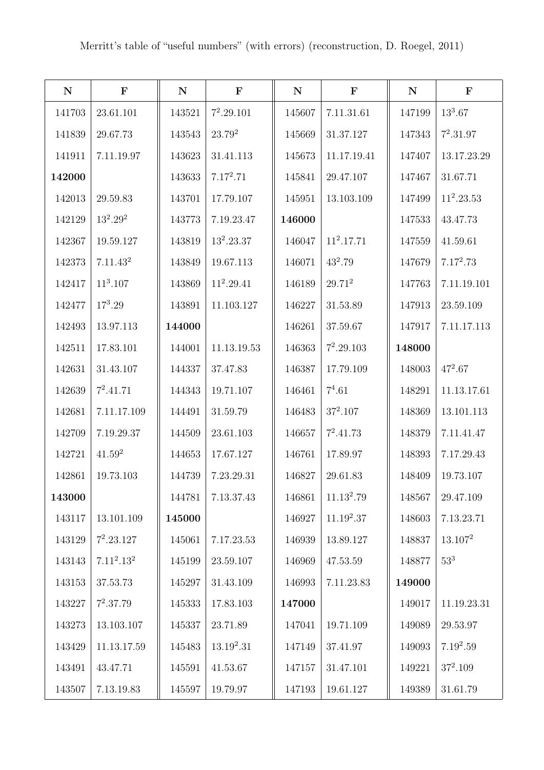Merritt's table of "useful numbers" (with errors) (reconstruction, D. Roegel, 2011)

| N | F | N | F | N | F | N | F |
|---|---|---|---|---|---|---|---|
| 141703 | 23.61.101 | 143521 | $7^2$.29.101 | 145607 | 7.11.31.61 | 147199 | $13^3$.67 |
| 141839 | 29.67.73 | 143543 | 23.$79^2$ | 145669 | 31.37.127 | 147343 | $7^2$.31.97 |
| 141911 | 7.11.19.97 | 143623 | 31.41.113 | 145673 | 11.17.19.41 | 147407 | 13.17.23.29 |
| **142000** | | 143633 | 7.$17^2$.71 | 145841 | 29.47.107 | 147467 | 31.67.71 |
| 142013 | 29.59.83 | 143701 | 17.79.107 | 145951 | 13.103.109 | 147499 | $11^2$.23.53 |
| 142129 | $13^2$.$29^2$ | 143773 | 7.19.23.47 | **146000** | | 147533 | 43.47.73 |
| 142367 | 19.59.127 | 143819 | $13^2$.23.37 | 146047 | $11^2$.17.71 | 147559 | 41.59.61 |
| 142373 | 7.11.$43^2$ | 143849 | 19.67.113 | 146071 | $43^2$.79 | 147679 | 7.$17^2$.73 |
| 142417 | $11^3$.107 | 143869 | $11^2$.29.41 | 146189 | 29.$71^2$ | 147763 | 7.11.19.101 |
| 142477 | $17^3$.29 | 143891 | 11.103.127 | 146227 | 31.53.89 | 147913 | 23.59.109 |
| 142493 | 13.97.113 | **144000** | | 146261 | 37.59.67 | 147917 | 7.11.17.113 |
| 142511 | 17.83.101 | 144001 | 11.13.19.53 | 146363 | $7^2$.29.103 | **148000** | |
| 142631 | 31.43.107 | 144337 | 37.47.83 | 146387 | 17.79.109 | 148003 | $47^2$.67 |
| 142639 | $7^2$.41.71 | 144343 | 19.71.107 | 146461 | $7^4$.61 | 148291 | 11.13.17.61 |
| 142681 | 7.11.17.109 | 144491 | 31.59.79 | 146483 | $37^2$.107 | 148369 | 13.101.113 |
| 142709 | 7.19.29.37 | 144509 | 23.61.103 | 146657 | $7^2$.41.73 | 148379 | 7.11.41.47 |
| 142721 | 41.$59^2$ | 144653 | 17.67.127 | 146761 | 17.89.97 | 148393 | 7.17.29.43 |
| 142861 | 19.73.103 | 144739 | 7.23.29.31 | 146827 | 29.61.83 | 148409 | 19.73.107 |
| **143000** | | 144781 | 7.13.37.43 | 146861 | 11.$13^2$.79 | 148567 | 29.47.109 |
| 143117 | 13.101.109 | **145000** | | 146927 | 11.$19^2$.37 | 148603 | 7.13.23.71 |
| 143129 | $7^2$.23.127 | 145061 | 7.17.23.53 | 146939 | 13.89.127 | 148837 | 13.$107^2$ |
| 143143 | 7.$11^2$.$13^2$ | 145199 | 23.59.107 | 146969 | 47.53.59 | 148877 | $53^3$ |
| 143153 | 37.53.73 | 145297 | 31.43.109 | 146993 | 7.11.23.83 | **149000** | |
| 143227 | $7^2$.37.79 | 145333 | 17.83.103 | **147000** | | 149017 | 11.19.23.31 |
| 143273 | 13.103.107 | 145337 | 23.71.89 | 147041 | 19.71.109 | 149089 | 29.53.97 |
| 143429 | 11.13.17.59 | 145483 | 13.$19^2$.31 | 147149 | 37.41.97 | 149093 | 7.$19^2$.59 |
| 143491 | 43.47.71 | 145591 | 41.53.67 | 147157 | 31.47.101 | 149221 | $37^2$.109 |
| 143507 | 7.13.19.83 | 145597 | 19.79.97 | 147193 | 19.61.127 | 149389 | 31.61.79 |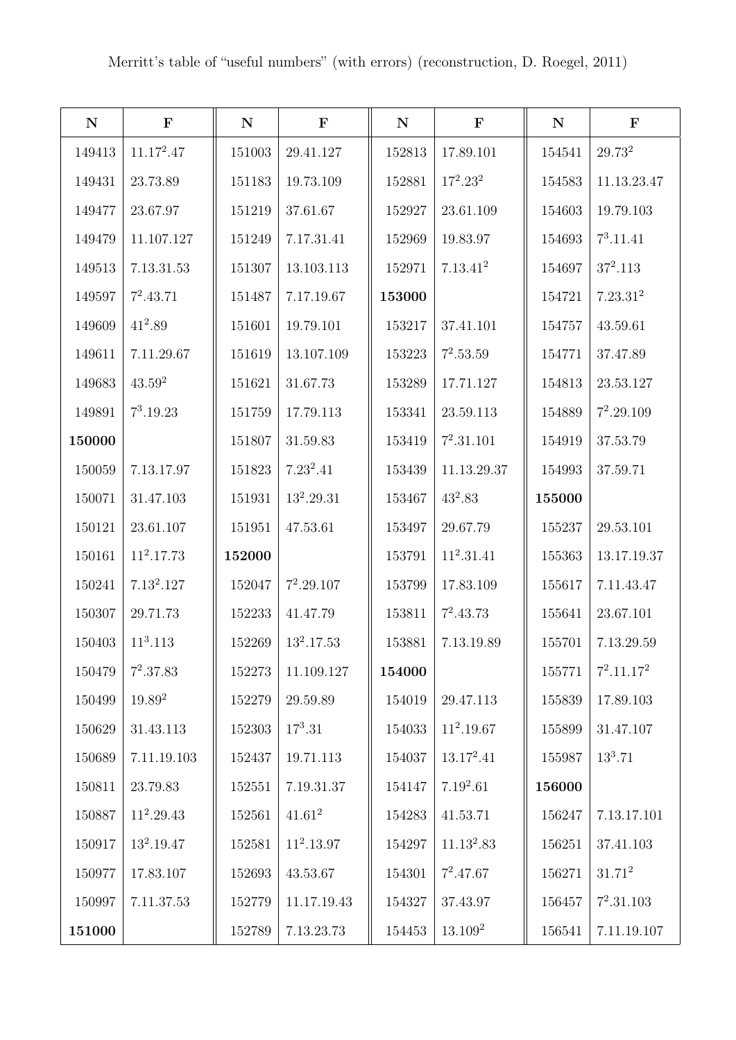Merritt's table of "useful numbers" (with errors) (reconstruction, D. Roegel, 2011)

| N | F | N | F | N | F | N | F |
|---|---|---|---|---|---|---|---|
| 149413 | $11.17^2.47$ | 151003 | 29.41.127 | 152813 | 17.89.101 | 154541 | $29.73^2$ |
| 149431 | 23.73.89 | 151183 | 19.73.109 | 152881 | $17^2.23^2$ | 154583 | 11.13.23.47 |
| 149477 | 23.67.97 | 151219 | 37.61.67 | 152927 | 23.61.109 | 154603 | 19.79.103 |
| 149479 | 11.107.127 | 151249 | 7.17.31.41 | 152969 | 19.83.97 | 154693 | $7^3.11.41$ |
| 149513 | 7.13.31.53 | 151307 | 13.103.113 | 152971 | $7.13.41^2$ | 154697 | $37^2.113$ |
| 149597 | $7^2.43.71$ | 151487 | 7.17.19.67 | **153000** | | 154721 | $7.23.31^2$ |
| 149609 | $41^2.89$ | 151601 | 19.79.101 | 153217 | 37.41.101 | 154757 | 43.59.61 |
| 149611 | 7.11.29.67 | 151619 | 13.107.109 | 153223 | $7^2.53.59$ | 154771 | 37.47.89 |
| 149683 | $43.59^2$ | 151621 | 31.67.73 | 153289 | 17.71.127 | 154813 | 23.53.127 |
| 149891 | $7^3.19.23$ | 151759 | 17.79.113 | 153341 | 23.59.113 | 154889 | $7^2.29.109$ |
| **150000** | | 151807 | 31.59.83 | 153419 | $7^2.31.101$ | 154919 | 37.53.79 |
| 150059 | 7.13.17.97 | 151823 | $7.23^2.41$ | 153439 | 11.13.29.37 | 154993 | 37.59.71 |
| 150071 | 31.47.103 | 151931 | $13^2.29.31$ | 153467 | $43^2.83$ | **155000** | |
| 150121 | 23.61.107 | 151951 | 47.53.61 | 153497 | 29.67.79 | 155237 | 29.53.101 |
| 150161 | $11^2.17.73$ | **152000** | | 153791 | $11^2.31.41$ | 155363 | 13.17.19.37 |
| 150241 | $7.13^2.127$ | 152047 | $7^2.29.107$ | 153799 | 17.83.109 | 155617 | 7.11.43.47 |
| 150307 | 29.71.73 | 152233 | 41.47.79 | 153811 | $7^2.43.73$ | 155641 | 23.67.101 |
| 150403 | $11^3.113$ | 152269 | $13^2.17.53$ | 153881 | 7.13.19.89 | 155701 | 7.13.29.59 |
| 150479 | $7^2.37.83$ | 152273 | 11.109.127 | **154000** | | 155771 | $7^2.11.17^2$ |
| 150499 | $19.89^2$ | 152279 | 29.59.89 | 154019 | 29.47.113 | 155839 | 17.89.103 |
| 150629 | 31.43.113 | 152303 | $17^3.31$ | 154033 | $11^2.19.67$ | 155899 | 31.47.107 |
| 150689 | 7.11.19.103 | 152437 | 19.71.113 | 154037 | $13.17^2.41$ | 155987 | $13^3.71$ |
| 150811 | 23.79.83 | 152551 | 7.19.31.37 | 154147 | $7.19^2.61$ | **156000** | |
| 150887 | $11^2.29.43$ | 152561 | $41.61^2$ | 154283 | 41.53.71 | 156247 | 7.13.17.101 |
| 150917 | $13^2.19.47$ | 152581 | $11^2.13.97$ | 154297 | $11.13^2.83$ | 156251 | 37.41.103 |
| 150977 | 17.83.107 | 152693 | 43.53.67 | 154301 | $7^2.47.67$ | 156271 | $31.71^2$ |
| 150997 | 7.11.37.53 | 152779 | 11.17.19.43 | 154327 | 37.43.97 | 156457 | $7^2.31.103$ |
| **151000** | | 152789 | 7.13.23.73 | 154453 | $13.109^2$ | 156541 | 7.11.19.107 |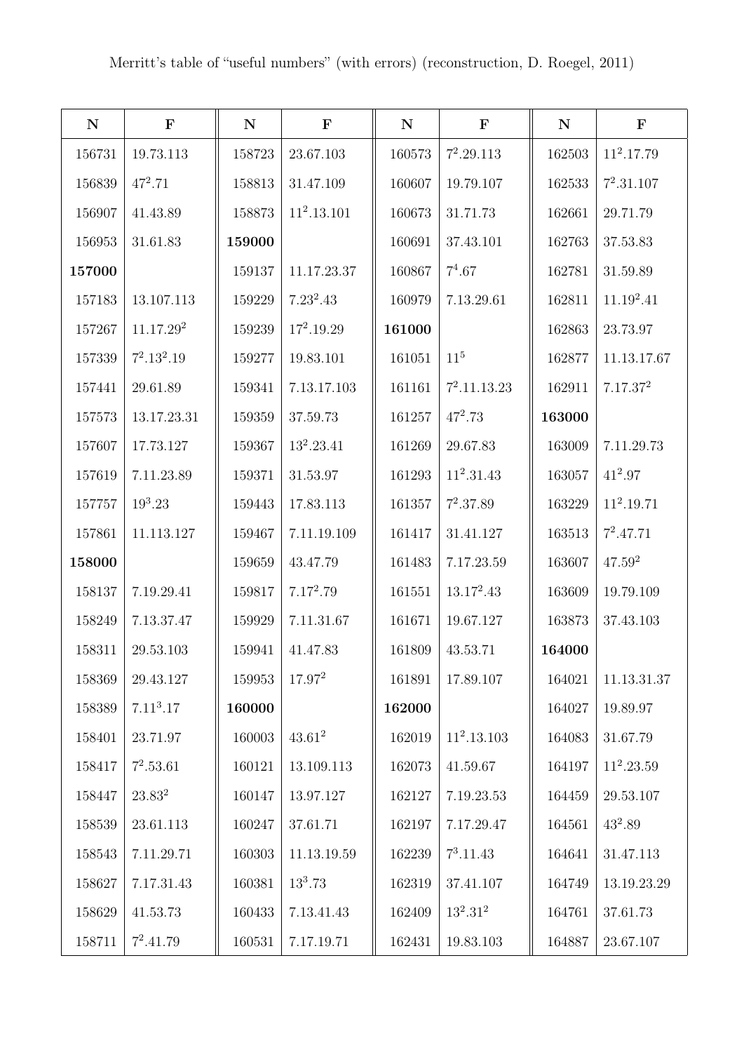Merritt's table of "useful numbers" (with errors) (reconstruction, D. Roegel, 2011)

| N | F | N | F | N | F | N | F |
|---|---|---|---|---|---|---|---|
| 156731 | 19.73.113 | 158723 | 23.67.103 | 160573 | $7^2$.29.113 | 162503 | $11^2$.17.79 |
| 156839 | $47^2$.71 | 158813 | 31.47.109 | 160607 | 19.79.107 | 162533 | $7^2$.31.107 |
| 156907 | 41.43.89 | 158873 | $11^2$.13.101 | 160673 | 31.71.73 | 162661 | 29.71.79 |
| 156953 | 31.61.83 | **159000** | | 160691 | 37.43.101 | 162763 | 37.53.83 |
| **157000** | | 159137 | 11.17.23.37 | 160867 | $7^4$.67 | 162781 | 31.59.89 |
| 157183 | 13.107.113 | 159229 | 7.$23^2$.43 | 160979 | 7.13.29.61 | 162811 | 11.$19^2$.41 |
| 157267 | 11.17.$29^2$ | 159239 | $17^2$.19.29 | **161000** | | 162863 | 23.73.97 |
| 157339 | $7^2$.$13^2$.19 | 159277 | 19.83.101 | 161051 | $11^5$ | 162877 | 11.13.17.67 |
| 157441 | 29.61.89 | 159341 | 7.13.17.103 | 161161 | $7^2$.11.13.23 | 162911 | 7.17.$37^2$ |
| 157573 | 13.17.23.31 | 159359 | 37.59.73 | 161257 | $47^2$.73 | **163000** | |
| 157607 | 17.73.127 | 159367 | $13^2$.23.41 | 161269 | 29.67.83 | 163009 | 7.11.29.73 |
| 157619 | 7.11.23.89 | 159371 | 31.53.97 | 161293 | $11^2$.31.43 | 163057 | $41^2$.97 |
| 157757 | $19^3$.23 | 159443 | 17.83.113 | 161357 | $7^2$.37.89 | 163229 | $11^2$.19.71 |
| 157861 | 11.113.127 | 159467 | 7.11.19.109 | 161417 | 31.41.127 | 163513 | $7^2$.47.71 |
| **158000** | | 159659 | 43.47.79 | 161483 | 7.17.23.59 | 163607 | 47.$59^2$ |
| 158137 | 7.19.29.41 | 159817 | 7.$17^2$.79 | 161551 | 13.$17^2$.43 | 163609 | 19.79.109 |
| 158249 | 7.13.37.47 | 159929 | 7.11.31.67 | 161671 | 19.67.127 | 163873 | 37.43.103 |
| 158311 | 29.53.103 | 159941 | 41.47.83 | 161809 | 43.53.71 | **164000** | |
| 158369 | 29.43.127 | 159953 | 17.$97^2$ | 161891 | 17.89.107 | 164021 | 11.13.31.37 |
| 158389 | 7.$11^3$.17 | **160000** | | **162000** | | 164027 | 19.89.97 |
| 158401 | 23.71.97 | 160003 | 43.$61^2$ | 162019 | $11^2$.13.103 | 164083 | 31.67.79 |
| 158417 | $7^2$.53.61 | 160121 | 13.109.113 | 162073 | 41.59.67 | 164197 | $11^2$.23.59 |
| 158447 | 23.$83^2$ | 160147 | 13.97.127 | 162127 | 7.19.23.53 | 164459 | 29.53.107 |
| 158539 | 23.61.113 | 160247 | 37.61.71 | 162197 | 7.17.29.47 | 164561 | $43^2$.89 |
| 158543 | 7.11.29.71 | 160303 | 11.13.19.59 | 162239 | $7^3$.11.43 | 164641 | 31.47.113 |
| 158627 | 7.17.31.43 | 160381 | $13^3$.73 | 162319 | 37.41.107 | 164749 | 13.19.23.29 |
| 158629 | 41.53.73 | 160433 | 7.13.41.43 | 162409 | $13^2$.$31^2$ | 164761 | 37.61.73 |
| 158711 | $7^2$.41.79 | 160531 | 7.17.19.71 | 162431 | 19.83.103 | 164887 | 23.67.107 |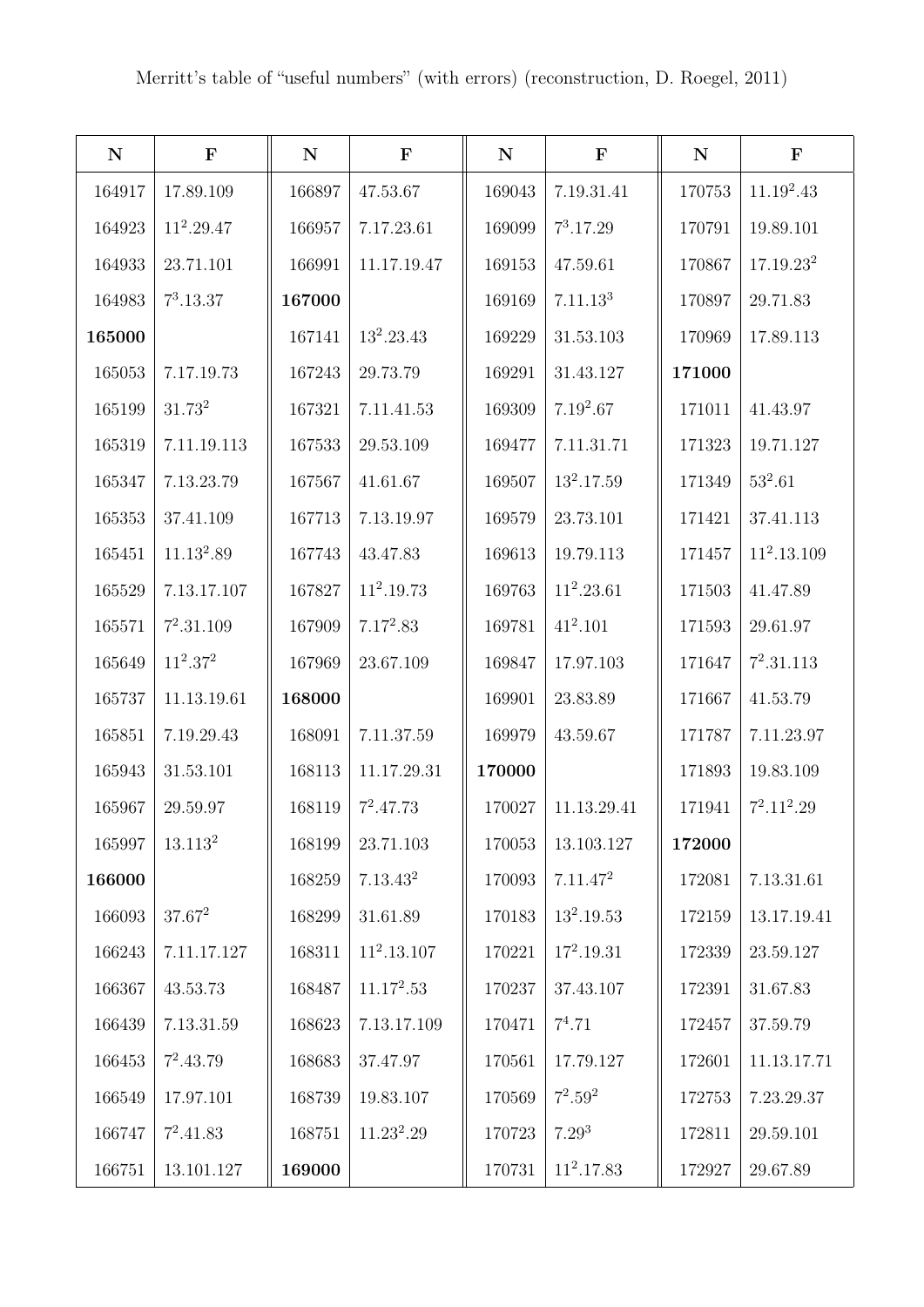Merritt's table of "useful numbers" (with errors) (reconstruction, D. Roegel, 2011)

| N | F | N | F | N | F | N | F |
|---|---|---|---|---|---|---|---|
| 164917 | 17.89.109 | 166897 | 47.53.67 | 169043 | 7.19.31.41 | 170753 | $11.19^2.43$ |
| 164923 | $11^2.29.47$ | 166957 | 7.17.23.61 | 169099 | $7^3.17.29$ | 170791 | 19.89.101 |
| 164933 | 23.71.101 | 166991 | 11.17.19.47 | 169153 | 47.59.61 | 170867 | $17.19.23^2$ |
| 164983 | $7^3.13.37$ | **167000** | | 169169 | $7.11.13^3$ | 170897 | 29.71.83 |
| **165000** | | 167141 | $13^2.23.43$ | 169229 | 31.53.103 | 170969 | 17.89.113 |
| 165053 | 7.17.19.73 | 167243 | 29.73.79 | 169291 | 31.43.127 | **171000** | |
| 165199 | $31.73^2$ | 167321 | 7.11.41.53 | 169309 | $7.19^2.67$ | 171011 | 41.43.97 |
| 165319 | 7.11.19.113 | 167533 | 29.53.109 | 169477 | 7.11.31.71 | 171323 | 19.71.127 |
| 165347 | 7.13.23.79 | 167567 | 41.61.67 | 169507 | $13^2.17.59$ | 171349 | $53^2.61$ |
| 165353 | 37.41.109 | 167713 | 7.13.19.97 | 169579 | 23.73.101 | 171421 | 37.41.113 |
| 165451 | $11.13^2.89$ | 167743 | 43.47.83 | 169613 | 19.79.113 | 171457 | $11^2.13.109$ |
| 165529 | 7.13.17.107 | 167827 | $11^2.19.73$ | 169763 | $11^2.23.61$ | 171503 | 41.47.89 |
| 165571 | $7^2.31.109$ | 167909 | $7.17^2.83$ | 169781 | $41^2.101$ | 171593 | 29.61.97 |
| 165649 | $11^2.37^2$ | 167969 | 23.67.109 | 169847 | 17.97.103 | 171647 | $7^2.31.113$ |
| 165737 | 11.13.19.61 | **168000** | | 169901 | 23.83.89 | 171667 | 41.53.79 |
| 165851 | 7.19.29.43 | 168091 | 7.11.37.59 | 169979 | 43.59.67 | 171787 | 7.11.23.97 |
| 165943 | 31.53.101 | 168113 | 11.17.29.31 | **170000** | | 171893 | 19.83.109 |
| 165967 | 29.59.97 | 168119 | $7^2.47.73$ | 170027 | 11.13.29.41 | 171941 | $7^2.11^2.29$ |
| 165997 | $13.113^2$ | 168199 | 23.71.103 | 170053 | 13.103.127 | **172000** | |
| **166000** | | 168259 | $7.13.43^2$ | 170093 | $7.11.47^2$ | 172081 | 7.13.31.61 |
| 166093 | $37.67^2$ | 168299 | 31.61.89 | 170183 | $13^2.19.53$ | 172159 | 13.17.19.41 |
| 166243 | 7.11.17.127 | 168311 | $11^2.13.107$ | 170221 | $17^2.19.31$ | 172339 | 23.59.127 |
| 166367 | 43.53.73 | 168487 | $11.17^2.53$ | 170237 | 37.43.107 | 172391 | 31.67.83 |
| 166439 | 7.13.31.59 | 168623 | 7.13.17.109 | 170471 | $7^4.71$ | 172457 | 37.59.79 |
| 166453 | $7^2.43.79$ | 168683 | 37.47.97 | 170561 | 17.79.127 | 172601 | 11.13.17.71 |
| 166549 | 17.97.101 | 168739 | 19.83.107 | 170569 | $7^2.59^2$ | 172753 | 7.23.29.37 |
| 166747 | $7^2.41.83$ | 168751 | $11.23^2.29$ | 170723 | $7.29^3$ | 172811 | 29.59.101 |
| 166751 | 13.101.127 | **169000** | | 170731 | $11^2.17.83$ | 172927 | 29.67.89 |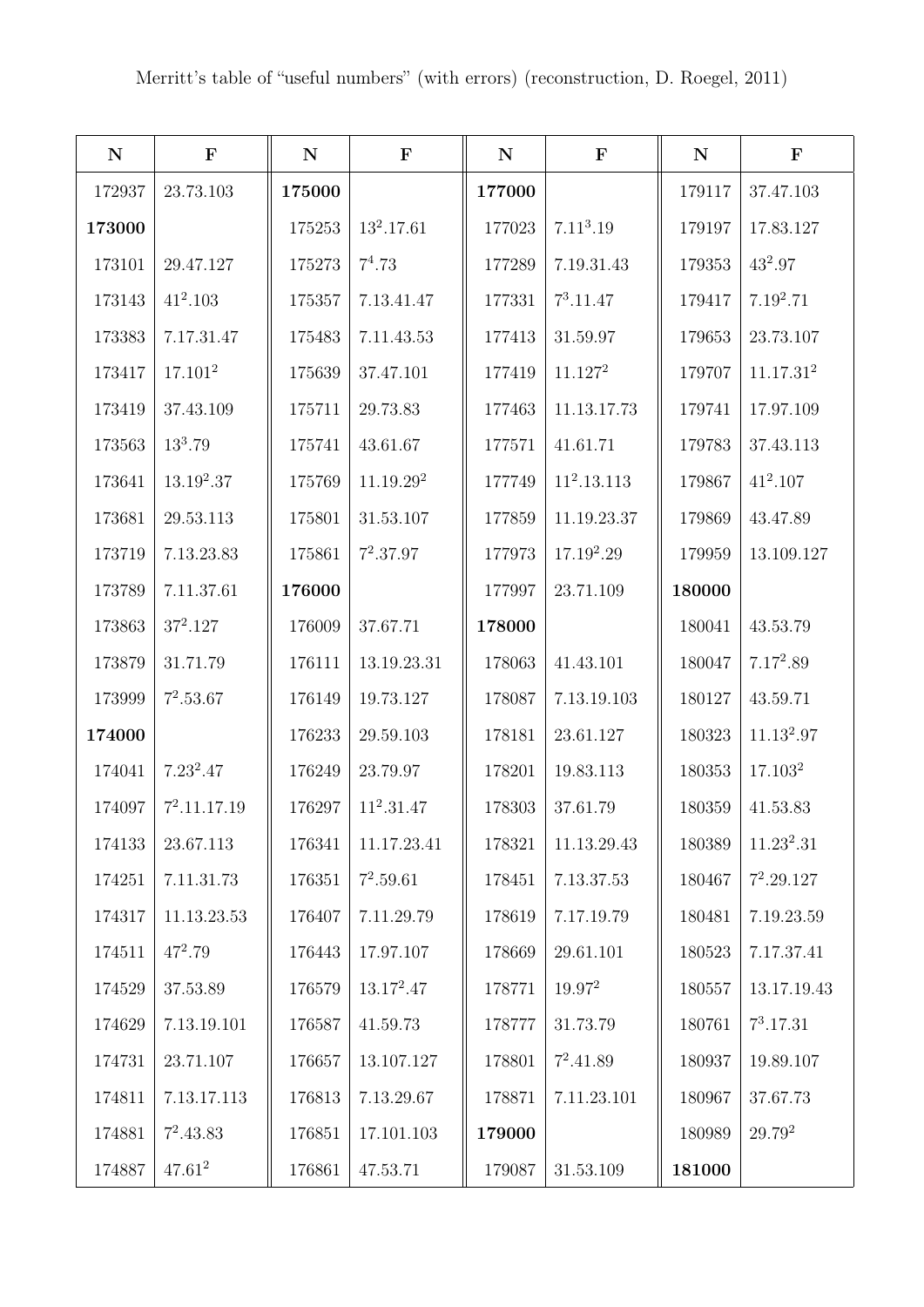Merritt's table of "useful numbers" (with errors) (reconstruction, D. Roegel, 2011)

| N | F | N | F | N | F | N | F |
|---|---|---|---|---|---|---|---|
| 172937 | 23.73.103 | **175000** | | **177000** | | 179117 | 37.47.103 |
| **173000** | | 175253 | $13^2$.17.61 | 177023 | $7.11^3.19$ | 179197 | 17.83.127 |
| 173101 | 29.47.127 | 175273 | $7^4$.73 | 177289 | 7.19.31.43 | 179353 | $43^2$.97 |
| 173143 | $41^2$.103 | 175357 | 7.13.41.47 | 177331 | $7^3$.11.47 | 179417 | $7.19^2.71$ |
| 173383 | 7.17.31.47 | 175483 | 7.11.43.53 | 177413 | 31.59.97 | 179653 | 23.73.107 |
| 173417 | $17.101^2$ | 175639 | 37.47.101 | 177419 | $11.127^2$ | 179707 | $11.17.31^2$ |
| 173419 | 37.43.109 | 175711 | 29.73.83 | 177463 | 11.13.17.73 | 179741 | 17.97.109 |
| 173563 | $13^3$.79 | 175741 | 43.61.67 | 177571 | 41.61.71 | 179783 | 37.43.113 |
| 173641 | $13.19^2.37$ | 175769 | $11.19.29^2$ | 177749 | $11^2$.13.113 | 179867 | $41^2$.107 |
| 173681 | 29.53.113 | 175801 | 31.53.107 | 177859 | 11.19.23.37 | 179869 | 43.47.89 |
| 173719 | 7.13.23.83 | 175861 | $7^2$.37.97 | 177973 | $17.19^2.29$ | 179959 | 13.109.127 |
| 173789 | 7.11.37.61 | **176000** | | 177997 | 23.71.109 | **180000** | |
| 173863 | $37^2$.127 | 176009 | 37.67.71 | **178000** | | 180041 | 43.53.79 |
| 173879 | 31.71.79 | 176111 | 13.19.23.31 | 178063 | 41.43.101 | 180047 | $7.17^2.89$ |
| 173999 | $7^2$.53.67 | 176149 | 19.73.127 | 178087 | 7.13.19.103 | 180127 | 43.59.71 |
| **174000** | | 176233 | 29.59.103 | 178181 | 23.61.127 | 180323 | $11.13^2.97$ |
| 174041 | $7.23^2.47$ | 176249 | 23.79.97 | 178201 | 19.83.113 | 180353 | $17.103^2$ |
| 174097 | $7^2$.11.17.19 | 176297 | $11^2$.31.47 | 178303 | 37.61.79 | 180359 | 41.53.83 |
| 174133 | 23.67.113 | 176341 | 11.17.23.41 | 178321 | 11.13.29.43 | 180389 | $11.23^2.31$ |
| 174251 | 7.11.31.73 | 176351 | $7^2$.59.61 | 178451 | 7.13.37.53 | 180467 | $7^2$.29.127 |
| 174317 | 11.13.23.53 | 176407 | 7.11.29.79 | 178619 | 7.17.19.79 | 180481 | 7.19.23.59 |
| 174511 | $47^2$.79 | 176443 | 17.97.107 | 178669 | 29.61.101 | 180523 | 7.17.37.41 |
| 174529 | 37.53.89 | 176579 | $13.17^2.47$ | 178771 | $19.97^2$ | 180557 | 13.17.19.43 |
| 174629 | 7.13.19.101 | 176587 | 41.59.73 | 178777 | 31.73.79 | 180761 | $7^3$.17.31 |
| 174731 | 23.71.107 | 176657 | 13.107.127 | 178801 | $7^2$.41.89 | 180937 | 19.89.107 |
| 174811 | 7.13.17.113 | 176813 | 7.13.29.67 | 178871 | 7.11.23.101 | 180967 | 37.67.73 |
| 174881 | $7^2$.43.83 | 176851 | 17.101.103 | **179000** | | 180989 | $29.79^2$ |
| 174887 | $47.61^2$ | 176861 | 47.53.71 | 179087 | 31.53.109 | **181000** | |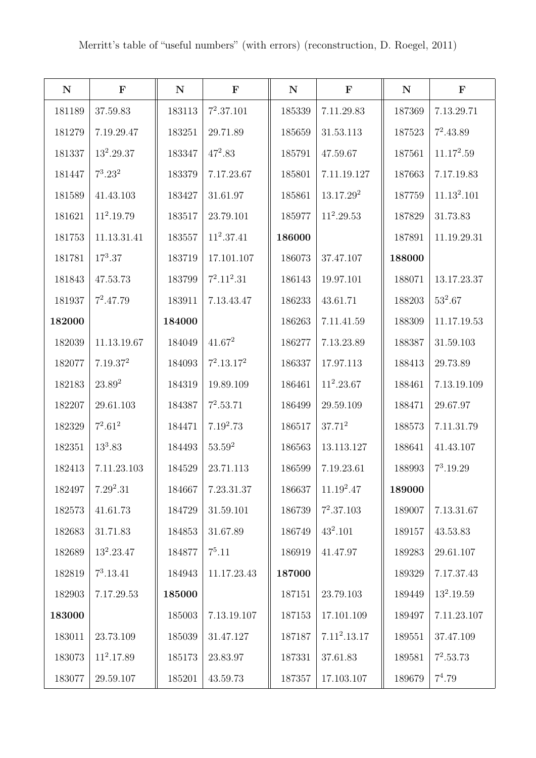Merritt's table of "useful numbers" (with errors) (reconstruction, D. Roegel, 2011)

| N | F | N | F | N | F | N | F |
|---|---|---|---|---|---|---|---|
| 181189 | 37.59.83 | 183113 | $7^2$.37.101 | 185339 | 7.11.29.83 | 187369 | 7.13.29.71 |
| 181279 | 7.19.29.47 | 183251 | 29.71.89 | 185659 | 31.53.113 | 187523 | $7^2$.43.89 |
| 181337 | $13^2$.29.37 | 183347 | $47^2$.83 | 185791 | 47.59.67 | 187561 | 11.$17^2$.59 |
| 181447 | $7^3$.$23^2$ | 183379 | 7.17.23.67 | 185801 | 7.11.19.127 | 187663 | 7.17.19.83 |
| 181589 | 41.43.103 | 183427 | 31.61.97 | 185861 | 13.17.$29^2$ | 187759 | 11.$13^2$.101 |
| 181621 | $11^2$.19.79 | 183517 | 23.79.101 | 185977 | $11^2$.29.53 | 187829 | 31.73.83 |
| 181753 | 11.13.31.41 | 183557 | $11^2$.37.41 | **186000** | | 187891 | 11.19.29.31 |
| 181781 | $17^3$.37 | 183719 | 17.101.107 | 186073 | 37.47.107 | **188000** | |
| 181843 | 47.53.73 | 183799 | $7^2$.$11^2$.31 | 186143 | 19.97.101 | 188071 | 13.17.23.37 |
| 181937 | $7^2$.47.79 | 183911 | 7.13.43.47 | 186233 | 43.61.71 | 188203 | $53^2$.67 |
| **182000** | | **184000** | | 186263 | 7.11.41.59 | 188309 | 11.17.19.53 |
| 182039 | 11.13.19.67 | 184049 | 41.$67^2$ | 186277 | 7.13.23.89 | 188387 | 31.59.103 |
| 182077 | 7.19.$37^2$ | 184093 | $7^2$.13.$17^2$ | 186337 | 17.97.113 | 188413 | 29.73.89 |
| 182183 | 23.$89^2$ | 184319 | 19.89.109 | 186461 | $11^2$.23.67 | 188461 | 7.13.19.109 |
| 182207 | 29.61.103 | 184387 | $7^2$.53.71 | 186499 | 29.59.109 | 188471 | 29.67.97 |
| 182329 | $7^2$.$61^2$ | 184471 | 7.$19^2$.73 | 186517 | 37.$71^2$ | 188573 | 7.11.31.79 |
| 182351 | $13^3$.83 | 184493 | 53.$59^2$ | 186563 | 13.113.127 | 188641 | 41.43.107 |
| 182413 | 7.11.23.103 | 184529 | 23.71.113 | 186599 | 7.19.23.61 | 188993 | $7^3$.19.29 |
| 182497 | 7.$29^2$.31 | 184667 | 7.23.31.37 | 186637 | 11.$19^2$.47 | **189000** | |
| 182573 | 41.61.73 | 184729 | 31.59.101 | 186739 | $7^2$.37.103 | 189007 | 7.13.31.67 |
| 182683 | 31.71.83 | 184853 | 31.67.89 | 186749 | $43^2$.101 | 189157 | 43.53.83 |
| 182689 | $13^2$.23.47 | 184877 | $7^5$.11 | 186919 | 41.47.97 | 189283 | 29.61.107 |
| 182819 | $7^3$.13.41 | 184943 | 11.17.23.43 | **187000** | | 189329 | 7.17.37.43 |
| 182903 | 7.17.29.53 | **185000** | | 187151 | 23.79.103 | 189449 | $13^2$.19.59 |
| **183000** | | 185003 | 7.13.19.107 | 187153 | 17.101.109 | 189497 | 7.11.23.107 |
| 183011 | 23.73.109 | 185039 | 31.47.127 | 187187 | 7.$11^2$.13.17 | 189551 | 37.47.109 |
| 183073 | $11^2$.17.89 | 185173 | 23.83.97 | 187331 | 37.61.83 | 189581 | $7^2$.53.73 |
| 183077 | 29.59.107 | 185201 | 43.59.73 | 187357 | 17.103.107 | 189679 | $7^4$.79 |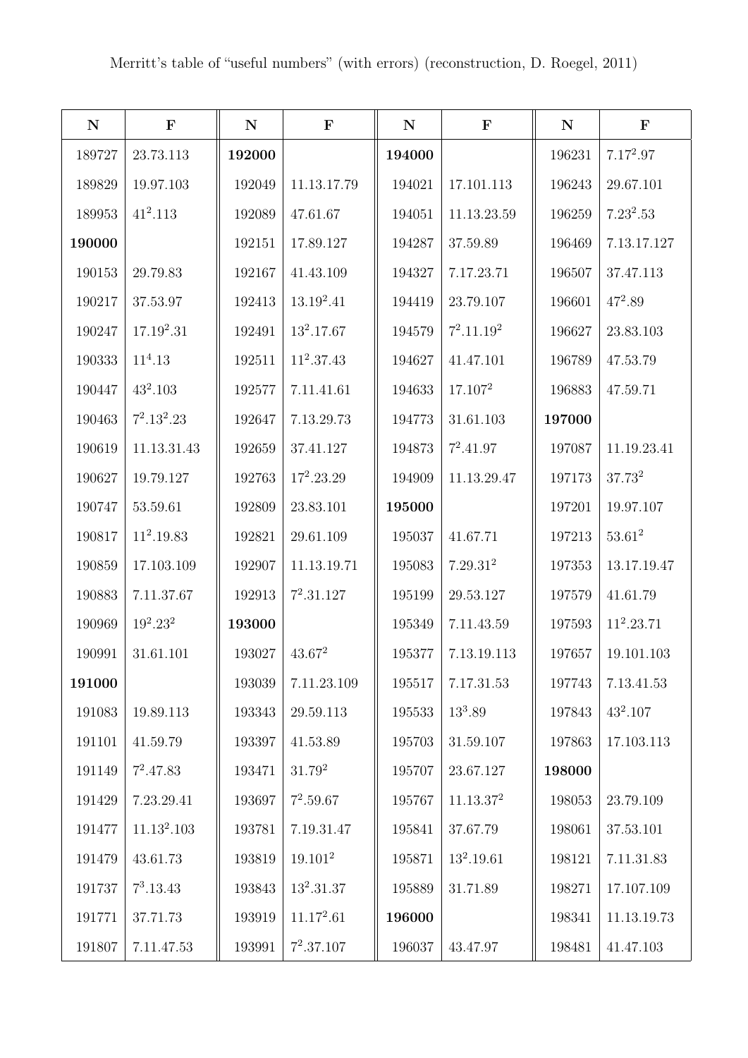Merritt's table of "useful numbers" (with errors) (reconstruction, D. Roegel, 2011)

| N | F | N | F | N | F | N | F |
|---|---|---|---|---|---|---|---|
| 189727 | 23.73.113 | **192000** | | **194000** | | 196231 | $7.17^2.97$ |
| 189829 | 19.97.103 | 192049 | 11.13.17.79 | 194021 | 17.101.113 | 196243 | 29.67.101 |
| 189953 | $41^2.113$ | 192089 | 47.61.67 | 194051 | 11.13.23.59 | 196259 | $7.23^2.53$ |
| **190000** | | 192151 | 17.89.127 | 194287 | 37.59.89 | 196469 | 7.13.17.127 |
| 190153 | 29.79.83 | 192167 | 41.43.109 | 194327 | 7.17.23.71 | 196507 | 37.47.113 |
| 190217 | 37.53.97 | 192413 | $13.19^2.41$ | 194419 | 23.79.107 | 196601 | $47^2.89$ |
| 190247 | $17.19^2.31$ | 192491 | $13^2.17.67$ | 194579 | $7^2.11.19^2$ | 196627 | 23.83.103 |
| 190333 | $11^4.13$ | 192511 | $11^2.37.43$ | 194627 | 41.47.101 | 196789 | 47.53.79 |
| 190447 | $43^2.103$ | 192577 | 7.11.41.61 | 194633 | $17.107^2$ | 196883 | 47.59.71 |
| 190463 | $7^2.13^2.23$ | 192647 | 7.13.29.73 | 194773 | 31.61.103 | **197000** | |
| 190619 | 11.13.31.43 | 192659 | 37.41.127 | 194873 | $7^2.41.97$ | 197087 | 11.19.23.41 |
| 190627 | 19.79.127 | 192763 | $17^2.23.29$ | 194909 | 11.13.29.47 | 197173 | $37.73^2$ |
| 190747 | 53.59.61 | 192809 | 23.83.101 | **195000** | | 197201 | 19.97.107 |
| 190817 | $11^2.19.83$ | 192821 | 29.61.109 | 195037 | 41.67.71 | 197213 | $53.61^2$ |
| 190859 | 17.103.109 | 192907 | 11.13.19.71 | 195083 | $7.29.31^2$ | 197353 | 13.17.19.47 |
| 190883 | 7.11.37.67 | 192913 | $7^2.31.127$ | 195199 | 29.53.127 | 197579 | 41.61.79 |
| 190969 | $19^2.23^2$ | **193000** | | 195349 | 7.11.43.59 | 197593 | $11^2.23.71$ |
| 190991 | 31.61.101 | 193027 | $43.67^2$ | 195377 | 7.13.19.113 | 197657 | 19.101.103 |
| **191000** | | 193039 | 7.11.23.109 | 195517 | 7.17.31.53 | 197743 | 7.13.41.53 |
| 191083 | 19.89.113 | 193343 | 29.59.113 | 195533 | $13^3.89$ | 197843 | $43^2.107$ |
| 191101 | 41.59.79 | 193397 | 41.53.89 | 195703 | 31.59.107 | 197863 | 17.103.113 |
| 191149 | $7^2.47.83$ | 193471 | $31.79^2$ | 195707 | 23.67.127 | **198000** | |
| 191429 | 7.23.29.41 | 193697 | $7^2.59.67$ | 195767 | $11.13.37^2$ | 198053 | 23.79.109 |
| 191477 | $11.13^2.103$ | 193781 | 7.19.31.47 | 195841 | 37.67.79 | 198061 | 37.53.101 |
| 191479 | 43.61.73 | 193819 | $19.101^2$ | 195871 | $13^2.19.61$ | 198121 | 7.11.31.83 |
| 191737 | $7^3.13.43$ | 193843 | $13^2.31.37$ | 195889 | 31.71.89 | 198271 | 17.107.109 |
| 191771 | 37.71.73 | 193919 | $11.17^2.61$ | **196000** | | 198341 | 11.13.19.73 |
| 191807 | 7.11.47.53 | 193991 | $7^2.37.107$ | 196037 | 43.47.97 | 198481 | 41.47.103 |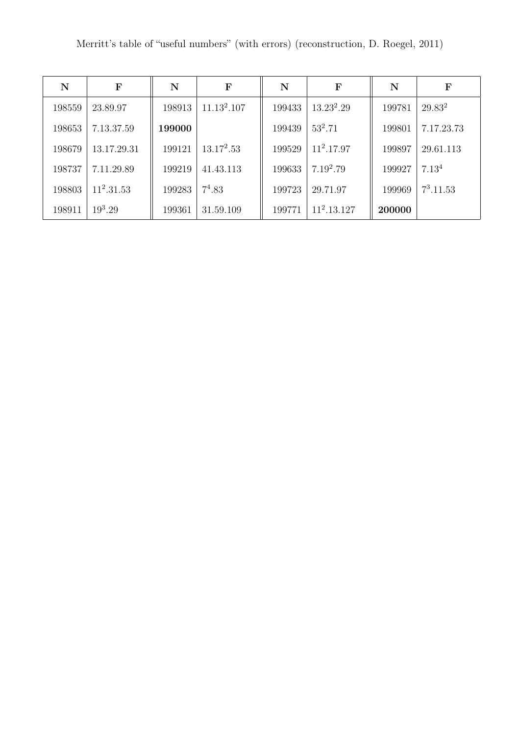Merritt's table of "useful numbers" (with errors) (reconstruction, D. Roegel, 2011)

| **N** | **F** | **N** | **F** | **N** | **F** | **N** | **F** |
|---|---|---|---|---|---|---|---|
| 198559 | 23.89.97 | 198913 | $11.13^2.107$ | 199433 | $13.23^2.29$ | 199781 | $29.83^2$ |
| 198653 | 7.13.37.59 | **199000** | | 199439 | $53^2.71$ | 199801 | 7.17.23.73 |
| 198679 | 13.17.29.31 | 199121 | $13.17^2.53$ | 199529 | $11^2.17.97$ | 199897 | 29.61.113 |
| 198737 | 7.11.29.89 | 199219 | 41.43.113 | 199633 | $7.19^2.79$ | 199927 | $7.13^4$ |
| 198803 | $11^2.31.53$ | 199283 | $7^4.83$ | 199723 | 29.71.97 | 199969 | $7^3.11.53$ |
| 198911 | $19^3.29$ | 199361 | 31.59.109 | 199771 | $11^2.13.127$ | **200000** | |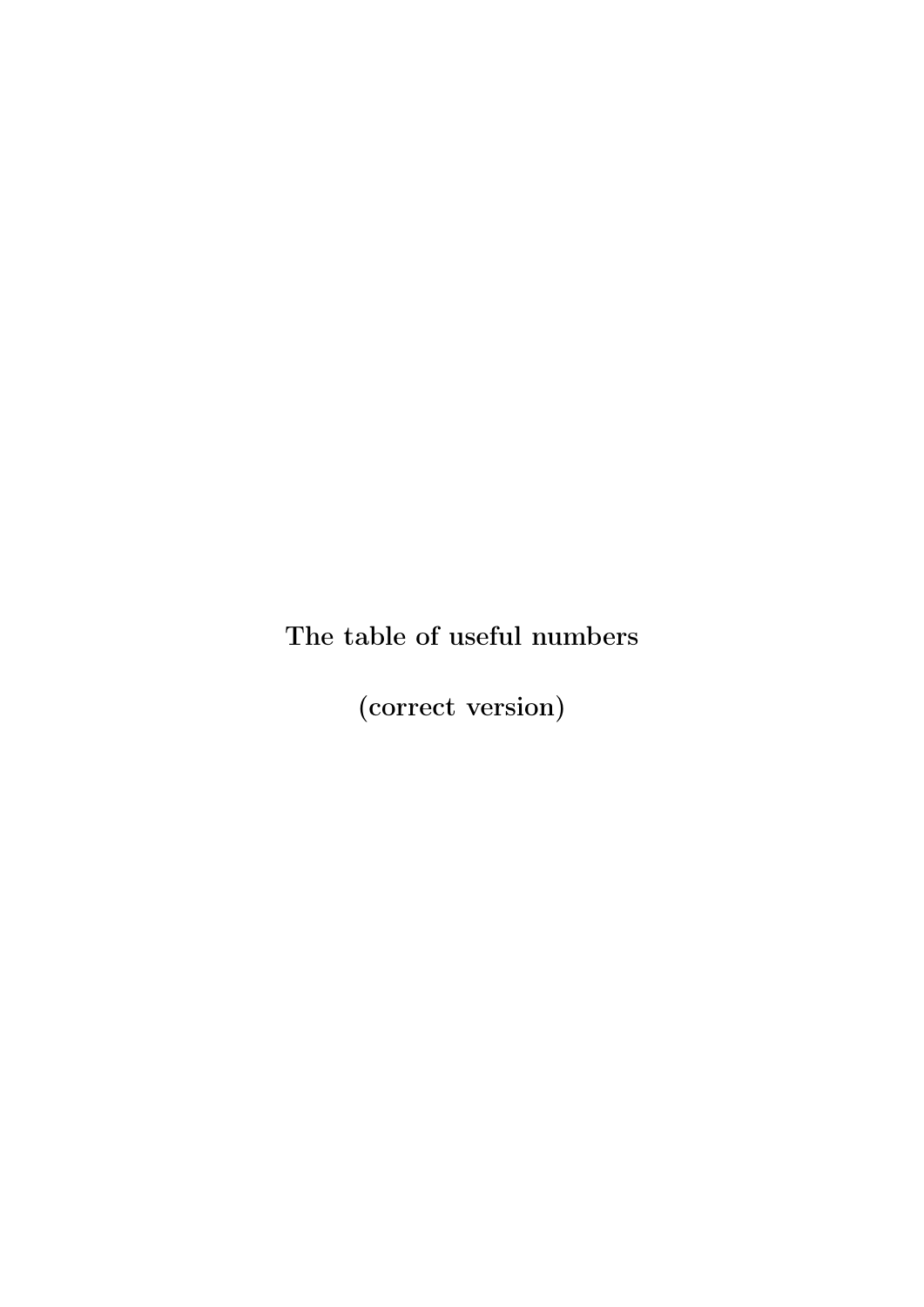**The table of useful numbers**

**(correct version)**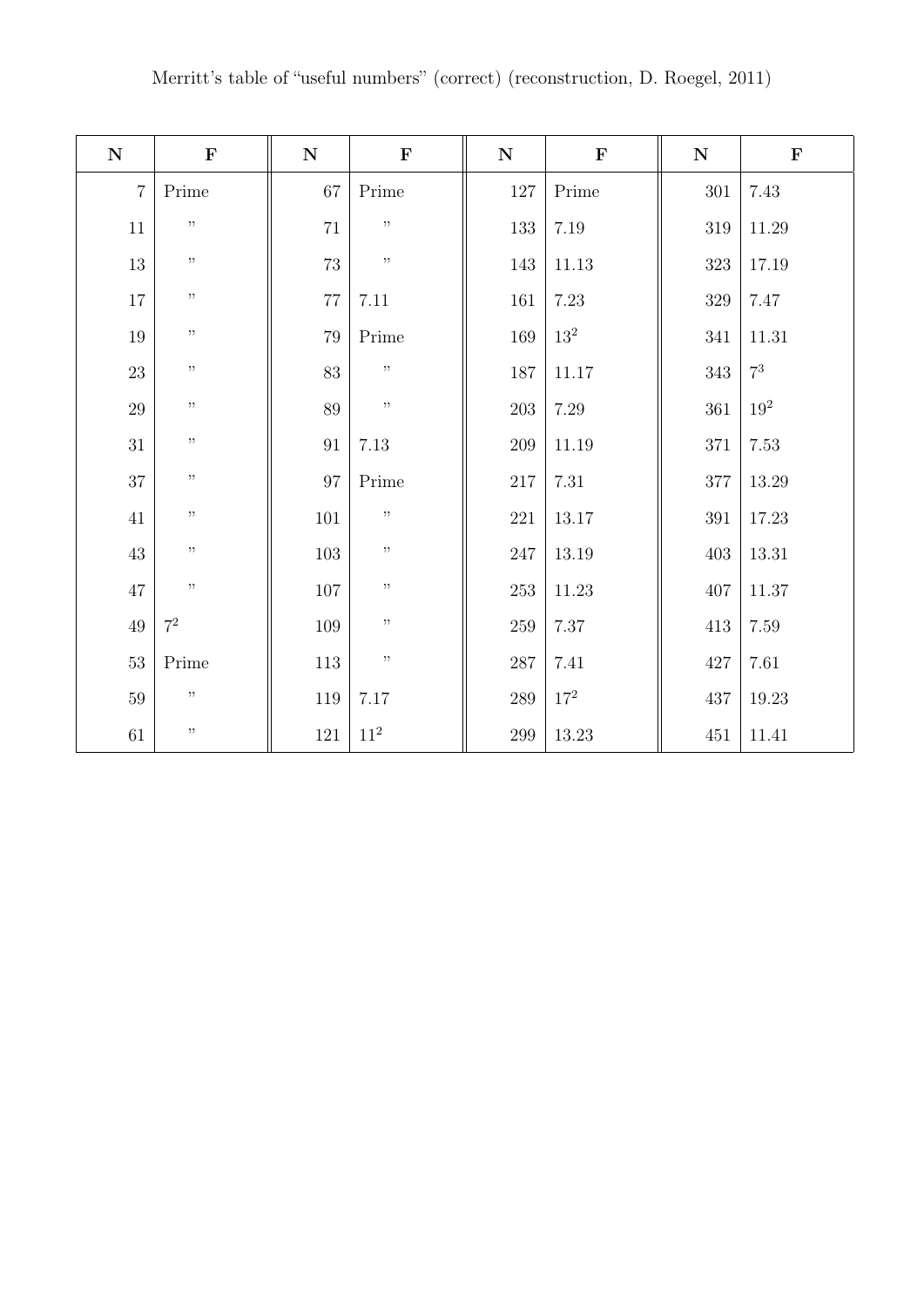Merritt's table of "useful numbers" (correct) (reconstruction, D. Roegel, 2011)

| N | F | N | F | N | F | N | F |
|---|---|---|---|---|---|---|---|
| 7 | Prime | 67 | Prime | 127 | Prime | 301 | 7.43 |
| 11 | ” | 71 | ” | 133 | 7.19 | 319 | 11.29 |
| 13 | ” | 73 | ” | 143 | 11.13 | 323 | 17.19 |
| 17 | ” | 77 | 7.11 | 161 | 7.23 | 329 | 7.47 |
| 19 | ” | 79 | Prime | 169 | $13^2$ | 341 | 11.31 |
| 23 | ” | 83 | ” | 187 | 11.17 | 343 | $7^3$ |
| 29 | ” | 89 | ” | 203 | 7.29 | 361 | $19^2$ |
| 31 | ” | 91 | 7.13 | 209 | 11.19 | 371 | 7.53 |
| 37 | ” | 97 | Prime | 217 | 7.31 | 377 | 13.29 |
| 41 | ” | 101 | ” | 221 | 13.17 | 391 | 17.23 |
| 43 | ” | 103 | ” | 247 | 13.19 | 403 | 13.31 |
| 47 | ” | 107 | ” | 253 | 11.23 | 407 | 11.37 |
| 49 | $7^2$ | 109 | ” | 259 | 7.37 | 413 | 7.59 |
| 53 | Prime | 113 | ” | 287 | 7.41 | 427 | 7.61 |
| 59 | ” | 119 | 7.17 | 289 | $17^2$ | 437 | 19.23 |
| 61 | ” | 121 | $11^2$ | 299 | 13.23 | 451 | 11.41 |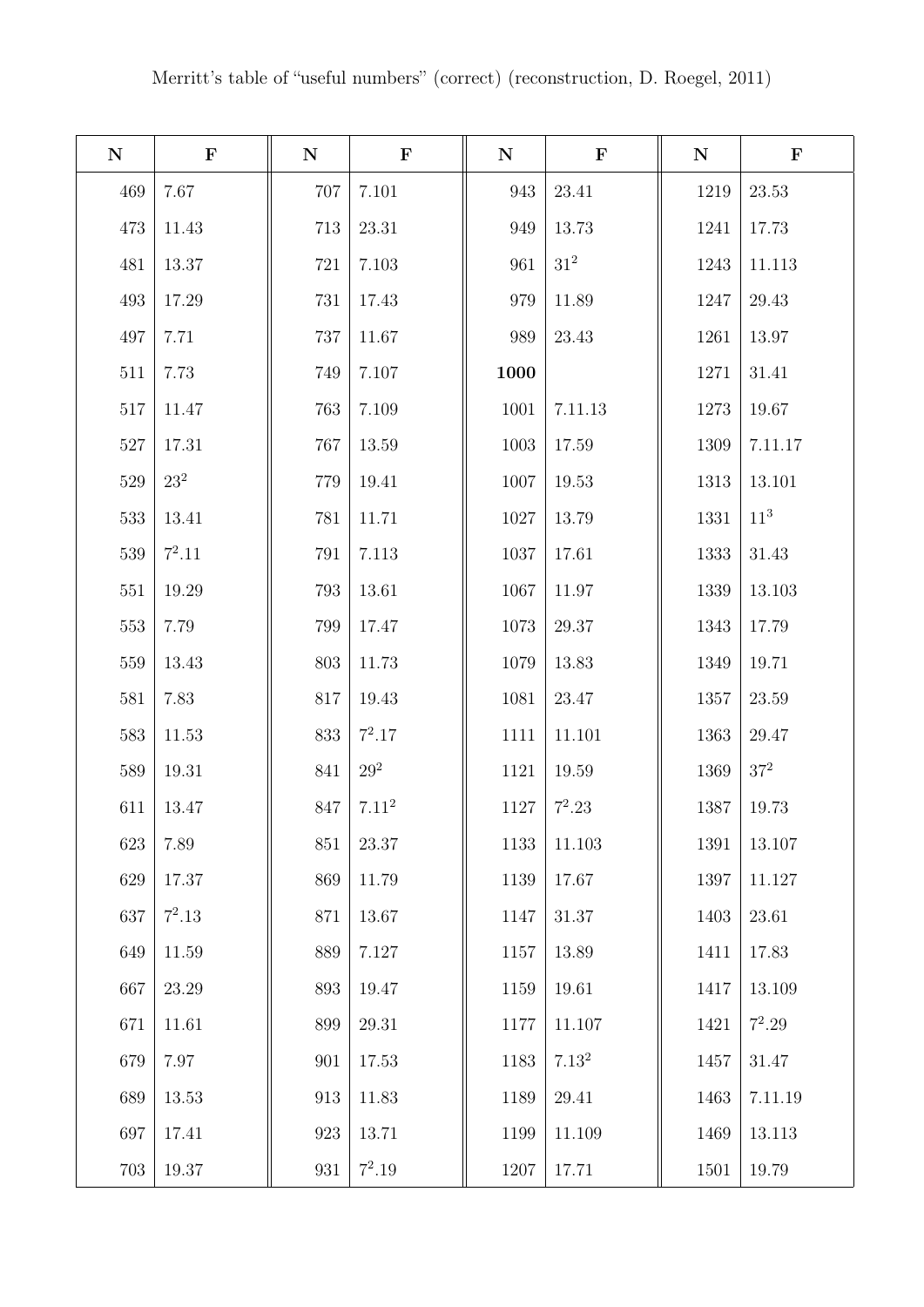Merritt's table of "useful numbers" (correct) (reconstruction, D. Roegel, 2011)

| N | F | N | F | N | F | N | F |
|---|---|---|---|---|---|---|---|
| 469 | 7.67 | 707 | 7.101 | 943 | 23.41 | 1219 | 23.53 |
| 473 | 11.43 | 713 | 23.31 | 949 | 13.73 | 1241 | 17.73 |
| 481 | 13.37 | 721 | 7.103 | 961 | $31^2$ | 1243 | 11.113 |
| 493 | 17.29 | 731 | 17.43 | 979 | 11.89 | 1247 | 29.43 |
| 497 | 7.71 | 737 | 11.67 | 989 | 23.43 | 1261 | 13.97 |
| 511 | 7.73 | 749 | 7.107 | **1000** | | 1271 | 31.41 |
| 517 | 11.47 | 763 | 7.109 | 1001 | 7.11.13 | 1273 | 19.67 |
| 527 | 17.31 | 767 | 13.59 | 1003 | 17.59 | 1309 | 7.11.17 |
| 529 | $23^2$ | 779 | 19.41 | 1007 | 19.53 | 1313 | 13.101 |
| 533 | 13.41 | 781 | 11.71 | 1027 | 13.79 | 1331 | $11^3$ |
| 539 | $7^2.11$ | 791 | 7.113 | 1037 | 17.61 | 1333 | 31.43 |
| 551 | 19.29 | 793 | 13.61 | 1067 | 11.97 | 1339 | 13.103 |
| 553 | 7.79 | 799 | 17.47 | 1073 | 29.37 | 1343 | 17.79 |
| 559 | 13.43 | 803 | 11.73 | 1079 | 13.83 | 1349 | 19.71 |
| 581 | 7.83 | 817 | 19.43 | 1081 | 23.47 | 1357 | 23.59 |
| 583 | 11.53 | 833 | $7^2.17$ | 1111 | 11.101 | 1363 | 29.47 |
| 589 | 19.31 | 841 | $29^2$ | 1121 | 19.59 | 1369 | $37^2$ |
| 611 | 13.47 | 847 | $7.11^2$ | 1127 | $7^2.23$ | 1387 | 19.73 |
| 623 | 7.89 | 851 | 23.37 | 1133 | 11.103 | 1391 | 13.107 |
| 629 | 17.37 | 869 | 11.79 | 1139 | 17.67 | 1397 | 11.127 |
| 637 | $7^2.13$ | 871 | 13.67 | 1147 | 31.37 | 1403 | 23.61 |
| 649 | 11.59 | 889 | 7.127 | 1157 | 13.89 | 1411 | 17.83 |
| 667 | 23.29 | 893 | 19.47 | 1159 | 19.61 | 1417 | 13.109 |
| 671 | 11.61 | 899 | 29.31 | 1177 | 11.107 | 1421 | $7^2.29$ |
| 679 | 7.97 | 901 | 17.53 | 1183 | $7.13^2$ | 1457 | 31.47 |
| 689 | 13.53 | 913 | 11.83 | 1189 | 29.41 | 1463 | 7.11.19 |
| 697 | 17.41 | 923 | 13.71 | 1199 | 11.109 | 1469 | 13.113 |
| 703 | 19.37 | 931 | $7^2.19$ | 1207 | 17.71 | 1501 | 19.79 |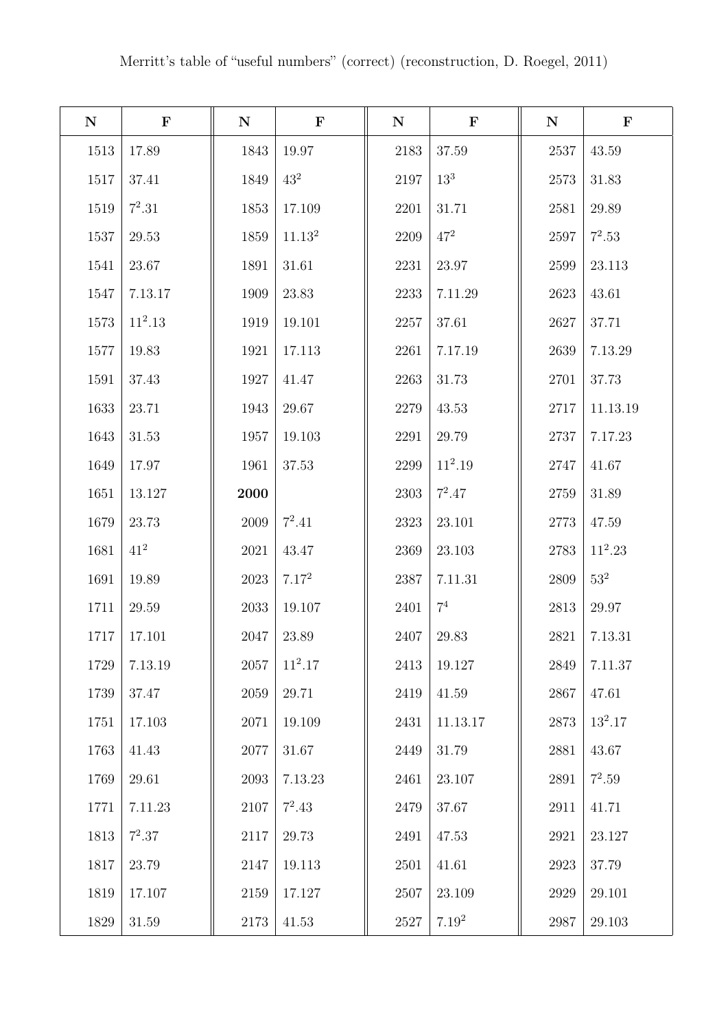Merritt's table of "useful numbers" (correct) (reconstruction, D. Roegel, 2011)

| **N** | **F** | **N** | **F** | **N** | **F** | **N** | **F** |
|---|---|---|---|---|---|---|---|
| 1513 | 17.89 | 1843 | 19.97 | 2183 | 37.59 | 2537 | 43.59 |
| 1517 | 37.41 | 1849 | $43^2$ | 2197 | $13^3$ | 2573 | 31.83 |
| 1519 | $7^2.31$ | 1853 | 17.109 | 2201 | 31.71 | 2581 | 29.89 |
| 1537 | 29.53 | 1859 | $11.13^2$ | 2209 | $47^2$ | 2597 | $7^2.53$ |
| 1541 | 23.67 | 1891 | 31.61 | 2231 | 23.97 | 2599 | 23.113 |
| 1547 | 7.13.17 | 1909 | 23.83 | 2233 | 7.11.29 | 2623 | 43.61 |
| 1573 | $11^2.13$ | 1919 | 19.101 | 2257 | 37.61 | 2627 | 37.71 |
| 1577 | 19.83 | 1921 | 17.113 | 2261 | 7.17.19 | 2639 | 7.13.29 |
| 1591 | 37.43 | 1927 | 41.47 | 2263 | 31.73 | 2701 | 37.73 |
| 1633 | 23.71 | 1943 | 29.67 | 2279 | 43.53 | 2717 | 11.13.19 |
| 1643 | 31.53 | 1957 | 19.103 | 2291 | 29.79 | 2737 | 7.17.23 |
| 1649 | 17.97 | 1961 | 37.53 | 2299 | $11^2.19$ | 2747 | 41.67 |
| 1651 | 13.127 | **2000** | | 2303 | $7^2.47$ | 2759 | 31.89 |
| 1679 | 23.73 | 2009 | $7^2.41$ | 2323 | 23.101 | 2773 | 47.59 |
| 1681 | $41^2$ | 2021 | 43.47 | 2369 | 23.103 | 2783 | $11^2.23$ |
| 1691 | 19.89 | 2023 | $7.17^2$ | 2387 | 7.11.31 | 2809 | $53^2$ |
| 1711 | 29.59 | 2033 | 19.107 | 2401 | $7^4$ | 2813 | 29.97 |
| 1717 | 17.101 | 2047 | 23.89 | 2407 | 29.83 | 2821 | 7.13.31 |
| 1729 | 7.13.19 | 2057 | $11^2.17$ | 2413 | 19.127 | 2849 | 7.11.37 |
| 1739 | 37.47 | 2059 | 29.71 | 2419 | 41.59 | 2867 | 47.61 |
| 1751 | 17.103 | 2071 | 19.109 | 2431 | 11.13.17 | 2873 | $13^2.17$ |
| 1763 | 41.43 | 2077 | 31.67 | 2449 | 31.79 | 2881 | 43.67 |
| 1769 | 29.61 | 2093 | 7.13.23 | 2461 | 23.107 | 2891 | $7^2.59$ |
| 1771 | 7.11.23 | 2107 | $7^2.43$ | 2479 | 37.67 | 2911 | 41.71 |
| 1813 | $7^2.37$ | 2117 | 29.73 | 2491 | 47.53 | 2921 | 23.127 |
| 1817 | 23.79 | 2147 | 19.113 | 2501 | 41.61 | 2923 | 37.79 |
| 1819 | 17.107 | 2159 | 17.127 | 2507 | 23.109 | 2929 | 29.101 |
| 1829 | 31.59 | 2173 | 41.53 | 2527 | $7.19^2$ | 2987 | 29.103 |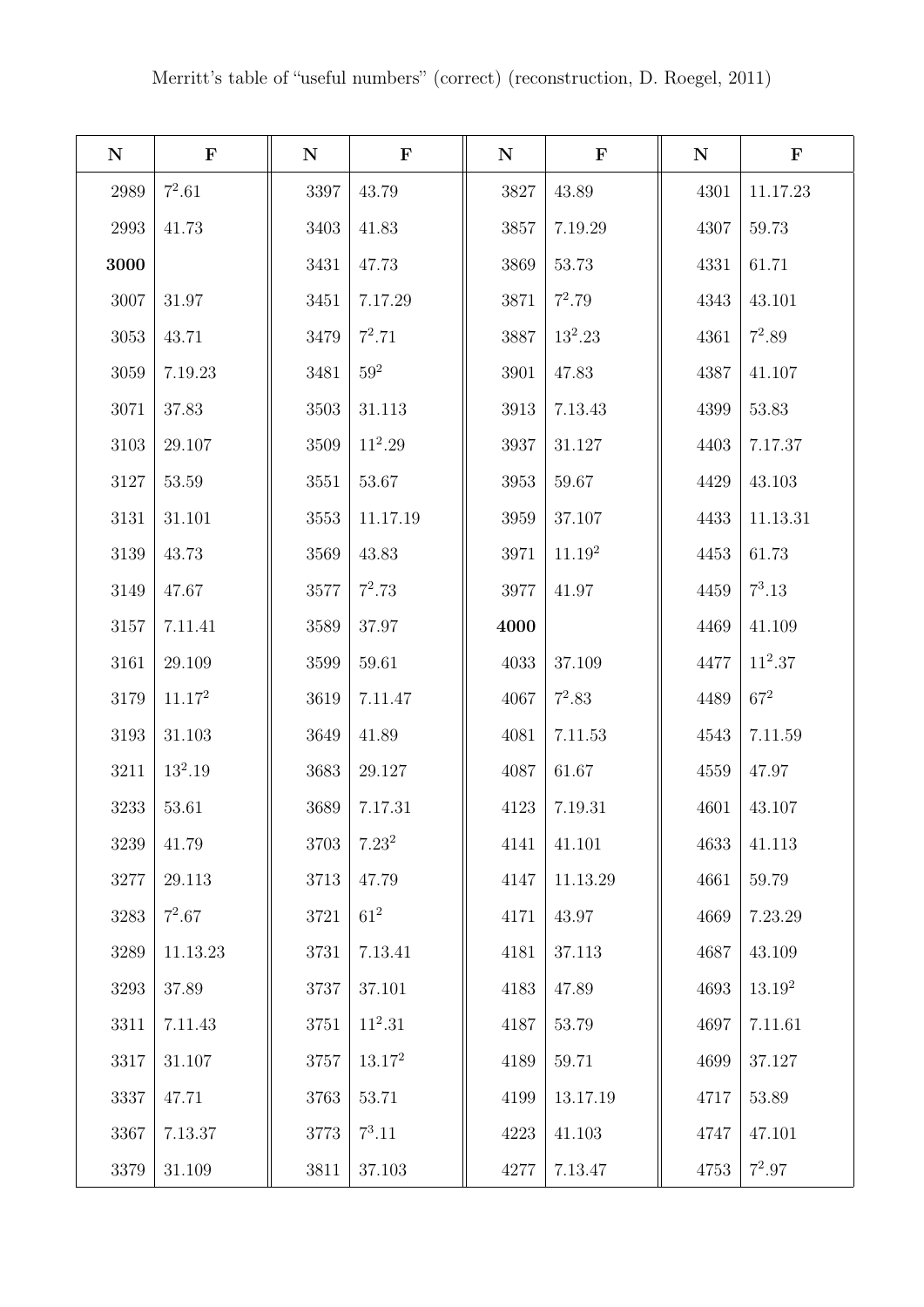Merritt's table of "useful numbers" (correct) (reconstruction, D. Roegel, 2011)

| N | F | N | F | N | F | N | F |
|---|---|---|---|---|---|---|---|
| 2989 | $7^2.61$ | 3397 | 43.79 | 3827 | 43.89 | 4301 | 11.17.23 |
| 2993 | 41.73 | 3403 | 41.83 | 3857 | 7.19.29 | 4307 | 59.73 |
| **3000** | | 3431 | 47.73 | 3869 | 53.73 | 4331 | 61.71 |
| 3007 | 31.97 | 3451 | 7.17.29 | 3871 | $7^2.79$ | 4343 | 43.101 |
| 3053 | 43.71 | 3479 | $7^2.71$ | 3887 | $13^2.23$ | 4361 | $7^2.89$ |
| 3059 | 7.19.23 | 3481 | $59^2$ | 3901 | 47.83 | 4387 | 41.107 |
| 3071 | 37.83 | 3503 | 31.113 | 3913 | 7.13.43 | 4399 | 53.83 |
| 3103 | 29.107 | 3509 | $11^2.29$ | 3937 | 31.127 | 4403 | 7.17.37 |
| 3127 | 53.59 | 3551 | 53.67 | 3953 | 59.67 | 4429 | 43.103 |
| 3131 | 31.101 | 3553 | 11.17.19 | 3959 | 37.107 | 4433 | 11.13.31 |
| 3139 | 43.73 | 3569 | 43.83 | 3971 | $11.19^2$ | 4453 | 61.73 |
| 3149 | 47.67 | 3577 | $7^2.73$ | 3977 | 41.97 | 4459 | $7^3.13$ |
| 3157 | 7.11.41 | 3589 | 37.97 | **4000** | | 4469 | 41.109 |
| 3161 | 29.109 | 3599 | 59.61 | 4033 | 37.109 | 4477 | $11^2.37$ |
| 3179 | $11.17^2$ | 3619 | 7.11.47 | 4067 | $7^2.83$ | 4489 | $67^2$ |
| 3193 | 31.103 | 3649 | 41.89 | 4081 | 7.11.53 | 4543 | 7.11.59 |
| 3211 | $13^2.19$ | 3683 | 29.127 | 4087 | 61.67 | 4559 | 47.97 |
| 3233 | 53.61 | 3689 | 7.17.31 | 4123 | 7.19.31 | 4601 | 43.107 |
| 3239 | 41.79 | 3703 | $7.23^2$ | 4141 | 41.101 | 4633 | 41.113 |
| 3277 | 29.113 | 3713 | 47.79 | 4147 | 11.13.29 | 4661 | 59.79 |
| 3283 | $7^2.67$ | 3721 | $61^2$ | 4171 | 43.97 | 4669 | 7.23.29 |
| 3289 | 11.13.23 | 3731 | 7.13.41 | 4181 | 37.113 | 4687 | 43.109 |
| 3293 | 37.89 | 3737 | 37.101 | 4183 | 47.89 | 4693 | $13.19^2$ |
| 3311 | 7.11.43 | 3751 | $11^2.31$ | 4187 | 53.79 | 4697 | 7.11.61 |
| 3317 | 31.107 | 3757 | $13.17^2$ | 4189 | 59.71 | 4699 | 37.127 |
| 3337 | 47.71 | 3763 | 53.71 | 4199 | 13.17.19 | 4717 | 53.89 |
| 3367 | 7.13.37 | 3773 | $7^3.11$ | 4223 | 41.103 | 4747 | 47.101 |
| 3379 | 31.109 | 3811 | 37.103 | 4277 | 7.13.47 | 4753 | $7^2.97$ |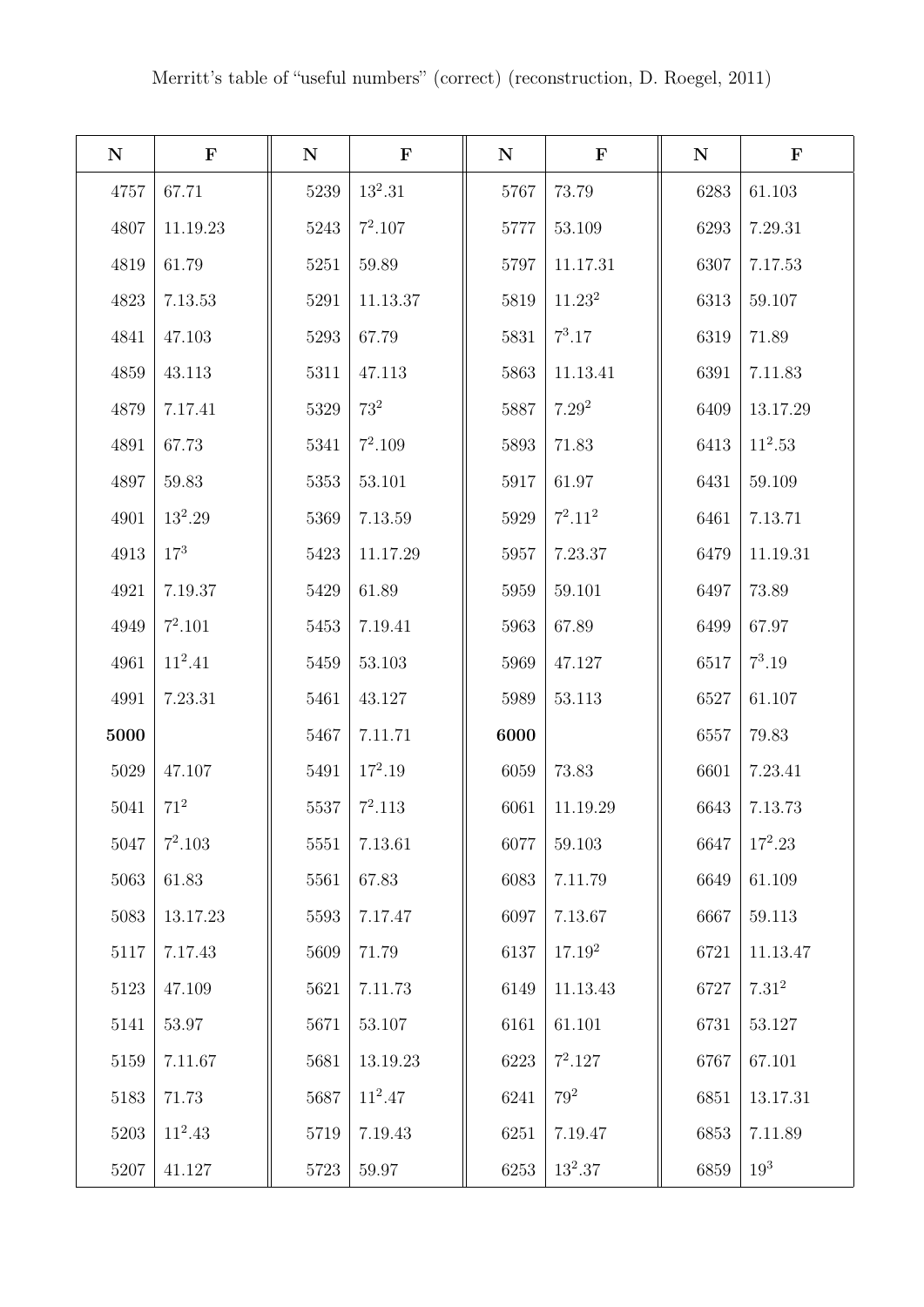Merritt's table of "useful numbers" (correct) (reconstruction, D. Roegel, 2011)

| N | F | N | F | N | F | N | F |
|---|---|---|---|---|---|---|---|
| 4757 | 67.71 | 5239 | $13^2.31$ | 5767 | 73.79 | 6283 | 61.103 |
| 4807 | 11.19.23 | 5243 | $7^2.107$ | 5777 | 53.109 | 6293 | 7.29.31 |
| 4819 | 61.79 | 5251 | 59.89 | 5797 | 11.17.31 | 6307 | 7.17.53 |
| 4823 | 7.13.53 | 5291 | 11.13.37 | 5819 | $11.23^2$ | 6313 | 59.107 |
| 4841 | 47.103 | 5293 | 67.79 | 5831 | $7^3.17$ | 6319 | 71.89 |
| 4859 | 43.113 | 5311 | 47.113 | 5863 | 11.13.41 | 6391 | 7.11.83 |
| 4879 | 7.17.41 | 5329 | $73^2$ | 5887 | $7.29^2$ | 6409 | 13.17.29 |
| 4891 | 67.73 | 5341 | $7^2.109$ | 5893 | 71.83 | 6413 | $11^2.53$ |
| 4897 | 59.83 | 5353 | 53.101 | 5917 | 61.97 | 6431 | 59.109 |
| 4901 | $13^2.29$ | 5369 | 7.13.59 | 5929 | $7^2.11^2$ | 6461 | 7.13.71 |
| 4913 | $17^3$ | 5423 | 11.17.29 | 5957 | 7.23.37 | 6479 | 11.19.31 |
| 4921 | 7.19.37 | 5429 | 61.89 | 5959 | 59.101 | 6497 | 73.89 |
| 4949 | $7^2.101$ | 5453 | 7.19.41 | 5963 | 67.89 | 6499 | 67.97 |
| 4961 | $11^2.41$ | 5459 | 53.103 | 5969 | 47.127 | 6517 | $7^3.19$ |
| 4991 | 7.23.31 | 5461 | 43.127 | 5989 | 53.113 | 6527 | 61.107 |
| **5000** | | 5467 | 7.11.71 | **6000** | | 6557 | 79.83 |
| 5029 | 47.107 | 5491 | $17^2.19$ | 6059 | 73.83 | 6601 | 7.23.41 |
| 5041 | $71^2$ | 5537 | $7^2.113$ | 6061 | 11.19.29 | 6643 | 7.13.73 |
| 5047 | $7^2.103$ | 5551 | 7.13.61 | 6077 | 59.103 | 6647 | $17^2.23$ |
| 5063 | 61.83 | 5561 | 67.83 | 6083 | 7.11.79 | 6649 | 61.109 |
| 5083 | 13.17.23 | 5593 | 7.17.47 | 6097 | 7.13.67 | 6667 | 59.113 |
| 5117 | 7.17.43 | 5609 | 71.79 | 6137 | $17.19^2$ | 6721 | 11.13.47 |
| 5123 | 47.109 | 5621 | 7.11.73 | 6149 | 11.13.43 | 6727 | $7.31^2$ |
| 5141 | 53.97 | 5671 | 53.107 | 6161 | 61.101 | 6731 | 53.127 |
| 5159 | 7.11.67 | 5681 | 13.19.23 | 6223 | $7^2.127$ | 6767 | 67.101 |
| 5183 | 71.73 | 5687 | $11^2.47$ | 6241 | $79^2$ | 6851 | 13.17.31 |
| 5203 | $11^2.43$ | 5719 | 7.19.43 | 6251 | 7.19.47 | 6853 | 7.11.89 |
| 5207 | 41.127 | 5723 | 59.97 | 6253 | $13^2.37$ | 6859 | $19^3$ |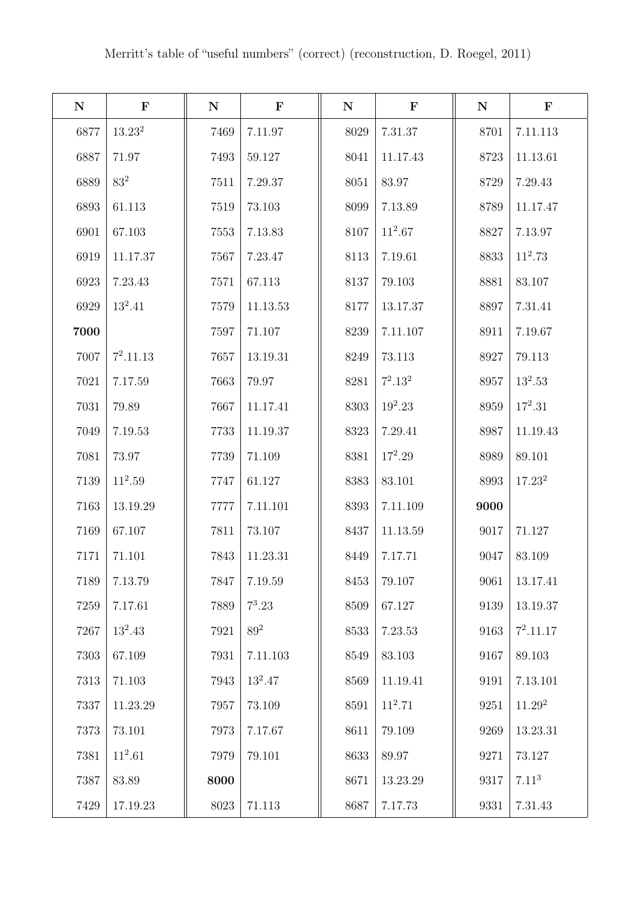Merritt's table of "useful numbers" (correct) (reconstruction, D. Roegel, 2011)

| N | F | N | F | N | F | N | F |
|---|---|---|---|---|---|---|---|
| 6877 | $13.23^2$ | 7469 | 7.11.97 | 8029 | 7.31.37 | 8701 | 7.11.113 |
| 6887 | 71.97 | 7493 | 59.127 | 8041 | 11.17.43 | 8723 | 11.13.61 |
| 6889 | $83^2$ | 7511 | 7.29.37 | 8051 | 83.97 | 8729 | 7.29.43 |
| 6893 | 61.113 | 7519 | 73.103 | 8099 | 7.13.89 | 8789 | 11.17.47 |
| 6901 | 67.103 | 7553 | 7.13.83 | 8107 | $11^2.67$ | 8827 | 7.13.97 |
| 6919 | 11.17.37 | 7567 | 7.23.47 | 8113 | 7.19.61 | 8833 | $11^2.73$ |
| 6923 | 7.23.43 | 7571 | 67.113 | 8137 | 79.103 | 8881 | 83.107 |
| 6929 | $13^2.41$ | 7579 | 11.13.53 | 8177 | 13.17.37 | 8897 | 7.31.41 |
| **7000** | | 7597 | 71.107 | 8239 | 7.11.107 | 8911 | 7.19.67 |
| 7007 | $7^2.11.13$ | 7657 | 13.19.31 | 8249 | 73.113 | 8927 | 79.113 |
| 7021 | 7.17.59 | 7663 | 79.97 | 8281 | $7^2.13^2$ | 8957 | $13^2.53$ |
| 7031 | 79.89 | 7667 | 11.17.41 | 8303 | $19^2.23$ | 8959 | $17^2.31$ |
| 7049 | 7.19.53 | 7733 | 11.19.37 | 8323 | 7.29.41 | 8987 | 11.19.43 |
| 7081 | 73.97 | 7739 | 71.109 | 8381 | $17^2.29$ | 8989 | 89.101 |
| 7139 | $11^2.59$ | 7747 | 61.127 | 8383 | 83.101 | 8993 | $17.23^2$ |
| 7163 | 13.19.29 | 7777 | 7.11.101 | 8393 | 7.11.109 | **9000** | |
| 7169 | 67.107 | 7811 | 73.107 | 8437 | 11.13.59 | 9017 | 71.127 |
| 7171 | 71.101 | 7843 | 11.23.31 | 8449 | 7.17.71 | 9047 | 83.109 |
| 7189 | 7.13.79 | 7847 | 7.19.59 | 8453 | 79.107 | 9061 | 13.17.41 |
| 7259 | 7.17.61 | 7889 | $7^3.23$ | 8509 | 67.127 | 9139 | 13.19.37 |
| 7267 | $13^2.43$ | 7921 | $89^2$ | 8533 | 7.23.53 | 9163 | $7^2.11.17$ |
| 7303 | 67.109 | 7931 | 7.11.103 | 8549 | 83.103 | 9167 | 89.103 |
| 7313 | 71.103 | 7943 | $13^2.47$ | 8569 | 11.19.41 | 9191 | 7.13.101 |
| 7337 | 11.23.29 | 7957 | 73.109 | 8591 | $11^2.71$ | 9251 | $11.29^2$ |
| 7373 | 73.101 | 7973 | 7.17.67 | 8611 | 79.109 | 9269 | 13.23.31 |
| 7381 | $11^2.61$ | 7979 | 79.101 | 8633 | 89.97 | 9271 | 73.127 |
| 7387 | 83.89 | **8000** | | 8671 | 13.23.29 | 9317 | $7.11^3$ |
| 7429 | 17.19.23 | 8023 | 71.113 | 8687 | 7.17.73 | 9331 | 7.31.43 |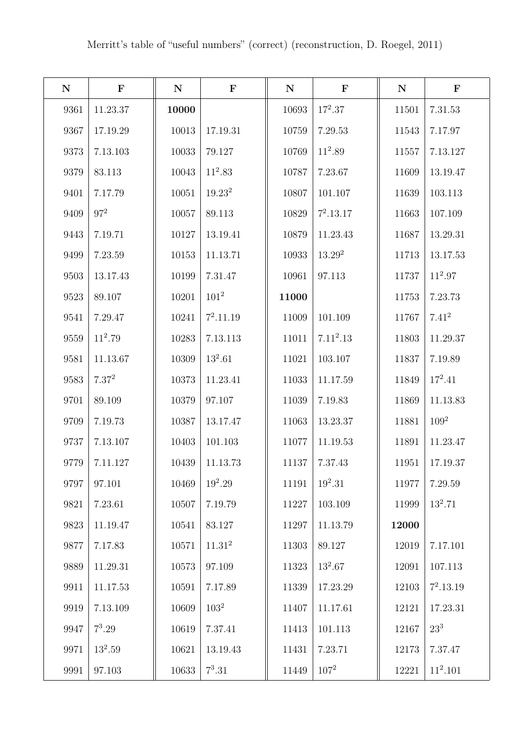Merritt's table of "useful numbers" (correct) (reconstruction, D. Roegel, 2011)

| N | F | N | F | N | F | N | F |
|---|---|---|---|---|---|---|---|
| 9361 | 11.23.37 | **10000** | | 10693 | $17^2$.37 | 11501 | 7.31.53 |
| 9367 | 17.19.29 | 10013 | 17.19.31 | 10759 | 7.29.53 | 11543 | 7.17.97 |
| 9373 | 7.13.103 | 10033 | 79.127 | 10769 | $11^2$.89 | 11557 | 7.13.127 |
| 9379 | 83.113 | 10043 | $11^2$.83 | 10787 | 7.23.67 | 11609 | 13.19.47 |
| 9401 | 7.17.79 | 10051 | 19.$23^2$ | 10807 | 101.107 | 11639 | 103.113 |
| 9409 | $97^2$ | 10057 | 89.113 | 10829 | $7^2$.13.17 | 11663 | 107.109 |
| 9443 | 7.19.71 | 10127 | 13.19.41 | 10879 | 11.23.43 | 11687 | 13.29.31 |
| 9499 | 7.23.59 | 10153 | 11.13.71 | 10933 | 13.$29^2$ | 11713 | 13.17.53 |
| 9503 | 13.17.43 | 10199 | 7.31.47 | 10961 | 97.113 | 11737 | $11^2$.97 |
| 9523 | 89.107 | 10201 | $101^2$ | **11000** | | 11753 | 7.23.73 |
| 9541 | 7.29.47 | 10241 | $7^2$.11.19 | 11009 | 101.109 | 11767 | 7.$41^2$ |
| 9559 | $11^2$.79 | 10283 | 7.13.113 | 11011 | 7.$11^2$.13 | 11803 | 11.29.37 |
| 9581 | 11.13.67 | 10309 | $13^2$.61 | 11021 | 103.107 | 11837 | 7.19.89 |
| 9583 | 7.$37^2$ | 10373 | 11.23.41 | 11033 | 11.17.59 | 11849 | $17^2$.41 |
| 9701 | 89.109 | 10379 | 97.107 | 11039 | 7.19.83 | 11869 | 11.13.83 |
| 9709 | 7.19.73 | 10387 | 13.17.47 | 11063 | 13.23.37 | 11881 | $109^2$ |
| 9737 | 7.13.107 | 10403 | 101.103 | 11077 | 11.19.53 | 11891 | 11.23.47 |
| 9779 | 7.11.127 | 10439 | 11.13.73 | 11137 | 7.37.43 | 11951 | 17.19.37 |
| 9797 | 97.101 | 10469 | $19^2$.29 | 11191 | $19^2$.31 | 11977 | 7.29.59 |
| 9821 | 7.23.61 | 10507 | 7.19.79 | 11227 | 103.109 | 11999 | $13^2$.71 |
| 9823 | 11.19.47 | 10541 | 83.127 | 11297 | 11.13.79 | **12000** | |
| 9877 | 7.17.83 | 10571 | 11.$31^2$ | 11303 | 89.127 | 12019 | 7.17.101 |
| 9889 | 11.29.31 | 10573 | 97.109 | 11323 | $13^2$.67 | 12091 | 107.113 |
| 9911 | 11.17.53 | 10591 | 7.17.89 | 11339 | 17.23.29 | 12103 | $7^2$.13.19 |
| 9919 | 7.13.109 | 10609 | $103^2$ | 11407 | 11.17.61 | 12121 | 17.23.31 |
| 9947 | $7^3$.29 | 10619 | 7.37.41 | 11413 | 101.113 | 12167 | $23^3$ |
| 9971 | $13^2$.59 | 10621 | 13.19.43 | 11431 | 7.23.71 | 12173 | 7.37.47 |
| 9991 | 97.103 | 10633 | $7^3$.31 | 11449 | $107^2$ | 12221 | $11^2$.101 |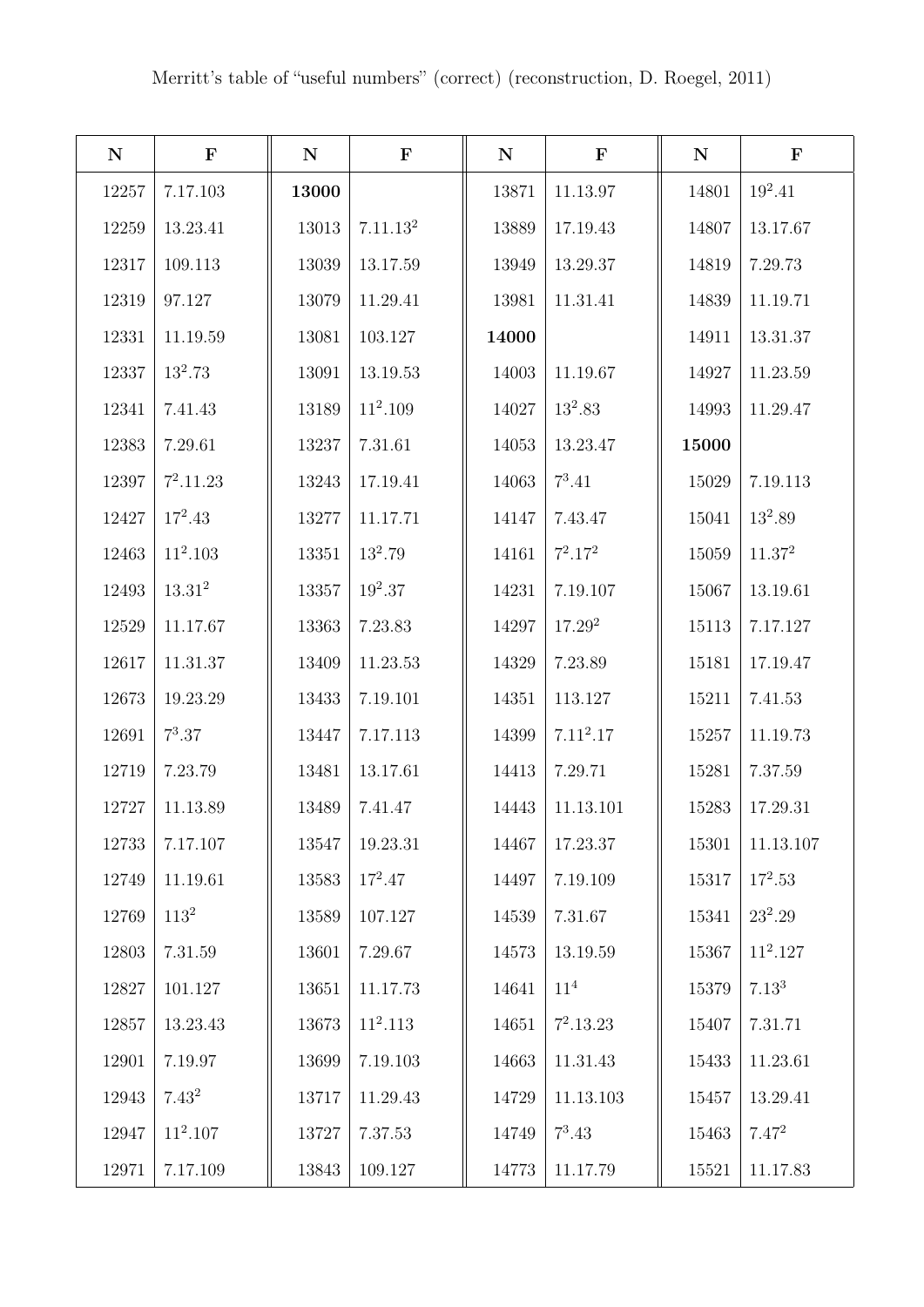Merritt's table of "useful numbers" (correct) (reconstruction, D. Roegel, 2011)

| N | F | N | F | N | F | N | F |
|---|---|---|---|---|---|---|---|
| 12257 | 7.17.103 | **13000** | | 13871 | 11.13.97 | 14801 | $19^2$.41 |
| 12259 | 13.23.41 | 13013 | 7.11.$13^2$ | 13889 | 17.19.43 | 14807 | 13.17.67 |
| 12317 | 109.113 | 13039 | 13.17.59 | 13949 | 13.29.37 | 14819 | 7.29.73 |
| 12319 | 97.127 | 13079 | 11.29.41 | 13981 | 11.31.41 | 14839 | 11.19.71 |
| 12331 | 11.19.59 | 13081 | 103.127 | **14000** | | 14911 | 13.31.37 |
| 12337 | $13^2$.73 | 13091 | 13.19.53 | 14003 | 11.19.67 | 14927 | 11.23.59 |
| 12341 | 7.41.43 | 13189 | $11^2$.109 | 14027 | $13^2$.83 | 14993 | 11.29.47 |
| 12383 | 7.29.61 | 13237 | 7.31.61 | 14053 | 13.23.47 | **15000** | |
| 12397 | $7^2$.11.23 | 13243 | 17.19.41 | 14063 | $7^3$.41 | 15029 | 7.19.113 |
| 12427 | $17^2$.43 | 13277 | 11.17.71 | 14147 | 7.43.47 | 15041 | $13^2$.89 |
| 12463 | $11^2$.103 | 13351 | $13^2$.79 | 14161 | $7^2$.$17^2$ | 15059 | 11.$37^2$ |
| 12493 | 13.$31^2$ | 13357 | $19^2$.37 | 14231 | 7.19.107 | 15067 | 13.19.61 |
| 12529 | 11.17.67 | 13363 | 7.23.83 | 14297 | 17.$29^2$ | 15113 | 7.17.127 |
| 12617 | 11.31.37 | 13409 | 11.23.53 | 14329 | 7.23.89 | 15181 | 17.19.47 |
| 12673 | 19.23.29 | 13433 | 7.19.101 | 14351 | 113.127 | 15211 | 7.41.53 |
| 12691 | $7^3$.37 | 13447 | 7.17.113 | 14399 | 7.$11^2$.17 | 15257 | 11.19.73 |
| 12719 | 7.23.79 | 13481 | 13.17.61 | 14413 | 7.29.71 | 15281 | 7.37.59 |
| 12727 | 11.13.89 | 13489 | 7.41.47 | 14443 | 11.13.101 | 15283 | 17.29.31 |
| 12733 | 7.17.107 | 13547 | 19.23.31 | 14467 | 17.23.37 | 15301 | 11.13.107 |
| 12749 | 11.19.61 | 13583 | $17^2$.47 | 14497 | 7.19.109 | 15317 | $17^2$.53 |
| 12769 | $113^2$ | 13589 | 107.127 | 14539 | 7.31.67 | 15341 | $23^2$.29 |
| 12803 | 7.31.59 | 13601 | 7.29.67 | 14573 | 13.19.59 | 15367 | $11^2$.127 |
| 12827 | 101.127 | 13651 | 11.17.73 | 14641 | $11^4$ | 15379 | 7.$13^3$ |
| 12857 | 13.23.43 | 13673 | $11^2$.113 | 14651 | $7^2$.13.23 | 15407 | 7.31.71 |
| 12901 | 7.19.97 | 13699 | 7.19.103 | 14663 | 11.31.43 | 15433 | 11.23.61 |
| 12943 | 7.$43^2$ | 13717 | 11.29.43 | 14729 | 11.13.103 | 15457 | 13.29.41 |
| 12947 | $11^2$.107 | 13727 | 7.37.53 | 14749 | $7^3$.43 | 15463 | 7.$47^2$ |
| 12971 | 7.17.109 | 13843 | 109.127 | 14773 | 11.17.79 | 15521 | 11.17.83 |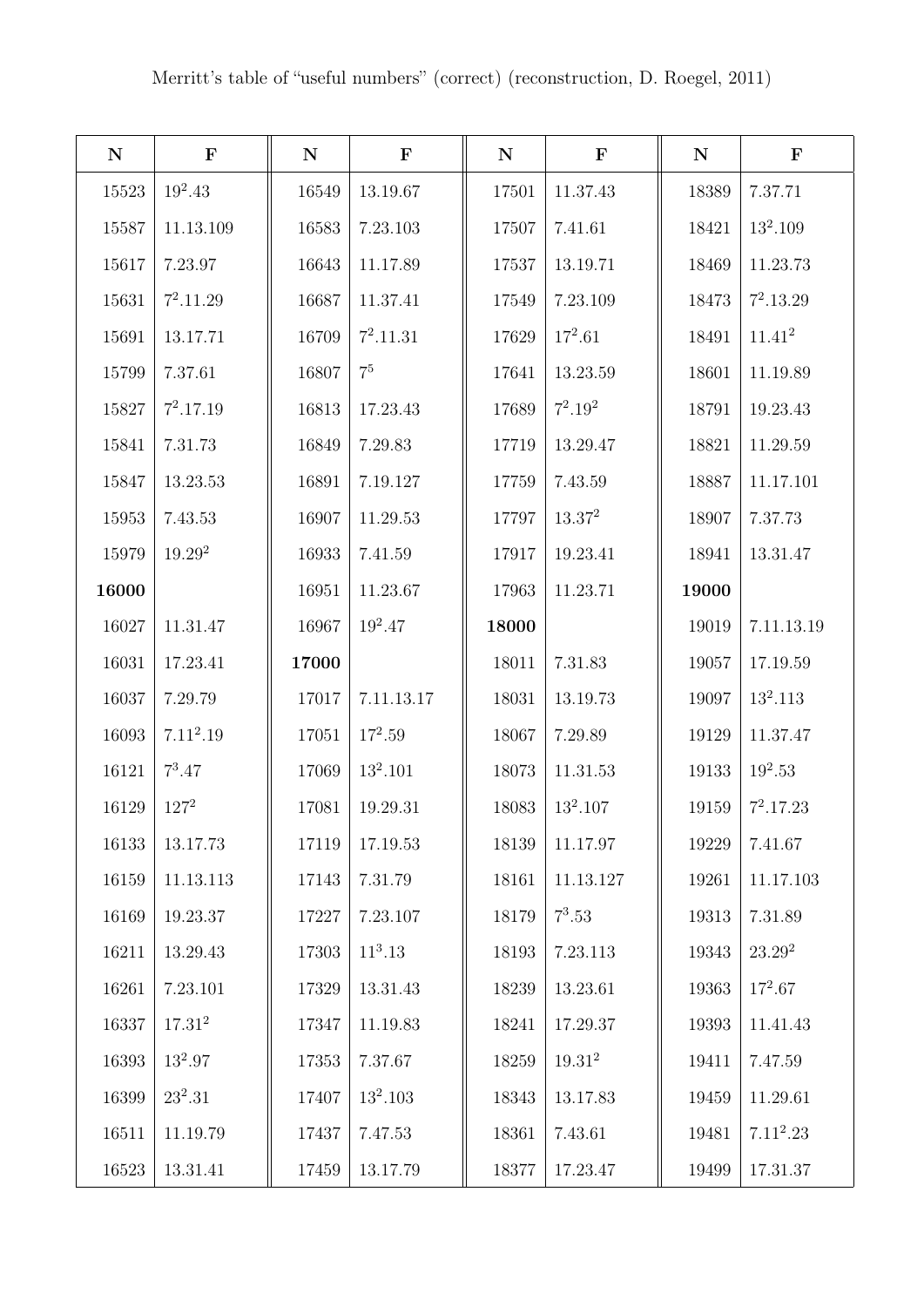Merritt's table of "useful numbers" (correct) (reconstruction, D. Roegel, 2011)

| N | F | N | F | N | F | N | F |
|---|---|---|---|---|---|---|---|
| 15523 | $19^2.43$ | 16549 | 13.19.67 | 17501 | 11.37.43 | 18389 | 7.37.71 |
| 15587 | 11.13.109 | 16583 | 7.23.103 | 17507 | 7.41.61 | 18421 | $13^2.109$ |
| 15617 | 7.23.97 | 16643 | 11.17.89 | 17537 | 13.19.71 | 18469 | 11.23.73 |
| 15631 | $7^2.11.29$ | 16687 | 11.37.41 | 17549 | 7.23.109 | 18473 | $7^2.13.29$ |
| 15691 | 13.17.71 | 16709 | $7^2.11.31$ | 17629 | $17^2.61$ | 18491 | $11.41^2$ |
| 15799 | 7.37.61 | 16807 | $7^5$ | 17641 | 13.23.59 | 18601 | 11.19.89 |
| 15827 | $7^2.17.19$ | 16813 | 17.23.43 | 17689 | $7^2.19^2$ | 18791 | 19.23.43 |
| 15841 | 7.31.73 | 16849 | 7.29.83 | 17719 | 13.29.47 | 18821 | 11.29.59 |
| 15847 | 13.23.53 | 16891 | 7.19.127 | 17759 | 7.43.59 | 18887 | 11.17.101 |
| 15953 | 7.43.53 | 16907 | 11.29.53 | 17797 | $13.37^2$ | 18907 | 7.37.73 |
| 15979 | $19.29^2$ | 16933 | 7.41.59 | 17917 | 19.23.41 | 18941 | 13.31.47 |
| **16000** | | 16951 | 11.23.67 | 17963 | 11.23.71 | **19000** | |
| 16027 | 11.31.47 | 16967 | $19^2.47$ | **18000** | | 19019 | 7.11.13.19 |
| 16031 | 17.23.41 | **17000** | | 18011 | 7.31.83 | 19057 | 17.19.59 |
| 16037 | 7.29.79 | 17017 | 7.11.13.17 | 18031 | 13.19.73 | 19097 | $13^2.113$ |
| 16093 | $7.11^2.19$ | 17051 | $17^2.59$ | 18067 | 7.29.89 | 19129 | 11.37.47 |
| 16121 | $7^3.47$ | 17069 | $13^2.101$ | 18073 | 11.31.53 | 19133 | $19^2.53$ |
| 16129 | $127^2$ | 17081 | 19.29.31 | 18083 | $13^2.107$ | 19159 | $7^2.17.23$ |
| 16133 | 13.17.73 | 17119 | 17.19.53 | 18139 | 11.17.97 | 19229 | 7.41.67 |
| 16159 | 11.13.113 | 17143 | 7.31.79 | 18161 | 11.13.127 | 19261 | 11.17.103 |
| 16169 | 19.23.37 | 17227 | 7.23.107 | 18179 | $7^3.53$ | 19313 | 7.31.89 |
| 16211 | 13.29.43 | 17303 | $11^3.13$ | 18193 | 7.23.113 | 19343 | $23.29^2$ |
| 16261 | 7.23.101 | 17329 | 13.31.43 | 18239 | 13.23.61 | 19363 | $17^2.67$ |
| 16337 | $17.31^2$ | 17347 | 11.19.83 | 18241 | 17.29.37 | 19393 | 11.41.43 |
| 16393 | $13^2.97$ | 17353 | 7.37.67 | 18259 | $19.31^2$ | 19411 | 7.47.59 |
| 16399 | $23^2.31$ | 17407 | $13^2.103$ | 18343 | 13.17.83 | 19459 | 11.29.61 |
| 16511 | 11.19.79 | 17437 | 7.47.53 | 18361 | 7.43.61 | 19481 | $7.11^2.23$ |
| 16523 | 13.31.41 | 17459 | 13.17.79 | 18377 | 17.23.47 | 19499 | 17.31.37 |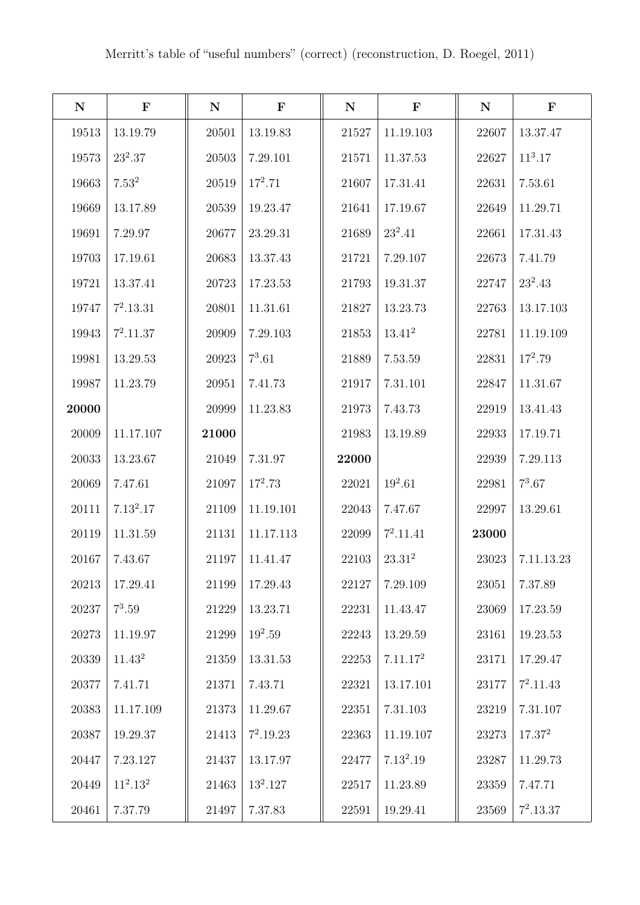Merritt's table of "useful numbers" (correct) (reconstruction, D. Roegel, 2011)

| N | F | N | F | N | F | N | F |
|---|---|---|---|---|---|---|---|
| 19513 | 13.19.79 | 20501 | 13.19.83 | 21527 | 11.19.103 | 22607 | 13.37.47 |
| 19573 | $23^2.37$ | 20503 | 7.29.101 | 21571 | 11.37.53 | 22627 | $11^3.17$ |
| 19663 | $7.53^2$ | 20519 | $17^2.71$ | 21607 | 17.31.41 | 22631 | 7.53.61 |
| 19669 | 13.17.89 | 20539 | 19.23.47 | 21641 | 17.19.67 | 22649 | 11.29.71 |
| 19691 | 7.29.97 | 20677 | 23.29.31 | 21689 | $23^2.41$ | 22661 | 17.31.43 |
| 19703 | 17.19.61 | 20683 | 13.37.43 | 21721 | 7.29.107 | 22673 | 7.41.79 |
| 19721 | 13.37.41 | 20723 | 17.23.53 | 21793 | 19.31.37 | 22747 | $23^2.43$ |
| 19747 | $7^2.13.31$ | 20801 | 11.31.61 | 21827 | 13.23.73 | 22763 | 13.17.103 |
| 19943 | $7^2.11.37$ | 20909 | 7.29.103 | 21853 | $13.41^2$ | 22781 | 11.19.109 |
| 19981 | 13.29.53 | 20923 | $7^3.61$ | 21889 | 7.53.59 | 22831 | $17^2.79$ |
| 19987 | 11.23.79 | 20951 | 7.41.73 | 21917 | 7.31.101 | 22847 | 11.31.67 |
| **20000** | | 20999 | 11.23.83 | 21973 | 7.43.73 | 22919 | 13.41.43 |
| 20009 | 11.17.107 | **21000** | | 21983 | 13.19.89 | 22933 | 17.19.71 |
| 20033 | 13.23.67 | 21049 | 7.31.97 | **22000** | | 22939 | 7.29.113 |
| 20069 | 7.47.61 | 21097 | $17^2.73$ | 22021 | $19^2.61$ | 22981 | $7^3.67$ |
| 20111 | $7.13^2.17$ | 21109 | 11.19.101 | 22043 | 7.47.67 | 22997 | 13.29.61 |
| 20119 | 11.31.59 | 21131 | 11.17.113 | 22099 | $7^2.11.41$ | **23000** | |
| 20167 | 7.43.67 | 21197 | 11.41.47 | 22103 | $23.31^2$ | 23023 | 7.11.13.23 |
| 20213 | 17.29.41 | 21199 | 17.29.43 | 22127 | 7.29.109 | 23051 | 7.37.89 |
| 20237 | $7^3.59$ | 21229 | 13.23.71 | 22231 | 11.43.47 | 23069 | 17.23.59 |
| 20273 | 11.19.97 | 21299 | $19^2.59$ | 22243 | 13.29.59 | 23161 | 19.23.53 |
| 20339 | $11.43^2$ | 21359 | 13.31.53 | 22253 | $7.11.17^2$ | 23171 | 17.29.47 |
| 20377 | 7.41.71 | 21371 | 7.43.71 | 22321 | 13.17.101 | 23177 | $7^2.11.43$ |
| 20383 | 11.17.109 | 21373 | 11.29.67 | 22351 | 7.31.103 | 23219 | 7.31.107 |
| 20387 | 19.29.37 | 21413 | $7^2.19.23$ | 22363 | 11.19.107 | 23273 | $17.37^2$ |
| 20447 | 7.23.127 | 21437 | 13.17.97 | 22477 | $7.13^2.19$ | 23287 | 11.29.73 |
| 20449 | $11^2.13^2$ | 21463 | $13^2.127$ | 22517 | 11.23.89 | 23359 | 7.47.71 |
| 20461 | 7.37.79 | 21497 | 7.37.83 | 22591 | 19.29.41 | 23569 | $7^2.13.37$ |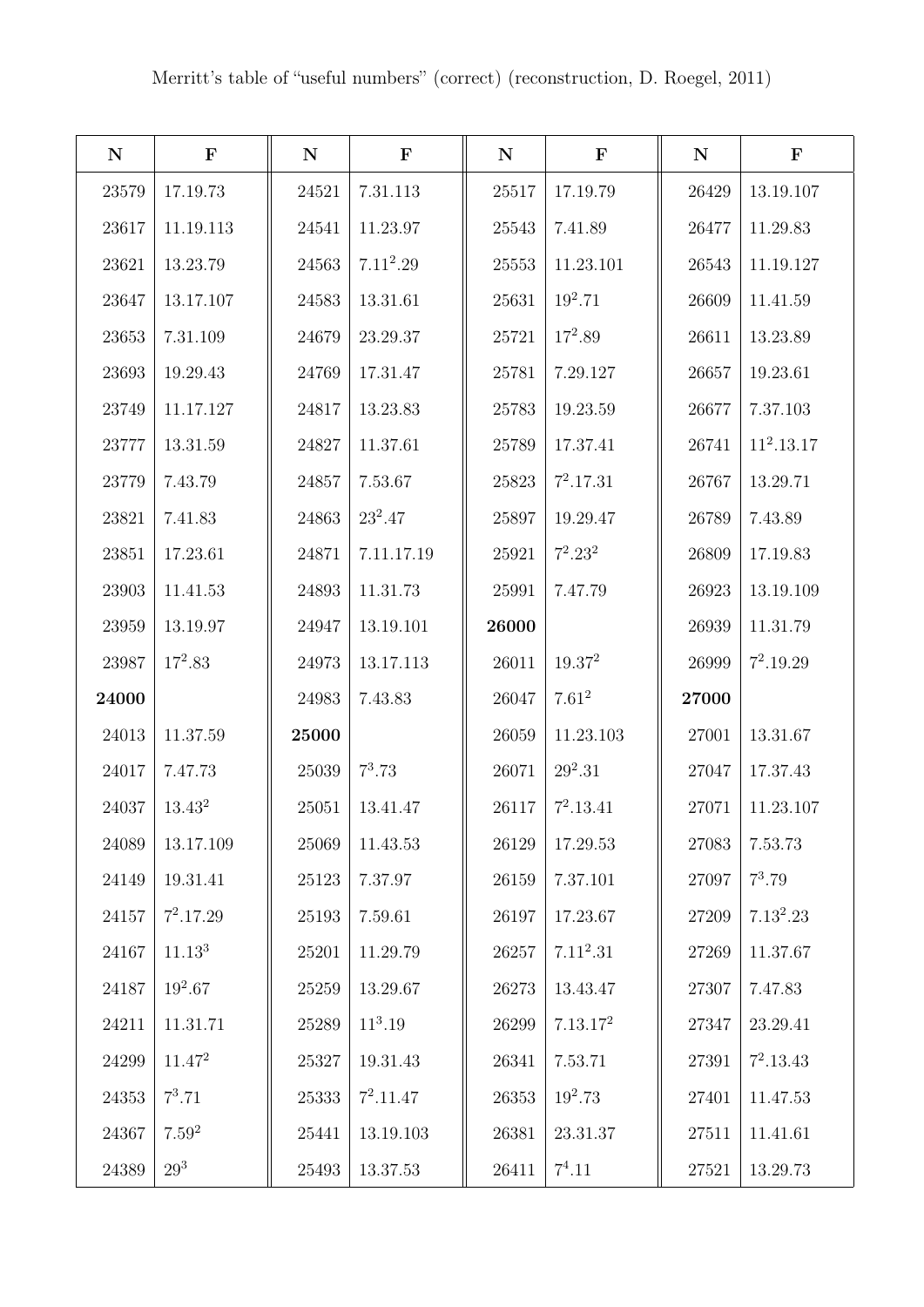Merritt's table of "useful numbers" (correct) (reconstruction, D. Roegel, 2011)

| N | F | N | F | N | F | N | F |
|---|---|---|---|---|---|---|---|
| 23579 | 17.19.73 | 24521 | 7.31.113 | 25517 | 17.19.79 | 26429 | 13.19.107 |
| 23617 | 11.19.113 | 24541 | 11.23.97 | 25543 | 7.41.89 | 26477 | 11.29.83 |
| 23621 | 13.23.79 | 24563 | $7.11^2.29$ | 25553 | 11.23.101 | 26543 | 11.19.127 |
| 23647 | 13.17.107 | 24583 | 13.31.61 | 25631 | $19^2.71$ | 26609 | 11.41.59 |
| 23653 | 7.31.109 | 24679 | 23.29.37 | 25721 | $17^2.89$ | 26611 | 13.23.89 |
| 23693 | 19.29.43 | 24769 | 17.31.47 | 25781 | 7.29.127 | 26657 | 19.23.61 |
| 23749 | 11.17.127 | 24817 | 13.23.83 | 25783 | 19.23.59 | 26677 | 7.37.103 |
| 23777 | 13.31.59 | 24827 | 11.37.61 | 25789 | 17.37.41 | 26741 | $11^2.13.17$ |
| 23779 | 7.43.79 | 24857 | 7.53.67 | 25823 | $7^2.17.31$ | 26767 | 13.29.71 |
| 23821 | 7.41.83 | 24863 | $23^2.47$ | 25897 | 19.29.47 | 26789 | 7.43.89 |
| 23851 | 17.23.61 | 24871 | 7.11.17.19 | 25921 | $7^2.23^2$ | 26809 | 17.19.83 |
| 23903 | 11.41.53 | 24893 | 11.31.73 | 25991 | 7.47.79 | 26923 | 13.19.109 |
| 23959 | 13.19.97 | 24947 | 13.19.101 | **26000** | | 26939 | 11.31.79 |
| 23987 | $17^2.83$ | 24973 | 13.17.113 | 26011 | $19.37^2$ | 26999 | $7^2.19.29$ |
| **24000** | | 24983 | 7.43.83 | 26047 | $7.61^2$ | **27000** | |
| 24013 | 11.37.59 | **25000** | | 26059 | 11.23.103 | 27001 | 13.31.67 |
| 24017 | 7.47.73 | 25039 | $7^3.73$ | 26071 | $29^2.31$ | 27047 | 17.37.43 |
| 24037 | $13.43^2$ | 25051 | 13.41.47 | 26117 | $7^2.13.41$ | 27071 | 11.23.107 |
| 24089 | 13.17.109 | 25069 | 11.43.53 | 26129 | 17.29.53 | 27083 | 7.53.73 |
| 24149 | 19.31.41 | 25123 | 7.37.97 | 26159 | 7.37.101 | 27097 | $7^3.79$ |
| 24157 | $7^2.17.29$ | 25193 | 7.59.61 | 26197 | 17.23.67 | 27209 | $7.13^2.23$ |
| 24167 | $11.13^3$ | 25201 | 11.29.79 | 26257 | $7.11^2.31$ | 27269 | 11.37.67 |
| 24187 | $19^2.67$ | 25259 | 13.29.67 | 26273 | 13.43.47 | 27307 | 7.47.83 |
| 24211 | 11.31.71 | 25289 | $11^3.19$ | 26299 | $7.13.17^2$ | 27347 | 23.29.41 |
| 24299 | $11.47^2$ | 25327 | 19.31.43 | 26341 | 7.53.71 | 27391 | $7^2.13.43$ |
| 24353 | $7^3.71$ | 25333 | $7^2.11.47$ | 26353 | $19^2.73$ | 27401 | 11.47.53 |
| 24367 | $7.59^2$ | 25441 | 13.19.103 | 26381 | 23.31.37 | 27511 | 11.41.61 |
| 24389 | $29^3$ | 25493 | 13.37.53 | 26411 | $7^4.11$ | 27521 | 13.29.73 |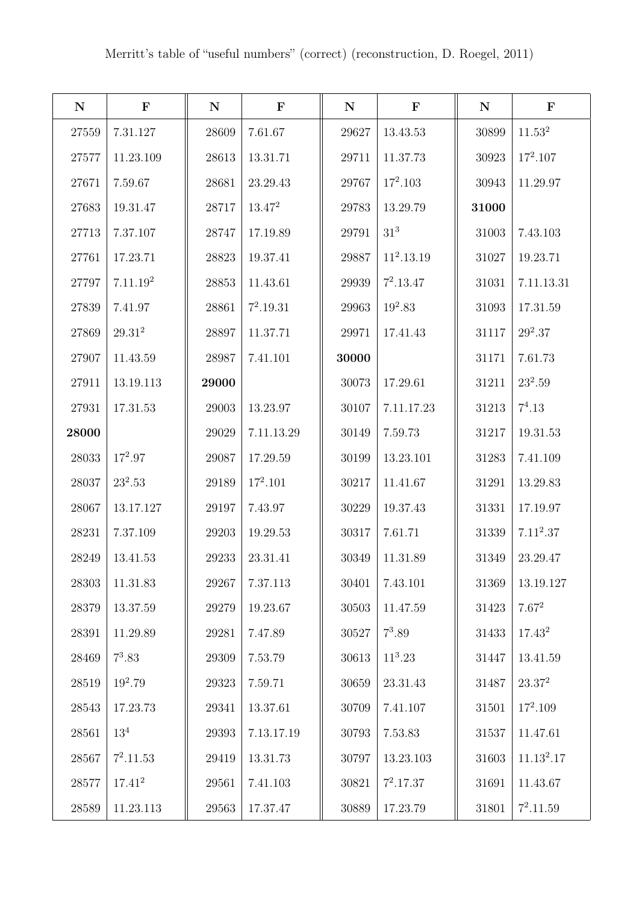Merritt's table of "useful numbers" (correct) (reconstruction, D. Roegel, 2011)

| **N** | **F** | **N** | **F** | **N** | **F** | **N** | **F** |
|---|---|---|---|---|---|---|---|
| 27559 | 7.31.127 | 28609 | 7.61.67 | 29627 | 13.43.53 | 30899 | $11.53^2$ |
| 27577 | 11.23.109 | 28613 | 13.31.71 | 29711 | 11.37.73 | 30923 | $17^2.107$ |
| 27671 | 7.59.67 | 28681 | 23.29.43 | 29767 | $17^2.103$ | 30943 | 11.29.97 |
| 27683 | 19.31.47 | 28717 | $13.47^2$ | 29783 | 13.29.79 | **31000** | |
| 27713 | 7.37.107 | 28747 | 17.19.89 | 29791 | $31^3$ | 31003 | 7.43.103 |
| 27761 | 17.23.71 | 28823 | 19.37.41 | 29887 | $11^2.13.19$ | 31027 | 19.23.71 |
| 27797 | $7.11.19^2$ | 28853 | 11.43.61 | 29939 | $7^2.13.47$ | 31031 | 7.11.13.31 |
| 27839 | 7.41.97 | 28861 | $7^2.19.31$ | 29963 | $19^2.83$ | 31093 | 17.31.59 |
| 27869 | $29.31^2$ | 28897 | 11.37.71 | 29971 | 17.41.43 | 31117 | $29^2.37$ |
| 27907 | 11.43.59 | 28987 | 7.41.101 | **30000** | | 31171 | 7.61.73 |
| 27911 | 13.19.113 | **29000** | | 30073 | 17.29.61 | 31211 | $23^2.59$ |
| 27931 | 17.31.53 | 29003 | 13.23.97 | 30107 | 7.11.17.23 | 31213 | $7^4.13$ |
| **28000** | | 29029 | 7.11.13.29 | 30149 | 7.59.73 | 31217 | 19.31.53 |
| 28033 | $17^2.97$ | 29087 | 17.29.59 | 30199 | 13.23.101 | 31283 | 7.41.109 |
| 28037 | $23^2.53$ | 29189 | $17^2.101$ | 30217 | 11.41.67 | 31291 | 13.29.83 |
| 28067 | 13.17.127 | 29197 | 7.43.97 | 30229 | 19.37.43 | 31331 | 17.19.97 |
| 28231 | 7.37.109 | 29203 | 19.29.53 | 30317 | 7.61.71 | 31339 | $7.11^2.37$ |
| 28249 | 13.41.53 | 29233 | 23.31.41 | 30349 | 11.31.89 | 31349 | 23.29.47 |
| 28303 | 11.31.83 | 29267 | 7.37.113 | 30401 | 7.43.101 | 31369 | 13.19.127 |
| 28379 | 13.37.59 | 29279 | 19.23.67 | 30503 | 11.47.59 | 31423 | $7.67^2$ |
| 28391 | 11.29.89 | 29281 | 7.47.89 | 30527 | $7^3.89$ | 31433 | $17.43^2$ |
| 28469 | $7^3.83$ | 29309 | 7.53.79 | 30613 | $11^3.23$ | 31447 | 13.41.59 |
| 28519 | $19^2.79$ | 29323 | 7.59.71 | 30659 | 23.31.43 | 31487 | $23.37^2$ |
| 28543 | 17.23.73 | 29341 | 13.37.61 | 30709 | 7.41.107 | 31501 | $17^2.109$ |
| 28561 | $13^4$ | 29393 | 7.13.17.19 | 30793 | 7.53.83 | 31537 | 11.47.61 |
| 28567 | $7^2.11.53$ | 29419 | 13.31.73 | 30797 | 13.23.103 | 31603 | $11.13^2.17$ |
| 28577 | $17.41^2$ | 29561 | 7.41.103 | 30821 | $7^2.17.37$ | 31691 | 11.43.67 |
| 28589 | 11.23.113 | 29563 | 17.37.47 | 30889 | 17.23.79 | 31801 | $7^2.11.59$ |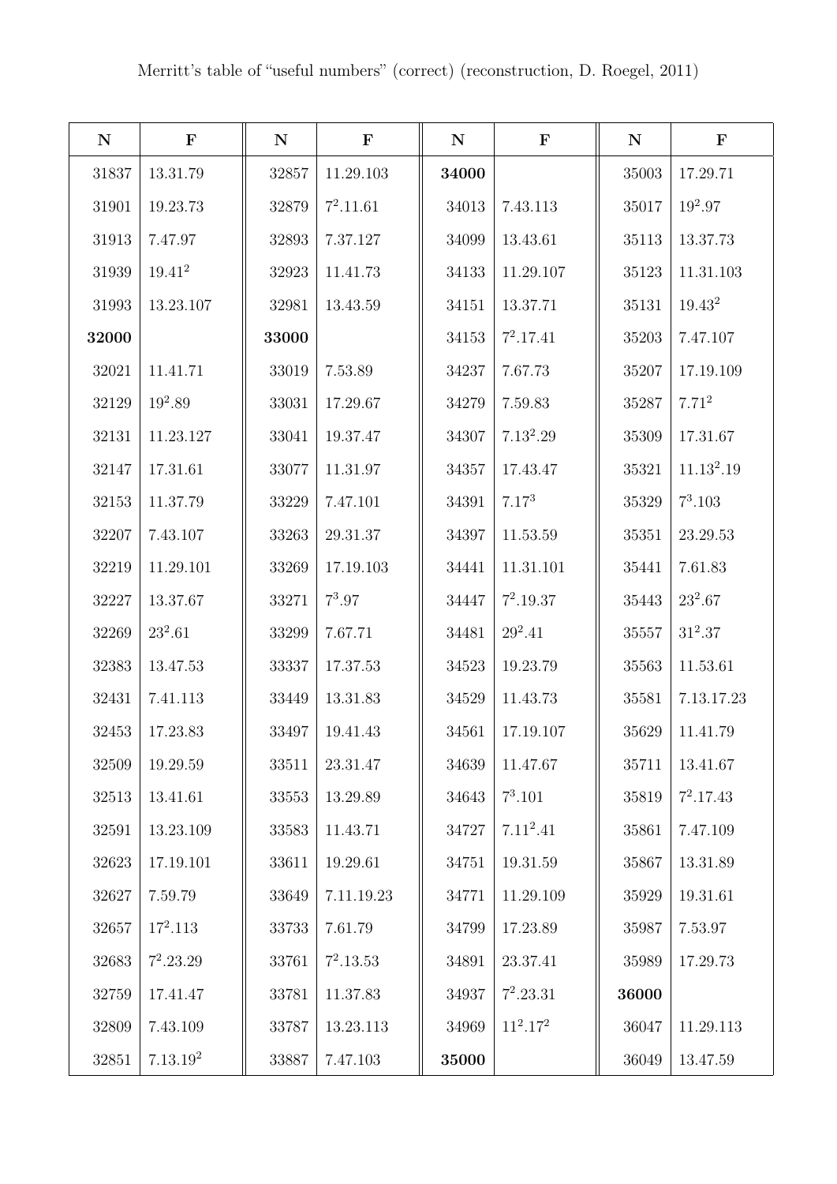Merritt's table of "useful numbers" (correct) (reconstruction, D. Roegel, 2011)

| **N** | **F** | **N** | **F** | **N** | **F** | **N** | **F** |
|---|---|---|---|---|---|---|---|
| 31837 | 13.31.79 | 32857 | 11.29.103 | **34000** | | 35003 | 17.29.71 |
| 31901 | 19.23.73 | 32879 | $7^2$.11.61 | 34013 | 7.43.113 | 35017 | $19^2$.97 |
| 31913 | 7.47.97 | 32893 | 7.37.127 | 34099 | 13.43.61 | 35113 | 13.37.73 |
| 31939 | 19.$41^2$ | 32923 | 11.41.73 | 34133 | 11.29.107 | 35123 | 11.31.103 |
| 31993 | 13.23.107 | 32981 | 13.43.59 | 34151 | 13.37.71 | 35131 | 19.$43^2$ |
| **32000** | | **33000** | | 34153 | $7^2$.17.41 | 35203 | 7.47.107 |
| 32021 | 11.41.71 | 33019 | 7.53.89 | 34237 | 7.67.73 | 35207 | 17.19.109 |
| 32129 | $19^2$.89 | 33031 | 17.29.67 | 34279 | 7.59.83 | 35287 | 7.$71^2$ |
| 32131 | 11.23.127 | 33041 | 19.37.47 | 34307 | 7.$13^2$.29 | 35309 | 17.31.67 |
| 32147 | 17.31.61 | 33077 | 11.31.97 | 34357 | 17.43.47 | 35321 | 11.$13^2$.19 |
| 32153 | 11.37.79 | 33229 | 7.47.101 | 34391 | 7.$17^3$ | 35329 | $7^3$.103 |
| 32207 | 7.43.107 | 33263 | 29.31.37 | 34397 | 11.53.59 | 35351 | 23.29.53 |
| 32219 | 11.29.101 | 33269 | 17.19.103 | 34441 | 11.31.101 | 35441 | 7.61.83 |
| 32227 | 13.37.67 | 33271 | $7^3$.97 | 34447 | $7^2$.19.37 | 35443 | $23^2$.67 |
| 32269 | $23^2$.61 | 33299 | 7.67.71 | 34481 | $29^2$.41 | 35557 | $31^2$.37 |
| 32383 | 13.47.53 | 33337 | 17.37.53 | 34523 | 19.23.79 | 35563 | 11.53.61 |
| 32431 | 7.41.113 | 33449 | 13.31.83 | 34529 | 11.43.73 | 35581 | 7.13.17.23 |
| 32453 | 17.23.83 | 33497 | 19.41.43 | 34561 | 17.19.107 | 35629 | 11.41.79 |
| 32509 | 19.29.59 | 33511 | 23.31.47 | 34639 | 11.47.67 | 35711 | 13.41.67 |
| 32513 | 13.41.61 | 33553 | 13.29.89 | 34643 | $7^3$.101 | 35819 | $7^2$.17.43 |
| 32591 | 13.23.109 | 33583 | 11.43.71 | 34727 | 7.$11^2$.41 | 35861 | 7.47.109 |
| 32623 | 17.19.101 | 33611 | 19.29.61 | 34751 | 19.31.59 | 35867 | 13.31.89 |
| 32627 | 7.59.79 | 33649 | 7.11.19.23 | 34771 | 11.29.109 | 35929 | 19.31.61 |
| 32657 | $17^2$.113 | 33733 | 7.61.79 | 34799 | 17.23.89 | 35987 | 7.53.97 |
| 32683 | $7^2$.23.29 | 33761 | $7^2$.13.53 | 34891 | 23.37.41 | 35989 | 17.29.73 |
| 32759 | 17.41.47 | 33781 | 11.37.83 | 34937 | $7^2$.23.31 | **36000** | |
| 32809 | 7.43.109 | 33787 | 13.23.113 | 34969 | $11^2$.$17^2$ | 36047 | 11.29.113 |
| 32851 | 7.13.$19^2$ | 33887 | 7.47.103 | **35000** | | 36049 | 13.47.59 |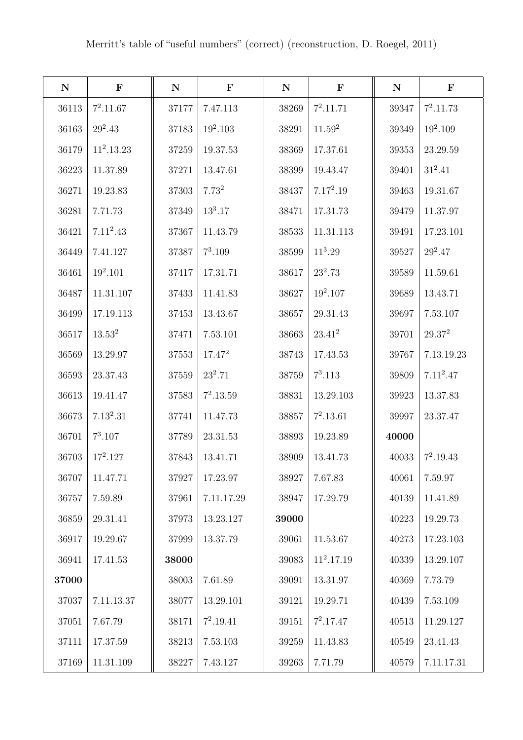Merritt's table of "useful numbers" (correct) (reconstruction, D. Roegel, 2011)

| N | F | N | F | N | F | N | F |
|---|---|---|---|---|---|---|---|
| 36113 | $7^2.11.67$ | 37177 | 7.47.113 | 38269 | $7^2.11.71$ | 39347 | $7^2.11.73$ |
| 36163 | $29^2.43$ | 37183 | $19^2.103$ | 38291 | $11.59^2$ | 39349 | $19^2.109$ |
| 36179 | $11^2.13.23$ | 37259 | 19.37.53 | 38369 | 17.37.61 | 39353 | 23.29.59 |
| 36223 | 11.37.89 | 37271 | 13.47.61 | 38399 | 19.43.47 | 39401 | $31^2.41$ |
| 36271 | 19.23.83 | 37303 | $7.73^2$ | 38437 | $7.17^2.19$ | 39463 | 19.31.67 |
| 36281 | 7.71.73 | 37349 | $13^3.17$ | 38471 | 17.31.73 | 39479 | 11.37.97 |
| 36421 | $7.11^2.43$ | 37367 | 11.43.79 | 38533 | 11.31.113 | 39491 | 17.23.101 |
| 36449 | 7.41.127 | 37387 | $7^3.109$ | 38599 | $11^3.29$ | 39527 | $29^2.47$ |
| 36461 | $19^2.101$ | 37417 | 17.31.71 | 38617 | $23^2.73$ | 39589 | 11.59.61 |
| 36487 | 11.31.107 | 37433 | 11.41.83 | 38627 | $19^2.107$ | 39689 | 13.43.71 |
| 36499 | 17.19.113 | 37453 | 13.43.67 | 38657 | 29.31.43 | 39697 | 7.53.107 |
| 36517 | $13.53^2$ | 37471 | 7.53.101 | 38663 | $23.41^2$ | 39701 | $29.37^2$ |
| 36569 | 13.29.97 | 37553 | $17.47^2$ | 38743 | 17.43.53 | 39767 | 7.13.19.23 |
| 36593 | 23.37.43 | 37559 | $23^2.71$ | 38759 | $7^3.113$ | 39809 | $7.11^2.47$ |
| 36613 | 19.41.47 | 37583 | $7^2.13.59$ | 38831 | 13.29.103 | 39923 | 13.37.83 |
| 36673 | $7.13^2.31$ | 37741 | 11.47.73 | 38857 | $7^2.13.61$ | 39997 | 23.37.47 |
| 36701 | $7^3.107$ | 37789 | 23.31.53 | 38893 | 19.23.89 | **40000** | |
| 36703 | $17^2.127$ | 37843 | 13.41.71 | 38909 | 13.41.73 | 40033 | $7^2.19.43$ |
| 36707 | 11.47.71 | 37927 | 17.23.97 | 38927 | 7.67.83 | 40061 | 7.59.97 |
| 36757 | 7.59.89 | 37961 | 7.11.17.29 | 38947 | 17.29.79 | 40139 | 11.41.89 |
| 36859 | 29.31.41 | 37973 | 13.23.127 | **39000** | | 40223 | 19.29.73 |
| 36917 | 19.29.67 | 37999 | 13.37.79 | 39061 | 11.53.67 | 40273 | 17.23.103 |
| 36941 | 17.41.53 | **38000** | | 39083 | $11^2.17.19$ | 40339 | 13.29.107 |
| **37000** | | 38003 | 7.61.89 | 39091 | 13.31.97 | 40369 | 7.73.79 |
| 37037 | 7.11.13.37 | 38077 | 13.29.101 | 39121 | 19.29.71 | 40439 | 7.53.109 |
| 37051 | 7.67.79 | 38171 | $7^2.19.41$ | 39151 | $7^2.17.47$ | 40513 | 11.29.127 |
| 37111 | 17.37.59 | 38213 | 7.53.103 | 39259 | 11.43.83 | 40549 | 23.41.43 |
| 37169 | 11.31.109 | 38227 | 7.43.127 | 39263 | 7.71.79 | 40579 | 7.11.17.31 |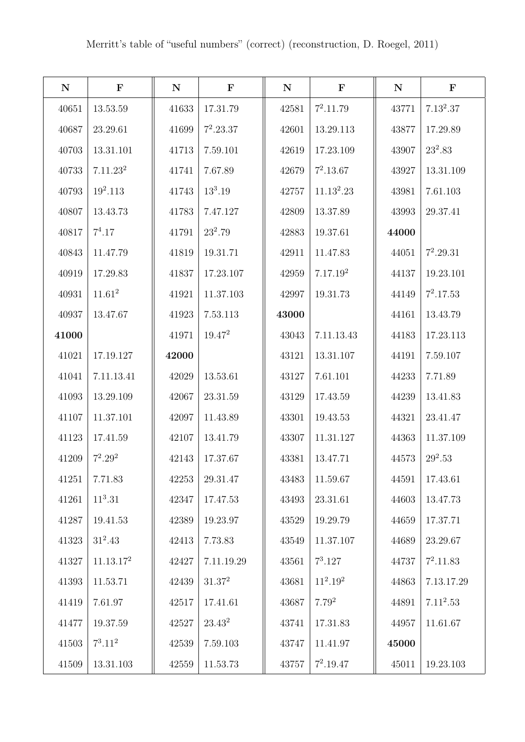Merritt's table of "useful numbers" (correct) (reconstruction, D. Roegel, 2011)

| N | F | N | F | N | F | N | F |
|---|---|---|---|---|---|---|---|
| 40651 | 13.53.59 | 41633 | 17.31.79 | 42581 | $7^2$.11.79 | 43771 | 7.$13^2$.37 |
| 40687 | 23.29.61 | 41699 | $7^2$.23.37 | 42601 | 13.29.113 | 43877 | 17.29.89 |
| 40703 | 13.31.101 | 41713 | 7.59.101 | 42619 | 17.23.109 | 43907 | $23^2$.83 |
| 40733 | 7.11.$23^2$ | 41741 | 7.67.89 | 42679 | $7^2$.13.67 | 43927 | 13.31.109 |
| 40793 | $19^2$.113 | 41743 | $13^3$.19 | 42757 | 11.$13^2$.23 | 43981 | 7.61.103 |
| 40807 | 13.43.73 | 41783 | 7.47.127 | 42809 | 13.37.89 | 43993 | 29.37.41 |
| 40817 | $7^4$.17 | 41791 | $23^2$.79 | 42883 | 19.37.61 | **44000** | |
| 40843 | 11.47.79 | 41819 | 19.31.71 | 42911 | 11.47.83 | 44051 | $7^2$.29.31 |
| 40919 | 17.29.83 | 41837 | 17.23.107 | 42959 | 7.17.$19^2$ | 44137 | 19.23.101 |
| 40931 | 11.$61^2$ | 41921 | 11.37.103 | 42997 | 19.31.73 | 44149 | $7^2$.17.53 |
| 40937 | 13.47.67 | 41923 | 7.53.113 | **43000** | | 44161 | 13.43.79 |
| **41000** | | 41971 | 19.$47^2$ | 43043 | 7.11.13.43 | 44183 | 17.23.113 |
| 41021 | 17.19.127 | **42000** | | 43121 | 13.31.107 | 44191 | 7.59.107 |
| 41041 | 7.11.13.41 | 42029 | 13.53.61 | 43127 | 7.61.101 | 44233 | 7.71.89 |
| 41093 | 13.29.109 | 42067 | 23.31.59 | 43129 | 17.43.59 | 44239 | 13.41.83 |
| 41107 | 11.37.101 | 42097 | 11.43.89 | 43301 | 19.43.53 | 44321 | 23.41.47 |
| 41123 | 17.41.59 | 42107 | 13.41.79 | 43307 | 11.31.127 | 44363 | 11.37.109 |
| 41209 | $7^2$.$29^2$ | 42143 | 17.37.67 | 43381 | 13.47.71 | 44573 | $29^2$.53 |
| 41251 | 7.71.83 | 42253 | 29.31.47 | 43483 | 11.59.67 | 44591 | 17.43.61 |
| 41261 | $11^3$.31 | 42347 | 17.47.53 | 43493 | 23.31.61 | 44603 | 13.47.73 |
| 41287 | 19.41.53 | 42389 | 19.23.97 | 43529 | 19.29.79 | 44659 | 17.37.71 |
| 41323 | $31^2$.43 | 42413 | 7.73.83 | 43549 | 11.37.107 | 44689 | 23.29.67 |
| 41327 | 11.13.$17^2$ | 42427 | 7.11.19.29 | 43561 | $7^3$.127 | 44737 | $7^2$.11.83 |
| 41393 | 11.53.71 | 42439 | 31.$37^2$ | 43681 | $11^2$.$19^2$ | 44863 | 7.13.17.29 |
| 41419 | 7.61.97 | 42517 | 17.41.61 | 43687 | 7.$79^2$ | 44891 | 7.$11^2$.53 |
| 41477 | 19.37.59 | 42527 | 23.$43^2$ | 43741 | 17.31.83 | 44957 | 11.61.67 |
| 41503 | $7^3$.$11^2$ | 42539 | 7.59.103 | 43747 | 11.41.97 | **45000** | |
| 41509 | 13.31.103 | 42559 | 11.53.73 | 43757 | $7^2$.19.47 | 45011 | 19.23.103 |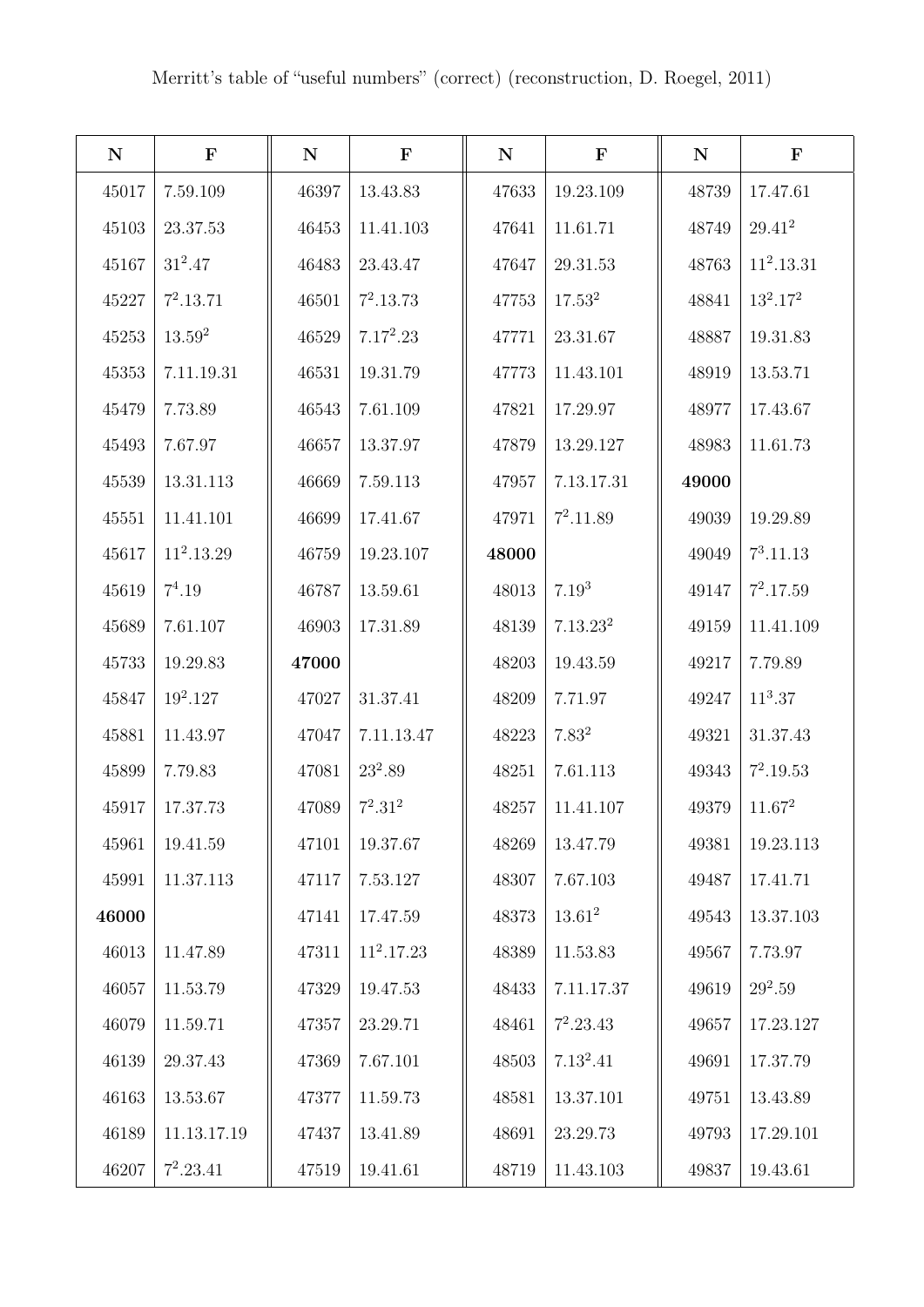Merritt's table of "useful numbers" (correct) (reconstruction, D. Roegel, 2011)

| N | F | N | F | N | F | N | F |
|---|---|---|---|---|---|---|---|
| 45017 | 7.59.109 | 46397 | 13.43.83 | 47633 | 19.23.109 | 48739 | 17.47.61 |
| 45103 | 23.37.53 | 46453 | 11.41.103 | 47641 | 11.61.71 | 48749 | $29.41^2$ |
| 45167 | $31^2.47$ | 46483 | 23.43.47 | 47647 | 29.31.53 | 48763 | $11^2.13.31$ |
| 45227 | $7^2.13.71$ | 46501 | $7^2.13.73$ | 47753 | $17.53^2$ | 48841 | $13^2.17^2$ |
| 45253 | $13.59^2$ | 46529 | $7.17^2.23$ | 47771 | 23.31.67 | 48887 | 19.31.83 |
| 45353 | 7.11.19.31 | 46531 | 19.31.79 | 47773 | 11.43.101 | 48919 | 13.53.71 |
| 45479 | 7.73.89 | 46543 | 7.61.109 | 47821 | 17.29.97 | 48977 | 17.43.67 |
| 45493 | 7.67.97 | 46657 | 13.37.97 | 47879 | 13.29.127 | 48983 | 11.61.73 |
| 45539 | 13.31.113 | 46669 | 7.59.113 | 47957 | 7.13.17.31 | **49000** | |
| 45551 | 11.41.101 | 46699 | 17.41.67 | 47971 | $7^2.11.89$ | 49039 | 19.29.89 |
| 45617 | $11^2.13.29$ | 46759 | 19.23.107 | **48000** | | 49049 | $7^3.11.13$ |
| 45619 | $7^4.19$ | 46787 | 13.59.61 | 48013 | $7.19^3$ | 49147 | $7^2.17.59$ |
| 45689 | 7.61.107 | 46903 | 17.31.89 | 48139 | $7.13.23^2$ | 49159 | 11.41.109 |
| 45733 | 19.29.83 | **47000** | | 48203 | 19.43.59 | 49217 | 7.79.89 |
| 45847 | $19^2.127$ | 47027 | 31.37.41 | 48209 | 7.71.97 | 49247 | $11^3.37$ |
| 45881 | 11.43.97 | 47047 | 7.11.13.47 | 48223 | $7.83^2$ | 49321 | 31.37.43 |
| 45899 | 7.79.83 | 47081 | $23^2.89$ | 48251 | 7.61.113 | 49343 | $7^2.19.53$ |
| 45917 | 17.37.73 | 47089 | $7^2.31^2$ | 48257 | 11.41.107 | 49379 | $11.67^2$ |
| 45961 | 19.41.59 | 47101 | 19.37.67 | 48269 | 13.47.79 | 49381 | 19.23.113 |
| 45991 | 11.37.113 | 47117 | 7.53.127 | 48307 | 7.67.103 | 49487 | 17.41.71 |
| **46000** | | 47141 | 17.47.59 | 48373 | $13.61^2$ | 49543 | 13.37.103 |
| 46013 | 11.47.89 | 47311 | $11^2.17.23$ | 48389 | 11.53.83 | 49567 | 7.73.97 |
| 46057 | 11.53.79 | 47329 | 19.47.53 | 48433 | 7.11.17.37 | 49619 | $29^2.59$ |
| 46079 | 11.59.71 | 47357 | 23.29.71 | 48461 | $7^2.23.43$ | 49657 | 17.23.127 |
| 46139 | 29.37.43 | 47369 | 7.67.101 | 48503 | $7.13^2.41$ | 49691 | 17.37.79 |
| 46163 | 13.53.67 | 47377 | 11.59.73 | 48581 | 13.37.101 | 49751 | 13.43.89 |
| 46189 | 11.13.17.19 | 47437 | 13.41.89 | 48691 | 23.29.73 | 49793 | 17.29.101 |
| 46207 | $7^2.23.41$ | 47519 | 19.41.61 | 48719 | 11.43.103 | 49837 | 19.43.61 |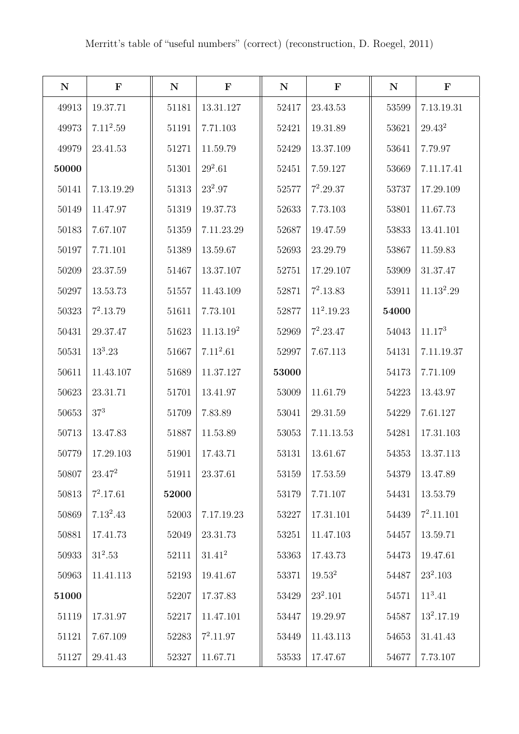Merritt's table of "useful numbers" (correct) (reconstruction, D. Roegel, 2011)

| N | F | N | F | N | F | N | F |
|---|---|---|---|---|---|---|---|
| 49913 | 19.37.71 | 51181 | 13.31.127 | 52417 | 23.43.53 | 53599 | 7.13.19.31 |
| 49973 | $7.11^2.59$ | 51191 | 7.71.103 | 52421 | 19.31.89 | 53621 | $29.43^2$ |
| 49979 | 23.41.53 | 51271 | 11.59.79 | 52429 | 13.37.109 | 53641 | 7.79.97 |
| **50000** | | 51301 | $29^2.61$ | 52451 | 7.59.127 | 53669 | 7.11.17.41 |
| 50141 | 7.13.19.29 | 51313 | $23^2.97$ | 52577 | $7^2.29.37$ | 53737 | 17.29.109 |
| 50149 | 11.47.97 | 51319 | 19.37.73 | 52633 | 7.73.103 | 53801 | 11.67.73 |
| 50183 | 7.67.107 | 51359 | 7.11.23.29 | 52687 | 19.47.59 | 53833 | 13.41.101 |
| 50197 | 7.71.101 | 51389 | 13.59.67 | 52693 | 23.29.79 | 53867 | 11.59.83 |
| 50209 | 23.37.59 | 51467 | 13.37.107 | 52751 | 17.29.107 | 53909 | 31.37.47 |
| 50297 | 13.53.73 | 51557 | 11.43.109 | 52871 | $7^2.13.83$ | 53911 | $11.13^2.29$ |
| 50323 | $7^2.13.79$ | 51611 | 7.73.101 | 52877 | $11^2.19.23$ | **54000** | |
| 50431 | 29.37.47 | 51623 | $11.13.19^2$ | 52969 | $7^2.23.47$ | 54043 | $11.17^3$ |
| 50531 | $13^3.23$ | 51667 | $7.11^2.61$ | 52997 | 7.67.113 | 54131 | 7.11.19.37 |
| 50611 | 11.43.107 | 51689 | 11.37.127 | **53000** | | 54173 | 7.71.109 |
| 50623 | 23.31.71 | 51701 | 13.41.97 | 53009 | 11.61.79 | 54223 | 13.43.97 |
| 50653 | $37^3$ | 51709 | 7.83.89 | 53041 | 29.31.59 | 54229 | 7.61.127 |
| 50713 | 13.47.83 | 51887 | 11.53.89 | 53053 | 7.11.13.53 | 54281 | 17.31.103 |
| 50779 | 17.29.103 | 51901 | 17.43.71 | 53131 | 13.61.67 | 54353 | 13.37.113 |
| 50807 | $23.47^2$ | 51911 | 23.37.61 | 53159 | 17.53.59 | 54379 | 13.47.89 |
| 50813 | $7^2.17.61$ | **52000** | | 53179 | 7.71.107 | 54431 | 13.53.79 |
| 50869 | $7.13^2.43$ | 52003 | 7.17.19.23 | 53227 | 17.31.101 | 54439 | $7^2.11.101$ |
| 50881 | 17.41.73 | 52049 | 23.31.73 | 53251 | 11.47.103 | 54457 | 13.59.71 |
| 50933 | $31^2.53$ | 52111 | $31.41^2$ | 53363 | 17.43.73 | 54473 | 19.47.61 |
| 50963 | 11.41.113 | 52193 | 19.41.67 | 53371 | $19.53^2$ | 54487 | $23^2.103$ |
| **51000** | | 52207 | 17.37.83 | 53429 | $23^2.101$ | 54571 | $11^3.41$ |
| 51119 | 17.31.97 | 52217 | 11.47.101 | 53447 | 19.29.97 | 54587 | $13^2.17.19$ |
| 51121 | 7.67.109 | 52283 | $7^2.11.97$ | 53449 | 11.43.113 | 54653 | 31.41.43 |
| 51127 | 29.41.43 | 52327 | 11.67.71 | 53533 | 17.47.67 | 54677 | 7.73.107 |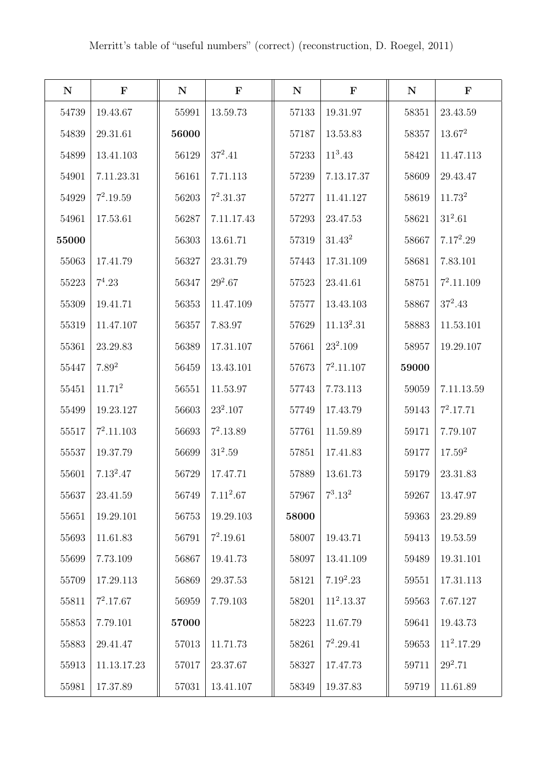Merritt's table of "useful numbers" (correct) (reconstruction, D. Roegel, 2011)

| N | F | N | F | N | F | N | F |
|---|---|---|---|---|---|---|---|
| 54739 | 19.43.67 | 55991 | 13.59.73 | 57133 | 19.31.97 | 58351 | 23.43.59 |
| 54839 | 29.31.61 | **56000** | | 57187 | 13.53.83 | 58357 | $13.67^2$ |
| 54899 | 13.41.103 | 56129 | $37^2.41$ | 57233 | $11^3.43$ | 58421 | 11.47.113 |
| 54901 | 7.11.23.31 | 56161 | 7.71.113 | 57239 | 7.13.17.37 | 58609 | 29.43.47 |
| 54929 | $7^2.19.59$ | 56203 | $7^2.31.37$ | 57277 | 11.41.127 | 58619 | $11.73^2$ |
| 54961 | 17.53.61 | 56287 | 7.11.17.43 | 57293 | 23.47.53 | 58621 | $31^2.61$ |
| **55000** | | 56303 | 13.61.71 | 57319 | $31.43^2$ | 58667 | $7.17^2.29$ |
| 55063 | 17.41.79 | 56327 | 23.31.79 | 57443 | 17.31.109 | 58681 | 7.83.101 |
| 55223 | $7^4.23$ | 56347 | $29^2.67$ | 57523 | 23.41.61 | 58751 | $7^2.11.109$ |
| 55309 | 19.41.71 | 56353 | 11.47.109 | 57577 | 13.43.103 | 58867 | $37^2.43$ |
| 55319 | 11.47.107 | 56357 | 7.83.97 | 57629 | $11.13^2.31$ | 58883 | 11.53.101 |
| 55361 | 23.29.83 | 56389 | 17.31.107 | 57661 | $23^2.109$ | 58957 | 19.29.107 |
| 55447 | $7.89^2$ | 56459 | 13.43.101 | 57673 | $7^2.11.107$ | **59000** | |
| 55451 | $11.71^2$ | 56551 | 11.53.97 | 57743 | 7.73.113 | 59059 | 7.11.13.59 |
| 55499 | 19.23.127 | 56603 | $23^2.107$ | 57749 | 17.43.79 | 59143 | $7^2.17.71$ |
| 55517 | $7^2.11.103$ | 56693 | $7^2.13.89$ | 57761 | 11.59.89 | 59171 | 7.79.107 |
| 55537 | 19.37.79 | 56699 | $31^2.59$ | 57851 | 17.41.83 | 59177 | $17.59^2$ |
| 55601 | $7.13^2.47$ | 56729 | 17.47.71 | 57889 | 13.61.73 | 59179 | 23.31.83 |
| 55637 | 23.41.59 | 56749 | $7.11^2.67$ | 57967 | $7^3.13^2$ | 59267 | 13.47.97 |
| 55651 | 19.29.101 | 56753 | 19.29.103 | **58000** | | 59363 | 23.29.89 |
| 55693 | 11.61.83 | 56791 | $7^2.19.61$ | 58007 | 19.43.71 | 59413 | 19.53.59 |
| 55699 | 7.73.109 | 56867 | 19.41.73 | 58097 | 13.41.109 | 59489 | 19.31.101 |
| 55709 | 17.29.113 | 56869 | 29.37.53 | 58121 | $7.19^2.23$ | 59551 | 17.31.113 |
| 55811 | $7^2.17.67$ | 56959 | 7.79.103 | 58201 | $11^2.13.37$ | 59563 | 7.67.127 |
| 55853 | 7.79.101 | **57000** | | 58223 | 11.67.79 | 59641 | 19.43.73 |
| 55883 | 29.41.47 | 57013 | 11.71.73 | 58261 | $7^2.29.41$ | 59653 | $11^2.17.29$ |
| 55913 | 11.13.17.23 | 57017 | 23.37.67 | 58327 | 17.47.73 | 59711 | $29^2.71$ |
| 55981 | 17.37.89 | 57031 | 13.41.107 | 58349 | 19.37.83 | 59719 | 11.61.89 |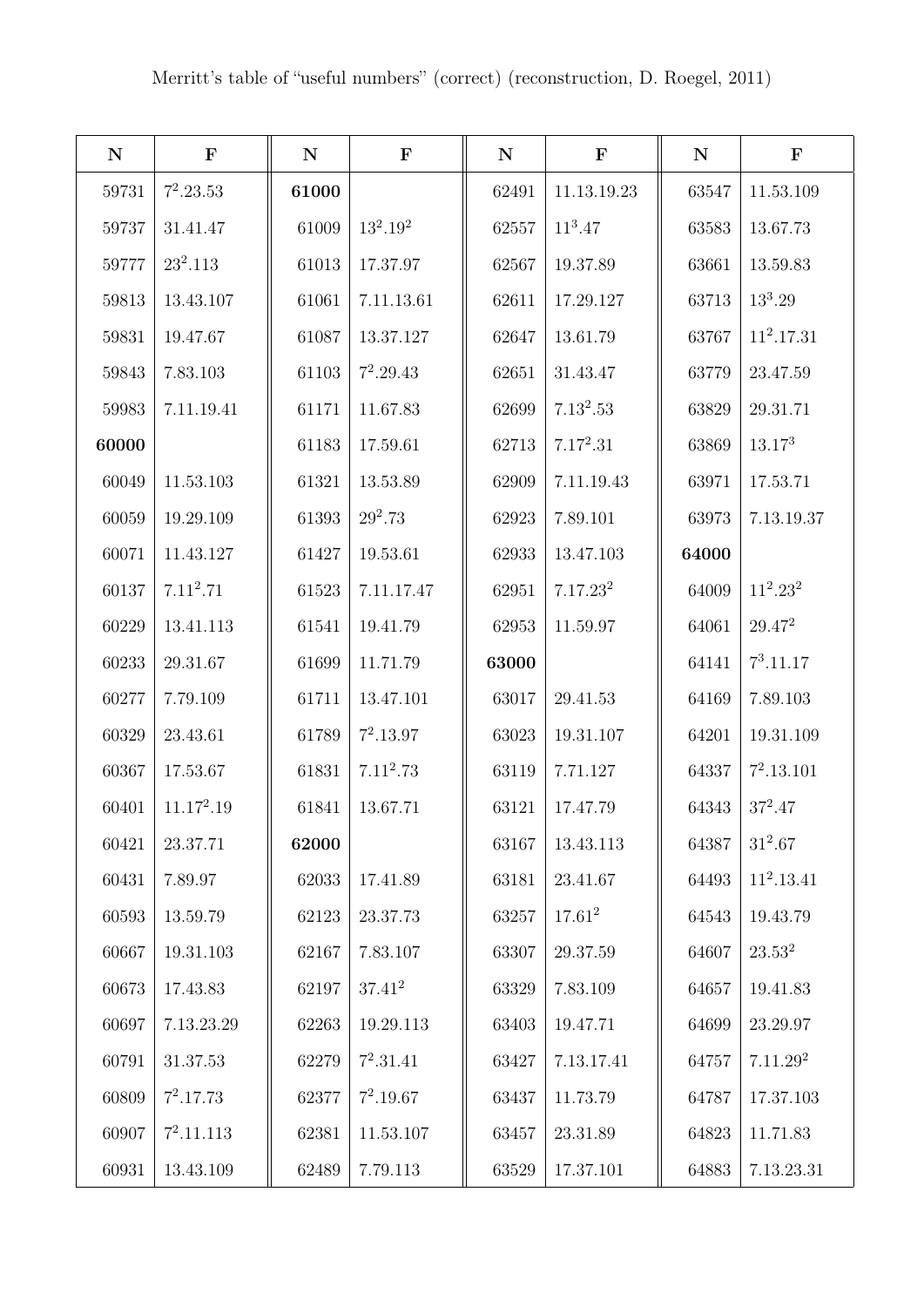Merritt's table of "useful numbers" (correct) (reconstruction, D. Roegel, 2011)

| N | F | N | F | N | F | N | F |
|---|---|---|---|---|---|---|---|
| 59731 | $7^2.23.53$ | **61000** | | 62491 | 11.13.19.23 | 63547 | 11.53.109 |
| 59737 | 31.41.47 | 61009 | $13^2.19^2$ | 62557 | $11^3.47$ | 63583 | 13.67.73 |
| 59777 | $23^2.113$ | 61013 | 17.37.97 | 62567 | 19.37.89 | 63661 | 13.59.83 |
| 59813 | 13.43.107 | 61061 | 7.11.13.61 | 62611 | 17.29.127 | 63713 | $13^3.29$ |
| 59831 | 19.47.67 | 61087 | 13.37.127 | 62647 | 13.61.79 | 63767 | $11^2.17.31$ |
| 59843 | 7.83.103 | 61103 | $7^2.29.43$ | 62651 | 31.43.47 | 63779 | 23.47.59 |
| 59983 | 7.11.19.41 | 61171 | 11.67.83 | 62699 | $7.13^2.53$ | 63829 | 29.31.71 |
| **60000** | | 61183 | 17.59.61 | 62713 | $7.17^2.31$ | 63869 | $13.17^3$ |
| 60049 | 11.53.103 | 61321 | 13.53.89 | 62909 | 7.11.19.43 | 63971 | 17.53.71 |
| 60059 | 19.29.109 | 61393 | $29^2.73$ | 62923 | 7.89.101 | 63973 | 7.13.19.37 |
| 60071 | 11.43.127 | 61427 | 19.53.61 | 62933 | 13.47.103 | **64000** | |
| 60137 | $7.11^2.71$ | 61523 | 7.11.17.47 | 62951 | $7.17.23^2$ | 64009 | $11^2.23^2$ |
| 60229 | 13.41.113 | 61541 | 19.41.79 | 62953 | 11.59.97 | 64061 | $29.47^2$ |
| 60233 | 29.31.67 | 61699 | 11.71.79 | **63000** | | 64141 | $7^3.11.17$ |
| 60277 | 7.79.109 | 61711 | 13.47.101 | 63017 | 29.41.53 | 64169 | 7.89.103 |
| 60329 | 23.43.61 | 61789 | $7^2.13.97$ | 63023 | 19.31.107 | 64201 | 19.31.109 |
| 60367 | 17.53.67 | 61831 | $7.11^2.73$ | 63119 | 7.71.127 | 64337 | $7^2.13.101$ |
| 60401 | $11.17^2.19$ | 61841 | 13.67.71 | 63121 | 17.47.79 | 64343 | $37^2.47$ |
| 60421 | 23.37.71 | **62000** | | 63167 | 13.43.113 | 64387 | $31^2.67$ |
| 60431 | 7.89.97 | 62033 | 17.41.89 | 63181 | 23.41.67 | 64493 | $11^2.13.41$ |
| 60593 | 13.59.79 | 62123 | 23.37.73 | 63257 | $17.61^2$ | 64543 | 19.43.79 |
| 60667 | 19.31.103 | 62167 | 7.83.107 | 63307 | 29.37.59 | 64607 | $23.53^2$ |
| 60673 | 17.43.83 | 62197 | $37.41^2$ | 63329 | 7.83.109 | 64657 | 19.41.83 |
| 60697 | 7.13.23.29 | 62263 | 19.29.113 | 63403 | 19.47.71 | 64699 | 23.29.97 |
| 60791 | 31.37.53 | 62279 | $7^2.31.41$ | 63427 | 7.13.17.41 | 64757 | $7.11.29^2$ |
| 60809 | $7^2.17.73$ | 62377 | $7^2.19.67$ | 63437 | 11.73.79 | 64787 | 17.37.103 |
| 60907 | $7^2.11.113$ | 62381 | 11.53.107 | 63457 | 23.31.89 | 64823 | 11.71.83 |
| 60931 | 13.43.109 | 62489 | 7.79.113 | 63529 | 17.37.101 | 64883 | 7.13.23.31 |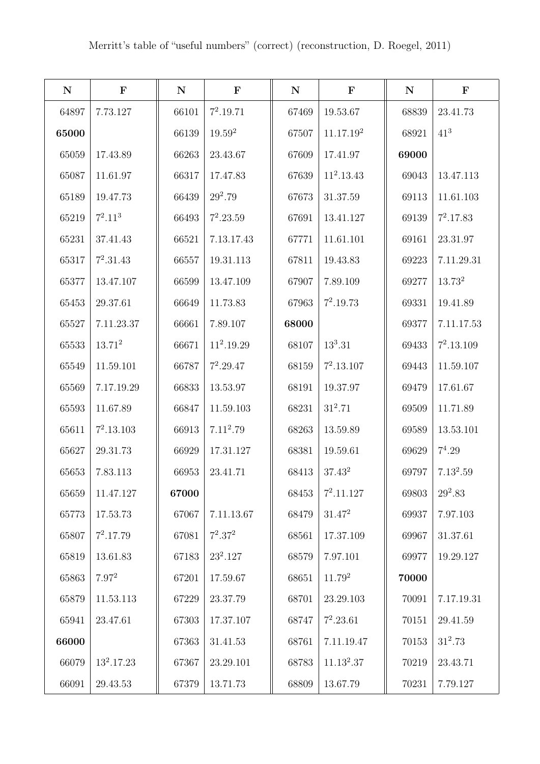Merritt's table of "useful numbers" (correct) (reconstruction, D. Roegel, 2011)

| N | F | N | F | N | F | N | F |
|---|---|---|---|---|---|---|---|
| 64897 | 7.73.127 | 66101 | $7^2$.19.71 | 67469 | 19.53.67 | 68839 | 23.41.73 |
| **65000** | | 66139 | 19.$59^2$ | 67507 | 11.17.$19^2$ | 68921 | $41^3$ |
| 65059 | 17.43.89 | 66263 | 23.43.67 | 67609 | 17.41.97 | **69000** | |
| 65087 | 11.61.97 | 66317 | 17.47.83 | 67639 | $11^2$.13.43 | 69043 | 13.47.113 |
| 65189 | 19.47.73 | 66439 | $29^2$.79 | 67673 | 31.37.59 | 69113 | 11.61.103 |
| 65219 | $7^2$.$11^3$ | 66493 | $7^2$.23.59 | 67691 | 13.41.127 | 69139 | $7^2$.17.83 |
| 65231 | 37.41.43 | 66521 | 7.13.17.43 | 67771 | 11.61.101 | 69161 | 23.31.97 |
| 65317 | $7^2$.31.43 | 66557 | 19.31.113 | 67811 | 19.43.83 | 69223 | 7.11.29.31 |
| 65377 | 13.47.107 | 66599 | 13.47.109 | 67907 | 7.89.109 | 69277 | 13.$73^2$ |
| 65453 | 29.37.61 | 66649 | 11.73.83 | 67963 | $7^2$.19.73 | 69331 | 19.41.89 |
| 65527 | 7.11.23.37 | 66661 | 7.89.107 | **68000** | | 69377 | 7.11.17.53 |
| 65533 | 13.$71^2$ | 66671 | $11^2$.19.29 | 68107 | $13^3$.31 | 69433 | $7^2$.13.109 |
| 65549 | 11.59.101 | 66787 | $7^2$.29.47 | 68159 | $7^2$.13.107 | 69443 | 11.59.107 |
| 65569 | 7.17.19.29 | 66833 | 13.53.97 | 68191 | 19.37.97 | 69479 | 17.61.67 |
| 65593 | 11.67.89 | 66847 | 11.59.103 | 68231 | $31^2$.71 | 69509 | 11.71.89 |
| 65611 | $7^2$.13.103 | 66913 | 7.$11^2$.79 | 68263 | 13.59.89 | 69589 | 13.53.101 |
| 65627 | 29.31.73 | 66929 | 17.31.127 | 68381 | 19.59.61 | 69629 | $7^4$.29 |
| 65653 | 7.83.113 | 66953 | 23.41.71 | 68413 | 37.$43^2$ | 69797 | 7.$13^2$.59 |
| 65659 | 11.47.127 | **67000** | | 68453 | $7^2$.11.127 | 69803 | $29^2$.83 |
| 65773 | 17.53.73 | 67067 | 7.11.13.67 | 68479 | 31.$47^2$ | 69937 | 7.97.103 |
| 65807 | $7^2$.17.79 | 67081 | $7^2$.$37^2$ | 68561 | 17.37.109 | 69967 | 31.37.61 |
| 65819 | 13.61.83 | 67183 | $23^2$.127 | 68579 | 7.97.101 | 69977 | 19.29.127 |
| 65863 | 7.$97^2$ | 67201 | 17.59.67 | 68651 | 11.$79^2$ | **70000** | |
| 65879 | 11.53.113 | 67229 | 23.37.79 | 68701 | 23.29.103 | 70091 | 7.17.19.31 |
| 65941 | 23.47.61 | 67303 | 17.37.107 | 68747 | $7^2$.23.61 | 70151 | 29.41.59 |
| **66000** | | 67363 | 31.41.53 | 68761 | 7.11.19.47 | 70153 | $31^2$.73 |
| 66079 | $13^2$.17.23 | 67367 | 23.29.101 | 68783 | 11.$13^2$.37 | 70219 | 23.43.71 |
| 66091 | 29.43.53 | 67379 | 13.71.73 | 68809 | 13.67.79 | 70231 | 7.79.127 |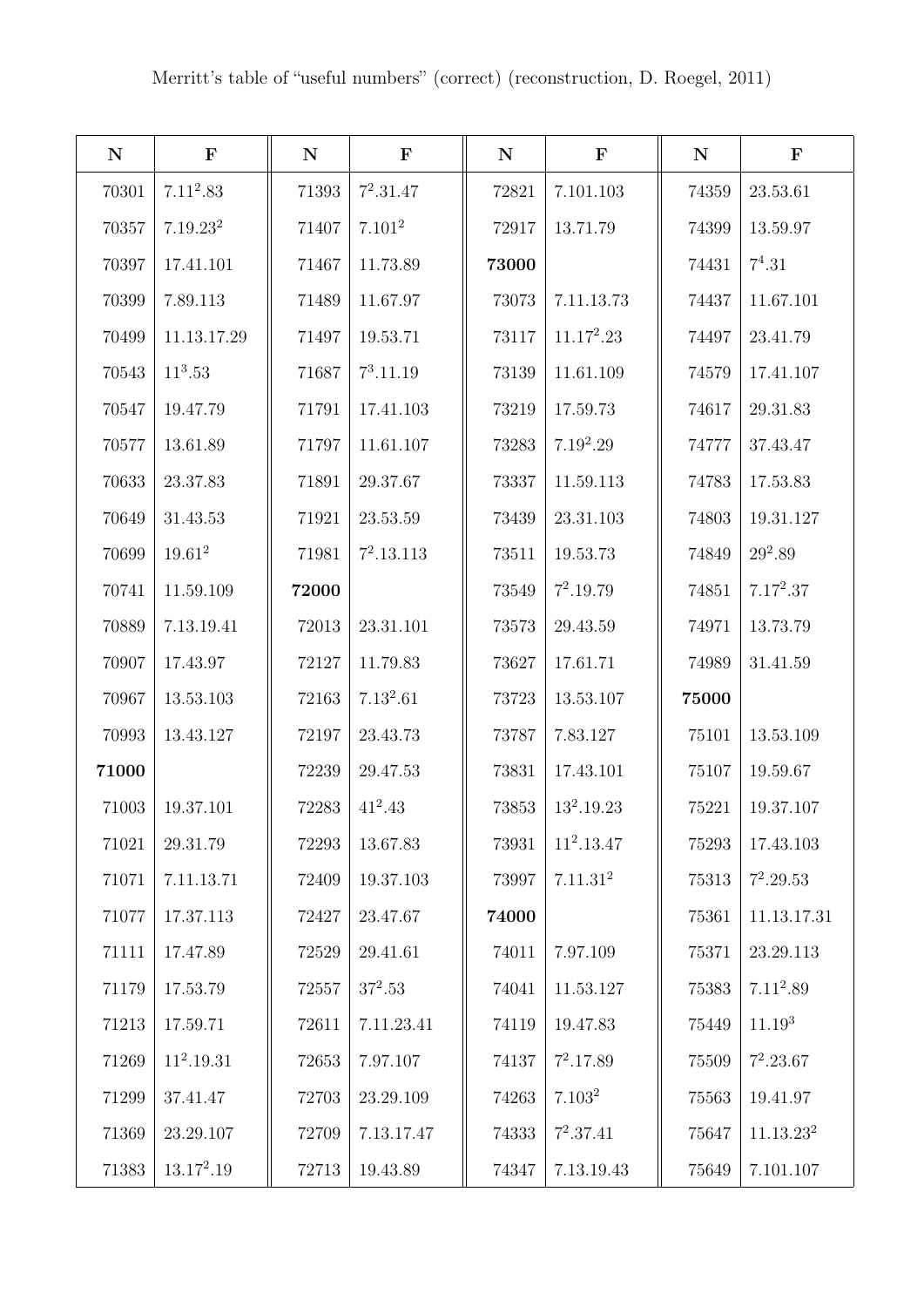Merritt's table of "useful numbers" (correct) (reconstruction, D. Roegel, 2011)

| N | F | N | F | N | F | N | F |
|---|---|---|---|---|---|---|---|
| 70301 | $7.11^2.83$ | 71393 | $7^2.31.47$ | 72821 | 7.101.103 | 74359 | 23.53.61 |
| 70357 | $7.19.23^2$ | 71407 | $7.101^2$ | 72917 | 13.71.79 | 74399 | 13.59.97 |
| 70397 | 17.41.101 | 71467 | 11.73.89 | **73000** | | 74431 | $7^4.31$ |
| 70399 | 7.89.113 | 71489 | 11.67.97 | 73073 | 7.11.13.73 | 74437 | 11.67.101 |
| 70499 | 11.13.17.29 | 71497 | 19.53.71 | 73117 | $11.17^2.23$ | 74497 | 23.41.79 |
| 70543 | $11^3.53$ | 71687 | $7^3.11.19$ | 73139 | 11.61.109 | 74579 | 17.41.107 |
| 70547 | 19.47.79 | 71791 | 17.41.103 | 73219 | 17.59.73 | 74617 | 29.31.83 |
| 70577 | 13.61.89 | 71797 | 11.61.107 | 73283 | $7.19^2.29$ | 74777 | 37.43.47 |
| 70633 | 23.37.83 | 71891 | 29.37.67 | 73337 | 11.59.113 | 74783 | 17.53.83 |
| 70649 | 31.43.53 | 71921 | 23.53.59 | 73439 | 23.31.103 | 74803 | 19.31.127 |
| 70699 | $19.61^2$ | 71981 | $7^2.13.113$ | 73511 | 19.53.73 | 74849 | $29^2.89$ |
| 70741 | 11.59.109 | **72000** | | 73549 | $7^2.19.79$ | 74851 | $7.17^2.37$ |
| 70889 | 7.13.19.41 | 72013 | 23.31.101 | 73573 | 29.43.59 | 74971 | 13.73.79 |
| 70907 | 17.43.97 | 72127 | 11.79.83 | 73627 | 17.61.71 | 74989 | 31.41.59 |
| 70967 | 13.53.103 | 72163 | $7.13^2.61$ | 73723 | 13.53.107 | **75000** | |
| 70993 | 13.43.127 | 72197 | 23.43.73 | 73787 | 7.83.127 | 75101 | 13.53.109 |
| **71000** | | 72239 | 29.47.53 | 73831 | 17.43.101 | 75107 | 19.59.67 |
| 71003 | 19.37.101 | 72283 | $41^2.43$ | 73853 | $13^2.19.23$ | 75221 | 19.37.107 |
| 71021 | 29.31.79 | 72293 | 13.67.83 | 73931 | $11^2.13.47$ | 75293 | 17.43.103 |
| 71071 | 7.11.13.71 | 72409 | 19.37.103 | 73997 | $7.11.31^2$ | 75313 | $7^2.29.53$ |
| 71077 | 17.37.113 | 72427 | 23.47.67 | **74000** | | 75361 | 11.13.17.31 |
| 71111 | 17.47.89 | 72529 | 29.41.61 | 74011 | 7.97.109 | 75371 | 23.29.113 |
| 71179 | 17.53.79 | 72557 | $37^2.53$ | 74041 | 11.53.127 | 75383 | $7.11^2.89$ |
| 71213 | 17.59.71 | 72611 | 7.11.23.41 | 74119 | 19.47.83 | 75449 | $11.19^3$ |
| 71269 | $11^2.19.31$ | 72653 | 7.97.107 | 74137 | $7^2.17.89$ | 75509 | $7^2.23.67$ |
| 71299 | 37.41.47 | 72703 | 23.29.109 | 74263 | $7.103^2$ | 75563 | 19.41.97 |
| 71369 | 23.29.107 | 72709 | 7.13.17.47 | 74333 | $7^2.37.41$ | 75647 | $11.13.23^2$ |
| 71383 | $13.17^2.19$ | 72713 | 19.43.89 | 74347 | 7.13.19.43 | 75649 | 7.101.107 |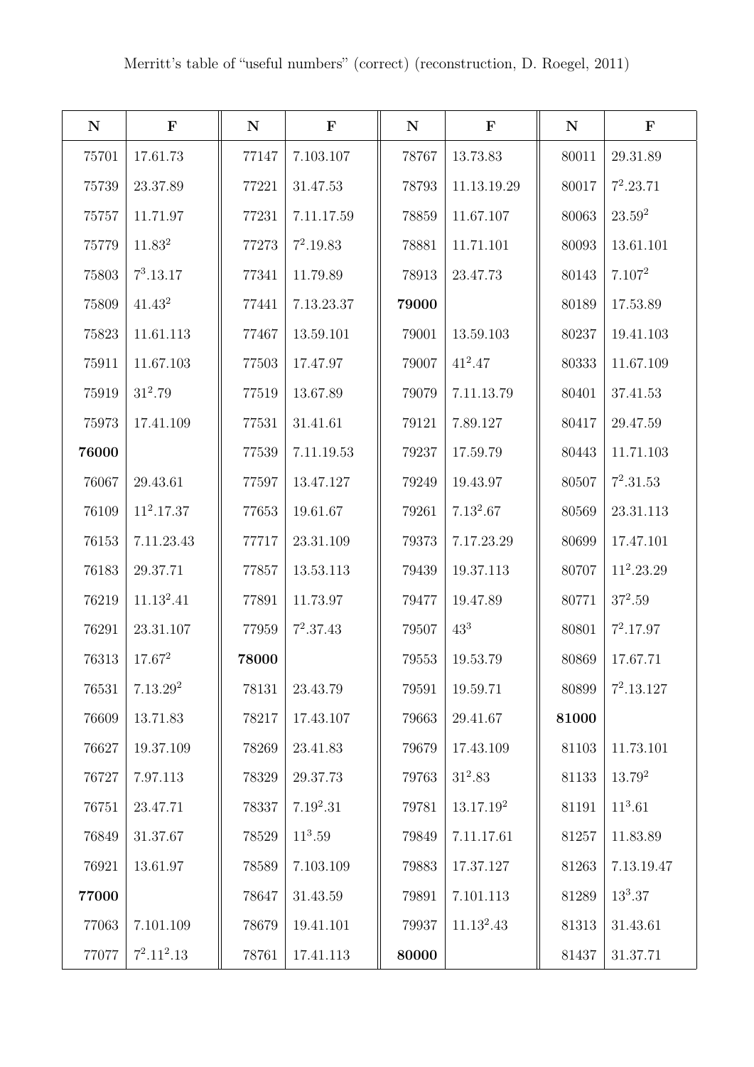Merritt's table of "useful numbers" (correct) (reconstruction, D. Roegel, 2011)

| N | F | N | F | N | F | N | F |
|---|---|---|---|---|---|---|---|
| 75701 | 17.61.73 | 77147 | 7.103.107 | 78767 | 13.73.83 | 80011 | 29.31.89 |
| 75739 | 23.37.89 | 77221 | 31.47.53 | 78793 | 11.13.19.29 | 80017 | $7^2$.23.71 |
| 75757 | 11.71.97 | 77231 | 7.11.17.59 | 78859 | 11.67.107 | 80063 | $23.59^2$ |
| 75779 | $11.83^2$ | 77273 | $7^2$.19.83 | 78881 | 11.71.101 | 80093 | 13.61.101 |
| 75803 | $7^3$.13.17 | 77341 | 11.79.89 | 78913 | 23.47.73 | 80143 | $7.107^2$ |
| 75809 | $41.43^2$ | 77441 | 7.13.23.37 | **79000** | | 80189 | 17.53.89 |
| 75823 | 11.61.113 | 77467 | 13.59.101 | 79001 | 13.59.103 | 80237 | 19.41.103 |
| 75911 | 11.67.103 | 77503 | 17.47.97 | 79007 | $41^2$.47 | 80333 | 11.67.109 |
| 75919 | $31^2$.79 | 77519 | 13.67.89 | 79079 | 7.11.13.79 | 80401 | 37.41.53 |
| 75973 | 17.41.109 | 77531 | 31.41.61 | 79121 | 7.89.127 | 80417 | 29.47.59 |
| **76000** | | 77539 | 7.11.19.53 | 79237 | 17.59.79 | 80443 | 11.71.103 |
| 76067 | 29.43.61 | 77597 | 13.47.127 | 79249 | 19.43.97 | 80507 | $7^2$.31.53 |
| 76109 | $11^2$.17.37 | 77653 | 19.61.67 | 79261 | $7.13^2$.67 | 80569 | 23.31.113 |
| 76153 | 7.11.23.43 | 77717 | 23.31.109 | 79373 | 7.17.23.29 | 80699 | 17.47.101 |
| 76183 | 29.37.71 | 77857 | 13.53.113 | 79439 | 19.37.113 | 80707 | $11^2$.23.29 |
| 76219 | $11.13^2$.41 | 77891 | 11.73.97 | 79477 | 19.47.89 | 80771 | $37^2$.59 |
| 76291 | 23.31.107 | 77959 | $7^2$.37.43 | 79507 | $43^3$ | 80801 | $7^2$.17.97 |
| 76313 | $17.67^2$ | **78000** | | 79553 | 19.53.79 | 80869 | 17.67.71 |
| 76531 | $7.13.29^2$ | 78131 | 23.43.79 | 79591 | 19.59.71 | 80899 | $7^2$.13.127 |
| 76609 | 13.71.83 | 78217 | 17.43.107 | 79663 | 29.41.67 | **81000** | |
| 76627 | 19.37.109 | 78269 | 23.41.83 | 79679 | 17.43.109 | 81103 | 11.73.101 |
| 76727 | 7.97.113 | 78329 | 29.37.73 | 79763 | $31^2$.83 | 81133 | $13.79^2$ |
| 76751 | 23.47.71 | 78337 | $7.19^2$.31 | 79781 | $13.17.19^2$ | 81191 | $11^3$.61 |
| 76849 | 31.37.67 | 78529 | $11^3$.59 | 79849 | 7.11.17.61 | 81257 | 11.83.89 |
| 76921 | 13.61.97 | 78589 | 7.103.109 | 79883 | 17.37.127 | 81263 | 7.13.19.47 |
| **77000** | | 78647 | 31.43.59 | 79891 | 7.101.113 | 81289 | $13^3$.37 |
| 77063 | 7.101.109 | 78679 | 19.41.101 | 79937 | $11.13^2$.43 | 81313 | 31.43.61 |
| 77077 | $7^2.11^2$.13 | 78761 | 17.41.113 | **80000** | | 81437 | 31.37.71 |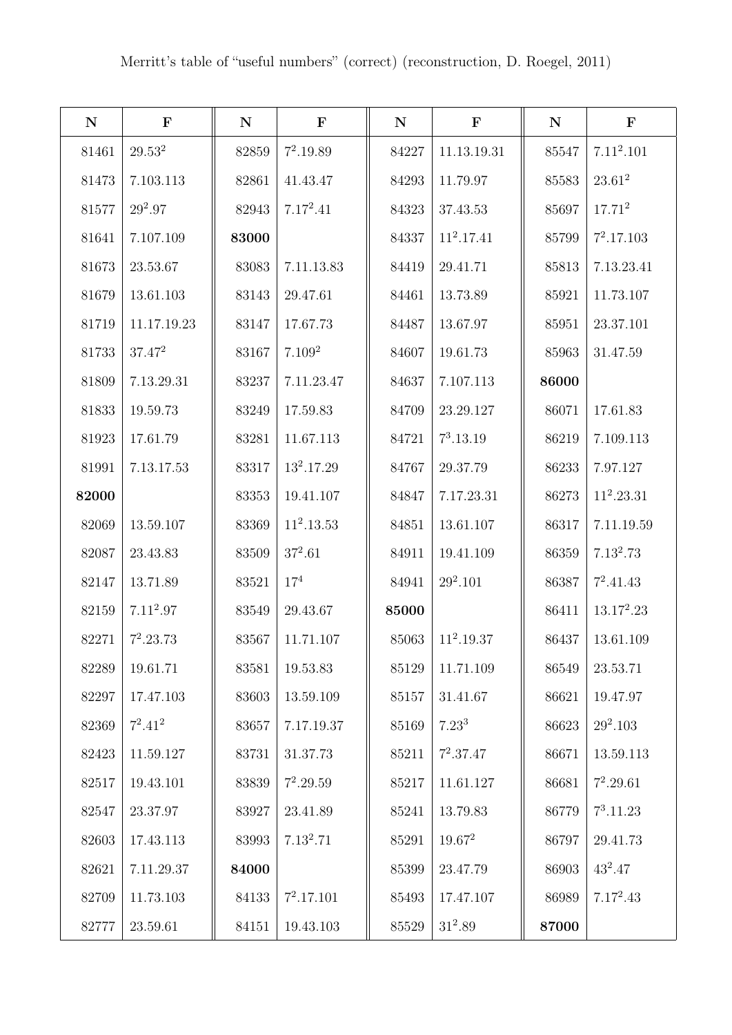Merritt's table of "useful numbers" (correct) (reconstruction, D. Roegel, 2011)

| N | F | N | F | N | F | N | F |
|---|---|---|---|---|---|---|---|
| 81461 | $29.53^2$ | 82859 | $7^2.19.89$ | 84227 | 11.13.19.31 | 85547 | $7.11^2.101$ |
| 81473 | 7.103.113 | 82861 | 41.43.47 | 84293 | 11.79.97 | 85583 | $23.61^2$ |
| 81577 | $29^2.97$ | 82943 | $7.17^2.41$ | 84323 | 37.43.53 | 85697 | $17.71^2$ |
| 81641 | 7.107.109 | **83000** | | 84337 | $11^2.17.41$ | 85799 | $7^2.17.103$ |
| 81673 | 23.53.67 | 83083 | 7.11.13.83 | 84419 | 29.41.71 | 85813 | 7.13.23.41 |
| 81679 | 13.61.103 | 83143 | 29.47.61 | 84461 | 13.73.89 | 85921 | 11.73.107 |
| 81719 | 11.17.19.23 | 83147 | 17.67.73 | 84487 | 13.67.97 | 85951 | 23.37.101 |
| 81733 | $37.47^2$ | 83167 | $7.109^2$ | 84607 | 19.61.73 | 85963 | 31.47.59 |
| 81809 | 7.13.29.31 | 83237 | 7.11.23.47 | 84637 | 7.107.113 | **86000** | |
| 81833 | 19.59.73 | 83249 | 17.59.83 | 84709 | 23.29.127 | 86071 | 17.61.83 |
| 81923 | 17.61.79 | 83281 | 11.67.113 | 84721 | $7^3.13.19$ | 86219 | 7.109.113 |
| 81991 | 7.13.17.53 | 83317 | $13^2.17.29$ | 84767 | 29.37.79 | 86233 | 7.97.127 |
| **82000** | | 83353 | 19.41.107 | 84847 | 7.17.23.31 | 86273 | $11^2.23.31$ |
| 82069 | 13.59.107 | 83369 | $11^2.13.53$ | 84851 | 13.61.107 | 86317 | 7.11.19.59 |
| 82087 | 23.43.83 | 83509 | $37^2.61$ | 84911 | 19.41.109 | 86359 | $7.13^2.73$ |
| 82147 | 13.71.89 | 83521 | $17^4$ | 84941 | $29^2.101$ | 86387 | $7^2.41.43$ |
| 82159 | $7.11^2.97$ | 83549 | 29.43.67 | **85000** | | 86411 | $13.17^2.23$ |
| 82271 | $7^2.23.73$ | 83567 | 11.71.107 | 85063 | $11^2.19.37$ | 86437 | 13.61.109 |
| 82289 | 19.61.71 | 83581 | 19.53.83 | 85129 | 11.71.109 | 86549 | 23.53.71 |
| 82297 | 17.47.103 | 83603 | 13.59.109 | 85157 | 31.41.67 | 86621 | 19.47.97 |
| 82369 | $7^2.41^2$ | 83657 | 7.17.19.37 | 85169 | $7.23^3$ | 86623 | $29^2.103$ |
| 82423 | 11.59.127 | 83731 | 31.37.73 | 85211 | $7^2.37.47$ | 86671 | 13.59.113 |
| 82517 | 19.43.101 | 83839 | $7^2.29.59$ | 85217 | 11.61.127 | 86681 | $7^2.29.61$ |
| 82547 | 23.37.97 | 83927 | 23.41.89 | 85241 | 13.79.83 | 86779 | $7^3.11.23$ |
| 82603 | 17.43.113 | 83993 | $7.13^2.71$ | 85291 | $19.67^2$ | 86797 | 29.41.73 |
| 82621 | 7.11.29.37 | **84000** | | 85399 | 23.47.79 | 86903 | $43^2.47$ |
| 82709 | 11.73.103 | 84133 | $7^2.17.101$ | 85493 | 17.47.107 | 86989 | $7.17^2.43$ |
| 82777 | 23.59.61 | 84151 | 19.43.103 | 85529 | $31^2.89$ | **87000** | |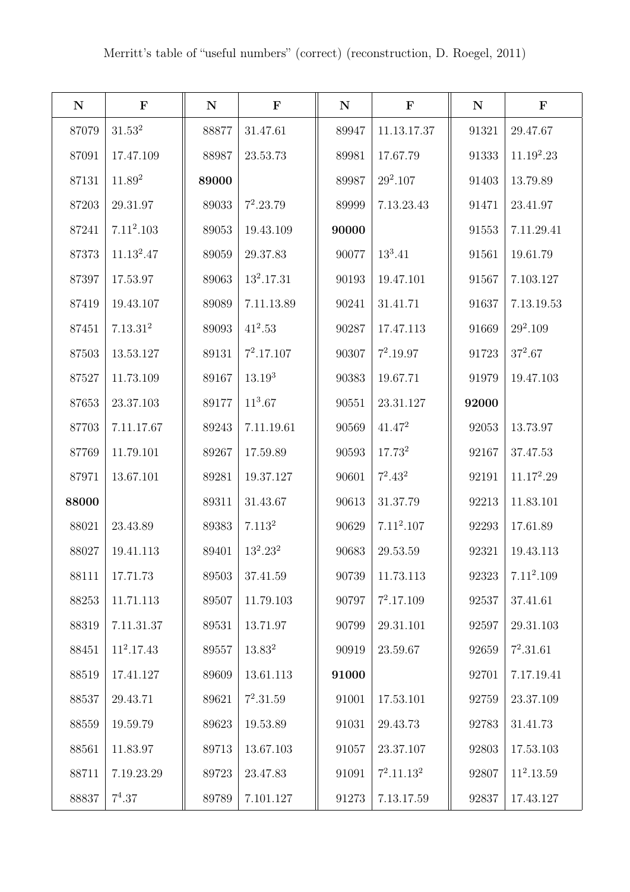Merritt's table of "useful numbers" (correct) (reconstruction, D. Roegel, 2011)

| N | F | N | F | N | F | N | F |
|---|---|---|---|---|---|---|---|
| 87079 | $31.53^2$ | 88877 | 31.47.61 | 89947 | 11.13.17.37 | 91321 | 29.47.67 |
| 87091 | 17.47.109 | 88987 | 23.53.73 | 89981 | 17.67.79 | 91333 | $11.19^2.23$ |
| 87131 | $11.89^2$ | **89000** | | 89987 | $29^2.107$ | 91403 | 13.79.89 |
| 87203 | 29.31.97 | 89033 | $7^2.23.79$ | 89999 | 7.13.23.43 | 91471 | 23.41.97 |
| 87241 | $7.11^2.103$ | 89053 | 19.43.109 | **90000** | | 91553 | 7.11.29.41 |
| 87373 | $11.13^2.47$ | 89059 | 29.37.83 | 90077 | $13^3.41$ | 91561 | 19.61.79 |
| 87397 | 17.53.97 | 89063 | $13^2.17.31$ | 90193 | 19.47.101 | 91567 | 7.103.127 |
| 87419 | 19.43.107 | 89089 | 7.11.13.89 | 90241 | 31.41.71 | 91637 | 7.13.19.53 |
| 87451 | $7.13.31^2$ | 89093 | $41^2.53$ | 90287 | 17.47.113 | 91669 | $29^2.109$ |
| 87503 | 13.53.127 | 89131 | $7^2.17.107$ | 90307 | $7^2.19.97$ | 91723 | $37^2.67$ |
| 87527 | 11.73.109 | 89167 | $13.19^3$ | 90383 | 19.67.71 | 91979 | 19.47.103 |
| 87653 | 23.37.103 | 89177 | $11^3.67$ | 90551 | 23.31.127 | **92000** | |
| 87703 | 7.11.17.67 | 89243 | 7.11.19.61 | 90569 | $41.47^2$ | 92053 | 13.73.97 |
| 87769 | 11.79.101 | 89267 | 17.59.89 | 90593 | $17.73^2$ | 92167 | 37.47.53 |
| 87971 | 13.67.101 | 89281 | 19.37.127 | 90601 | $7^2.43^2$ | 92191 | $11.17^2.29$ |
| **88000** | | 89311 | 31.43.67 | 90613 | 31.37.79 | 92213 | 11.83.101 |
| 88021 | 23.43.89 | 89383 | $7.113^2$ | 90629 | $7.11^2.107$ | 92293 | 17.61.89 |
| 88027 | 19.41.113 | 89401 | $13^2.23^2$ | 90683 | 29.53.59 | 92321 | 19.43.113 |
| 88111 | 17.71.73 | 89503 | 37.41.59 | 90739 | 11.73.113 | 92323 | $7.11^2.109$ |
| 88253 | 11.71.113 | 89507 | 11.79.103 | 90797 | $7^2.17.109$ | 92537 | 37.41.61 |
| 88319 | 7.11.31.37 | 89531 | 13.71.97 | 90799 | 29.31.101 | 92597 | 29.31.103 |
| 88451 | $11^2.17.43$ | 89557 | $13.83^2$ | 90919 | 23.59.67 | 92659 | $7^2.31.61$ |
| 88519 | 17.41.127 | 89609 | 13.61.113 | **91000** | | 92701 | 7.17.19.41 |
| 88537 | 29.43.71 | 89621 | $7^2.31.59$ | 91001 | 17.53.101 | 92759 | 23.37.109 |
| 88559 | 19.59.79 | 89623 | 19.53.89 | 91031 | 29.43.73 | 92783 | 31.41.73 |
| 88561 | 11.83.97 | 89713 | 13.67.103 | 91057 | 23.37.107 | 92803 | 17.53.103 |
| 88711 | 7.19.23.29 | 89723 | 23.47.83 | 91091 | $7^2.11.13^2$ | 92807 | $11^2.13.59$ |
| 88837 | $7^4.37$ | 89789 | 7.101.127 | 91273 | 7.13.17.59 | 92837 | 17.43.127 |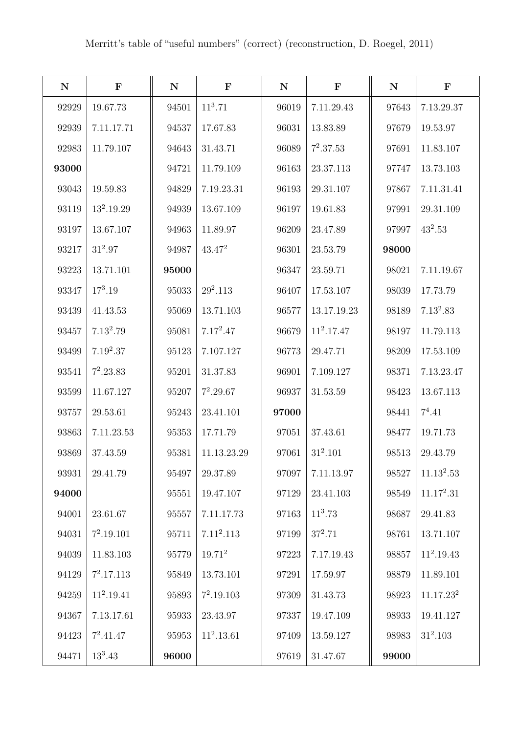Merritt's table of "useful numbers" (correct) (reconstruction, D. Roegel, 2011)

| N | F | N | F | N | F | N | F |
|---|---|---|---|---|---|---|---|
| 92929 | 19.67.73 | 94501 | $11^3$.71 | 96019 | 7.11.29.43 | 97643 | 7.13.29.37 |
| 92939 | 7.11.17.71 | 94537 | 17.67.83 | 96031 | 13.83.89 | 97679 | 19.53.97 |
| 92983 | 11.79.107 | 94643 | 31.43.71 | 96089 | $7^2$.37.53 | 97691 | 11.83.107 |
| **93000** | | 94721 | 11.79.109 | 96163 | 23.37.113 | 97747 | 13.73.103 |
| 93043 | 19.59.83 | 94829 | 7.19.23.31 | 96193 | 29.31.107 | 97867 | 7.11.31.41 |
| 93119 | $13^2$.19.29 | 94939 | 13.67.109 | 96197 | 19.61.83 | 97991 | 29.31.109 |
| 93197 | 13.67.107 | 94963 | 11.89.97 | 96209 | 23.47.89 | 97997 | $43^2$.53 |
| 93217 | $31^2$.97 | 94987 | 43.$47^2$ | 96301 | 23.53.79 | **98000** | |
| 93223 | 13.71.101 | **95000** | | 96347 | 23.59.71 | 98021 | 7.11.19.67 |
| 93347 | $17^3$.19 | 95033 | $29^2$.113 | 96407 | 17.53.107 | 98039 | 17.73.79 |
| 93439 | 41.43.53 | 95069 | 13.71.103 | 96577 | 13.17.19.23 | 98189 | 7.$13^2$.83 |
| 93457 | 7.$13^2$.79 | 95081 | 7.$17^2$.47 | 96679 | $11^2$.17.47 | 98197 | 11.79.113 |
| 93499 | 7.$19^2$.37 | 95123 | 7.107.127 | 96773 | 29.47.71 | 98209 | 17.53.109 |
| 93541 | $7^2$.23.83 | 95201 | 31.37.83 | 96901 | 7.109.127 | 98371 | 7.13.23.47 |
| 93599 | 11.67.127 | 95207 | $7^2$.29.67 | 96937 | 31.53.59 | 98423 | 13.67.113 |
| 93757 | 29.53.61 | 95243 | 23.41.101 | **97000** | | 98441 | $7^4$.41 |
| 93863 | 7.11.23.53 | 95353 | 17.71.79 | 97051 | 37.43.61 | 98477 | 19.71.73 |
| 93869 | 37.43.59 | 95381 | 11.13.23.29 | 97061 | $31^2$.101 | 98513 | 29.43.79 |
| 93931 | 29.41.79 | 95497 | 29.37.89 | 97097 | 7.11.13.97 | 98527 | 11.$13^2$.53 |
| **94000** | | 95551 | 19.47.107 | 97129 | 23.41.103 | 98549 | 11.$17^2$.31 |
| 94001 | 23.61.67 | 95557 | 7.11.17.73 | 97163 | $11^3$.73 | 98687 | 29.41.83 |
| 94031 | $7^2$.19.101 | 95711 | 7.$11^2$.113 | 97199 | $37^2$.71 | 98761 | 13.71.107 |
| 94039 | 11.83.103 | 95779 | 19.$71^2$ | 97223 | 7.17.19.43 | 98857 | $11^2$.19.43 |
| 94129 | $7^2$.17.113 | 95849 | 13.73.101 | 97291 | 17.59.97 | 98879 | 11.89.101 |
| 94259 | $11^2$.19.41 | 95893 | $7^2$.19.103 | 97309 | 31.43.73 | 98923 | 11.17.$23^2$ |
| 94367 | 7.13.17.61 | 95933 | 23.43.97 | 97337 | 19.47.109 | 98933 | 19.41.127 |
| 94423 | $7^2$.41.47 | 95953 | $11^2$.13.61 | 97409 | 13.59.127 | 98983 | $31^2$.103 |
| 94471 | $13^3$.43 | **96000** | | 97619 | 31.47.67 | **99000** | |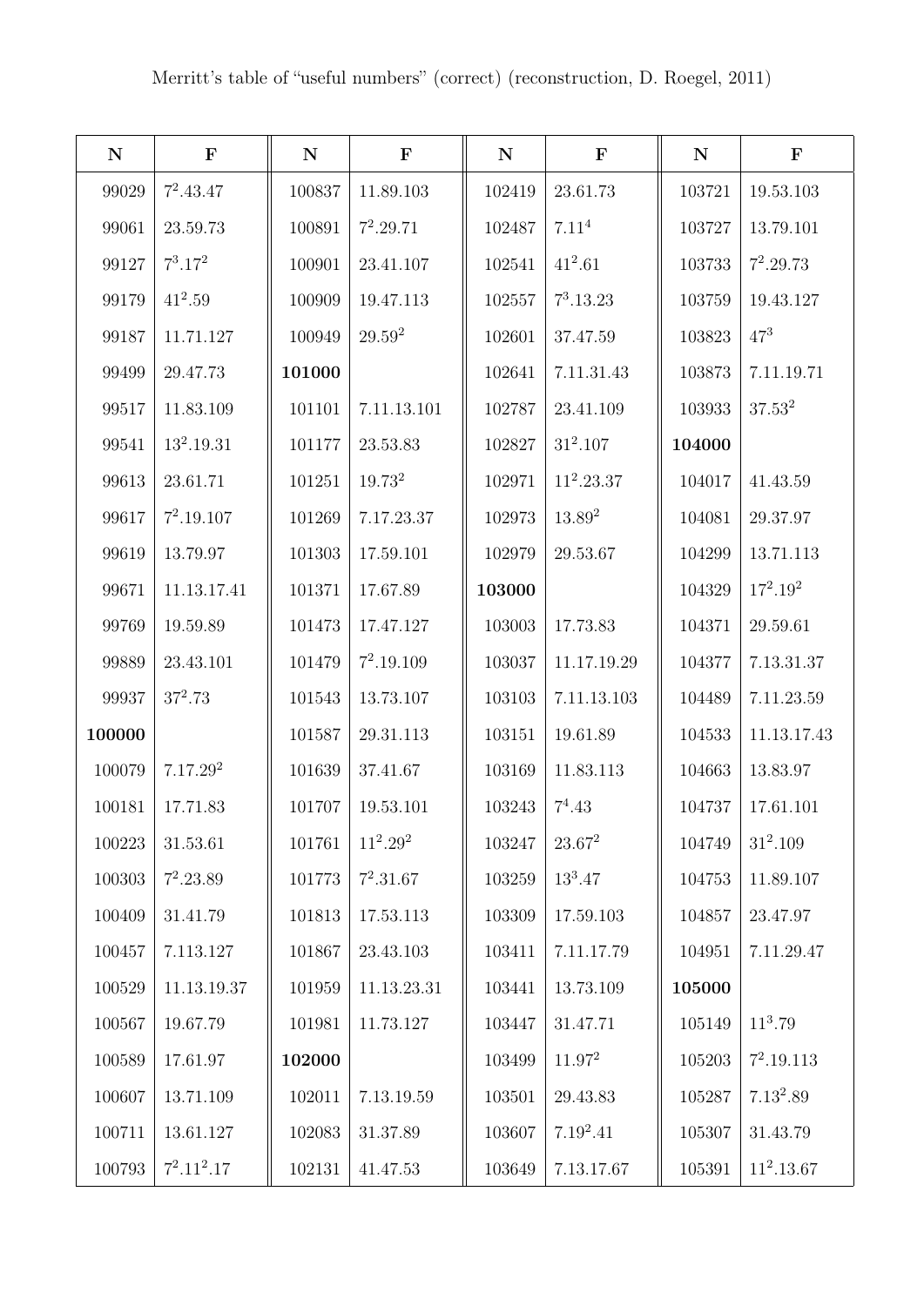Merritt's table of "useful numbers" (correct) (reconstruction, D. Roegel, 2011)

| N | F | N | F | N | F | N | F |
|---|---|---|---|---|---|---|---|
| 99029 | $7^2.43.47$ | 100837 | 11.89.103 | 102419 | 23.61.73 | 103721 | 19.53.103 |
| 99061 | 23.59.73 | 100891 | $7^2.29.71$ | 102487 | $7.11^4$ | 103727 | 13.79.101 |
| 99127 | $7^3.17^2$ | 100901 | 23.41.107 | 102541 | $41^2.61$ | 103733 | $7^2.29.73$ |
| 99179 | $41^2.59$ | 100909 | 19.47.113 | 102557 | $7^3.13.23$ | 103759 | 19.43.127 |
| 99187 | 11.71.127 | 100949 | $29.59^2$ | 102601 | 37.47.59 | 103823 | $47^3$ |
| 99499 | 29.47.73 | **101000** | | 102641 | 7.11.31.43 | 103873 | 7.11.19.71 |
| 99517 | 11.83.109 | 101101 | 7.11.13.101 | 102787 | 23.41.109 | 103933 | $37.53^2$ |
| 99541 | $13^2.19.31$ | 101177 | 23.53.83 | 102827 | $31^2.107$ | **104000** | |
| 99613 | 23.61.71 | 101251 | $19.73^2$ | 102971 | $11^2.23.37$ | 104017 | 41.43.59 |
| 99617 | $7^2.19.107$ | 101269 | 7.17.23.37 | 102973 | $13.89^2$ | 104081 | 29.37.97 |
| 99619 | 13.79.97 | 101303 | 17.59.101 | 102979 | 29.53.67 | 104299 | 13.71.113 |
| 99671 | 11.13.17.41 | 101371 | 17.67.89 | **103000** | | 104329 | $17^2.19^2$ |
| 99769 | 19.59.89 | 101473 | 17.47.127 | 103003 | 17.73.83 | 104371 | 29.59.61 |
| 99889 | 23.43.101 | 101479 | $7^2.19.109$ | 103037 | 11.17.19.29 | 104377 | 7.13.31.37 |
| 99937 | $37^2.73$ | 101543 | 13.73.107 | 103103 | 7.11.13.103 | 104489 | 7.11.23.59 |
| **100000** | | 101587 | 29.31.113 | 103151 | 19.61.89 | 104533 | 11.13.17.43 |
| 100079 | $7.17.29^2$ | 101639 | 37.41.67 | 103169 | 11.83.113 | 104663 | 13.83.97 |
| 100181 | 17.71.83 | 101707 | 19.53.101 | 103243 | $7^4.43$ | 104737 | 17.61.101 |
| 100223 | 31.53.61 | 101761 | $11^2.29^2$ | 103247 | $23.67^2$ | 104749 | $31^2.109$ |
| 100303 | $7^2.23.89$ | 101773 | $7^2.31.67$ | 103259 | $13^3.47$ | 104753 | 11.89.107 |
| 100409 | 31.41.79 | 101813 | 17.53.113 | 103309 | 17.59.103 | 104857 | 23.47.97 |
| 100457 | 7.113.127 | 101867 | 23.43.103 | 103411 | 7.11.17.79 | 104951 | 7.11.29.47 |
| 100529 | 11.13.19.37 | 101959 | 11.13.23.31 | 103441 | 13.73.109 | **105000** | |
| 100567 | 19.67.79 | 101981 | 11.73.127 | 103447 | 31.47.71 | 105149 | $11^3.79$ |
| 100589 | 17.61.97 | **102000** | | 103499 | $11.97^2$ | 105203 | $7^2.19.113$ |
| 100607 | 13.71.109 | 102011 | 7.13.19.59 | 103501 | 29.43.83 | 105287 | $7.13^2.89$ |
| 100711 | 13.61.127 | 102083 | 31.37.89 | 103607 | $7.19^2.41$ | 105307 | 31.43.79 |
| 100793 | $7^2.11^2.17$ | 102131 | 41.47.53 | 103649 | 7.13.17.67 | 105391 | $11^2.13.67$ |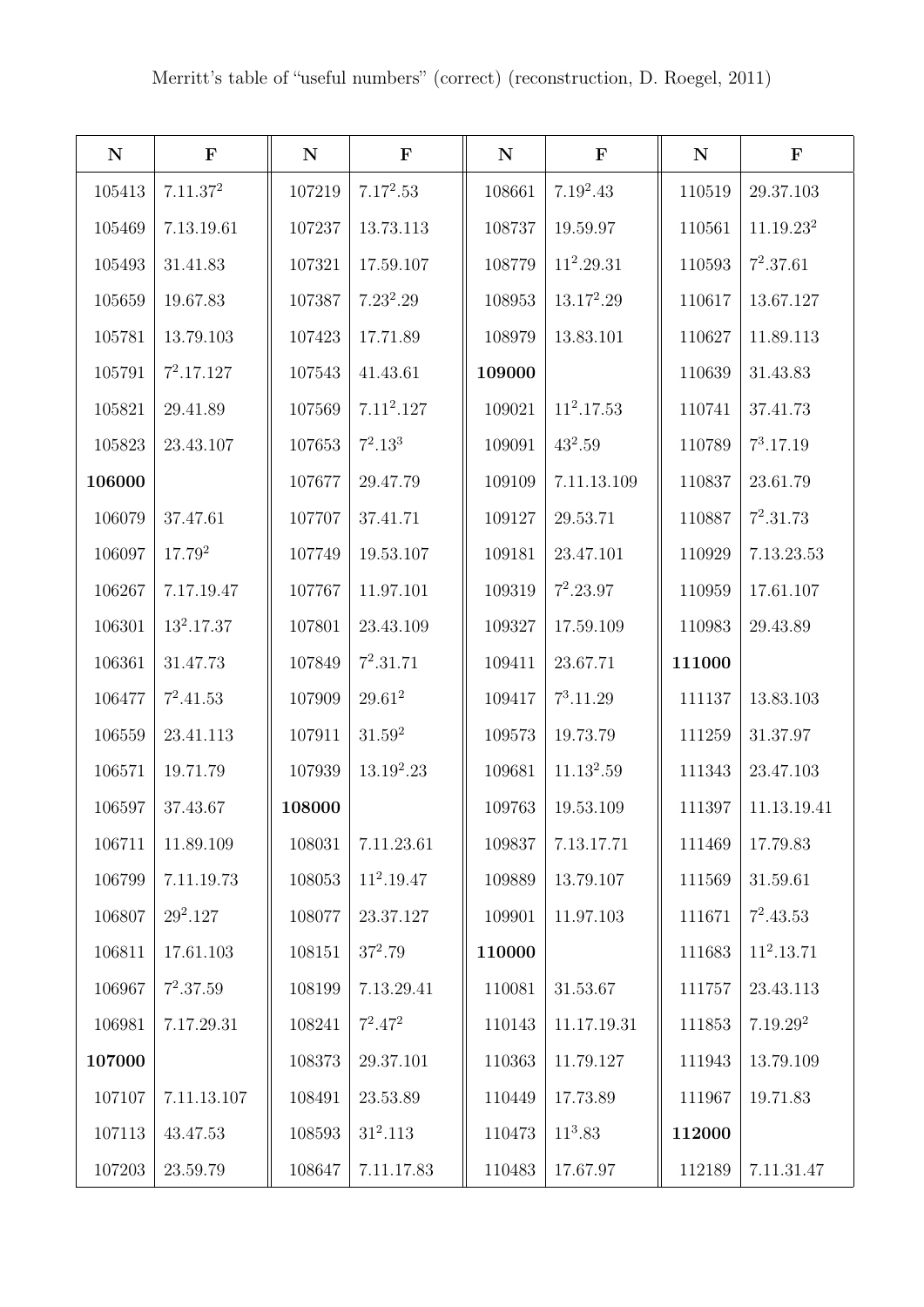Merritt's table of "useful numbers" (correct) (reconstruction, D. Roegel, 2011)

| N | F | N | F | N | F | N | F |
|---|---|---|---|---|---|---|---|
| 105413 | $7.11.37^2$ | 107219 | $7.17^2.53$ | 108661 | $7.19^2.43$ | 110519 | 29.37.103 |
| 105469 | 7.13.19.61 | 107237 | 13.73.113 | 108737 | 19.59.97 | 110561 | $11.19.23^2$ |
| 105493 | 31.41.83 | 107321 | 17.59.107 | 108779 | $11^2.29.31$ | 110593 | $7^2.37.61$ |
| 105659 | 19.67.83 | 107387 | $7.23^2.29$ | 108953 | $13.17^2.29$ | 110617 | 13.67.127 |
| 105781 | 13.79.103 | 107423 | 17.71.89 | 108979 | 13.83.101 | 110627 | 11.89.113 |
| 105791 | $7^2.17.127$ | 107543 | 41.43.61 | **109000** | | 110639 | 31.43.83 |
| 105821 | 29.41.89 | 107569 | $7.11^2.127$ | 109021 | $11^2.17.53$ | 110741 | 37.41.73 |
| 105823 | 23.43.107 | 107653 | $7^2.13^3$ | 109091 | $43^2.59$ | 110789 | $7^3.17.19$ |
| **106000** | | 107677 | 29.47.79 | 109109 | 7.11.13.109 | 110837 | 23.61.79 |
| 106079 | 37.47.61 | 107707 | 37.41.71 | 109127 | 29.53.71 | 110887 | $7^2.31.73$ |
| 106097 | $17.79^2$ | 107749 | 19.53.107 | 109181 | 23.47.101 | 110929 | 7.13.23.53 |
| 106267 | 7.17.19.47 | 107767 | 11.97.101 | 109319 | $7^2.23.97$ | 110959 | 17.61.107 |
| 106301 | $13^2.17.37$ | 107801 | 23.43.109 | 109327 | 17.59.109 | 110983 | 29.43.89 |
| 106361 | 31.47.73 | 107849 | $7^2.31.71$ | 109411 | 23.67.71 | **111000** | |
| 106477 | $7^2.41.53$ | 107909 | $29.61^2$ | 109417 | $7^3.11.29$ | 111137 | 13.83.103 |
| 106559 | 23.41.113 | 107911 | $31.59^2$ | 109573 | 19.73.79 | 111259 | 31.37.97 |
| 106571 | 19.71.79 | 107939 | $13.19^2.23$ | 109681 | $11.13^2.59$ | 111343 | 23.47.103 |
| 106597 | 37.43.67 | **108000** | | 109763 | 19.53.109 | 111397 | 11.13.19.41 |
| 106711 | 11.89.109 | 108031 | 7.11.23.61 | 109837 | 7.13.17.71 | 111469 | 17.79.83 |
| 106799 | 7.11.19.73 | 108053 | $11^2.19.47$ | 109889 | 13.79.107 | 111569 | 31.59.61 |
| 106807 | $29^2.127$ | 108077 | 23.37.127 | 109901 | 11.97.103 | 111671 | $7^2.43.53$ |
| 106811 | 17.61.103 | 108151 | $37^2.79$ | **110000** | | 111683 | $11^2.13.71$ |
| 106967 | $7^2.37.59$ | 108199 | 7.13.29.41 | 110081 | 31.53.67 | 111757 | 23.43.113 |
| 106981 | 7.17.29.31 | 108241 | $7^2.47^2$ | 110143 | 11.17.19.31 | 111853 | $7.19.29^2$ |
| **107000** | | 108373 | 29.37.101 | 110363 | 11.79.127 | 111943 | 13.79.109 |
| 107107 | 7.11.13.107 | 108491 | 23.53.89 | 110449 | 17.73.89 | 111967 | 19.71.83 |
| 107113 | 43.47.53 | 108593 | $31^2.113$ | 110473 | $11^3.83$ | **112000** | |
| 107203 | 23.59.79 | 108647 | 7.11.17.83 | 110483 | 17.67.97 | 112189 | 7.11.31.47 |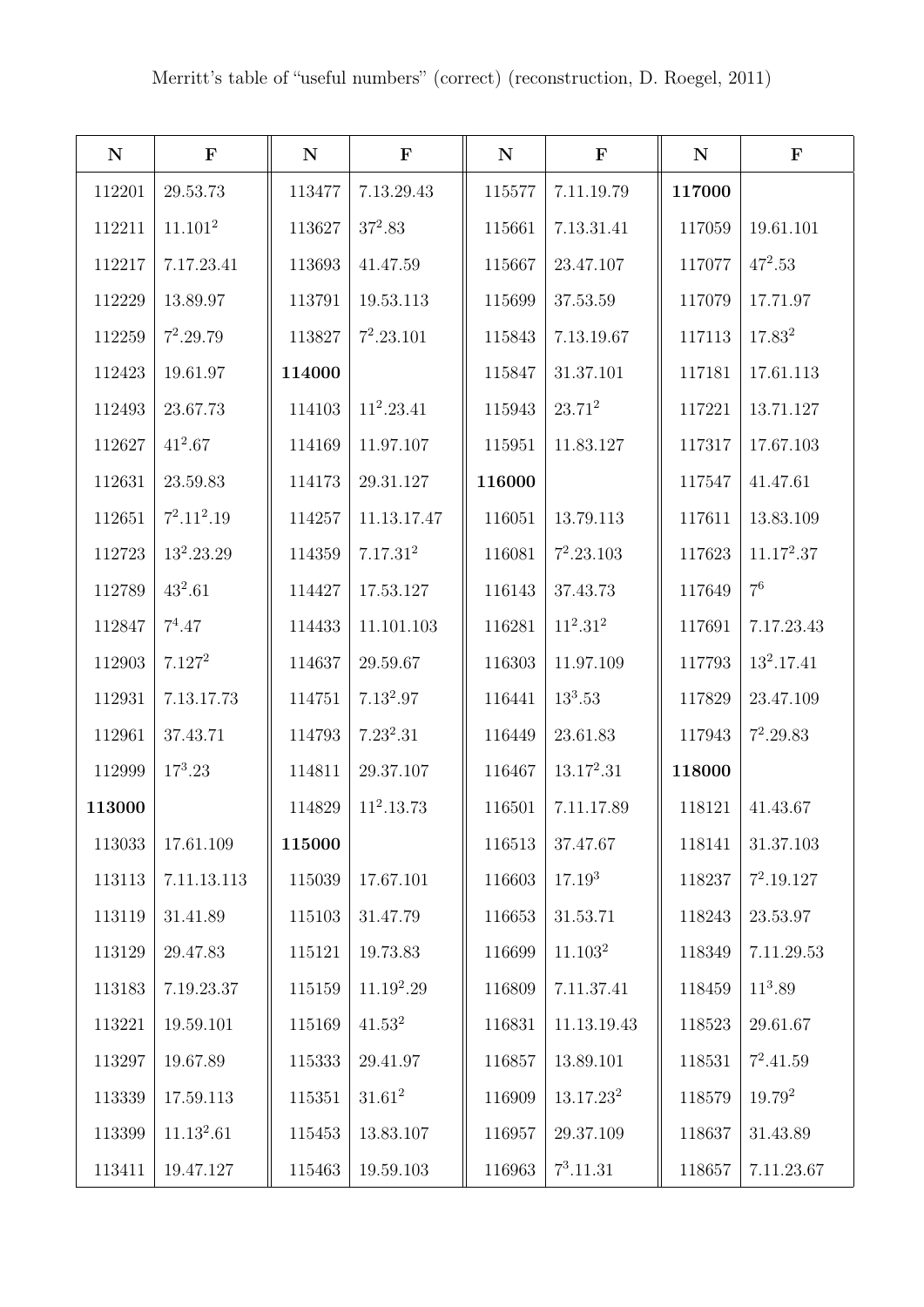Merritt's table of "useful numbers" (correct) (reconstruction, D. Roegel, 2011)

| N | F | N | F | N | F | N | F |
|---|---|---|---|---|---|---|---|
| 112201 | 29.53.73 | 113477 | 7.13.29.43 | 115577 | 7.11.19.79 | **117000** | |
| 112211 | $11.101^2$ | 113627 | $37^2.83$ | 115661 | 7.13.31.41 | 117059 | 19.61.101 |
| 112217 | 7.17.23.41 | 113693 | 41.47.59 | 115667 | 23.47.107 | 117077 | $47^2.53$ |
| 112229 | 13.89.97 | 113791 | 19.53.113 | 115699 | 37.53.59 | 117079 | 17.71.97 |
| 112259 | $7^2.29.79$ | 113827 | $7^2.23.101$ | 115843 | 7.13.19.67 | 117113 | $17.83^2$ |
| 112423 | 19.61.97 | **114000** | | 115847 | 31.37.101 | 117181 | 17.61.113 |
| 112493 | 23.67.73 | 114103 | $11^2.23.41$ | 115943 | $23.71^2$ | 117221 | 13.71.127 |
| 112627 | $41^2.67$ | 114169 | 11.97.107 | 115951 | 11.83.127 | 117317 | 17.67.103 |
| 112631 | 23.59.83 | 114173 | 29.31.127 | **116000** | | 117547 | 41.47.61 |
| 112651 | $7^2.11^2.19$ | 114257 | 11.13.17.47 | 116051 | 13.79.113 | 117611 | 13.83.109 |
| 112723 | $13^2.23.29$ | 114359 | $7.17.31^2$ | 116081 | $7^2.23.103$ | 117623 | $11.17^2.37$ |
| 112789 | $43^2.61$ | 114427 | 17.53.127 | 116143 | 37.43.73 | 117649 | $7^6$ |
| 112847 | $7^4.47$ | 114433 | 11.101.103 | 116281 | $11^2.31^2$ | 117691 | 7.17.23.43 |
| 112903 | $7.127^2$ | 114637 | 29.59.67 | 116303 | 11.97.109 | 117793 | $13^2.17.41$ |
| 112931 | 7.13.17.73 | 114751 | $7.13^2.97$ | 116441 | $13^3.53$ | 117829 | 23.47.109 |
| 112961 | 37.43.71 | 114793 | $7.23^2.31$ | 116449 | 23.61.83 | 117943 | $7^2.29.83$ |
| 112999 | $17^3.23$ | 114811 | 29.37.107 | 116467 | $13.17^2.31$ | **118000** | |
| **113000** | | 114829 | $11^2.13.73$ | 116501 | 7.11.17.89 | 118121 | 41.43.67 |
| 113033 | 17.61.109 | **115000** | | 116513 | 37.47.67 | 118141 | 31.37.103 |
| 113113 | 7.11.13.113 | 115039 | 17.67.101 | 116603 | $17.19^3$ | 118237 | $7^2.19.127$ |
| 113119 | 31.41.89 | 115103 | 31.47.79 | 116653 | 31.53.71 | 118243 | 23.53.97 |
| 113129 | 29.47.83 | 115121 | 19.73.83 | 116699 | $11.103^2$ | 118349 | 7.11.29.53 |
| 113183 | 7.19.23.37 | 115159 | $11.19^2.29$ | 116809 | 7.11.37.41 | 118459 | $11^3.89$ |
| 113221 | 19.59.101 | 115169 | $41.53^2$ | 116831 | 11.13.19.43 | 118523 | 29.61.67 |
| 113297 | 19.67.89 | 115333 | 29.41.97 | 116857 | 13.89.101 | 118531 | $7^2.41.59$ |
| 113339 | 17.59.113 | 115351 | $31.61^2$ | 116909 | $13.17.23^2$ | 118579 | $19.79^2$ |
| 113399 | $11.13^2.61$ | 115453 | 13.83.107 | 116957 | 29.37.109 | 118637 | 31.43.89 |
| 113411 | 19.47.127 | 115463 | 19.59.103 | 116963 | $7^3.11.31$ | 118657 | 7.11.23.67 |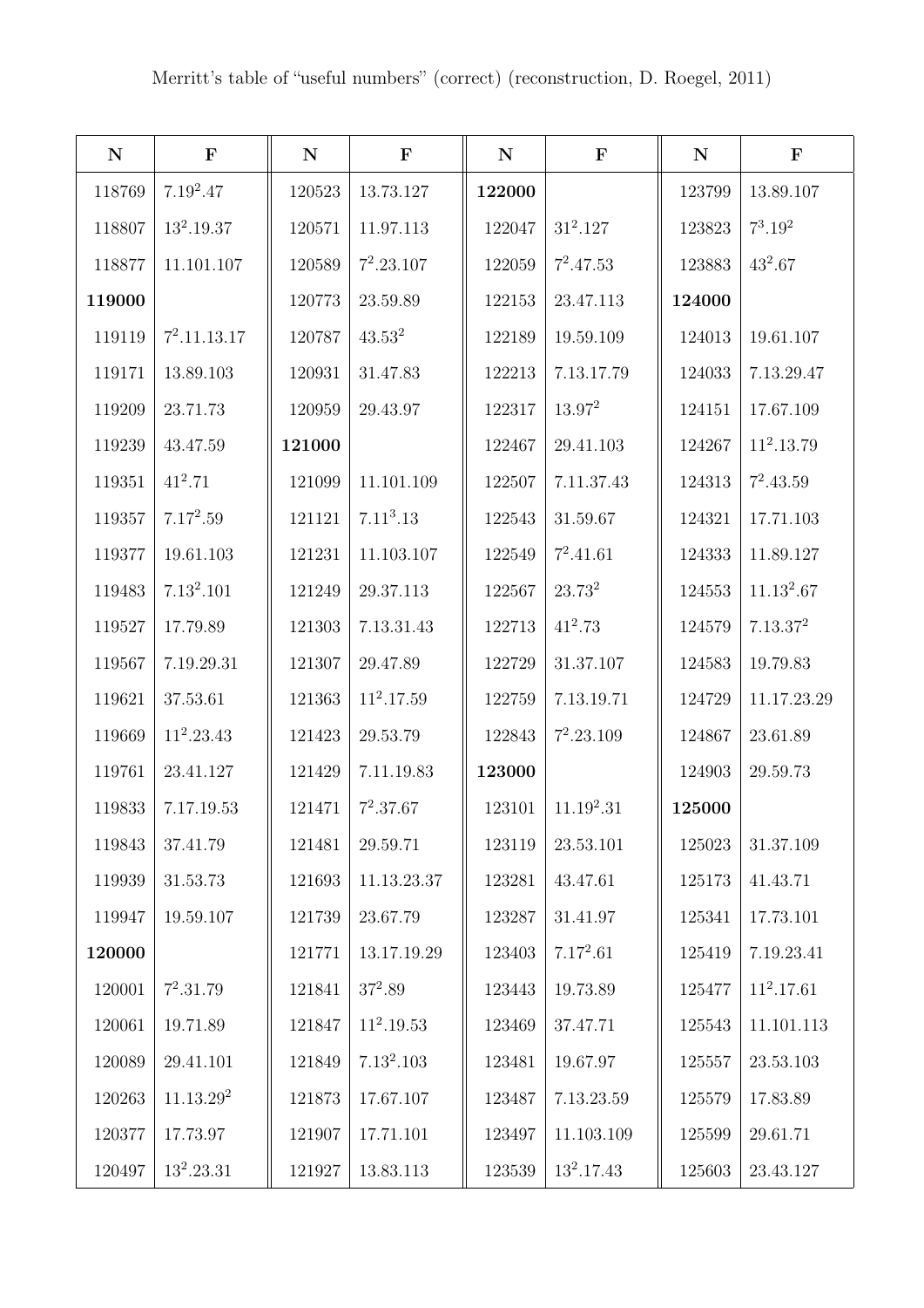Merritt's table of "useful numbers" (correct) (reconstruction, D. Roegel, 2011)

| N | F | N | F | N | F | N | F |
|---|---|---|---|---|---|---|---|
| 118769 | $7.19^2.47$ | 120523 | 13.73.127 | **122000** | | 123799 | 13.89.107 |
| 118807 | $13^2.19.37$ | 120571 | 11.97.113 | 122047 | $31^2.127$ | 123823 | $7^3.19^2$ |
| 118877 | 11.101.107 | 120589 | $7^2.23.107$ | 122059 | $7^2.47.53$ | 123883 | $43^2.67$ |
| **119000** | | 120773 | 23.59.89 | 122153 | 23.47.113 | **124000** | |
| 119119 | $7^2.11.13.17$ | 120787 | $43.53^2$ | 122189 | 19.59.109 | 124013 | 19.61.107 |
| 119171 | 13.89.103 | 120931 | 31.47.83 | 122213 | 7.13.17.79 | 124033 | 7.13.29.47 |
| 119209 | 23.71.73 | 120959 | 29.43.97 | 122317 | $13.97^2$ | 124151 | 17.67.109 |
| 119239 | 43.47.59 | **121000** | | 122467 | 29.41.103 | 124267 | $11^2.13.79$ |
| 119351 | $41^2.71$ | 121099 | 11.101.109 | 122507 | 7.11.37.43 | 124313 | $7^2.43.59$ |
| 119357 | $7.17^2.59$ | 121121 | $7.11^3.13$ | 122543 | 31.59.67 | 124321 | 17.71.103 |
| 119377 | 19.61.103 | 121231 | 11.103.107 | 122549 | $7^2.41.61$ | 124333 | 11.89.127 |
| 119483 | $7.13^2.101$ | 121249 | 29.37.113 | 122567 | $23.73^2$ | 124553 | $11.13^2.67$ |
| 119527 | 17.79.89 | 121303 | 7.13.31.43 | 122713 | $41^2.73$ | 124579 | $7.13.37^2$ |
| 119567 | 7.19.29.31 | 121307 | 29.47.89 | 122729 | 31.37.107 | 124583 | 19.79.83 |
| 119621 | 37.53.61 | 121363 | $11^2.17.59$ | 122759 | 7.13.19.71 | 124729 | 11.17.23.29 |
| 119669 | $11^2.23.43$ | 121423 | 29.53.79 | 122843 | $7^2.23.109$ | 124867 | 23.61.89 |
| 119761 | 23.41.127 | 121429 | 7.11.19.83 | **123000** | | 124903 | 29.59.73 |
| 119833 | 7.17.19.53 | 121471 | $7^2.37.67$ | 123101 | $11.19^2.31$ | **125000** | |
| 119843 | 37.41.79 | 121481 | 29.59.71 | 123119 | 23.53.101 | 125023 | 31.37.109 |
| 119939 | 31.53.73 | 121693 | 11.13.23.37 | 123281 | 43.47.61 | 125173 | 41.43.71 |
| 119947 | 19.59.107 | 121739 | 23.67.79 | 123287 | 31.41.97 | 125341 | 17.73.101 |
| **120000** | | 121771 | 13.17.19.29 | 123403 | $7.17^2.61$ | 125419 | 7.19.23.41 |
| 120001 | $7^2.31.79$ | 121841 | $37^2.89$ | 123443 | 19.73.89 | 125477 | $11^2.17.61$ |
| 120061 | 19.71.89 | 121847 | $11^2.19.53$ | 123469 | 37.47.71 | 125543 | 11.101.113 |
| 120089 | 29.41.101 | 121849 | $7.13^2.103$ | 123481 | 19.67.97 | 125557 | 23.53.103 |
| 120263 | $11.13.29^2$ | 121873 | 17.67.107 | 123487 | 7.13.23.59 | 125579 | 17.83.89 |
| 120377 | 17.73.97 | 121907 | 17.71.101 | 123497 | 11.103.109 | 125599 | 29.61.71 |
| 120497 | $13^2.23.31$ | 121927 | 13.83.113 | 123539 | $13^2.17.43$ | 125603 | 23.43.127 |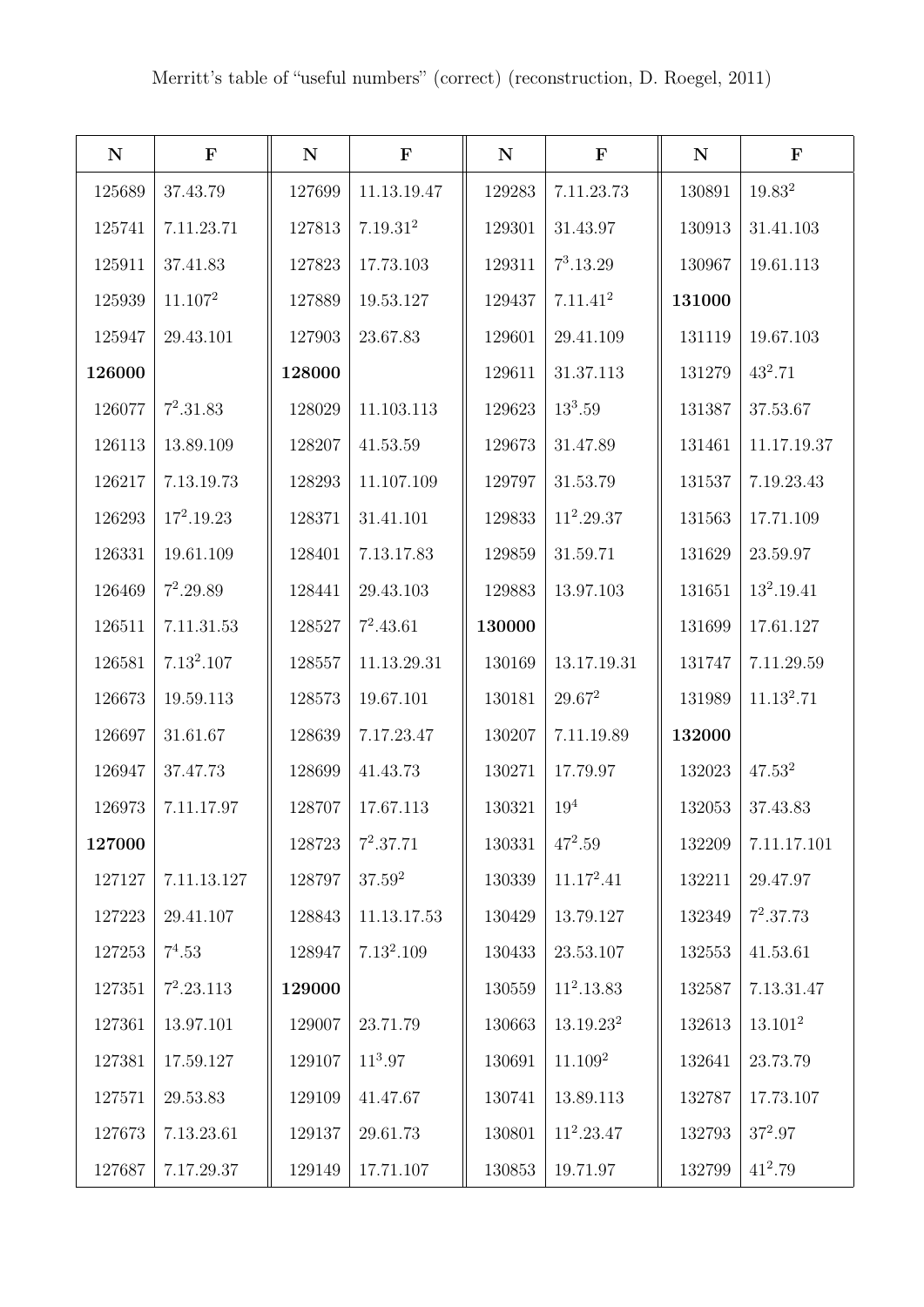Merritt's table of "useful numbers" (correct) (reconstruction, D. Roegel, 2011)

| N | F | N | F | N | F | N | F |
|---|---|---|---|---|---|---|---|
| 125689 | 37.43.79 | 127699 | 11.13.19.47 | 129283 | 7.11.23.73 | 130891 | $19.83^2$ |
| 125741 | 7.11.23.71 | 127813 | $7.19.31^2$ | 129301 | 31.43.97 | 130913 | 31.41.103 |
| 125911 | 37.41.83 | 127823 | 17.73.103 | 129311 | $7^3.13.29$ | 130967 | 19.61.113 |
| 125939 | $11.107^2$ | 127889 | 19.53.127 | 129437 | $7.11.41^2$ | **131000** | |
| 125947 | 29.43.101 | 127903 | 23.67.83 | 129601 | 29.41.109 | 131119 | 19.67.103 |
| **126000** | | **128000** | | 129611 | 31.37.113 | 131279 | $43^2.71$ |
| 126077 | $7^2.31.83$ | 128029 | 11.103.113 | 129623 | $13^3.59$ | 131387 | 37.53.67 |
| 126113 | 13.89.109 | 128207 | 41.53.59 | 129673 | 31.47.89 | 131461 | 11.17.19.37 |
| 126217 | 7.13.19.73 | 128293 | 11.107.109 | 129797 | 31.53.79 | 131537 | 7.19.23.43 |
| 126293 | $17^2.19.23$ | 128371 | 31.41.101 | 129833 | $11^2.29.37$ | 131563 | 17.71.109 |
| 126331 | 19.61.109 | 128401 | 7.13.17.83 | 129859 | 31.59.71 | 131629 | 23.59.97 |
| 126469 | $7^2.29.89$ | 128441 | 29.43.103 | 129883 | 13.97.103 | 131651 | $13^2.19.41$ |
| 126511 | 7.11.31.53 | 128527 | $7^2.43.61$ | **130000** | | 131699 | 17.61.127 |
| 126581 | $7.13^2.107$ | 128557 | 11.13.29.31 | 130169 | 13.17.19.31 | 131747 | 7.11.29.59 |
| 126673 | 19.59.113 | 128573 | 19.67.101 | 130181 | $29.67^2$ | 131989 | $11.13^2.71$ |
| 126697 | 31.61.67 | 128639 | 7.17.23.47 | 130207 | 7.11.19.89 | **132000** | |
| 126947 | 37.47.73 | 128699 | 41.43.73 | 130271 | 17.79.97 | 132023 | $47.53^2$ |
| 126973 | 7.11.17.97 | 128707 | 17.67.113 | 130321 | $19^4$ | 132053 | 37.43.83 |
| **127000** | | 128723 | $7^2.37.71$ | 130331 | $47^2.59$ | 132209 | 7.11.17.101 |
| 127127 | 7.11.13.127 | 128797 | $37.59^2$ | 130339 | $11.17^2.41$ | 132211 | 29.47.97 |
| 127223 | 29.41.107 | 128843 | 11.13.17.53 | 130429 | 13.79.127 | 132349 | $7^2.37.73$ |
| 127253 | $7^4.53$ | 128947 | $7.13^2.109$ | 130433 | 23.53.107 | 132553 | 41.53.61 |
| 127351 | $7^2.23.113$ | **129000** | | 130559 | $11^2.13.83$ | 132587 | 7.13.31.47 |
| 127361 | 13.97.101 | 129007 | 23.71.79 | 130663 | $13.19.23^2$ | 132613 | $13.101^2$ |
| 127381 | 17.59.127 | 129107 | $11^3.97$ | 130691 | $11.109^2$ | 132641 | 23.73.79 |
| 127571 | 29.53.83 | 129109 | 41.47.67 | 130741 | 13.89.113 | 132787 | 17.73.107 |
| 127673 | 7.13.23.61 | 129137 | 29.61.73 | 130801 | $11^2.23.47$ | 132793 | $37^2.97$ |
| 127687 | 7.17.29.37 | 129149 | 17.71.107 | 130853 | 19.71.97 | 132799 | $41^2.79$ |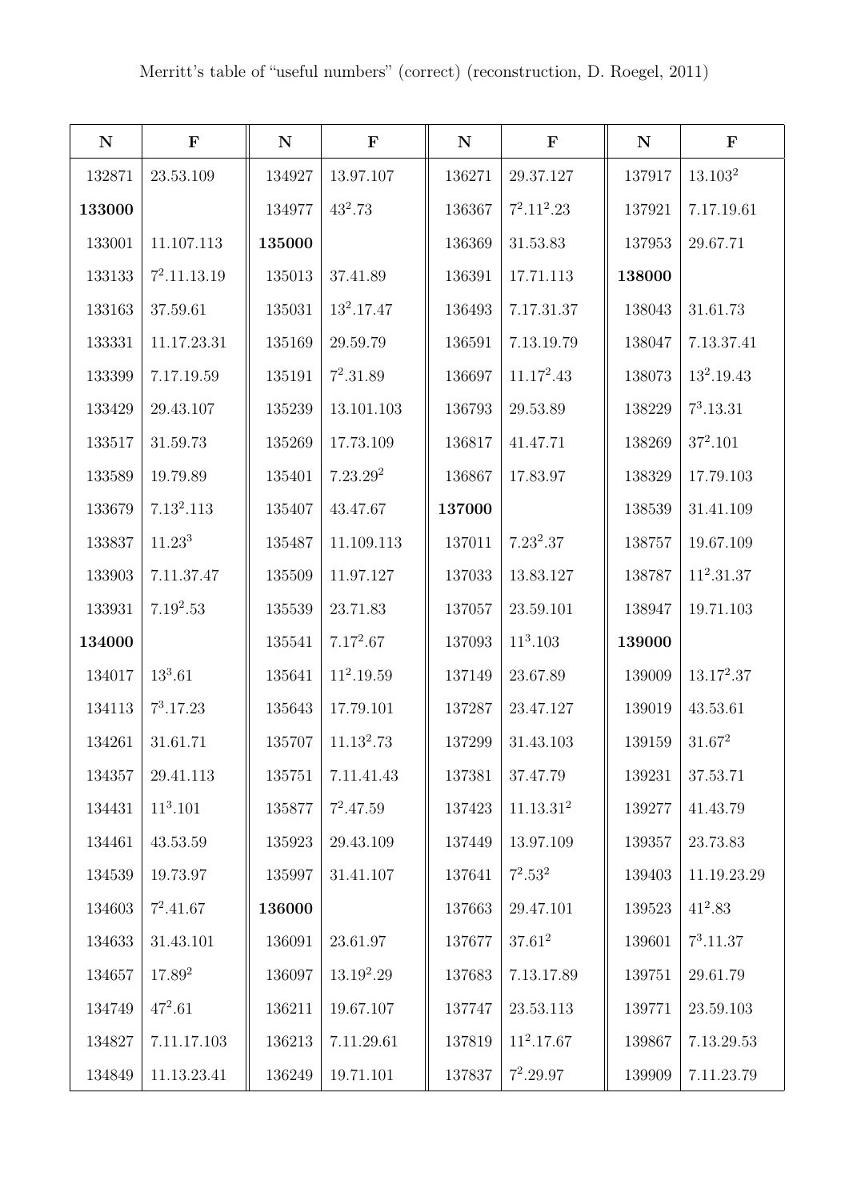Merritt's table of "useful numbers" (correct) (reconstruction, D. Roegel, 2011)

| N | F | N | F | N | F | N | F |
|---|---|---|---|---|---|---|---|
| 132871 | 23.53.109 | 134927 | 13.97.107 | 136271 | 29.37.127 | 137917 | $13.103^2$ |
| **133000** | | 134977 | $43^2.73$ | 136367 | $7^2.11^2.23$ | 137921 | 7.17.19.61 |
| 133001 | 11.107.113 | **135000** | | 136369 | 31.53.83 | 137953 | 29.67.71 |
| 133133 | $7^2.11.13.19$ | 135013 | 37.41.89 | 136391 | 17.71.113 | **138000** | |
| 133163 | 37.59.61 | 135031 | $13^2.17.47$ | 136493 | 7.17.31.37 | 138043 | 31.61.73 |
| 133331 | 11.17.23.31 | 135169 | 29.59.79 | 136591 | 7.13.19.79 | 138047 | 7.13.37.41 |
| 133399 | 7.17.19.59 | 135191 | $7^2.31.89$ | 136697 | $11.17^2.43$ | 138073 | $13^2.19.43$ |
| 133429 | 29.43.107 | 135239 | 13.101.103 | 136793 | 29.53.89 | 138229 | $7^3.13.31$ |
| 133517 | 31.59.73 | 135269 | 17.73.109 | 136817 | 41.47.71 | 138269 | $37^2.101$ |
| 133589 | 19.79.89 | 135401 | $7.23.29^2$ | 136867 | 17.83.97 | 138329 | 17.79.103 |
| 133679 | $7.13^2.113$ | 135407 | 43.47.67 | **137000** | | 138539 | 31.41.109 |
| 133837 | $11.23^3$ | 135487 | 11.109.113 | 137011 | $7.23^2.37$ | 138757 | 19.67.109 |
| 133903 | 7.11.37.47 | 135509 | 11.97.127 | 137033 | 13.83.127 | 138787 | $11^2.31.37$ |
| 133931 | $7.19^2.53$ | 135539 | 23.71.83 | 137057 | 23.59.101 | 138947 | 19.71.103 |
| **134000** | | 135541 | $7.17^2.67$ | 137093 | $11^3.103$ | **139000** | |
| 134017 | $13^3.61$ | 135641 | $11^2.19.59$ | 137149 | 23.67.89 | 139009 | $13.17^2.37$ |
| 134113 | $7^3.17.23$ | 135643 | 17.79.101 | 137287 | 23.47.127 | 139019 | 43.53.61 |
| 134261 | 31.61.71 | 135707 | $11.13^2.73$ | 137299 | 31.43.103 | 139159 | $31.67^2$ |
| 134357 | 29.41.113 | 135751 | 7.11.41.43 | 137381 | 37.47.79 | 139231 | 37.53.71 |
| 134431 | $11^3.101$ | 135877 | $7^2.47.59$ | 137423 | $11.13.31^2$ | 139277 | 41.43.79 |
| 134461 | 43.53.59 | 135923 | 29.43.109 | 137449 | 13.97.109 | 139357 | 23.73.83 |
| 134539 | 19.73.97 | 135997 | 31.41.107 | 137641 | $7^2.53^2$ | 139403 | 11.19.23.29 |
| 134603 | $7^2.41.67$ | **136000** | | 137663 | 29.47.101 | 139523 | $41^2.83$ |
| 134633 | 31.43.101 | 136091 | 23.61.97 | 137677 | $37.61^2$ | 139601 | $7^3.11.37$ |
| 134657 | $17.89^2$ | 136097 | $13.19^2.29$ | 137683 | 7.13.17.89 | 139751 | 29.61.79 |
| 134749 | $47^2.61$ | 136211 | 19.67.107 | 137747 | 23.53.113 | 139771 | 23.59.103 |
| 134827 | 7.11.17.103 | 136213 | 7.11.29.61 | 137819 | $11^2.17.67$ | 139867 | 7.13.29.53 |
| 134849 | 11.13.23.41 | 136249 | 19.71.101 | 137837 | $7^2.29.97$ | 139909 | 7.11.23.79 |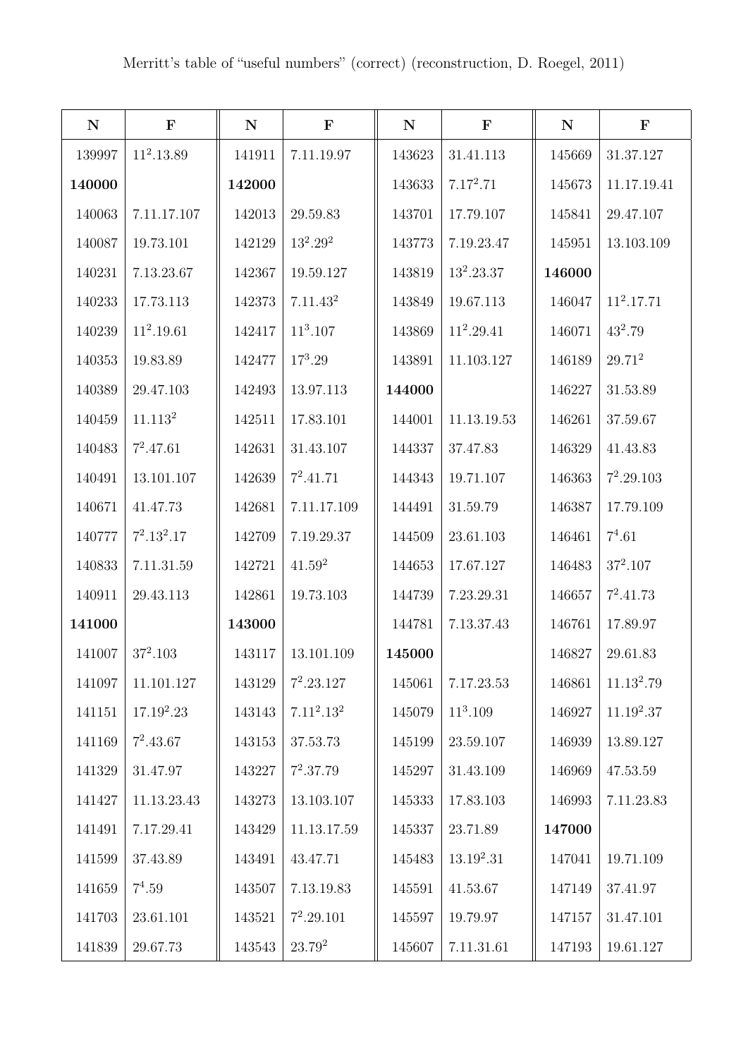Merritt's table of "useful numbers" (correct) (reconstruction, D. Roegel, 2011)

| N | F | N | F | N | F | N | F |
|---|---|---|---|---|---|---|---|
| 139997 | $11^2.13.89$ | 141911 | 7.11.19.97 | 143623 | 31.41.113 | 145669 | 31.37.127 |
| **140000** | | **142000** | | 143633 | $7.17^2.71$ | 145673 | 11.17.19.41 |
| 140063 | 7.11.17.107 | 142013 | 29.59.83 | 143701 | 17.79.107 | 145841 | 29.47.107 |
| 140087 | 19.73.101 | 142129 | $13^2.29^2$ | 143773 | 7.19.23.47 | 145951 | 13.103.109 |
| 140231 | 7.13.23.67 | 142367 | 19.59.127 | 143819 | $13^2.23.37$ | **146000** | |
| 140233 | 17.73.113 | 142373 | $7.11.43^2$ | 143849 | 19.67.113 | 146047 | $11^2.17.71$ |
| 140239 | $11^2.19.61$ | 142417 | $11^3.107$ | 143869 | $11^2.29.41$ | 146071 | $43^2.79$ |
| 140353 | 19.83.89 | 142477 | $17^3.29$ | 143891 | 11.103.127 | 146189 | $29.71^2$ |
| 140389 | 29.47.103 | 142493 | 13.97.113 | **144000** | | 146227 | 31.53.89 |
| 140459 | $11.113^2$ | 142511 | 17.83.101 | 144001 | 11.13.19.53 | 146261 | 37.59.67 |
| 140483 | $7^2.47.61$ | 142631 | 31.43.107 | 144337 | 37.47.83 | 146329 | 41.43.83 |
| 140491 | 13.101.107 | 142639 | $7^2.41.71$ | 144343 | 19.71.107 | 146363 | $7^2.29.103$ |
| 140671 | 41.47.73 | 142681 | 7.11.17.109 | 144491 | 31.59.79 | 146387 | 17.79.109 |
| 140777 | $7^2.13^2.17$ | 142709 | 7.19.29.37 | 144509 | 23.61.103 | 146461 | $7^4.61$ |
| 140833 | 7.11.31.59 | 142721 | $41.59^2$ | 144653 | 17.67.127 | 146483 | $37^2.107$ |
| 140911 | 29.43.113 | 142861 | 19.73.103 | 144739 | 7.23.29.31 | 146657 | $7^2.41.73$ |
| **141000** | | **143000** | | 144781 | 7.13.37.43 | 146761 | 17.89.97 |
| 141007 | $37^2.103$ | 143117 | 13.101.109 | **145000** | | 146827 | 29.61.83 |
| 141097 | 11.101.127 | 143129 | $7^2.23.127$ | 145061 | 7.17.23.53 | 146861 | $11.13^2.79$ |
| 141151 | $17.19^2.23$ | 143143 | $7.11^2.13^2$ | 145079 | $11^3.109$ | 146927 | $11.19^2.37$ |
| 141169 | $7^2.43.67$ | 143153 | 37.53.73 | 145199 | 23.59.107 | 146939 | 13.89.127 |
| 141329 | 31.47.97 | 143227 | $7^2.37.79$ | 145297 | 31.43.109 | 146969 | 47.53.59 |
| 141427 | 11.13.23.43 | 143273 | 13.103.107 | 145333 | 17.83.103 | 146993 | 7.11.23.83 |
| 141491 | 7.17.29.41 | 143429 | 11.13.17.59 | 145337 | 23.71.89 | **147000** | |
| 141599 | 37.43.89 | 143491 | 43.47.71 | 145483 | $13.19^2.31$ | 147041 | 19.71.109 |
| 141659 | $7^4.59$ | 143507 | 7.13.19.83 | 145591 | 41.53.67 | 147149 | 37.41.97 |
| 141703 | 23.61.101 | 143521 | $7^2.29.101$ | 145597 | 19.79.97 | 147157 | 31.47.101 |
| 141839 | 29.67.73 | 143543 | $23.79^2$ | 145607 | 7.11.31.61 | 147193 | 19.61.127 |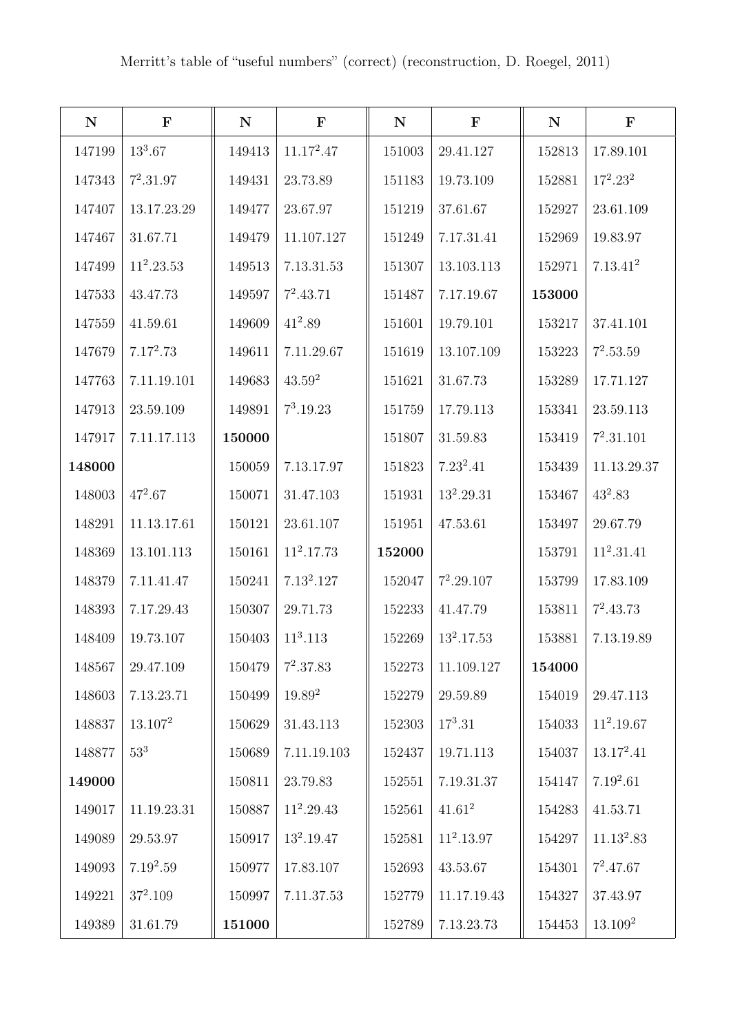Merritt's table of "useful numbers" (correct) (reconstruction, D. Roegel, 2011)

| N | F | N | F | N | F | N | F |
|---|---|---|---|---|---|---|---|
| 147199 | $13^3.67$ | 149413 | $11.17^2.47$ | 151003 | 29.41.127 | 152813 | 17.89.101 |
| 147343 | $7^2.31.97$ | 149431 | 23.73.89 | 151183 | 19.73.109 | 152881 | $17^2.23^2$ |
| 147407 | 13.17.23.29 | 149477 | 23.67.97 | 151219 | 37.61.67 | 152927 | 23.61.109 |
| 147467 | 31.67.71 | 149479 | 11.107.127 | 151249 | 7.17.31.41 | 152969 | 19.83.97 |
| 147499 | $11^2.23.53$ | 149513 | 7.13.31.53 | 151307 | 13.103.113 | 152971 | $7.13.41^2$ |
| 147533 | 43.47.73 | 149597 | $7^2.43.71$ | 151487 | 7.17.19.67 | **153000** | |
| 147559 | 41.59.61 | 149609 | $41^2.89$ | 151601 | 19.79.101 | 153217 | 37.41.101 |
| 147679 | $7.17^2.73$ | 149611 | 7.11.29.67 | 151619 | 13.107.109 | 153223 | $7^2.53.59$ |
| 147763 | 7.11.19.101 | 149683 | $43.59^2$ | 151621 | 31.67.73 | 153289 | 17.71.127 |
| 147913 | 23.59.109 | 149891 | $7^3.19.23$ | 151759 | 17.79.113 | 153341 | 23.59.113 |
| 147917 | 7.11.17.113 | **150000** | | 151807 | 31.59.83 | 153419 | $7^2.31.101$ |
| **148000** | | 150059 | 7.13.17.97 | 151823 | $7.23^2.41$ | 153439 | 11.13.29.37 |
| 148003 | $47^2.67$ | 150071 | 31.47.103 | 151931 | $13^2.29.31$ | 153467 | $43^2.83$ |
| 148291 | 11.13.17.61 | 150121 | 23.61.107 | 151951 | 47.53.61 | 153497 | 29.67.79 |
| 148369 | 13.101.113 | 150161 | $11^2.17.73$ | **152000** | | 153791 | $11^2.31.41$ |
| 148379 | 7.11.41.47 | 150241 | $7.13^2.127$ | 152047 | $7^2.29.107$ | 153799 | 17.83.109 |
| 148393 | 7.17.29.43 | 150307 | 29.71.73 | 152233 | 41.47.79 | 153811 | $7^2.43.73$ |
| 148409 | 19.73.107 | 150403 | $11^3.113$ | 152269 | $13^2.17.53$ | 153881 | 7.13.19.89 |
| 148567 | 29.47.109 | 150479 | $7^2.37.83$ | 152273 | 11.109.127 | **154000** | |
| 148603 | 7.13.23.71 | 150499 | $19.89^2$ | 152279 | 29.59.89 | 154019 | 29.47.113 |
| 148837 | $13.107^2$ | 150629 | 31.43.113 | 152303 | $17^3.31$ | 154033 | $11^2.19.67$ |
| 148877 | $53^3$ | 150689 | 7.11.19.103 | 152437 | 19.71.113 | 154037 | $13.17^2.41$ |
| **149000** | | 150811 | 23.79.83 | 152551 | 7.19.31.37 | 154147 | $7.19^2.61$ |
| 149017 | 11.19.23.31 | 150887 | $11^2.29.43$ | 152561 | $41.61^2$ | 154283 | 41.53.71 |
| 149089 | 29.53.97 | 150917 | $13^2.19.47$ | 152581 | $11^2.13.97$ | 154297 | $11.13^2.83$ |
| 149093 | $7.19^2.59$ | 150977 | 17.83.107 | 152693 | 43.53.67 | 154301 | $7^2.47.67$ |
| 149221 | $37^2.109$ | 150997 | 7.11.37.53 | 152779 | 11.17.19.43 | 154327 | 37.43.97 |
| 149389 | 31.61.79 | **151000** | | 152789 | 7.13.23.73 | 154453 | $13.109^2$ |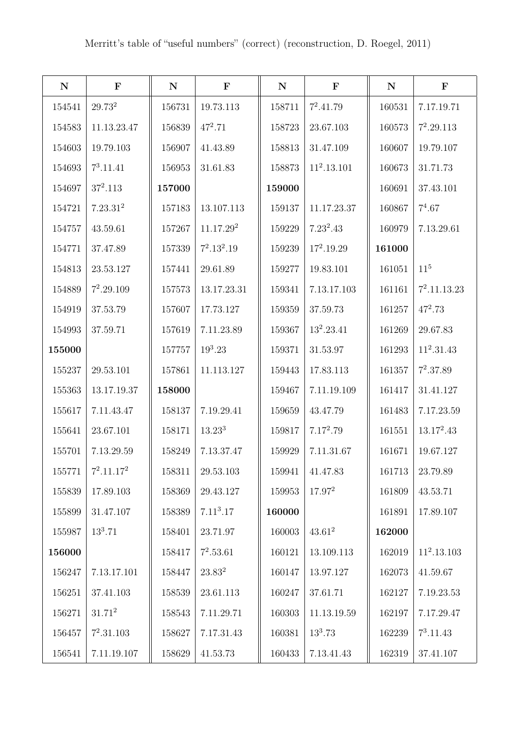Merritt's table of "useful numbers" (correct) (reconstruction, D. Roegel, 2011)

| N | F | N | F | N | F | N | F |
|---|---|---|---|---|---|---|---|
| 154541 | $29.73^2$ | 156731 | 19.73.113 | 158711 | $7^2.41.79$ | 160531 | 7.17.19.71 |
| 154583 | 11.13.23.47 | 156839 | $47^2.71$ | 158723 | 23.67.103 | 160573 | $7^2.29.113$ |
| 154603 | 19.79.103 | 156907 | 41.43.89 | 158813 | 31.47.109 | 160607 | 19.79.107 |
| 154693 | $7^3.11.41$ | 156953 | 31.61.83 | 158873 | $11^2.13.101$ | 160673 | 31.71.73 |
| 154697 | $37^2.113$ | **157000** | | **159000** | | 160691 | 37.43.101 |
| 154721 | $7.23.31^2$ | 157183 | 13.107.113 | 159137 | 11.17.23.37 | 160867 | $7^4.67$ |
| 154757 | 43.59.61 | 157267 | $11.17.29^2$ | 159229 | $7.23^2.43$ | 160979 | 7.13.29.61 |
| 154771 | 37.47.89 | 157339 | $7^2.13^2.19$ | 159239 | $17^2.19.29$ | **161000** | |
| 154813 | 23.53.127 | 157441 | 29.61.89 | 159277 | 19.83.101 | 161051 | $11^5$ |
| 154889 | $7^2.29.109$ | 157573 | 13.17.23.31 | 159341 | 7.13.17.103 | 161161 | $7^2.11.13.23$ |
| 154919 | 37.53.79 | 157607 | 17.73.127 | 159359 | 37.59.73 | 161257 | $47^2.73$ |
| 154993 | 37.59.71 | 157619 | 7.11.23.89 | 159367 | $13^2.23.41$ | 161269 | 29.67.83 |
| **155000** | | 157757 | $19^3.23$ | 159371 | 31.53.97 | 161293 | $11^2.31.43$ |
| 155237 | 29.53.101 | 157861 | 11.113.127 | 159443 | 17.83.113 | 161357 | $7^2.37.89$ |
| 155363 | 13.17.19.37 | **158000** | | 159467 | 7.11.19.109 | 161417 | 31.41.127 |
| 155617 | 7.11.43.47 | 158137 | 7.19.29.41 | 159659 | 43.47.79 | 161483 | 7.17.23.59 |
| 155641 | 23.67.101 | 158171 | $13.23^3$ | 159817 | $7.17^2.79$ | 161551 | $13.17^2.43$ |
| 155701 | 7.13.29.59 | 158249 | 7.13.37.47 | 159929 | 7.11.31.67 | 161671 | 19.67.127 |
| 155771 | $7^2.11.17^2$ | 158311 | 29.53.103 | 159941 | 41.47.83 | 161713 | 23.79.89 |
| 155839 | 17.89.103 | 158369 | 29.43.127 | 159953 | $17.97^2$ | 161809 | 43.53.71 |
| 155899 | 31.47.107 | 158389 | $7.11^3.17$ | **160000** | | 161891 | 17.89.107 |
| 155987 | $13^3.71$ | 158401 | 23.71.97 | 160003 | $43.61^2$ | **162000** | |
| **156000** | | 158417 | $7^2.53.61$ | 160121 | 13.109.113 | 162019 | $11^2.13.103$ |
| 156247 | 7.13.17.101 | 158447 | $23.83^2$ | 160147 | 13.97.127 | 162073 | 41.59.67 |
| 156251 | 37.41.103 | 158539 | 23.61.113 | 160247 | 37.61.71 | 162127 | 7.19.23.53 |
| 156271 | $31.71^2$ | 158543 | 7.11.29.71 | 160303 | 11.13.19.59 | 162197 | 7.17.29.47 |
| 156457 | $7^2.31.103$ | 158627 | 7.17.31.43 | 160381 | $13^3.73$ | 162239 | $7^3.11.43$ |
| 156541 | 7.11.19.107 | 158629 | 41.53.73 | 160433 | 7.13.41.43 | 162319 | 37.41.107 |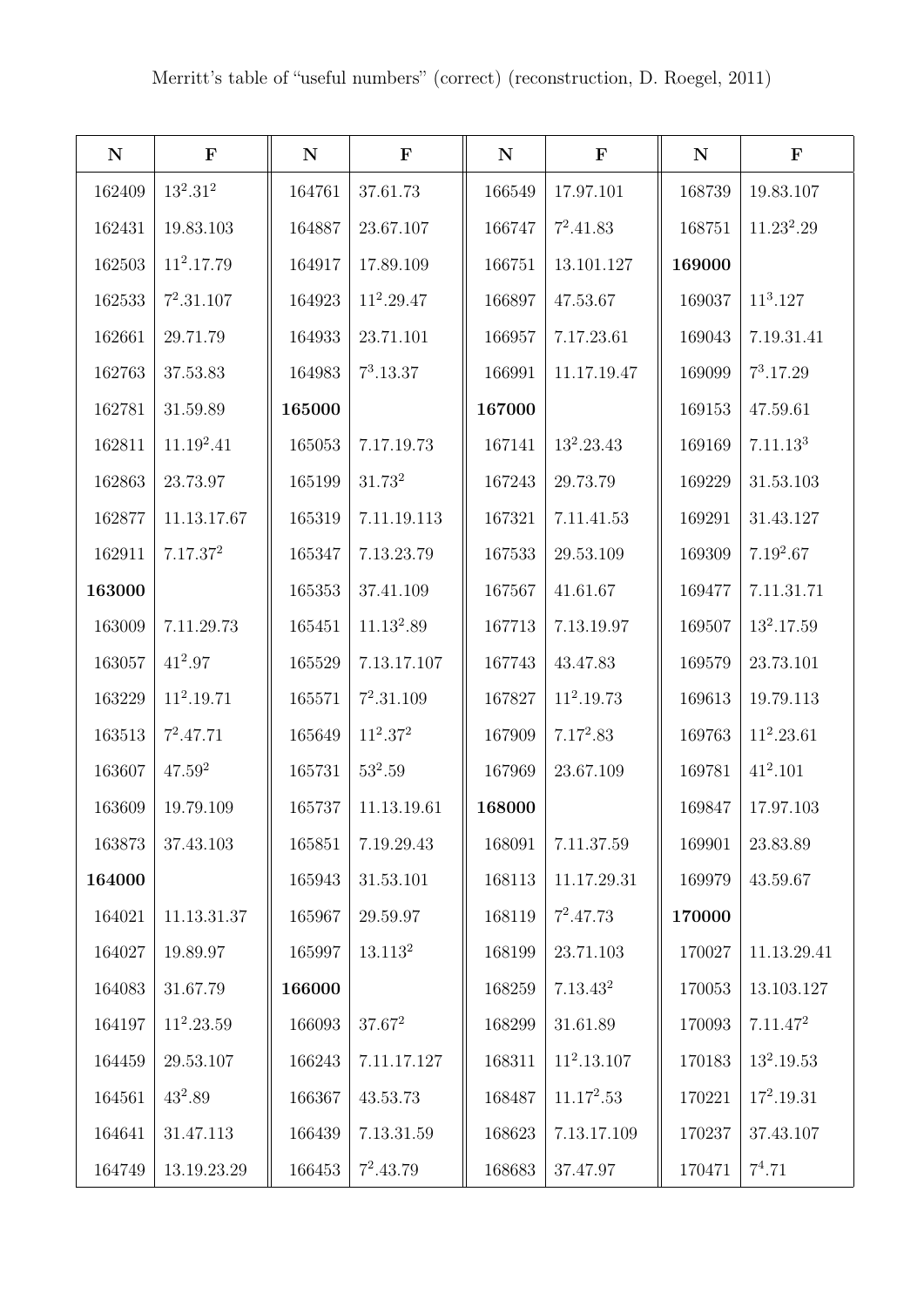Merritt's table of "useful numbers" (correct) (reconstruction, D. Roegel, 2011)

| N | F | N | F | N | F | N | F |
|---|---|---|---|---|---|---|---|
| 162409 | $13^2.31^2$ | 164761 | 37.61.73 | 166549 | 17.97.101 | 168739 | 19.83.107 |
| 162431 | 19.83.103 | 164887 | 23.67.107 | 166747 | $7^2.41.83$ | 168751 | $11.23^2.29$ |
| 162503 | $11^2.17.79$ | 164917 | 17.89.109 | 166751 | 13.101.127 | **169000** | |
| 162533 | $7^2.31.107$ | 164923 | $11^2.29.47$ | 166897 | 47.53.67 | 169037 | $11^3.127$ |
| 162661 | 29.71.79 | 164933 | 23.71.101 | 166957 | 7.17.23.61 | 169043 | 7.19.31.41 |
| 162763 | 37.53.83 | 164983 | $7^3.13.37$ | 166991 | 11.17.19.47 | 169099 | $7^3.17.29$ |
| 162781 | 31.59.89 | **165000** | | **167000** | | 169153 | 47.59.61 |
| 162811 | $11.19^2.41$ | 165053 | 7.17.19.73 | 167141 | $13^2.23.43$ | 169169 | $7.11.13^3$ |
| 162863 | 23.73.97 | 165199 | $31.73^2$ | 167243 | 29.73.79 | 169229 | 31.53.103 |
| 162877 | 11.13.17.67 | 165319 | 7.11.19.113 | 167321 | 7.11.41.53 | 169291 | 31.43.127 |
| 162911 | $7.17.37^2$ | 165347 | 7.13.23.79 | 167533 | 29.53.109 | 169309 | $7.19^2.67$ |
| **163000** | | 165353 | 37.41.109 | 167567 | 41.61.67 | 169477 | 7.11.31.71 |
| 163009 | 7.11.29.73 | 165451 | $11.13^2.89$ | 167713 | 7.13.19.97 | 169507 | $13^2.17.59$ |
| 163057 | $41^2.97$ | 165529 | 7.13.17.107 | 167743 | 43.47.83 | 169579 | 23.73.101 |
| 163229 | $11^2.19.71$ | 165571 | $7^2.31.109$ | 167827 | $11^2.19.73$ | 169613 | 19.79.113 |
| 163513 | $7^2.47.71$ | 165649 | $11^2.37^2$ | 167909 | $7.17^2.83$ | 169763 | $11^2.23.61$ |
| 163607 | $47.59^2$ | 165731 | $53^2.59$ | 167969 | 23.67.109 | 169781 | $41^2.101$ |
| 163609 | 19.79.109 | 165737 | 11.13.19.61 | **168000** | | 169847 | 17.97.103 |
| 163873 | 37.43.103 | 165851 | 7.19.29.43 | 168091 | 7.11.37.59 | 169901 | 23.83.89 |
| **164000** | | 165943 | 31.53.101 | 168113 | 11.17.29.31 | 169979 | 43.59.67 |
| 164021 | 11.13.31.37 | 165967 | 29.59.97 | 168119 | $7^2.47.73$ | **170000** | |
| 164027 | 19.89.97 | 165997 | $13.113^2$ | 168199 | 23.71.103 | 170027 | 11.13.29.41 |
| 164083 | 31.67.79 | **166000** | | 168259 | $7.13.43^2$ | 170053 | 13.103.127 |
| 164197 | $11^2.23.59$ | 166093 | $37.67^2$ | 168299 | 31.61.89 | 170093 | $7.11.47^2$ |
| 164459 | 29.53.107 | 166243 | 7.11.17.127 | 168311 | $11^2.13.107$ | 170183 | $13^2.19.53$ |
| 164561 | $43^2.89$ | 166367 | 43.53.73 | 168487 | $11.17^2.53$ | 170221 | $17^2.19.31$ |
| 164641 | 31.47.113 | 166439 | 7.13.31.59 | 168623 | 7.13.17.109 | 170237 | 37.43.107 |
| 164749 | 13.19.23.29 | 166453 | $7^2.43.79$ | 168683 | 37.47.97 | 170471 | $7^4.71$ |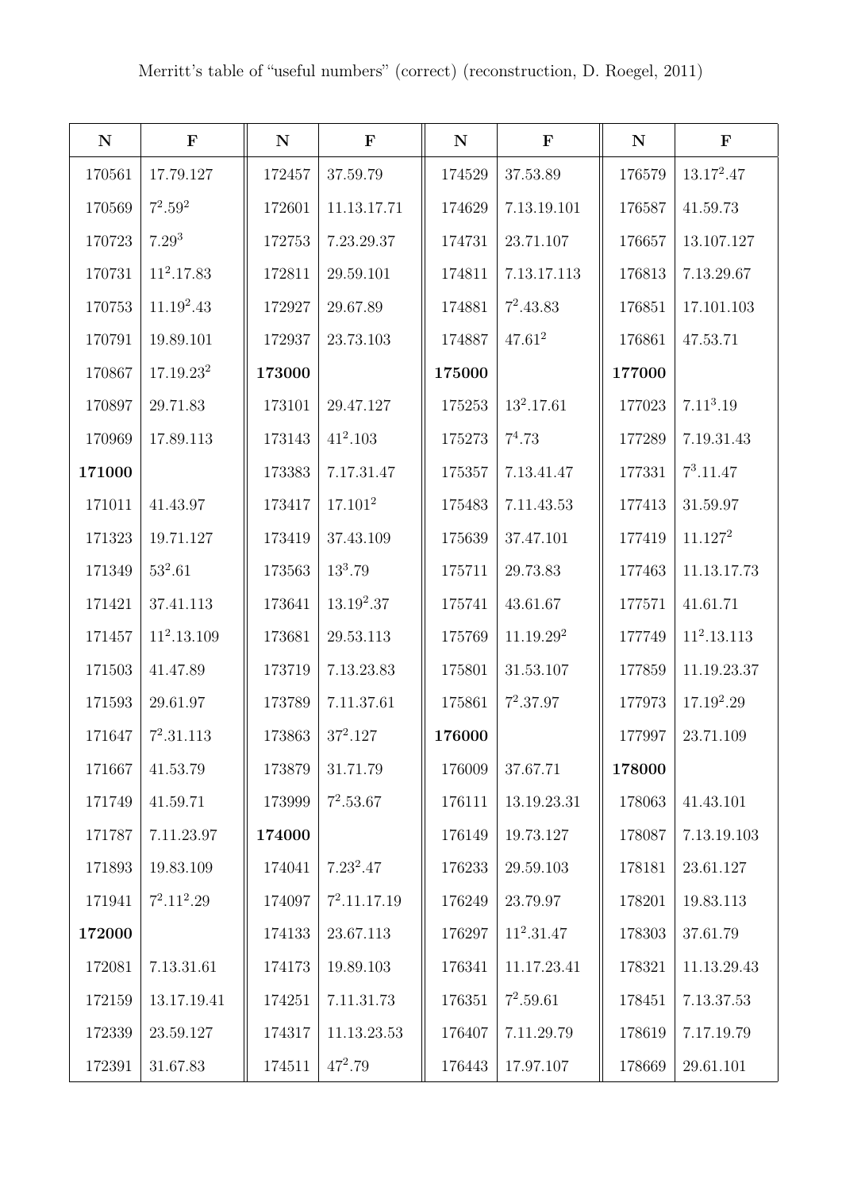Merritt's table of "useful numbers" (correct) (reconstruction, D. Roegel, 2011)

| N | F | N | F | N | F | N | F |
|---|---|---|---|---|---|---|---|
| 170561 | 17.79.127 | 172457 | 37.59.79 | 174529 | 37.53.89 | 176579 | $13.17^2.47$ |
| 170569 | $7^2.59^2$ | 172601 | 11.13.17.71 | 174629 | 7.13.19.101 | 176587 | 41.59.73 |
| 170723 | $7.29^3$ | 172753 | 7.23.29.37 | 174731 | 23.71.107 | 176657 | 13.107.127 |
| 170731 | $11^2.17.83$ | 172811 | 29.59.101 | 174811 | 7.13.17.113 | 176813 | 7.13.29.67 |
| 170753 | $11.19^2.43$ | 172927 | 29.67.89 | 174881 | $7^2.43.83$ | 176851 | 17.101.103 |
| 170791 | 19.89.101 | 172937 | 23.73.103 | 174887 | $47.61^2$ | 176861 | 47.53.71 |
| 170867 | $17.19.23^2$ | **173000** | | **175000** | | **177000** | |
| 170897 | 29.71.83 | 173101 | 29.47.127 | 175253 | $13^2.17.61$ | 177023 | $7.11^3.19$ |
| 170969 | 17.89.113 | 173143 | $41^2.103$ | 175273 | $7^4.73$ | 177289 | 7.19.31.43 |
| **171000** | | 173383 | 7.17.31.47 | 175357 | 7.13.41.47 | 177331 | $7^3.11.47$ |
| 171011 | 41.43.97 | 173417 | $17.101^2$ | 175483 | 7.11.43.53 | 177413 | 31.59.97 |
| 171323 | 19.71.127 | 173419 | 37.43.109 | 175639 | 37.47.101 | 177419 | $11.127^2$ |
| 171349 | $53^2.61$ | 173563 | $13^3.79$ | 175711 | 29.73.83 | 177463 | 11.13.17.73 |
| 171421 | 37.41.113 | 173641 | $13.19^2.37$ | 175741 | 43.61.67 | 177571 | 41.61.71 |
| 171457 | $11^2.13.109$ | 173681 | 29.53.113 | 175769 | $11.19.29^2$ | 177749 | $11^2.13.113$ |
| 171503 | 41.47.89 | 173719 | 7.13.23.83 | 175801 | 31.53.107 | 177859 | 11.19.23.37 |
| 171593 | 29.61.97 | 173789 | 7.11.37.61 | 175861 | $7^2.37.97$ | 177973 | $17.19^2.29$ |
| 171647 | $7^2.31.113$ | 173863 | $37^2.127$ | **176000** | | 177997 | 23.71.109 |
| 171667 | 41.53.79 | 173879 | 31.71.79 | 176009 | 37.67.71 | **178000** | |
| 171749 | 41.59.71 | 173999 | $7^2.53.67$ | 176111 | 13.19.23.31 | 178063 | 41.43.101 |
| 171787 | 7.11.23.97 | **174000** | | 176149 | 19.73.127 | 178087 | 7.13.19.103 |
| 171893 | 19.83.109 | 174041 | $7.23^2.47$ | 176233 | 29.59.103 | 178181 | 23.61.127 |
| 171941 | $7^2.11^2.29$ | 174097 | $7^2.11.17.19$ | 176249 | 23.79.97 | 178201 | 19.83.113 |
| **172000** | | 174133 | 23.67.113 | 176297 | $11^2.31.47$ | 178303 | 37.61.79 |
| 172081 | 7.13.31.61 | 174173 | 19.89.103 | 176341 | 11.17.23.41 | 178321 | 11.13.29.43 |
| 172159 | 13.17.19.41 | 174251 | 7.11.31.73 | 176351 | $7^2.59.61$ | 178451 | 7.13.37.53 |
| 172339 | 23.59.127 | 174317 | 11.13.23.53 | 176407 | 7.11.29.79 | 178619 | 7.17.19.79 |
| 172391 | 31.67.83 | 174511 | $47^2.79$ | 176443 | 17.97.107 | 178669 | 29.61.101 |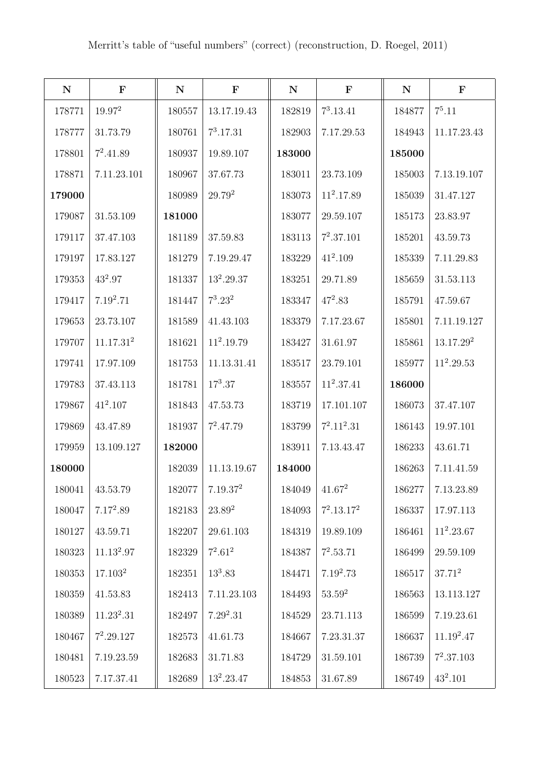Merritt's table of "useful numbers" (correct) (reconstruction, D. Roegel, 2011)

| **N** | **F** | **N** | **F** | **N** | **F** | **N** | **F** |
|---|---|---|---|---|---|---|---|
| 178771 | $19.97^2$ | 180557 | 13.17.19.43 | 182819 | $7^3.13.41$ | 184877 | $7^5.11$ |
| 178777 | 31.73.79 | 180761 | $7^3.17.31$ | 182903 | 7.17.29.53 | 184943 | 11.17.23.43 |
| 178801 | $7^2.41.89$ | 180937 | 19.89.107 | **183000** | | **185000** | |
| 178871 | 7.11.23.101 | 180967 | 37.67.73 | 183011 | 23.73.109 | 185003 | 7.13.19.107 |
| **179000** | | 180989 | $29.79^2$ | 183073 | $11^2.17.89$ | 185039 | 31.47.127 |
| 179087 | 31.53.109 | **181000** | | 183077 | 29.59.107 | 185173 | 23.83.97 |
| 179117 | 37.47.103 | 181189 | 37.59.83 | 183113 | $7^2.37.101$ | 185201 | 43.59.73 |
| 179197 | 17.83.127 | 181279 | 7.19.29.47 | 183229 | $41^2.109$ | 185339 | 7.11.29.83 |
| 179353 | $43^2.97$ | 181337 | $13^2.29.37$ | 183251 | 29.71.89 | 185659 | 31.53.113 |
| 179417 | $7.19^2.71$ | 181447 | $7^3.23^2$ | 183347 | $47^2.83$ | 185791 | 47.59.67 |
| 179653 | 23.73.107 | 181589 | 41.43.103 | 183379 | 7.17.23.67 | 185801 | 7.11.19.127 |
| 179707 | $11.17.31^2$ | 181621 | $11^2.19.79$ | 183427 | 31.61.97 | 185861 | $13.17.29^2$ |
| 179741 | 17.97.109 | 181753 | 11.13.31.41 | 183517 | 23.79.101 | 185977 | $11^2.29.53$ |
| 179783 | 37.43.113 | 181781 | $17^3.37$ | 183557 | $11^2.37.41$ | **186000** | |
| 179867 | $41^2.107$ | 181843 | 47.53.73 | 183719 | 17.101.107 | 186073 | 37.47.107 |
| 179869 | 43.47.89 | 181937 | $7^2.47.79$ | 183799 | $7^2.11^2.31$ | 186143 | 19.97.101 |
| 179959 | 13.109.127 | **182000** | | 183911 | 7.13.43.47 | 186233 | 43.61.71 |
| **180000** | | 182039 | 11.13.19.67 | **184000** | | 186263 | 7.11.41.59 |
| 180041 | 43.53.79 | 182077 | $7.19.37^2$ | 184049 | $41.67^2$ | 186277 | 7.13.23.89 |
| 180047 | $7.17^2.89$ | 182183 | $23.89^2$ | 184093 | $7^2.13.17^2$ | 186337 | 17.97.113 |
| 180127 | 43.59.71 | 182207 | 29.61.103 | 184319 | 19.89.109 | 186461 | $11^2.23.67$ |
| 180323 | $11.13^2.97$ | 182329 | $7^2.61^2$ | 184387 | $7^2.53.71$ | 186499 | 29.59.109 |
| 180353 | $17.103^2$ | 182351 | $13^3.83$ | 184471 | $7.19^2.73$ | 186517 | $37.71^2$ |
| 180359 | 41.53.83 | 182413 | 7.11.23.103 | 184493 | $53.59^2$ | 186563 | 13.113.127 |
| 180389 | $11.23^2.31$ | 182497 | $7.29^2.31$ | 184529 | 23.71.113 | 186599 | 7.19.23.61 |
| 180467 | $7^2.29.127$ | 182573 | 41.61.73 | 184667 | 7.23.31.37 | 186637 | $11.19^2.47$ |
| 180481 | 7.19.23.59 | 182683 | 31.71.83 | 184729 | 31.59.101 | 186739 | $7^2.37.103$ |
| 180523 | 7.17.37.41 | 182689 | $13^2.23.47$ | 184853 | 31.67.89 | 186749 | $43^2.101$ |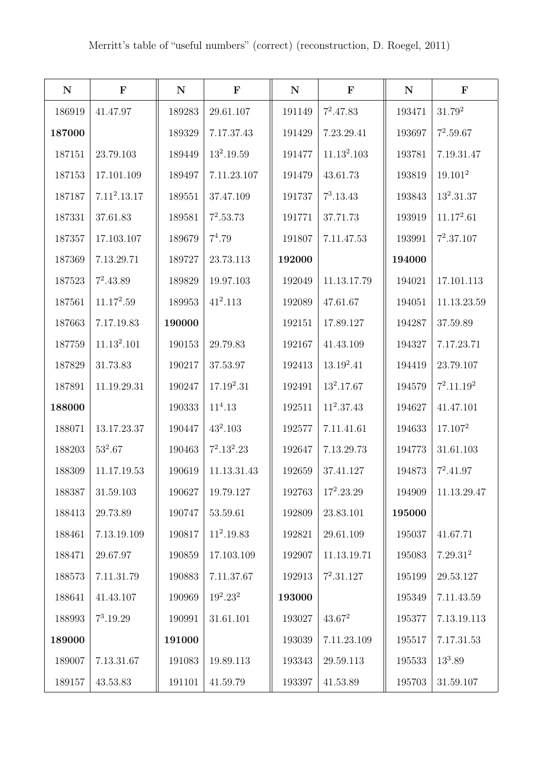Merritt's table of "useful numbers" (correct) (reconstruction, D. Roegel, 2011)

| N | F | N | F | N | F | N | F |
|---|---|---|---|---|---|---|---|
| 186919 | 41.47.97 | 189283 | 29.61.107 | 191149 | $7^2$.47.83 | 193471 | 31.$79^2$ |
| **187000** | | 189329 | 7.17.37.43 | 191429 | 7.23.29.41 | 193697 | $7^2$.59.67 |
| 187151 | 23.79.103 | 189449 | $13^2$.19.59 | 191477 | 11.$13^2$.103 | 193781 | 7.19.31.47 |
| 187153 | 17.101.109 | 189497 | 7.11.23.107 | 191479 | 43.61.73 | 193819 | 19.$101^2$ |
| 187187 | 7.$11^2$.13.17 | 189551 | 37.47.109 | 191737 | $7^3$.13.43 | 193843 | $13^2$.31.37 |
| 187331 | 37.61.83 | 189581 | $7^2$.53.73 | 191771 | 37.71.73 | 193919 | 11.$17^2$.61 |
| 187357 | 17.103.107 | 189679 | $7^4$.79 | 191807 | 7.11.47.53 | 193991 | $7^2$.37.107 |
| 187369 | 7.13.29.71 | 189727 | 23.73.113 | **192000** | | **194000** | |
| 187523 | $7^2$.43.89 | 189829 | 19.97.103 | 192049 | 11.13.17.79 | 194021 | 17.101.113 |
| 187561 | 11.$17^2$.59 | 189953 | $41^2$.113 | 192089 | 47.61.67 | 194051 | 11.13.23.59 |
| 187663 | 7.17.19.83 | **190000** | | 192151 | 17.89.127 | 194287 | 37.59.89 |
| 187759 | 11.$13^2$.101 | 190153 | 29.79.83 | 192167 | 41.43.109 | 194327 | 7.17.23.71 |
| 187829 | 31.73.83 | 190217 | 37.53.97 | 192413 | 13.$19^2$.41 | 194419 | 23.79.107 |
| 187891 | 11.19.29.31 | 190247 | 17.$19^2$.31 | 192491 | $13^2$.17.67 | 194579 | $7^2$.11.$19^2$ |
| **188000** | | 190333 | $11^4$.13 | 192511 | $11^2$.37.43 | 194627 | 41.47.101 |
| 188071 | 13.17.23.37 | 190447 | $43^2$.103 | 192577 | 7.11.41.61 | 194633 | 17.$107^2$ |
| 188203 | $53^2$.67 | 190463 | $7^2$.$13^2$.23 | 192647 | 7.13.29.73 | 194773 | 31.61.103 |
| 188309 | 11.17.19.53 | 190619 | 11.13.31.43 | 192659 | 37.41.127 | 194873 | $7^2$.41.97 |
| 188387 | 31.59.103 | 190627 | 19.79.127 | 192763 | $17^2$.23.29 | 194909 | 11.13.29.47 |
| 188413 | 29.73.89 | 190747 | 53.59.61 | 192809 | 23.83.101 | **195000** | |
| 188461 | 7.13.19.109 | 190817 | $11^2$.19.83 | 192821 | 29.61.109 | 195037 | 41.67.71 |
| 188471 | 29.67.97 | 190859 | 17.103.109 | 192907 | 11.13.19.71 | 195083 | 7.29.$31^2$ |
| 188573 | 7.11.31.79 | 190883 | 7.11.37.67 | 192913 | $7^2$.31.127 | 195199 | 29.53.127 |
| 188641 | 41.43.107 | 190969 | $19^2$.$23^2$ | **193000** | | 195349 | 7.11.43.59 |
| 188993 | $7^3$.19.29 | 190991 | 31.61.101 | 193027 | 43.$67^2$ | 195377 | 7.13.19.113 |
| **189000** | | **191000** | | 193039 | 7.11.23.109 | 195517 | 7.17.31.53 |
| 189007 | 7.13.31.67 | 191083 | 19.89.113 | 193343 | 29.59.113 | 195533 | $13^3$.89 |
| 189157 | 43.53.83 | 191101 | 41.59.79 | 193397 | 41.53.89 | 195703 | 31.59.107 |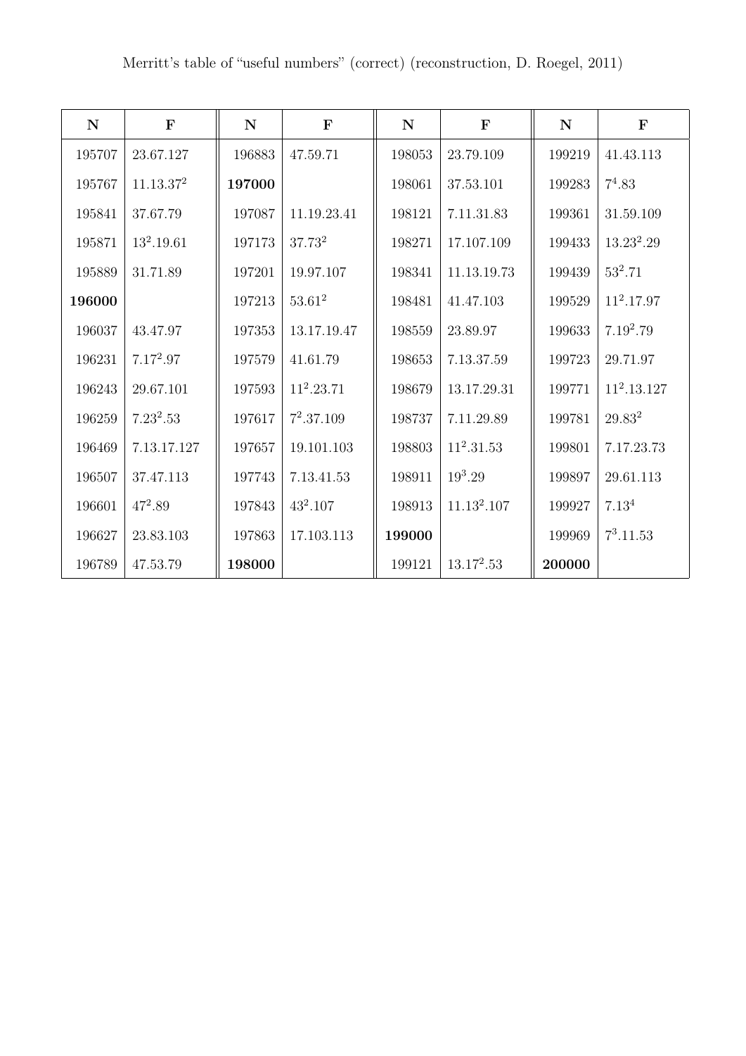Merritt's table of "useful numbers" (correct) (reconstruction, D. Roegel, 2011)

| **N** | **F** | **N** | **F** | **N** | **F** | **N** | **F** |
|---|---|---|---|---|---|---|---|
| 195707 | 23.67.127 | 196883 | 47.59.71 | 198053 | 23.79.109 | 199219 | 41.43.113 |
| 195767 | $11.13.37^2$ | **197000** | | 198061 | 37.53.101 | 199283 | $7^4.83$ |
| 195841 | 37.67.79 | 197087 | 11.19.23.41 | 198121 | 7.11.31.83 | 199361 | 31.59.109 |
| 195871 | $13^2.19.61$ | 197173 | $37.73^2$ | 198271 | 17.107.109 | 199433 | $13.23^2.29$ |
| 195889 | 31.71.89 | 197201 | 19.97.107 | 198341 | 11.13.19.73 | 199439 | $53^2.71$ |
| **196000** | | 197213 | $53.61^2$ | 198481 | 41.47.103 | 199529 | $11^2.17.97$ |
| 196037 | 43.47.97 | 197353 | 13.17.19.47 | 198559 | 23.89.97 | 199633 | $7.19^2.79$ |
| 196231 | $7.17^2.97$ | 197579 | 41.61.79 | 198653 | 7.13.37.59 | 199723 | 29.71.97 |
| 196243 | 29.67.101 | 197593 | $11^2.23.71$ | 198679 | 13.17.29.31 | 199771 | $11^2.13.127$ |
| 196259 | $7.23^2.53$ | 197617 | $7^2.37.109$ | 198737 | 7.11.29.89 | 199781 | $29.83^2$ |
| 196469 | 7.13.17.127 | 197657 | 19.101.103 | 198803 | $11^2.31.53$ | 199801 | 7.17.23.73 |
| 196507 | 37.47.113 | 197743 | 7.13.41.53 | 198911 | $19^3.29$ | 199897 | 29.61.113 |
| 196601 | $47^2.89$ | 197843 | $43^2.107$ | 198913 | $11.13^2.107$ | 199927 | $7.13^4$ |
| 196627 | 23.83.103 | 197863 | 17.103.113 | **199000** | | 199969 | $7^3.11.53$ |
| 196789 | 47.53.79 | **198000** | | 199121 | $13.17^2.53$ | **200000** | |